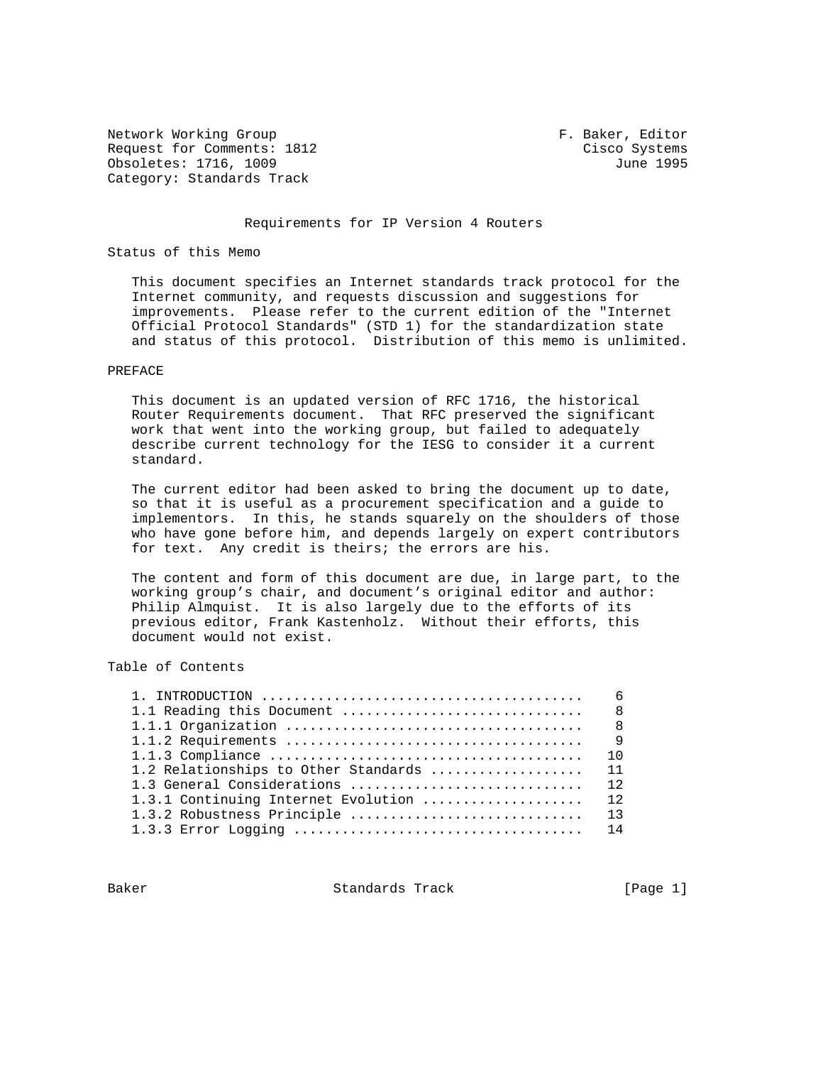Network Working Group                                    F. Baker, Editor
Request for Comments: 1812                                  Cisco Systems
Obsoletes: 1716, 1009                                           June 1995
Category: Standards Track

# Requirements for IP Version 4 Routers

## Status of this Memo

This document specifies an Internet standards track protocol for the Internet community, and requests discussion and suggestions for improvements. Please refer to the current edition of the "Internet Official Protocol Standards" (STD 1) for the standardization state and status of this protocol. Distribution of this memo is unlimited.

## PREFACE

This document is an updated version of RFC 1716, the historical Router Requirements document. That RFC preserved the significant work that went into the working group, but failed to adequately describe current technology for the IESG to consider it a current standard.

The current editor had been asked to bring the document up to date, so that it is useful as a procurement specification and a guide to implementors. In this, he stands squarely on the shoulders of those who have gone before him, and depends largely on expert contributors for text. Any credit is theirs; the errors are his.

The content and form of this document are due, in large part, to the working group's chair, and document's original editor and author: Philip Almquist. It is also largely due to the efforts of its previous editor, Frank Kastenholz. Without their efforts, this document would not exist.

## Table of Contents

```
1. INTRODUCTION .......................................    6
1.1 Reading this Document .............................    8
1.1.1 Organization ....................................    8
1.1.2 Requirements ....................................    9
1.1.3 Compliance ......................................   10
1.2 Relationships to Other Standards ..................   11
1.3 General Considerations ............................   12
1.3.1 Continuing Internet Evolution ...................   12
1.3.2 Robustness Principle ............................   13
1.3.3 Error Logging ...................................   14
```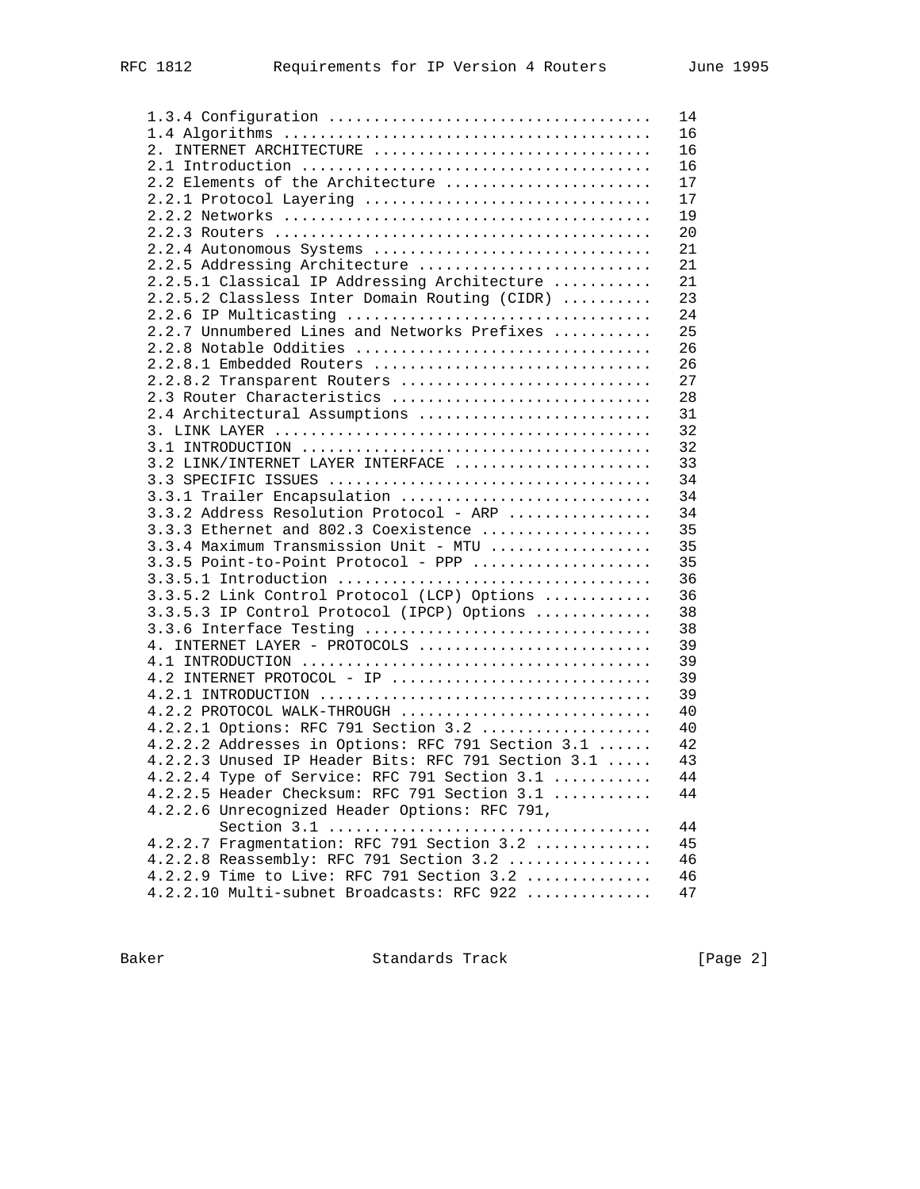```
1.3.4 Configuration ..................................  14
1.4 Algorithms .......................................  16
2. INTERNET ARCHITECTURE .............................  16
2.1 Introduction .....................................  16
2.2 Elements of the Architecture .....................  17
2.2.1 Protocol Layering ..............................  17
2.2.2 Networks .......................................  19
2.2.3 Routers ........................................  20
2.2.4 Autonomous Systems .............................  21
2.2.5 Addressing Architecture ........................  21
2.2.5.1 Classical IP Addressing Architecture .........  21
2.2.5.2 Classless Inter Domain Routing (CIDR) ........  23
2.2.6 IP Multicasting ................................  24
2.2.7 Unnumbered Lines and Networks Prefixes .........  25
2.2.8 Notable Oddities ...............................  26
2.2.8.1 Embedded Routers .............................  26
2.2.8.2 Transparent Routers ..........................  27
2.3 Router Characteristics ...........................  28
2.4 Architectural Assumptions ........................  31
3. LINK LAYER ........................................  32
3.1 INTRODUCTION .....................................  32
3.2 LINK/INTERNET LAYER INTERFACE ....................  33
3.3 SPECIFIC ISSUES ..................................  34
3.3.1 Trailer Encapsulation ..........................  34
3.3.2 Address Resolution Protocol - ARP ..............  34
3.3.3 Ethernet and 802.3 Coexistence .................  35
3.3.4 Maximum Transmission Unit - MTU ................  35
3.3.5 Point-to-Point Protocol - PPP ..................  35
3.3.5.1 Introduction .................................  36
3.3.5.2 Link Control Protocol (LCP) Options ..........  36
3.3.5.3 IP Control Protocol (IPCP) Options ...........  38
3.3.6 Interface Testing ..............................  38
4. INTERNET LAYER - PROTOCOLS ........................  39
4.1 INTRODUCTION .....................................  39
4.2 INTERNET PROTOCOL - IP ...........................  39
4.2.1 INTRODUCTION ...................................  39
4.2.2 PROTOCOL WALK-THROUGH ..........................  40
4.2.2.1 Options: RFC 791 Section 3.2 .................  40
4.2.2.2 Addresses in Options: RFC 791 Section 3.1 ....  42
4.2.2.3 Unused IP Header Bits: RFC 791 Section 3.1 ...  43
4.2.2.4 Type of Service: RFC 791 Section 3.1 .........  44
4.2.2.5 Header Checksum: RFC 791 Section 3.1 .........  44
4.2.2.6 Unrecognized Header Options: RFC 791,
        Section 3.1 ..................................  44
4.2.2.7 Fragmentation: RFC 791 Section 3.2 ...........  45
4.2.2.8 Reassembly: RFC 791 Section 3.2 ..............  46
4.2.2.9 Time to Live: RFC 791 Section 3.2 ............  46
4.2.2.10 Multi-subnet Broadcasts: RFC 922 ............  47
```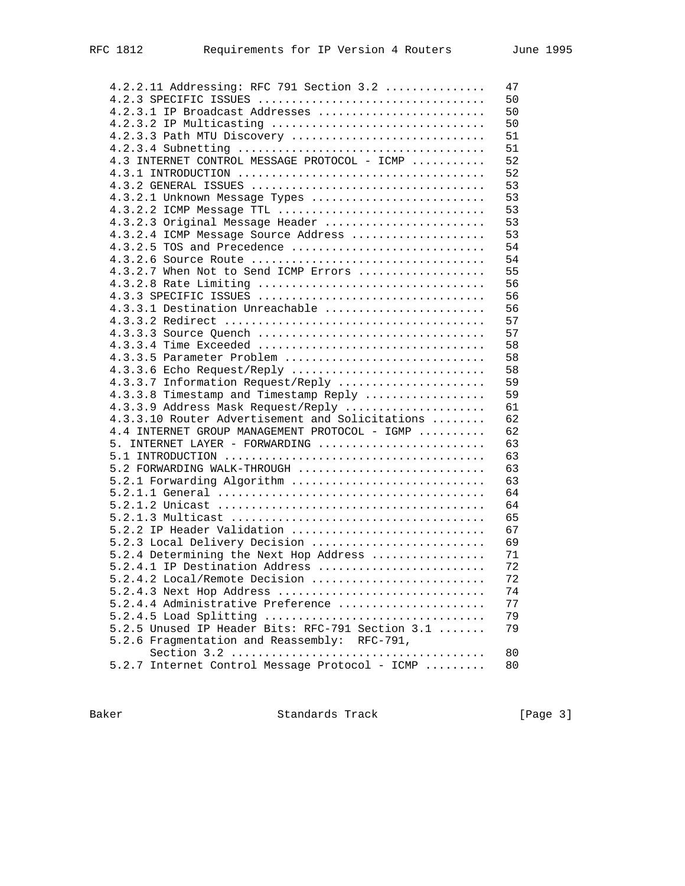```
   4.2.2.11 Addressing: RFC 791 Section 3.2 ..............    47
   4.2.3 SPECIFIC ISSUES .................................    50
   4.2.3.1 IP Broadcast Addresses ........................    50
   4.2.3.2 IP Multicasting ...............................    50
   4.2.3.3 Path MTU Discovery ............................    51
   4.2.3.4 Subnetting ....................................    51
   4.3 INTERNET CONTROL MESSAGE PROTOCOL - ICMP ..........    52
   4.3.1 INTRODUCTION ....................................    52
   4.3.2 GENERAL ISSUES ..................................    53
   4.3.2.1 Unknown Message Types .........................    53
   4.3.2.2 ICMP Message TTL ..............................    53
   4.3.2.3 Original Message Header .......................    53
   4.3.2.4 ICMP Message Source Address ...................    53
   4.3.2.5 TOS and Precedence ............................    54
   4.3.2.6 Source Route ..................................    54
   4.3.2.7 When Not to Send ICMP Errors ..................    55
   4.3.2.8 Rate Limiting .................................    56
   4.3.3 SPECIFIC ISSUES .................................    56
   4.3.3.1 Destination Unreachable .......................    56
   4.3.3.2 Redirect ......................................    57
   4.3.3.3 Source Quench .................................    57
   4.3.3.4 Time Exceeded .................................    58
   4.3.3.5 Parameter Problem .............................    58
   4.3.3.6 Echo Request/Reply ............................    58
   4.3.3.7 Information Request/Reply .....................    59
   4.3.3.8 Timestamp and Timestamp Reply .................    59
   4.3.3.9 Address Mask Request/Reply ....................    61
   4.3.3.10 Router Advertisement and Solicitations .......    62
   4.4 INTERNET GROUP MANAGEMENT PROTOCOL - IGMP .........    62
   5. INTERNET LAYER - FORWARDING ........................    63
   5.1 INTRODUCTION ......................................    63
   5.2 FORWARDING WALK-THROUGH ...........................    63
   5.2.1 Forwarding Algorithm ............................    63
   5.2.1.1 General .......................................    64
   5.2.1.2 Unicast .......................................    64
   5.2.1.3 Multicast .....................................    65
   5.2.2 IP Header Validation ............................    67
   5.2.3 Local Delivery Decision .........................    69
   5.2.4 Determining the Next Hop Address ................    71
   5.2.4.1 IP Destination Address ........................    72
   5.2.4.2 Local/Remote Decision .........................    72
   5.2.4.3 Next Hop Address ..............................    74
   5.2.4.4 Administrative Preference .....................    77
   5.2.4.5 Load Splitting ................................    79
   5.2.5 Unused IP Header Bits: RFC-791 Section 3.1 .......   79
   5.2.6 Fragmentation and Reassembly:  RFC-791,
         Section 3.2 .....................................    80
   5.2.7 Internet Control Message Protocol - ICMP .........   80
```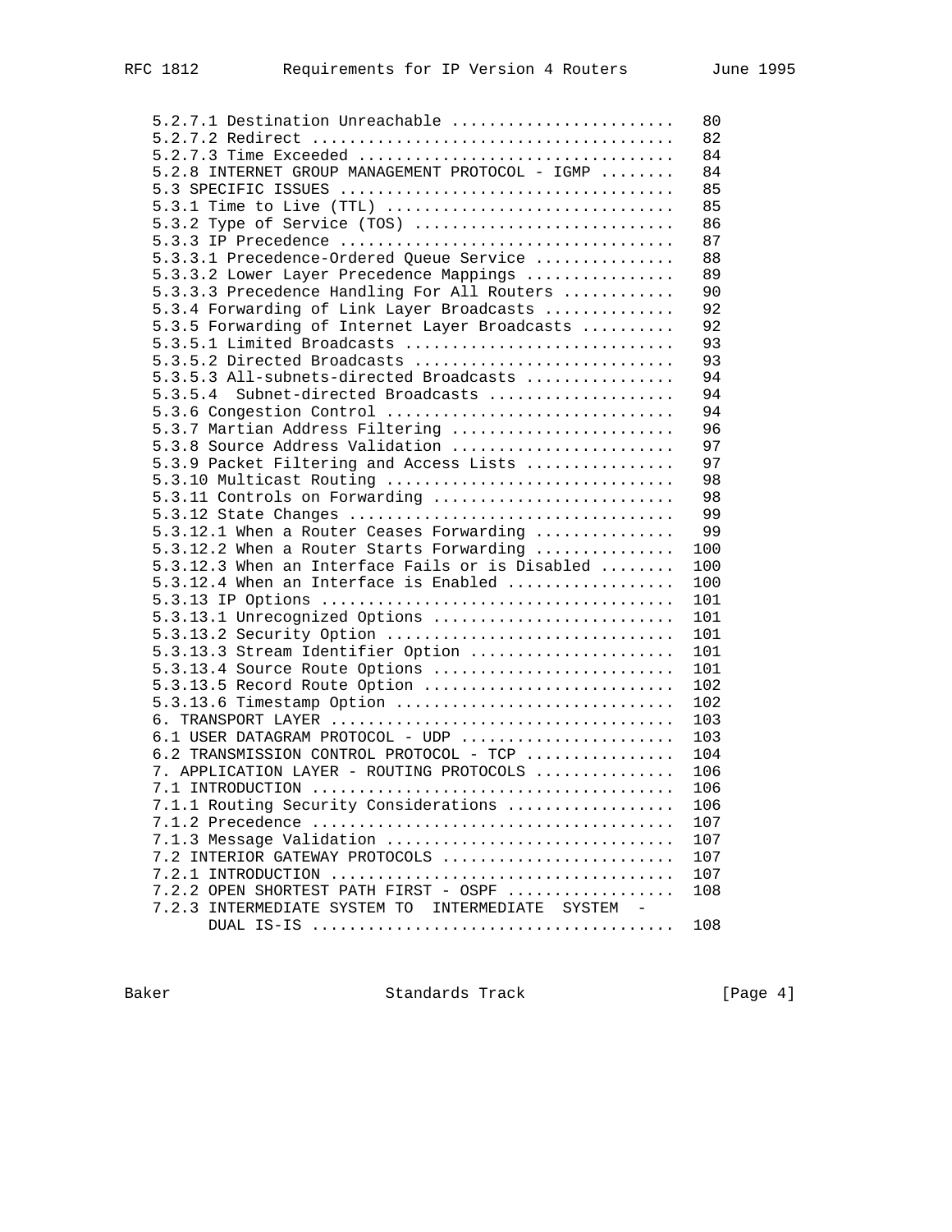```
5.2.7.1 Destination Unreachable .......................  80
5.2.7.2 Redirect ......................................  82
5.2.7.3 Time Exceeded .................................  84
5.2.8 INTERNET GROUP MANAGEMENT PROTOCOL - IGMP ........  84
5.3 SPECIFIC ISSUES ...................................  85
5.3.1 Time to Live (TTL) ..............................  85
5.3.2 Type of Service (TOS) ...........................  86
5.3.3 IP Precedence ...................................  87
5.3.3.1 Precedence-Ordered Queue Service ..............  88
5.3.3.2 Lower Layer Precedence Mappings ...............  89
5.3.3.3 Precedence Handling For All Routers ...........  90
5.3.4 Forwarding of Link Layer Broadcasts .............  92
5.3.5 Forwarding of Internet Layer Broadcasts .........  92
5.3.5.1 Limited Broadcasts ............................  93
5.3.5.2 Directed Broadcasts ...........................  93
5.3.5.3 All-subnets-directed Broadcasts ...............  94
5.3.5.4  Subnet-directed Broadcasts ...................  94
5.3.6 Congestion Control ..............................  94
5.3.7 Martian Address Filtering .......................  96
5.3.8 Source Address Validation .......................  97
5.3.9 Packet Filtering and Access Lists ...............  97
5.3.10 Multicast Routing ..............................  98
5.3.11 Controls on Forwarding .........................  98
5.3.12 State Changes ..................................  99
5.3.12.1 When a Router Ceases Forwarding ..............  99
5.3.12.2 When a Router Starts Forwarding .............. 100
5.3.12.3 When an Interface Fails or is Disabled ....... 100
5.3.12.4 When an Interface is Enabled ................. 100
5.3.13 IP Options ..................................... 101
5.3.13.1 Unrecognized Options ......................... 101
5.3.13.2 Security Option .............................. 101
5.3.13.3 Stream Identifier Option ..................... 101
5.3.13.4 Source Route Options ......................... 101
5.3.13.5 Record Route Option .......................... 102
5.3.13.6 Timestamp Option ............................. 102
6. TRANSPORT LAYER .................................... 103
6.1 USER DATAGRAM PROTOCOL - UDP ...................... 103
6.2 TRANSMISSION CONTROL PROTOCOL - TCP ............... 104
7. APPLICATION LAYER - ROUTING PROTOCOLS .............. 106
7.1 INTRODUCTION ...................................... 106
7.1.1 Routing Security Considerations ................. 106
7.1.2 Precedence ...................................... 107
7.1.3 Message Validation .............................. 107
7.2 INTERIOR GATEWAY PROTOCOLS ........................ 107
7.2.1 INTRODUCTION .................................... 107
7.2.2 OPEN SHORTEST PATH FIRST - OSPF ................. 108
7.2.3 INTERMEDIATE SYSTEM TO  INTERMEDIATE  SYSTEM  -
      DUAL IS-IS ...................................... 108
```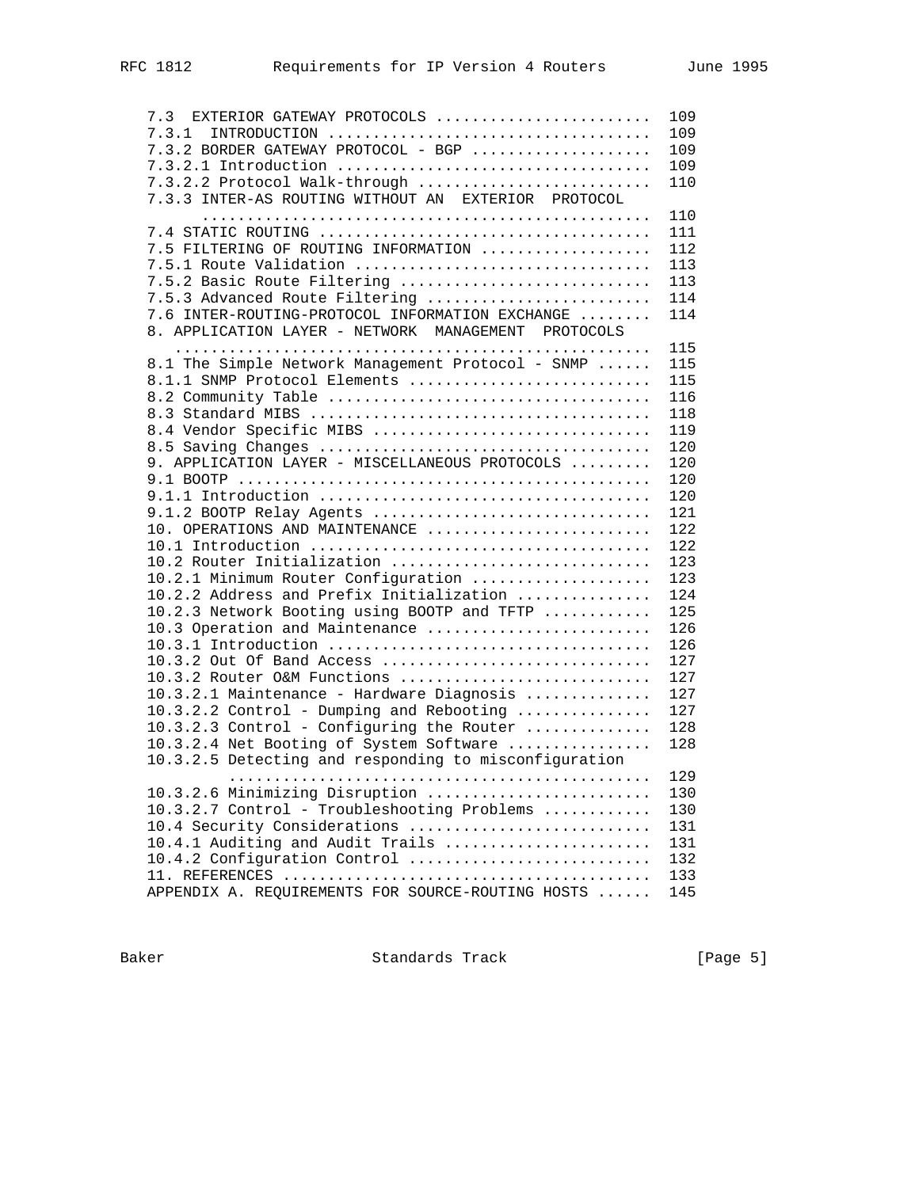```
   7.3  EXTERIOR GATEWAY PROTOCOLS ........................  109
   7.3.1  INTRODUCTION ....................................  109
   7.3.2 BORDER GATEWAY PROTOCOL - BGP ....................  109
   7.3.2.1 Introduction ...................................  109
   7.3.2.2 Protocol Walk-through ..........................  110
   7.3.3 INTER-AS ROUTING WITHOUT AN  EXTERIOR  PROTOCOL
         ..................................................  110
   7.4 STATIC ROUTING .....................................  111
   7.5 FILTERING OF ROUTING INFORMATION ...................  112
   7.5.1 Route Validation .................................  113
   7.5.2 Basic Route Filtering ............................  113
   7.5.3 Advanced Route Filtering .........................  114
   7.6 INTER-ROUTING-PROTOCOL INFORMATION EXCHANGE ........  114
   8. APPLICATION LAYER - NETWORK  MANAGEMENT  PROTOCOLS
      .....................................................  115
   8.1 The Simple Network Management Protocol - SNMP ......  115
   8.1.1 SNMP Protocol Elements ...........................  115
   8.2 Community Table ....................................  116
   8.3 Standard MIBS ......................................  118
   8.4 Vendor Specific MIBS ...............................  119
   8.5 Saving Changes .....................................  120
   9. APPLICATION LAYER - MISCELLANEOUS PROTOCOLS .........  120
   9.1 BOOTP ..............................................  120
   9.1.1 Introduction .....................................  120
   9.1.2 BOOTP Relay Agents ...............................  121
   10. OPERATIONS AND MAINTENANCE .........................  122
   10.1 Introduction ......................................  122
   10.2 Router Initialization .............................  123
   10.2.1 Minimum Router Configuration ....................  123
   10.2.2 Address and Prefix Initialization ...............  124
   10.2.3 Network Booting using BOOTP and TFTP ............  125
   10.3 Operation and Maintenance .........................  126
   10.3.1 Introduction ....................................  126
   10.3.2 Out Of Band Access ..............................  127
   10.3.2 Router O&M Functions ............................  127
   10.3.2.1 Maintenance - Hardware Diagnosis ..............  127
   10.3.2.2 Control - Dumping and Rebooting ...............  127
   10.3.2.3 Control - Configuring the Router ..............  128
   10.3.2.4 Net Booting of System Software ................  128
   10.3.2.5 Detecting and responding to misconfiguration
            ...............................................  129
   10.3.2.6 Minimizing Disruption .........................  130
   10.3.2.7 Control - Troubleshooting Problems ............  130
   10.4 Security Considerations ...........................  131
   10.4.1 Auditing and Audit Trails .......................  131
   10.4.2 Configuration Control ...........................  132
   11. REFERENCES .........................................  133
   APPENDIX A. REQUIREMENTS FOR SOURCE-ROUTING HOSTS ......  145
```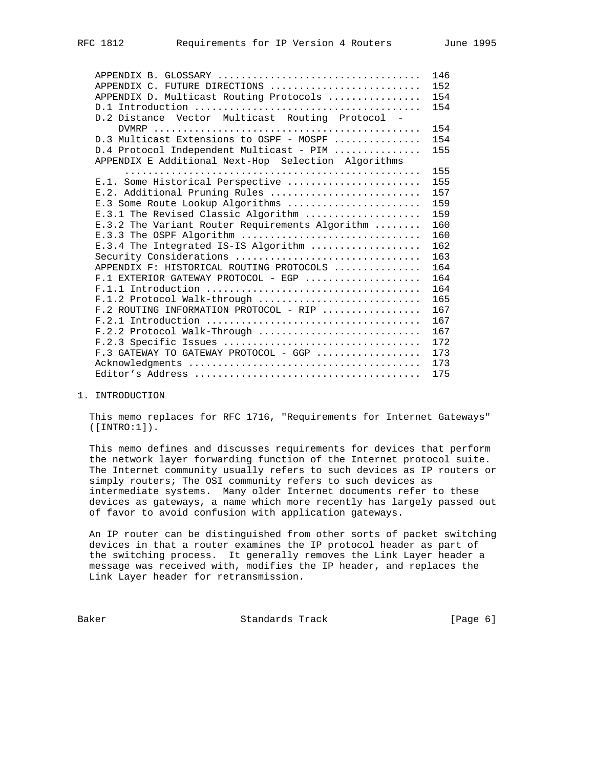| | |
|---|---|
| APPENDIX B. GLOSSARY | 146 |
| APPENDIX C. FUTURE DIRECTIONS | 152 |
| APPENDIX D. Multicast Routing Protocols | 154 |
| D.1 Introduction | 154 |
| D.2 Distance Vector Multicast Routing Protocol - DVMRP | 154 |
| D.3 Multicast Extensions to OSPF - MOSPF | 154 |
| D.4 Protocol Independent Multicast - PIM | 155 |
| APPENDIX E Additional Next-Hop Selection Algorithms | 155 |
| E.1. Some Historical Perspective | 155 |
| E.2. Additional Pruning Rules | 157 |
| E.3 Some Route Lookup Algorithms | 159 |
| E.3.1 The Revised Classic Algorithm | 159 |
| E.3.2 The Variant Router Requirements Algorithm | 160 |
| E.3.3 The OSPF Algorithm | 160 |
| E.3.4 The Integrated IS-IS Algorithm | 162 |
| Security Considerations | 163 |
| APPENDIX F: HISTORICAL ROUTING PROTOCOLS | 164 |
| F.1 EXTERIOR GATEWAY PROTOCOL - EGP | 164 |
| F.1.1 Introduction | 164 |
| F.1.2 Protocol Walk-through | 165 |
| F.2 ROUTING INFORMATION PROTOCOL - RIP | 167 |
| F.2.1 Introduction | 167 |
| F.2.2 Protocol Walk-Through | 167 |
| F.2.3 Specific Issues | 172 |
| F.3 GATEWAY TO GATEWAY PROTOCOL - GGP | 173 |
| Acknowledgments | 173 |
| Editor's Address | 175 |

# 1. INTRODUCTION

This memo replaces for RFC 1716, "Requirements for Internet Gateways" ([INTRO:1]).

This memo defines and discusses requirements for devices that perform the network layer forwarding function of the Internet protocol suite. The Internet community usually refers to such devices as IP routers or simply routers; The OSI community refers to such devices as intermediate systems. Many older Internet documents refer to these devices as gateways, a name which more recently has largely passed out of favor to avoid confusion with application gateways.

An IP router can be distinguished from other sorts of packet switching devices in that a router examines the IP protocol header as part of the switching process. It generally removes the Link Layer header a message was received with, modifies the IP header, and replaces the Link Layer header for retransmission.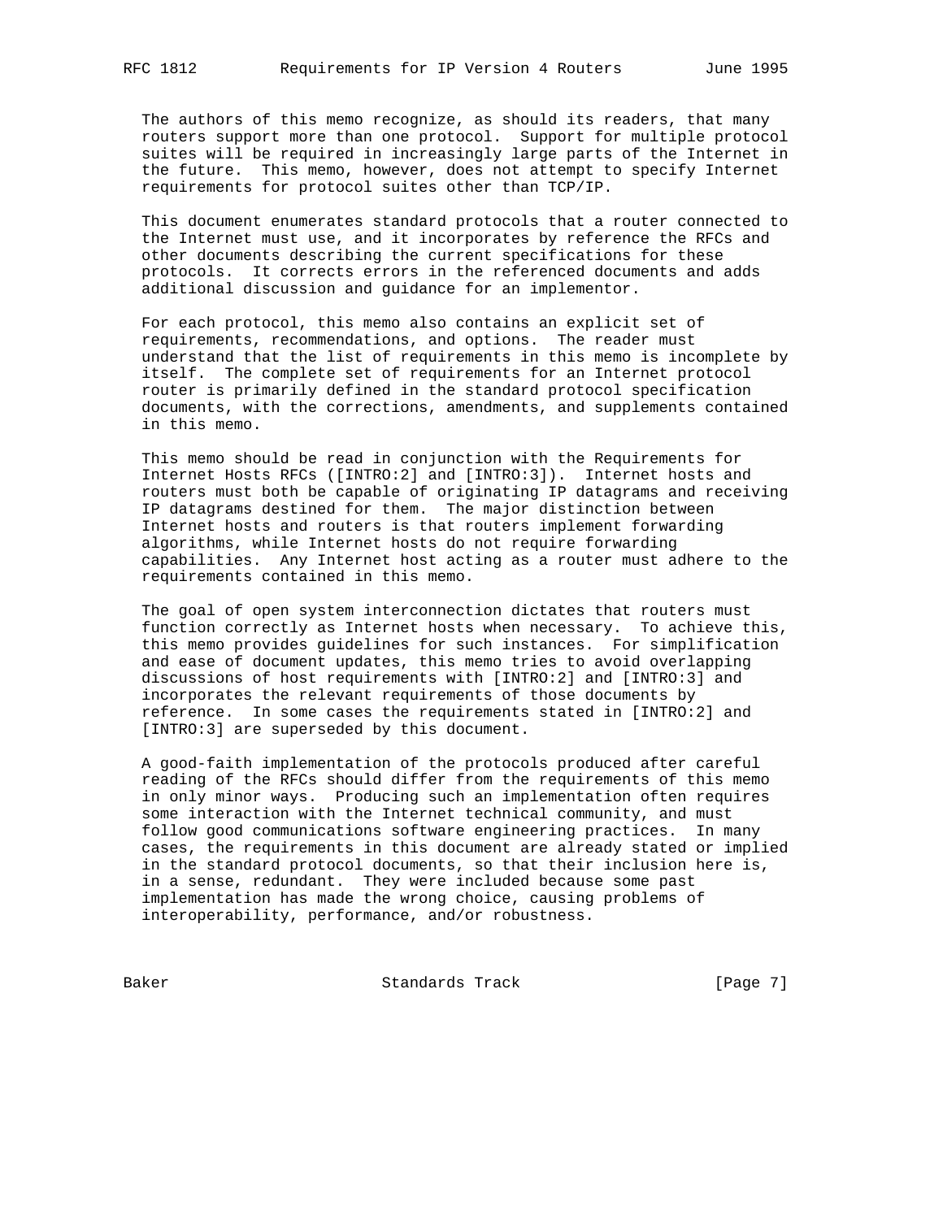The authors of this memo recognize, as should its readers, that many routers support more than one protocol. Support for multiple protocol suites will be required in increasingly large parts of the Internet in the future. This memo, however, does not attempt to specify Internet requirements for protocol suites other than TCP/IP.

This document enumerates standard protocols that a router connected to the Internet must use, and it incorporates by reference the RFCs and other documents describing the current specifications for these protocols. It corrects errors in the referenced documents and adds additional discussion and guidance for an implementor.

For each protocol, this memo also contains an explicit set of requirements, recommendations, and options. The reader must understand that the list of requirements in this memo is incomplete by itself. The complete set of requirements for an Internet protocol router is primarily defined in the standard protocol specification documents, with the corrections, amendments, and supplements contained in this memo.

This memo should be read in conjunction with the Requirements for Internet Hosts RFCs ([INTRO:2] and [INTRO:3]). Internet hosts and routers must both be capable of originating IP datagrams and receiving IP datagrams destined for them. The major distinction between Internet hosts and routers is that routers implement forwarding algorithms, while Internet hosts do not require forwarding capabilities. Any Internet host acting as a router must adhere to the requirements contained in this memo.

The goal of open system interconnection dictates that routers must function correctly as Internet hosts when necessary. To achieve this, this memo provides guidelines for such instances. For simplification and ease of document updates, this memo tries to avoid overlapping discussions of host requirements with [INTRO:2] and [INTRO:3] and incorporates the relevant requirements of those documents by reference. In some cases the requirements stated in [INTRO:2] and [INTRO:3] are superseded by this document.

A good-faith implementation of the protocols produced after careful reading of the RFCs should differ from the requirements of this memo in only minor ways. Producing such an implementation often requires some interaction with the Internet technical community, and must follow good communications software engineering practices. In many cases, the requirements in this document are already stated or implied in the standard protocol documents, so that their inclusion here is, in a sense, redundant. They were included because some past implementation has made the wrong choice, causing problems of interoperability, performance, and/or robustness.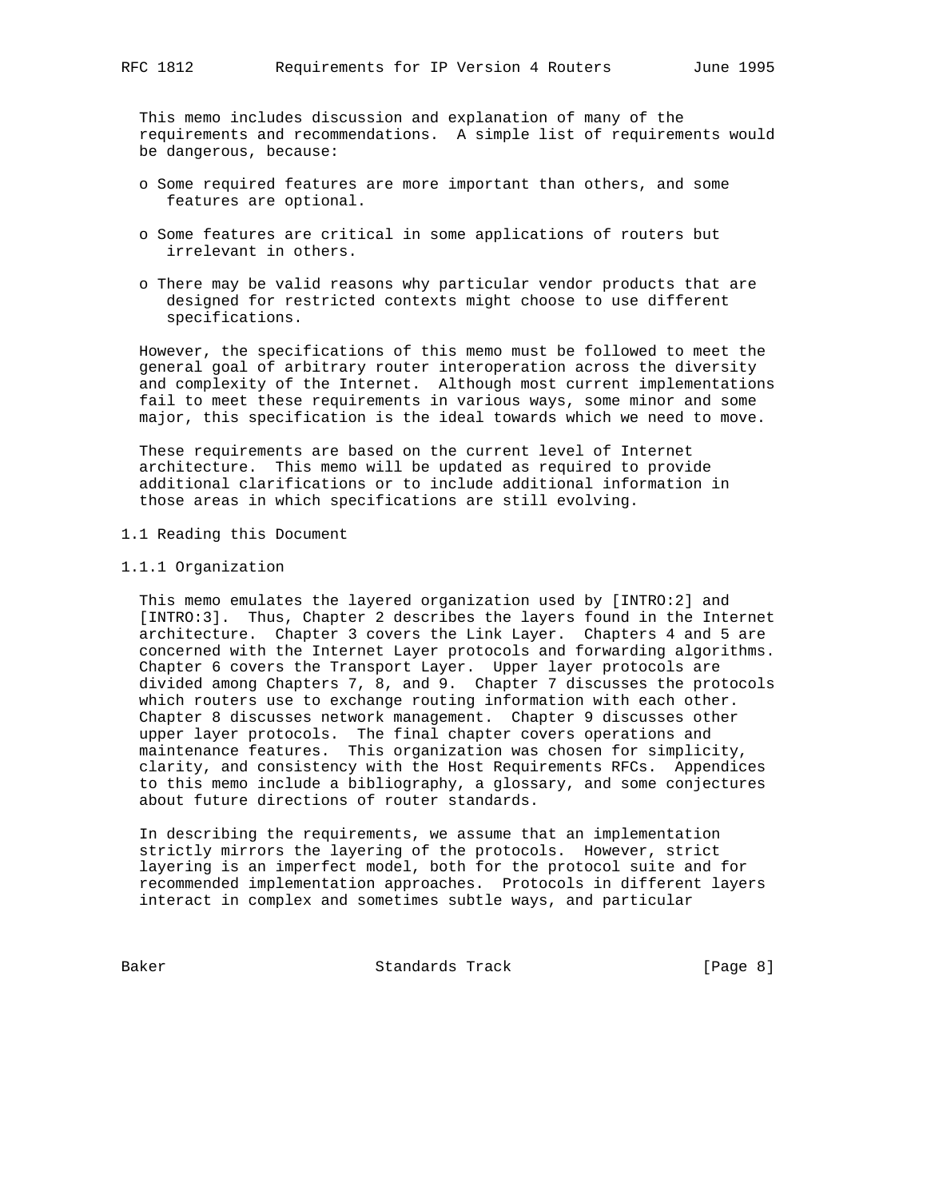This memo includes discussion and explanation of many of the requirements and recommendations. A simple list of requirements would be dangerous, because:

- Some required features are more important than others, and some features are optional.
- Some features are critical in some applications of routers but irrelevant in others.
- There may be valid reasons why particular vendor products that are designed for restricted contexts might choose to use different specifications.

However, the specifications of this memo must be followed to meet the general goal of arbitrary router interoperation across the diversity and complexity of the Internet. Although most current implementations fail to meet these requirements in various ways, some minor and some major, this specification is the ideal towards which we need to move.

These requirements are based on the current level of Internet architecture. This memo will be updated as required to provide additional clarifications or to include additional information in those areas in which specifications are still evolving.

## 1.1 Reading this Document

### 1.1.1 Organization

This memo emulates the layered organization used by [INTRO:2] and [INTRO:3]. Thus, Chapter 2 describes the layers found in the Internet architecture. Chapter 3 covers the Link Layer. Chapters 4 and 5 are concerned with the Internet Layer protocols and forwarding algorithms. Chapter 6 covers the Transport Layer. Upper layer protocols are divided among Chapters 7, 8, and 9. Chapter 7 discusses the protocols which routers use to exchange routing information with each other. Chapter 8 discusses network management. Chapter 9 discusses other upper layer protocols. The final chapter covers operations and maintenance features. This organization was chosen for simplicity, clarity, and consistency with the Host Requirements RFCs. Appendices to this memo include a bibliography, a glossary, and some conjectures about future directions of router standards.

In describing the requirements, we assume that an implementation strictly mirrors the layering of the protocols. However, strict layering is an imperfect model, both for the protocol suite and for recommended implementation approaches. Protocols in different layers interact in complex and sometimes subtle ways, and particular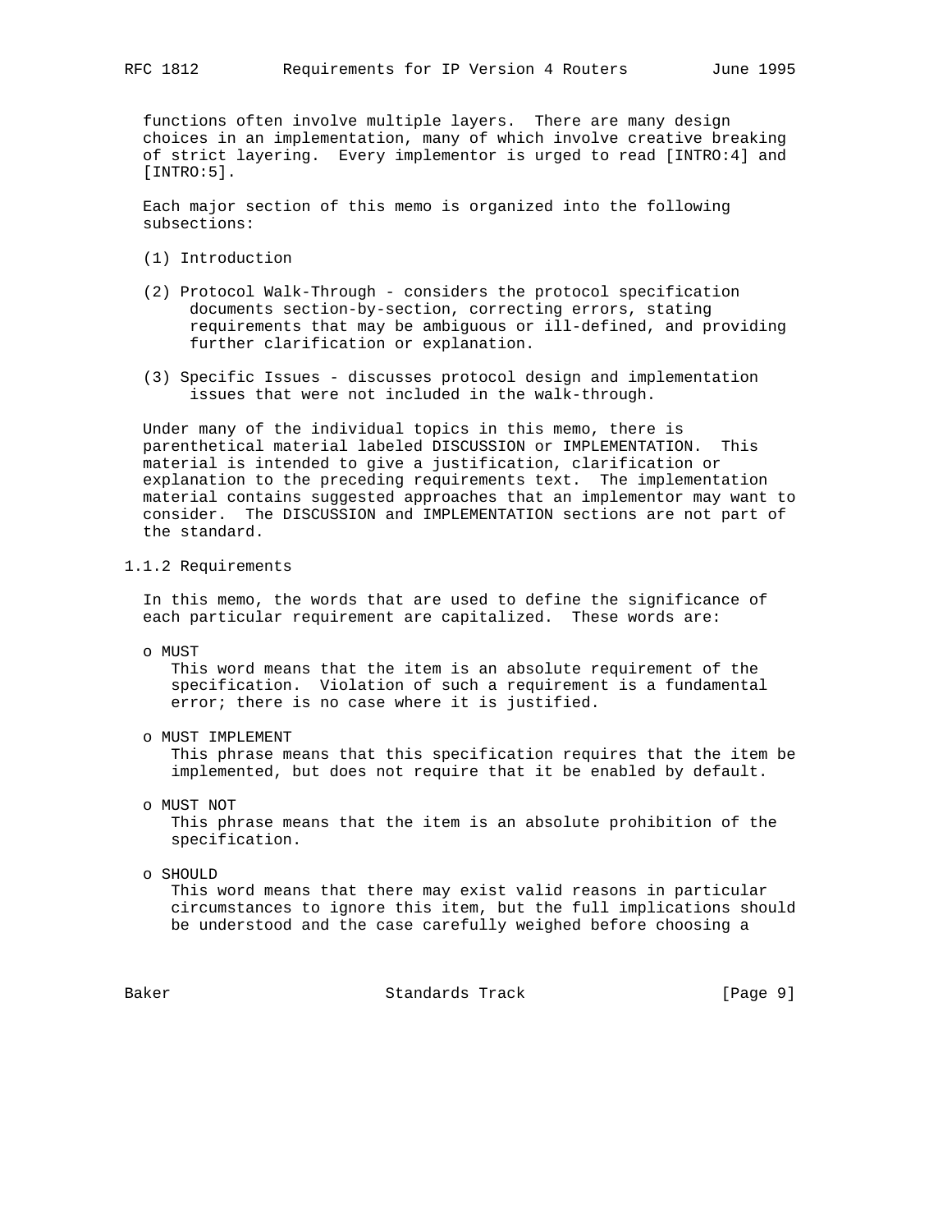functions often involve multiple layers. There are many design choices in an implementation, many of which involve creative breaking of strict layering. Every implementor is urged to read [INTRO:4] and [INTRO:5].

Each major section of this memo is organized into the following subsections:

(1) Introduction

(2) Protocol Walk-Through - considers the protocol specification documents section-by-section, correcting errors, stating requirements that may be ambiguous or ill-defined, and providing further clarification or explanation.

(3) Specific Issues - discusses protocol design and implementation issues that were not included in the walk-through.

Under many of the individual topics in this memo, there is parenthetical material labeled DISCUSSION or IMPLEMENTATION. This material is intended to give a justification, clarification or explanation to the preceding requirements text. The implementation material contains suggested approaches that an implementor may want to consider. The DISCUSSION and IMPLEMENTATION sections are not part of the standard.

### 1.1.2 Requirements

In this memo, the words that are used to define the significance of each particular requirement are capitalized. These words are:

- MUST
  This word means that the item is an absolute requirement of the specification. Violation of such a requirement is a fundamental error; there is no case where it is justified.

- MUST IMPLEMENT
  This phrase means that this specification requires that the item be implemented, but does not require that it be enabled by default.

- MUST NOT
  This phrase means that the item is an absolute prohibition of the specification.

- SHOULD
  This word means that there may exist valid reasons in particular circumstances to ignore this item, but the full implications should be understood and the case carefully weighed before choosing a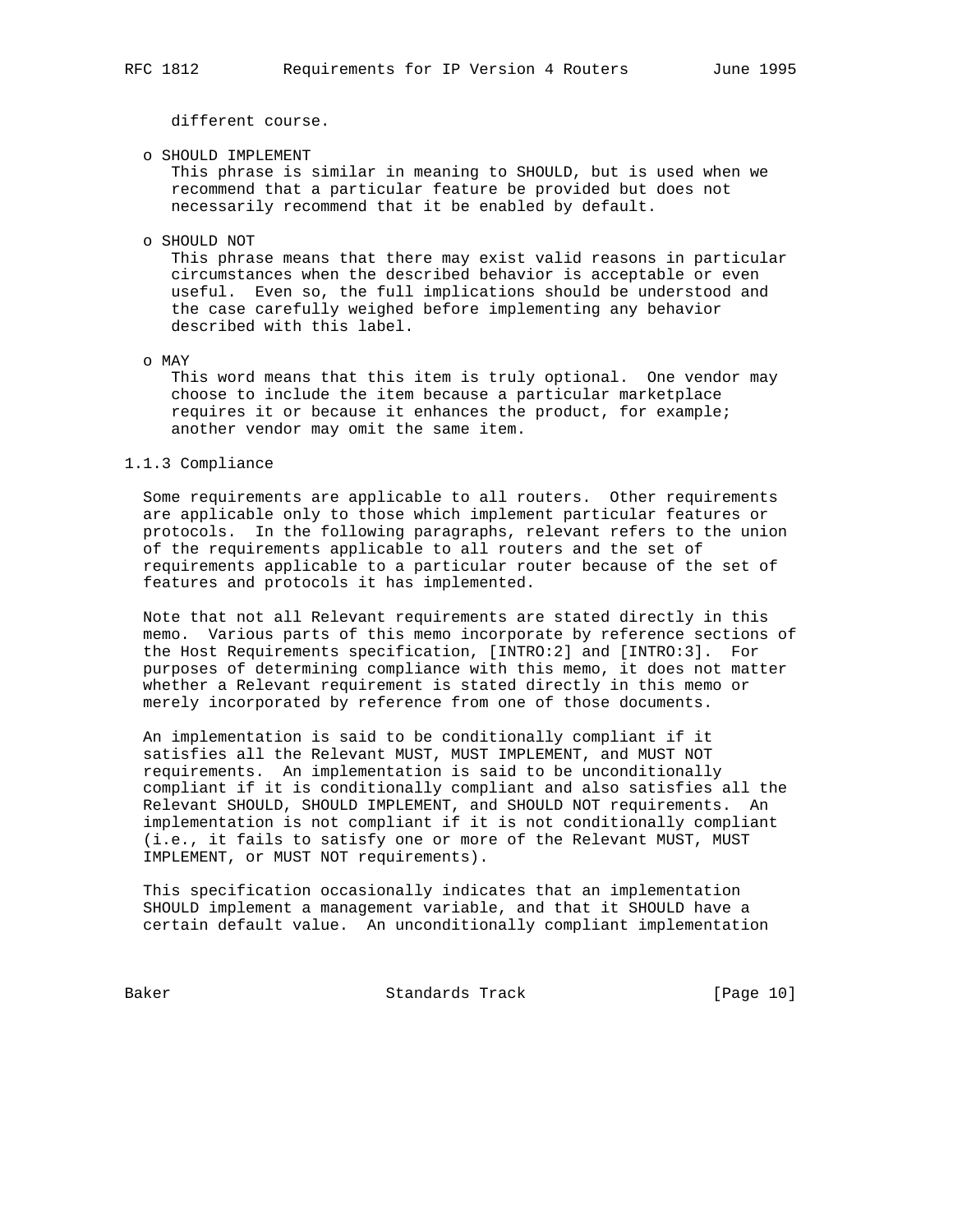different course.

- o SHOULD IMPLEMENT
  This phrase is similar in meaning to SHOULD, but is used when we recommend that a particular feature be provided but does not necessarily recommend that it be enabled by default.

- o SHOULD NOT
  This phrase means that there may exist valid reasons in particular circumstances when the described behavior is acceptable or even useful. Even so, the full implications should be understood and the case carefully weighed before implementing any behavior described with this label.

- o MAY
  This word means that this item is truly optional. One vendor may choose to include the item because a particular marketplace requires it or because it enhances the product, for example; another vendor may omit the same item.

### 1.1.3 Compliance

Some requirements are applicable to all routers. Other requirements are applicable only to those which implement particular features or protocols. In the following paragraphs, relevant refers to the union of the requirements applicable to all routers and the set of requirements applicable to a particular router because of the set of features and protocols it has implemented.

Note that not all Relevant requirements are stated directly in this memo. Various parts of this memo incorporate by reference sections of the Host Requirements specification, [INTRO:2] and [INTRO:3]. For purposes of determining compliance with this memo, it does not matter whether a Relevant requirement is stated directly in this memo or merely incorporated by reference from one of those documents.

An implementation is said to be conditionally compliant if it satisfies all the Relevant MUST, MUST IMPLEMENT, and MUST NOT requirements. An implementation is said to be unconditionally compliant if it is conditionally compliant and also satisfies all the Relevant SHOULD, SHOULD IMPLEMENT, and SHOULD NOT requirements. An implementation is not compliant if it is not conditionally compliant (i.e., it fails to satisfy one or more of the Relevant MUST, MUST IMPLEMENT, or MUST NOT requirements).

This specification occasionally indicates that an implementation SHOULD implement a management variable, and that it SHOULD have a certain default value. An unconditionally compliant implementation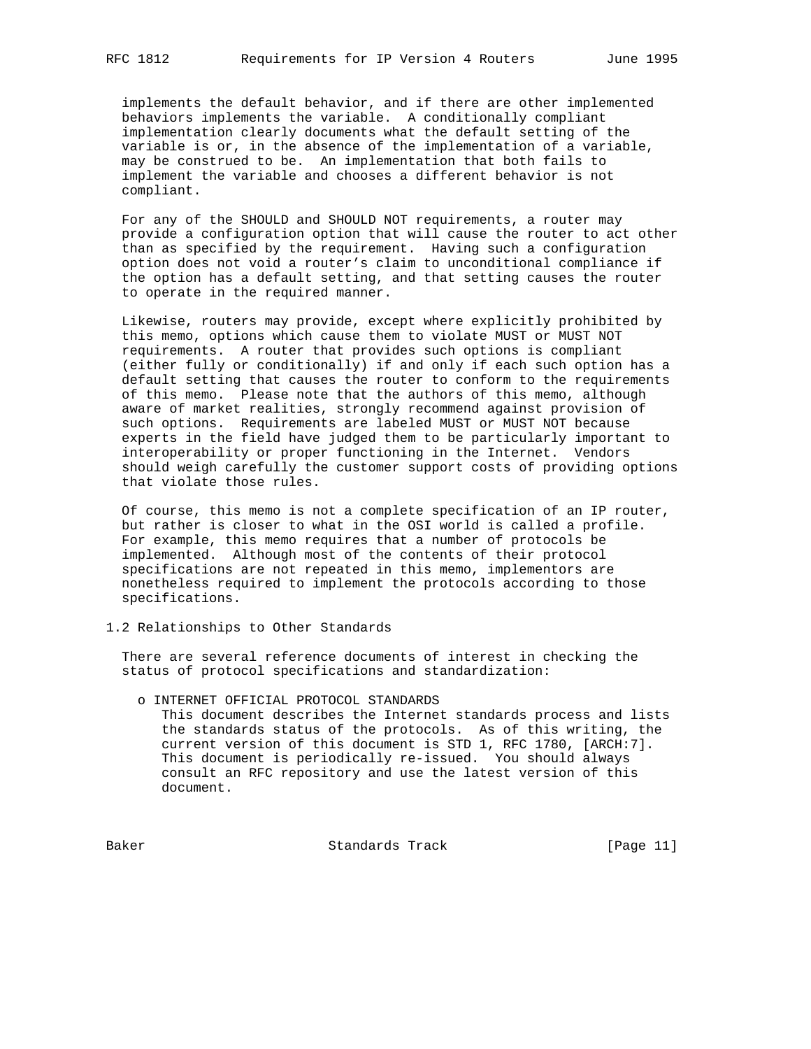implements the default behavior, and if there are other implemented behaviors implements the variable. A conditionally compliant implementation clearly documents what the default setting of the variable is or, in the absence of the implementation of a variable, may be construed to be. An implementation that both fails to implement the variable and chooses a different behavior is not compliant.

For any of the SHOULD and SHOULD NOT requirements, a router may provide a configuration option that will cause the router to act other than as specified by the requirement. Having such a configuration option does not void a router's claim to unconditional compliance if the option has a default setting, and that setting causes the router to operate in the required manner.

Likewise, routers may provide, except where explicitly prohibited by this memo, options which cause them to violate MUST or MUST NOT requirements. A router that provides such options is compliant (either fully or conditionally) if and only if each such option has a default setting that causes the router to conform to the requirements of this memo. Please note that the authors of this memo, although aware of market realities, strongly recommend against provision of such options. Requirements are labeled MUST or MUST NOT because experts in the field have judged them to be particularly important to interoperability or proper functioning in the Internet. Vendors should weigh carefully the customer support costs of providing options that violate those rules.

Of course, this memo is not a complete specification of an IP router, but rather is closer to what in the OSI world is called a profile. For example, this memo requires that a number of protocols be implemented. Although most of the contents of their protocol specifications are not repeated in this memo, implementors are nonetheless required to implement the protocols according to those specifications.

## 1.2 Relationships to Other Standards

There are several reference documents of interest in checking the status of protocol specifications and standardization:

- o INTERNET OFFICIAL PROTOCOL STANDARDS
  This document describes the Internet standards process and lists the standards status of the protocols. As of this writing, the current version of this document is STD 1, RFC 1780, [ARCH:7]. This document is periodically re-issued. You should always consult an RFC repository and use the latest version of this document.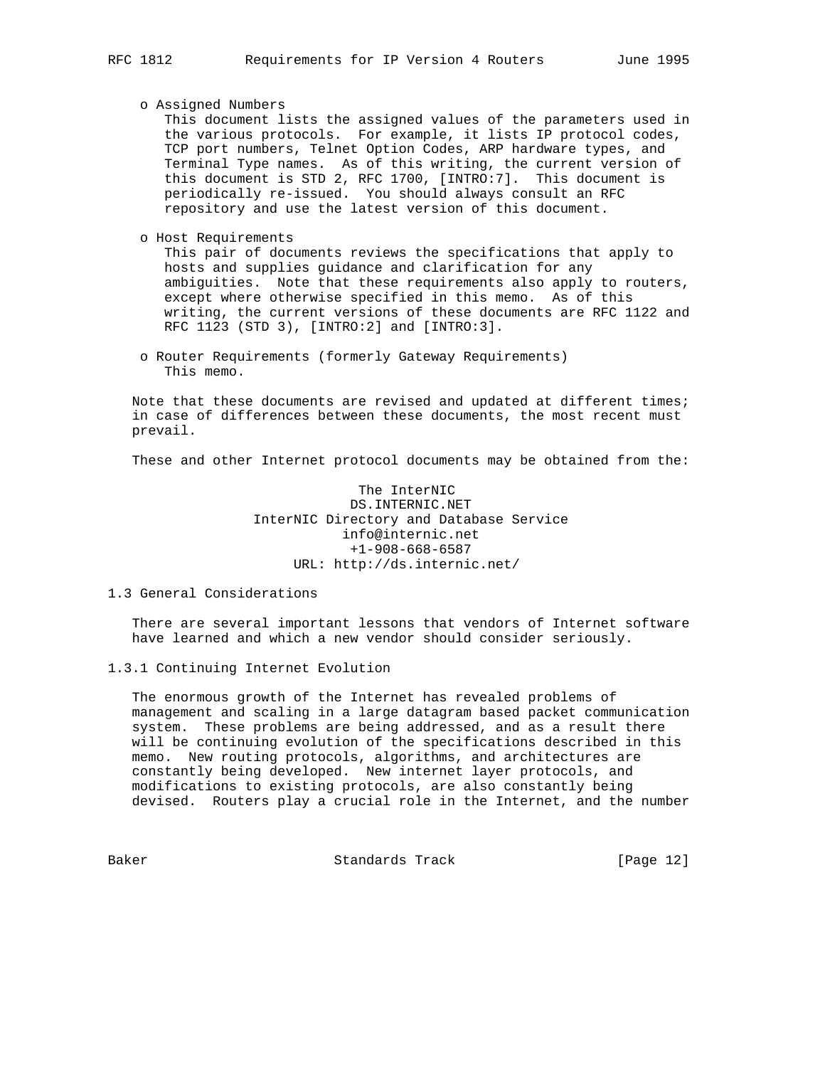- Assigned Numbers
  This document lists the assigned values of the parameters used in the various protocols. For example, it lists IP protocol codes, TCP port numbers, Telnet Option Codes, ARP hardware types, and Terminal Type names. As of this writing, the current version of this document is STD 2, RFC 1700, [INTRO:7]. This document is periodically re-issued. You should always consult an RFC repository and use the latest version of this document.

- Host Requirements
  This pair of documents reviews the specifications that apply to hosts and supplies guidance and clarification for any ambiguities. Note that these requirements also apply to routers, except where otherwise specified in this memo. As of this writing, the current versions of these documents are RFC 1122 and RFC 1123 (STD 3), [INTRO:2] and [INTRO:3].

- Router Requirements (formerly Gateway Requirements)
  This memo.

Note that these documents are revised and updated at different times; in case of differences between these documents, the most recent must prevail.

These and other Internet protocol documents may be obtained from the:

The InterNIC
DS.INTERNIC.NET
InterNIC Directory and Database Service
info@internic.net
+1-908-668-6587
URL: http://ds.internic.net/

## 1.3 General Considerations

There are several important lessons that vendors of Internet software have learned and which a new vendor should consider seriously.

### 1.3.1 Continuing Internet Evolution

The enormous growth of the Internet has revealed problems of management and scaling in a large datagram based packet communication system. These problems are being addressed, and as a result there will be continuing evolution of the specifications described in this memo. New routing protocols, algorithms, and architectures are constantly being developed. New internet layer protocols, and modifications to existing protocols, are also constantly being devised. Routers play a crucial role in the Internet, and the number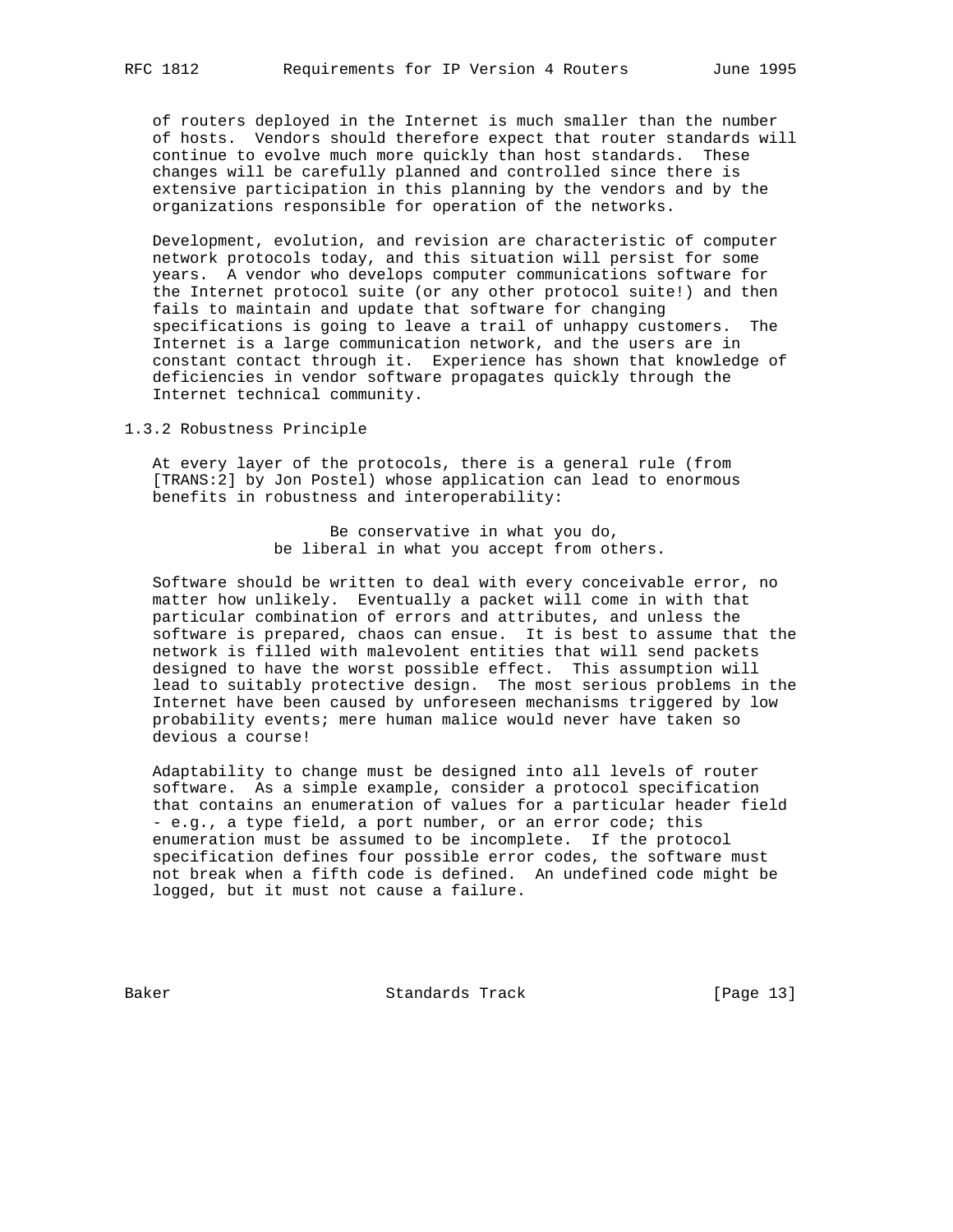of routers deployed in the Internet is much smaller than the number of hosts. Vendors should therefore expect that router standards will continue to evolve much more quickly than host standards. These changes will be carefully planned and controlled since there is extensive participation in this planning by the vendors and by the organizations responsible for operation of the networks.

Development, evolution, and revision are characteristic of computer network protocols today, and this situation will persist for some years. A vendor who develops computer communications software for the Internet protocol suite (or any other protocol suite!) and then fails to maintain and update that software for changing specifications is going to leave a trail of unhappy customers. The Internet is a large communication network, and the users are in constant contact through it. Experience has shown that knowledge of deficiencies in vendor software propagates quickly through the Internet technical community.

### 1.3.2 Robustness Principle

At every layer of the protocols, there is a general rule (from [TRANS:2] by Jon Postel) whose application can lead to enormous benefits in robustness and interoperability:

> Be conservative in what you do,
> be liberal in what you accept from others.

Software should be written to deal with every conceivable error, no matter how unlikely. Eventually a packet will come in with that particular combination of errors and attributes, and unless the software is prepared, chaos can ensue. It is best to assume that the network is filled with malevolent entities that will send packets designed to have the worst possible effect. This assumption will lead to suitably protective design. The most serious problems in the Internet have been caused by unforeseen mechanisms triggered by low probability events; mere human malice would never have taken so devious a course!

Adaptability to change must be designed into all levels of router software. As a simple example, consider a protocol specification that contains an enumeration of values for a particular header field - e.g., a type field, a port number, or an error code; this enumeration must be assumed to be incomplete. If the protocol specification defines four possible error codes, the software must not break when a fifth code is defined. An undefined code might be logged, but it must not cause a failure.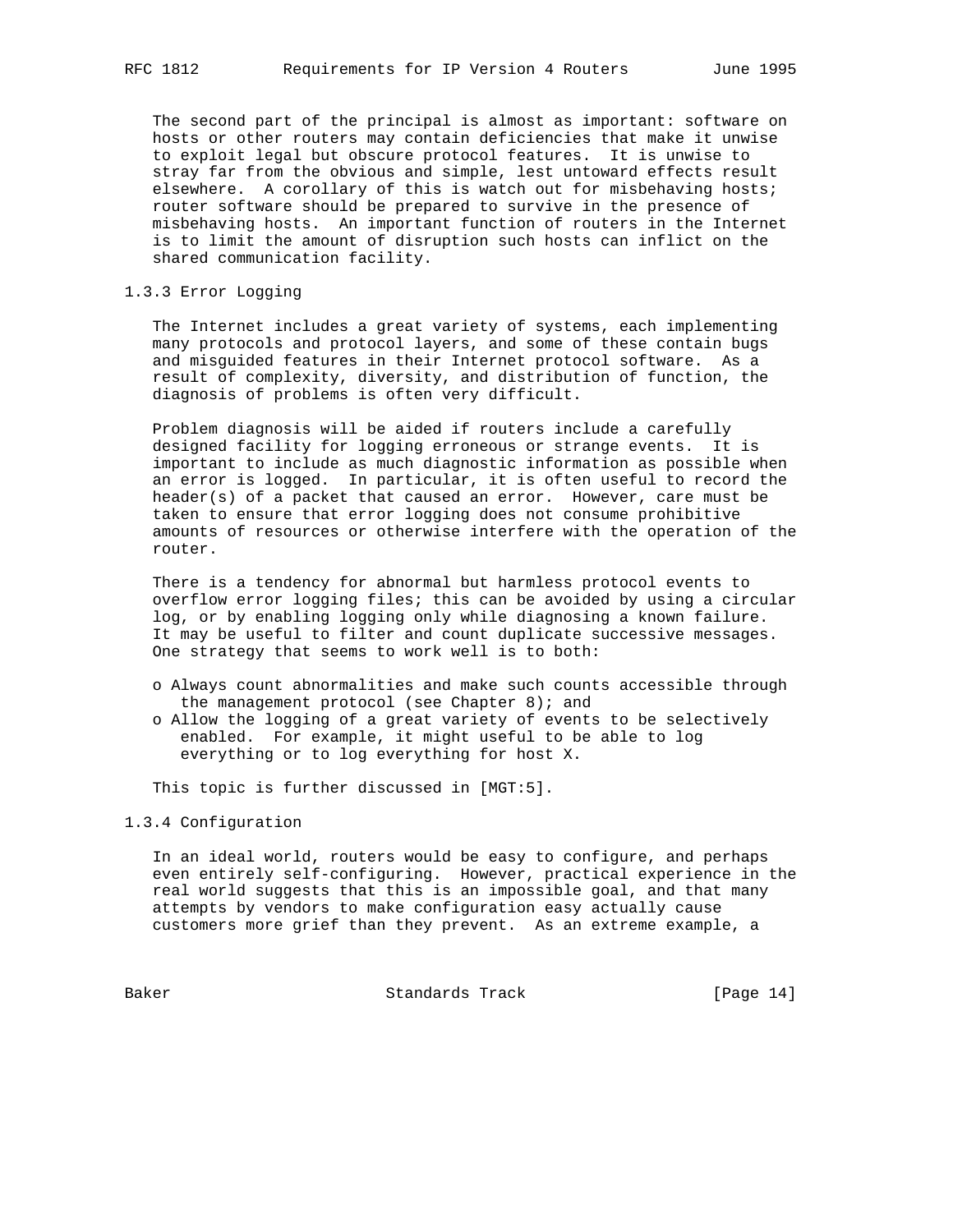The second part of the principal is almost as important: software on hosts or other routers may contain deficiencies that make it unwise to exploit legal but obscure protocol features. It is unwise to stray far from the obvious and simple, lest untoward effects result elsewhere. A corollary of this is watch out for misbehaving hosts; router software should be prepared to survive in the presence of misbehaving hosts. An important function of routers in the Internet is to limit the amount of disruption such hosts can inflict on the shared communication facility.

### 1.3.3 Error Logging

The Internet includes a great variety of systems, each implementing many protocols and protocol layers, and some of these contain bugs and misguided features in their Internet protocol software. As a result of complexity, diversity, and distribution of function, the diagnosis of problems is often very difficult.

Problem diagnosis will be aided if routers include a carefully designed facility for logging erroneous or strange events. It is important to include as much diagnostic information as possible when an error is logged. In particular, it is often useful to record the header(s) of a packet that caused an error. However, care must be taken to ensure that error logging does not consume prohibitive amounts of resources or otherwise interfere with the operation of the router.

There is a tendency for abnormal but harmless protocol events to overflow error logging files; this can be avoided by using a circular log, or by enabling logging only while diagnosing a known failure. It may be useful to filter and count duplicate successive messages. One strategy that seems to work well is to both:

- o Always count abnormalities and make such counts accessible through the management protocol (see Chapter 8); and
- o Allow the logging of a great variety of events to be selectively enabled. For example, it might useful to be able to log everything or to log everything for host X.

This topic is further discussed in [MGT:5].

### 1.3.4 Configuration

In an ideal world, routers would be easy to configure, and perhaps even entirely self-configuring. However, practical experience in the real world suggests that this is an impossible goal, and that many attempts by vendors to make configuration easy actually cause customers more grief than they prevent. As an extreme example, a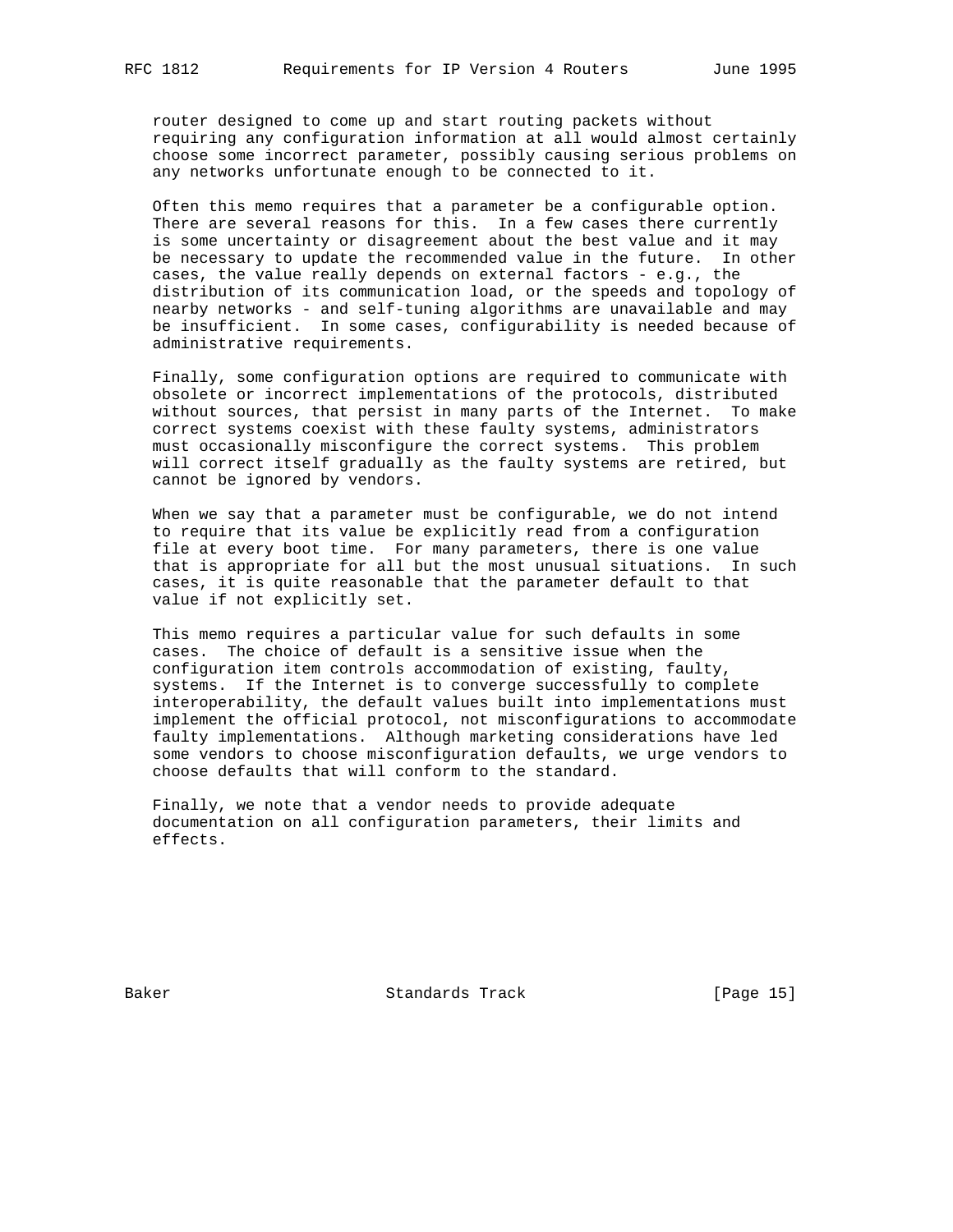router designed to come up and start routing packets without requiring any configuration information at all would almost certainly choose some incorrect parameter, possibly causing serious problems on any networks unfortunate enough to be connected to it.

Often this memo requires that a parameter be a configurable option. There are several reasons for this. In a few cases there currently is some uncertainty or disagreement about the best value and it may be necessary to update the recommended value in the future. In other cases, the value really depends on external factors - e.g., the distribution of its communication load, or the speeds and topology of nearby networks - and self-tuning algorithms are unavailable and may be insufficient. In some cases, configurability is needed because of administrative requirements.

Finally, some configuration options are required to communicate with obsolete or incorrect implementations of the protocols, distributed without sources, that persist in many parts of the Internet. To make correct systems coexist with these faulty systems, administrators must occasionally misconfigure the correct systems. This problem will correct itself gradually as the faulty systems are retired, but cannot be ignored by vendors.

When we say that a parameter must be configurable, we do not intend to require that its value be explicitly read from a configuration file at every boot time. For many parameters, there is one value that is appropriate for all but the most unusual situations. In such cases, it is quite reasonable that the parameter default to that value if not explicitly set.

This memo requires a particular value for such defaults in some cases. The choice of default is a sensitive issue when the configuration item controls accommodation of existing, faulty, systems. If the Internet is to converge successfully to complete interoperability, the default values built into implementations must implement the official protocol, not misconfigurations to accommodate faulty implementations. Although marketing considerations have led some vendors to choose misconfiguration defaults, we urge vendors to choose defaults that will conform to the standard.

Finally, we note that a vendor needs to provide adequate documentation on all configuration parameters, their limits and effects.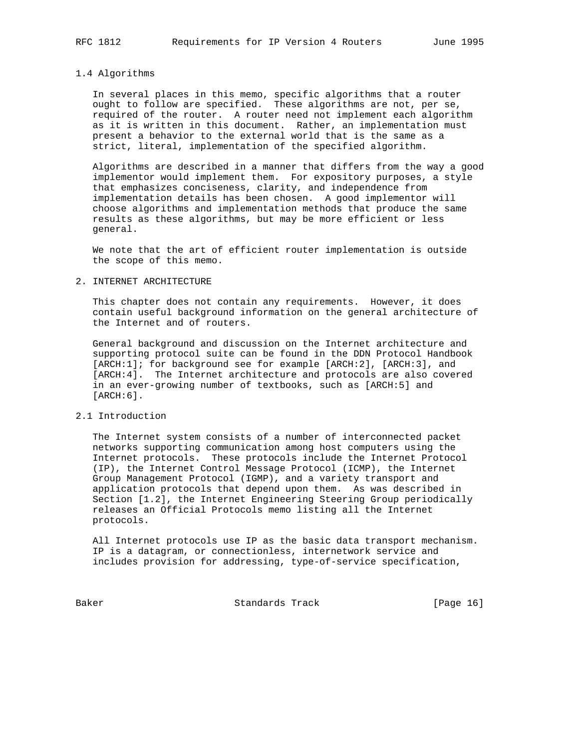### 1.4 Algorithms

In several places in this memo, specific algorithms that a router ought to follow are specified. These algorithms are not, per se, required of the router. A router need not implement each algorithm as it is written in this document. Rather, an implementation must present a behavior to the external world that is the same as a strict, literal, implementation of the specified algorithm.

Algorithms are described in a manner that differs from the way a good implementor would implement them. For expository purposes, a style that emphasizes conciseness, clarity, and independence from implementation details has been chosen. A good implementor will choose algorithms and implementation methods that produce the same results as these algorithms, but may be more efficient or less general.

We note that the art of efficient router implementation is outside the scope of this memo.

## 2. INTERNET ARCHITECTURE

This chapter does not contain any requirements. However, it does contain useful background information on the general architecture of the Internet and of routers.

General background and discussion on the Internet architecture and supporting protocol suite can be found in the DDN Protocol Handbook [ARCH:1]; for background see for example [ARCH:2], [ARCH:3], and [ARCH:4]. The Internet architecture and protocols are also covered in an ever-growing number of textbooks, such as [ARCH:5] and [ARCH:6].

### 2.1 Introduction

The Internet system consists of a number of interconnected packet networks supporting communication among host computers using the Internet protocols. These protocols include the Internet Protocol (IP), the Internet Control Message Protocol (ICMP), the Internet Group Management Protocol (IGMP), and a variety transport and application protocols that depend upon them. As was described in Section [1.2], the Internet Engineering Steering Group periodically releases an Official Protocols memo listing all the Internet protocols.

All Internet protocols use IP as the basic data transport mechanism. IP is a datagram, or connectionless, internetwork service and includes provision for addressing, type-of-service specification,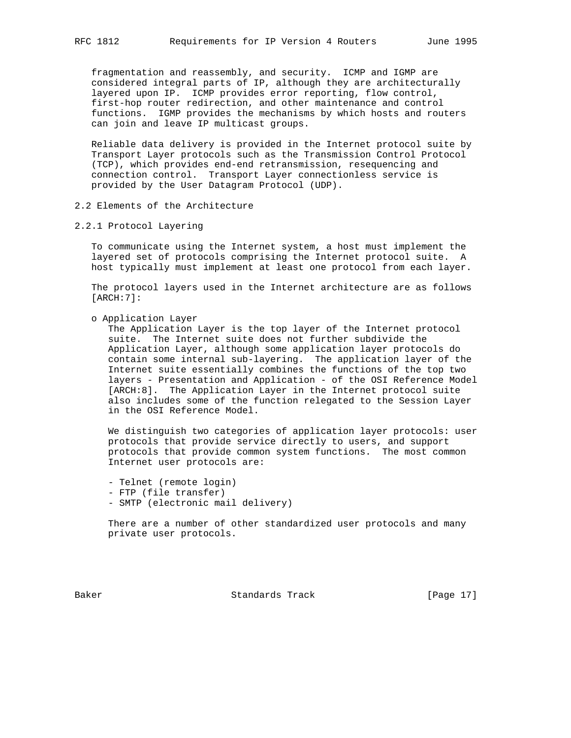fragmentation and reassembly, and security. ICMP and IGMP are considered integral parts of IP, although they are architecturally layered upon IP. ICMP provides error reporting, flow control, first-hop router redirection, and other maintenance and control functions. IGMP provides the mechanisms by which hosts and routers can join and leave IP multicast groups.

Reliable data delivery is provided in the Internet protocol suite by Transport Layer protocols such as the Transmission Control Protocol (TCP), which provides end-end retransmission, resequencing and connection control. Transport Layer connectionless service is provided by the User Datagram Protocol (UDP).

## 2.2 Elements of the Architecture

### 2.2.1 Protocol Layering

To communicate using the Internet system, a host must implement the layered set of protocols comprising the Internet protocol suite. A host typically must implement at least one protocol from each layer.

The protocol layers used in the Internet architecture are as follows [ARCH:7]:

- Application Layer

  The Application Layer is the top layer of the Internet protocol suite. The Internet suite does not further subdivide the Application Layer, although some application layer protocols do contain some internal sub-layering. The application layer of the Internet suite essentially combines the functions of the top two layers - Presentation and Application - of the OSI Reference Model [ARCH:8]. The Application Layer in the Internet protocol suite also includes some of the function relegated to the Session Layer in the OSI Reference Model.

  We distinguish two categories of application layer protocols: user protocols that provide service directly to users, and support protocols that provide common system functions. The most common Internet user protocols are:

  - Telnet (remote login)
  - FTP (file transfer)
  - SMTP (electronic mail delivery)

  There are a number of other standardized user protocols and many private user protocols.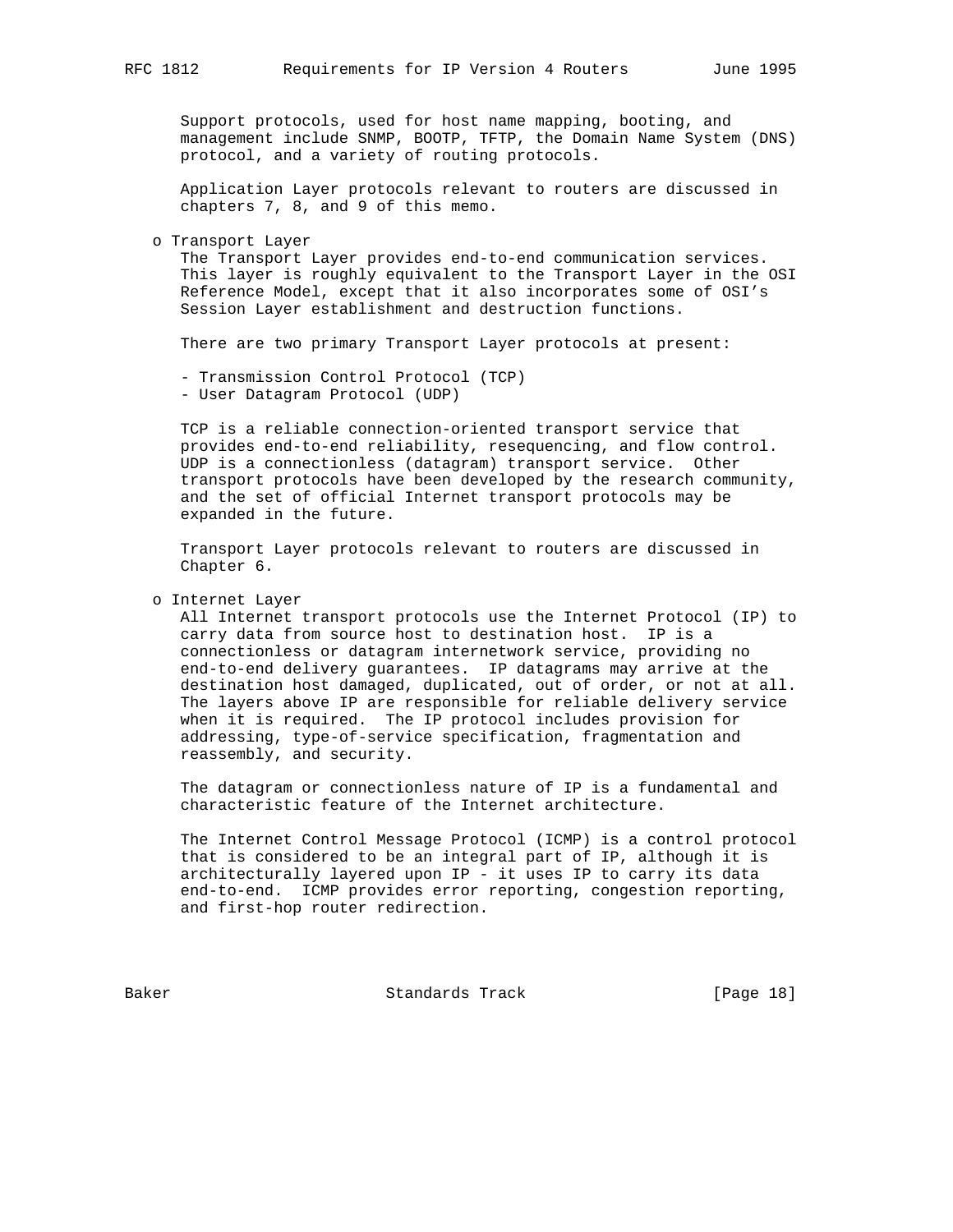Support protocols, used for host name mapping, booting, and management include SNMP, BOOTP, TFTP, the Domain Name System (DNS) protocol, and a variety of routing protocols.

Application Layer protocols relevant to routers are discussed in chapters 7, 8, and 9 of this memo.

- Transport Layer

  The Transport Layer provides end-to-end communication services. This layer is roughly equivalent to the Transport Layer in the OSI Reference Model, except that it also incorporates some of OSI's Session Layer establishment and destruction functions.

  There are two primary Transport Layer protocols at present:

  - Transmission Control Protocol (TCP)
  - User Datagram Protocol (UDP)

  TCP is a reliable connection-oriented transport service that provides end-to-end reliability, resequencing, and flow control. UDP is a connectionless (datagram) transport service. Other transport protocols have been developed by the research community, and the set of official Internet transport protocols may be expanded in the future.

  Transport Layer protocols relevant to routers are discussed in Chapter 6.

- Internet Layer

  All Internet transport protocols use the Internet Protocol (IP) to carry data from source host to destination host. IP is a connectionless or datagram internetwork service, providing no end-to-end delivery guarantees. IP datagrams may arrive at the destination host damaged, duplicated, out of order, or not at all. The layers above IP are responsible for reliable delivery service when it is required. The IP protocol includes provision for addressing, type-of-service specification, fragmentation and reassembly, and security.

  The datagram or connectionless nature of IP is a fundamental and characteristic feature of the Internet architecture.

  The Internet Control Message Protocol (ICMP) is a control protocol that is considered to be an integral part of IP, although it is architecturally layered upon IP - it uses IP to carry its data end-to-end. ICMP provides error reporting, congestion reporting, and first-hop router redirection.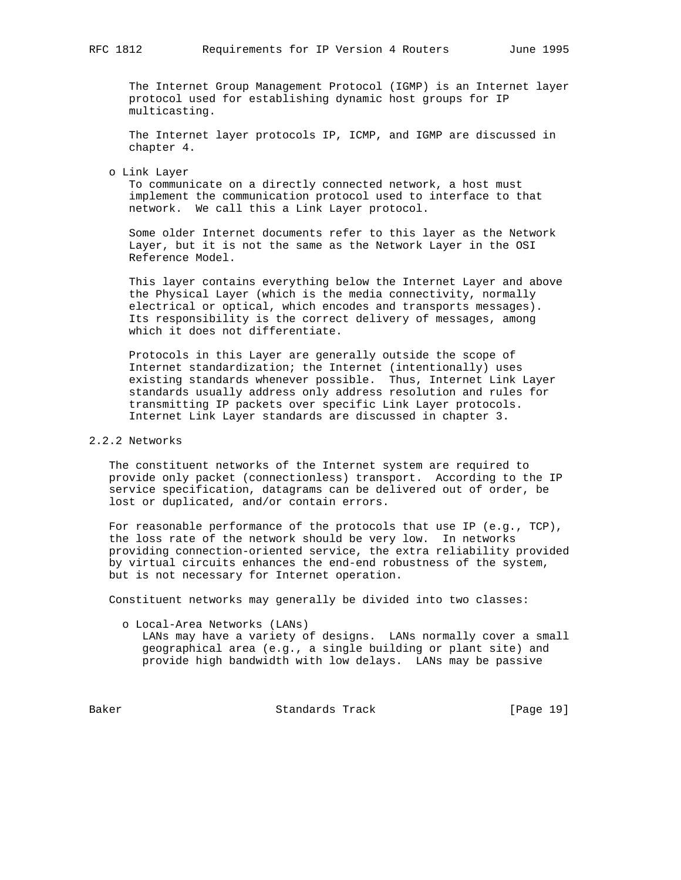The Internet Group Management Protocol (IGMP) is an Internet layer protocol used for establishing dynamic host groups for IP multicasting.

The Internet layer protocols IP, ICMP, and IGMP are discussed in chapter 4.

- Link Layer

  To communicate on a directly connected network, a host must implement the communication protocol used to interface to that network. We call this a Link Layer protocol.

  Some older Internet documents refer to this layer as the Network Layer, but it is not the same as the Network Layer in the OSI Reference Model.

  This layer contains everything below the Internet Layer and above the Physical Layer (which is the media connectivity, normally electrical or optical, which encodes and transports messages). Its responsibility is the correct delivery of messages, among which it does not differentiate.

  Protocols in this Layer are generally outside the scope of Internet standardization; the Internet (intentionally) uses existing standards whenever possible. Thus, Internet Link Layer standards usually address only address resolution and rules for transmitting IP packets over specific Link Layer protocols. Internet Link Layer standards are discussed in chapter 3.

### 2.2.2 Networks

The constituent networks of the Internet system are required to provide only packet (connectionless) transport. According to the IP service specification, datagrams can be delivered out of order, be lost or duplicated, and/or contain errors.

For reasonable performance of the protocols that use IP (e.g., TCP), the loss rate of the network should be very low. In networks providing connection-oriented service, the extra reliability provided by virtual circuits enhances the end-end robustness of the system, but is not necessary for Internet operation.

Constituent networks may generally be divided into two classes:

- Local-Area Networks (LANs)

  LANs may have a variety of designs. LANs normally cover a small geographical area (e.g., a single building or plant site) and provide high bandwidth with low delays. LANs may be passive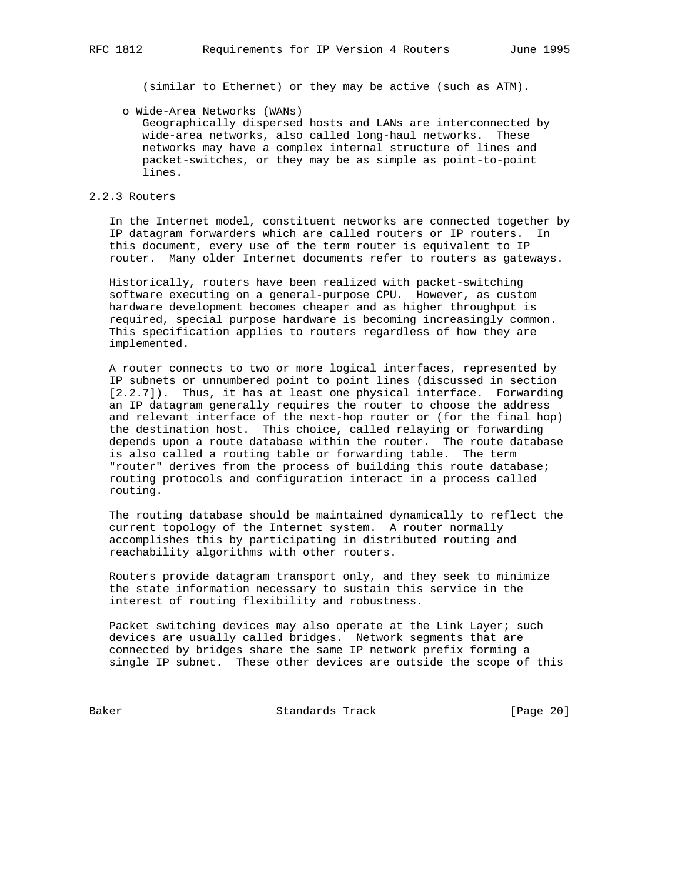(similar to Ethernet) or they may be active (such as ATM).

- Wide-Area Networks (WANs)
  Geographically dispersed hosts and LANs are interconnected by wide-area networks, also called long-haul networks. These networks may have a complex internal structure of lines and packet-switches, or they may be as simple as point-to-point lines.

### 2.2.3 Routers

In the Internet model, constituent networks are connected together by IP datagram forwarders which are called routers or IP routers. In this document, every use of the term router is equivalent to IP router. Many older Internet documents refer to routers as gateways.

Historically, routers have been realized with packet-switching software executing on a general-purpose CPU. However, as custom hardware development becomes cheaper and as higher throughput is required, special purpose hardware is becoming increasingly common. This specification applies to routers regardless of how they are implemented.

A router connects to two or more logical interfaces, represented by IP subnets or unnumbered point to point lines (discussed in section [2.2.7]). Thus, it has at least one physical interface. Forwarding an IP datagram generally requires the router to choose the address and relevant interface of the next-hop router or (for the final hop) the destination host. This choice, called relaying or forwarding depends upon a route database within the router. The route database is also called a routing table or forwarding table. The term "router" derives from the process of building this route database; routing protocols and configuration interact in a process called routing.

The routing database should be maintained dynamically to reflect the current topology of the Internet system. A router normally accomplishes this by participating in distributed routing and reachability algorithms with other routers.

Routers provide datagram transport only, and they seek to minimize the state information necessary to sustain this service in the interest of routing flexibility and robustness.

Packet switching devices may also operate at the Link Layer; such devices are usually called bridges. Network segments that are connected by bridges share the same IP network prefix forming a single IP subnet. These other devices are outside the scope of this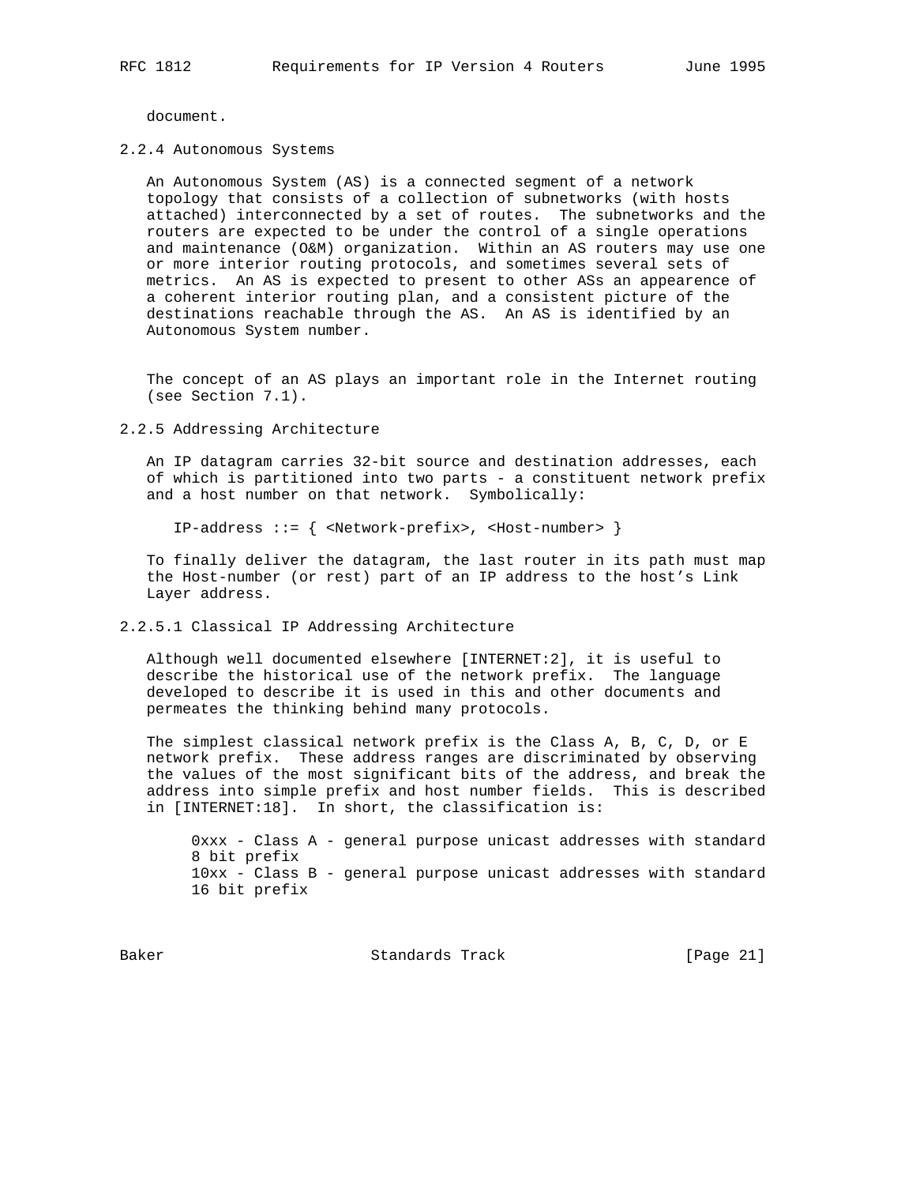document.

### 2.2.4 Autonomous Systems

An Autonomous System (AS) is a connected segment of a network topology that consists of a collection of subnetworks (with hosts attached) interconnected by a set of routes. The subnetworks and the routers are expected to be under the control of a single operations and maintenance (O&M) organization. Within an AS routers may use one or more interior routing protocols, and sometimes several sets of metrics. An AS is expected to present to other ASs an appearence of a coherent interior routing plan, and a consistent picture of the destinations reachable through the AS. An AS is identified by an Autonomous System number.

The concept of an AS plays an important role in the Internet routing (see Section 7.1).

### 2.2.5 Addressing Architecture

An IP datagram carries 32-bit source and destination addresses, each of which is partitioned into two parts - a constituent network prefix and a host number on that network. Symbolically:

```
IP-address ::= { <Network-prefix>, <Host-number> }
```

To finally deliver the datagram, the last router in its path must map the Host-number (or rest) part of an IP address to the host's Link Layer address.

#### 2.2.5.1 Classical IP Addressing Architecture

Although well documented elsewhere [INTERNET:2], it is useful to describe the historical use of the network prefix. The language developed to describe it is used in this and other documents and permeates the thinking behind many protocols.

The simplest classical network prefix is the Class A, B, C, D, or E network prefix. These address ranges are discriminated by observing the values of the most significant bits of the address, and break the address into simple prefix and host number fields. This is described in [INTERNET:18]. In short, the classification is:

0xxx - Class A - general purpose unicast addresses with standard 8 bit prefix
10xx - Class B - general purpose unicast addresses with standard 16 bit prefix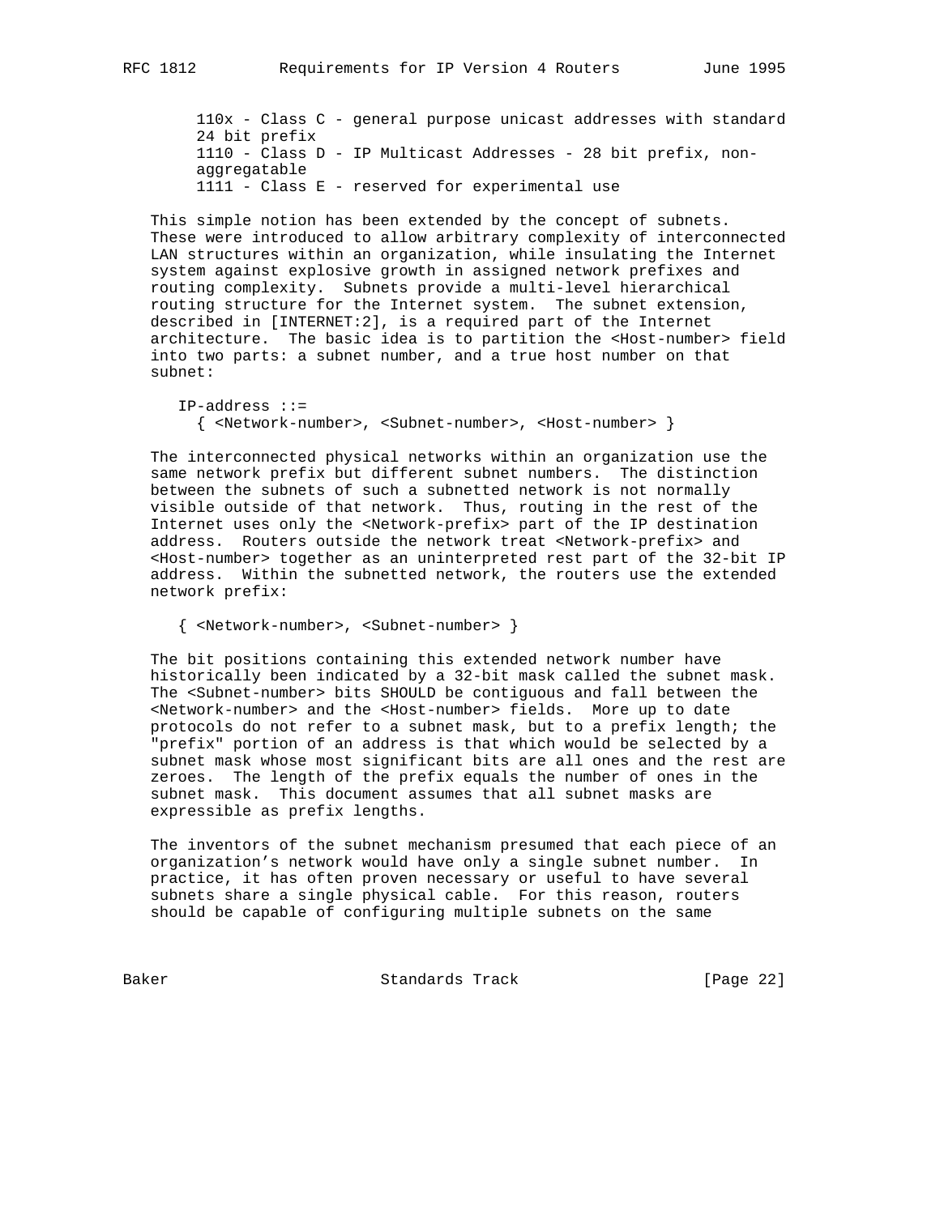110x - Class C - general purpose unicast addresses with standard 24 bit prefix
1110 - Class D - IP Multicast Addresses - 28 bit prefix, non-aggregatable
1111 - Class E - reserved for experimental use

This simple notion has been extended by the concept of subnets. These were introduced to allow arbitrary complexity of interconnected LAN structures within an organization, while insulating the Internet system against explosive growth in assigned network prefixes and routing complexity. Subnets provide a multi-level hierarchical routing structure for the Internet system. The subnet extension, described in [INTERNET:2], is a required part of the Internet architecture. The basic idea is to partition the <Host-number> field into two parts: a subnet number, and a true host number on that subnet:

```
IP-address ::=
  { <Network-number>, <Subnet-number>, <Host-number> }
```

The interconnected physical networks within an organization use the same network prefix but different subnet numbers. The distinction between the subnets of such a subnetted network is not normally visible outside of that network. Thus, routing in the rest of the Internet uses only the <Network-prefix> part of the IP destination address. Routers outside the network treat <Network-prefix> and <Host-number> together as an uninterpreted rest part of the 32-bit IP address. Within the subnetted network, the routers use the extended network prefix:

```
{ <Network-number>, <Subnet-number> }
```

The bit positions containing this extended network number have historically been indicated by a 32-bit mask called the subnet mask. The <Subnet-number> bits SHOULD be contiguous and fall between the <Network-number> and the <Host-number> fields. More up to date protocols do not refer to a subnet mask, but to a prefix length; the "prefix" portion of an address is that which would be selected by a subnet mask whose most significant bits are all ones and the rest are zeroes. The length of the prefix equals the number of ones in the subnet mask. This document assumes that all subnet masks are expressible as prefix lengths.

The inventors of the subnet mechanism presumed that each piece of an organization's network would have only a single subnet number. In practice, it has often proven necessary or useful to have several subnets share a single physical cable. For this reason, routers should be capable of configuring multiple subnets on the same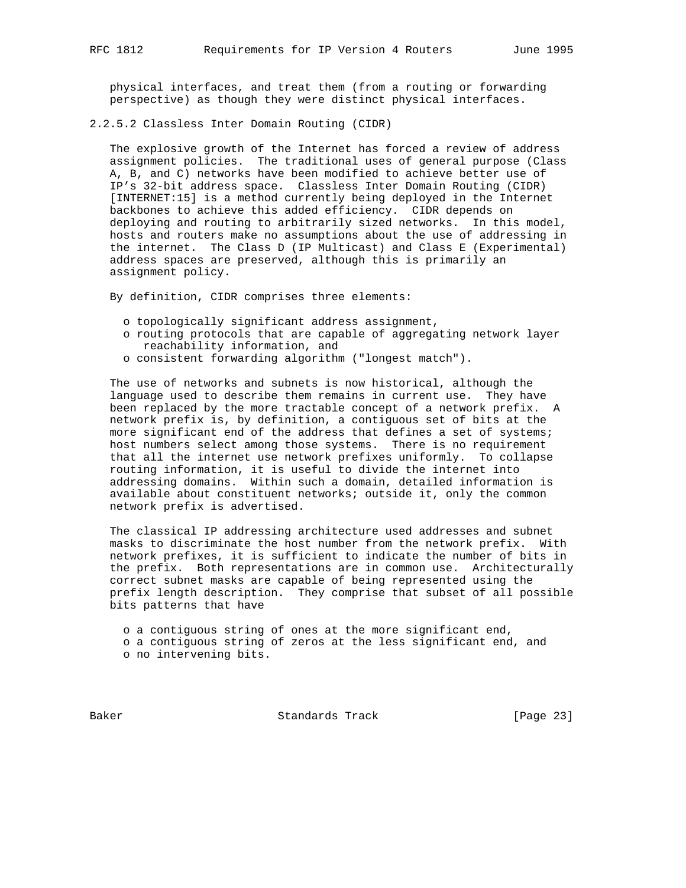physical interfaces, and treat them (from a routing or forwarding perspective) as though they were distinct physical interfaces.

### 2.2.5.2 Classless Inter Domain Routing (CIDR)

The explosive growth of the Internet has forced a review of address assignment policies. The traditional uses of general purpose (Class A, B, and C) networks have been modified to achieve better use of IP's 32-bit address space. Classless Inter Domain Routing (CIDR) [INTERNET:15] is a method currently being deployed in the Internet backbones to achieve this added efficiency. CIDR depends on deploying and routing to arbitrarily sized networks. In this model, hosts and routers make no assumptions about the use of addressing in the internet. The Class D (IP Multicast) and Class E (Experimental) address spaces are preserved, although this is primarily an assignment policy.

By definition, CIDR comprises three elements:

- topologically significant address assignment,
- routing protocols that are capable of aggregating network layer reachability information, and
- consistent forwarding algorithm ("longest match").

The use of networks and subnets is now historical, although the language used to describe them remains in current use. They have been replaced by the more tractable concept of a network prefix. A network prefix is, by definition, a contiguous set of bits at the more significant end of the address that defines a set of systems; host numbers select among those systems. There is no requirement that all the internet use network prefixes uniformly. To collapse routing information, it is useful to divide the internet into addressing domains. Within such a domain, detailed information is available about constituent networks; outside it, only the common network prefix is advertised.

The classical IP addressing architecture used addresses and subnet masks to discriminate the host number from the network prefix. With network prefixes, it is sufficient to indicate the number of bits in the prefix. Both representations are in common use. Architecturally correct subnet masks are capable of being represented using the prefix length description. They comprise that subset of all possible bits patterns that have

- a contiguous string of ones at the more significant end,
- a contiguous string of zeros at the less significant end, and
- no intervening bits.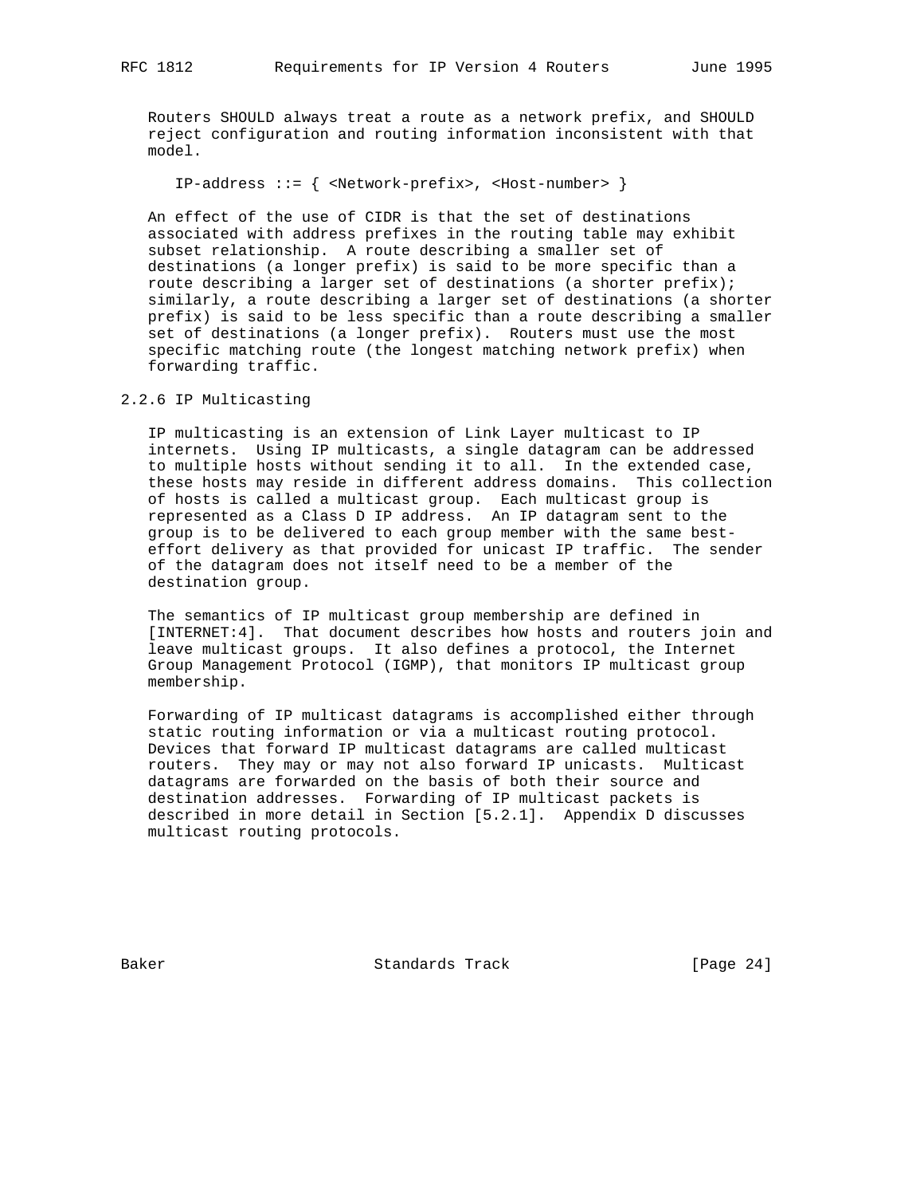Routers SHOULD always treat a route as a network prefix, and SHOULD reject configuration and routing information inconsistent with that model.

```
IP-address ::= { <Network-prefix>, <Host-number> }
```

An effect of the use of CIDR is that the set of destinations associated with address prefixes in the routing table may exhibit subset relationship. A route describing a smaller set of destinations (a longer prefix) is said to be more specific than a route describing a larger set of destinations (a shorter prefix); similarly, a route describing a larger set of destinations (a shorter prefix) is said to be less specific than a route describing a smaller set of destinations (a longer prefix). Routers must use the most specific matching route (the longest matching network prefix) when forwarding traffic.

### 2.2.6 IP Multicasting

IP multicasting is an extension of Link Layer multicast to IP internets. Using IP multicasts, a single datagram can be addressed to multiple hosts without sending it to all. In the extended case, these hosts may reside in different address domains. This collection of hosts is called a multicast group. Each multicast group is represented as a Class D IP address. An IP datagram sent to the group is to be delivered to each group member with the same best-effort delivery as that provided for unicast IP traffic. The sender of the datagram does not itself need to be a member of the destination group.

The semantics of IP multicast group membership are defined in [INTERNET:4]. That document describes how hosts and routers join and leave multicast groups. It also defines a protocol, the Internet Group Management Protocol (IGMP), that monitors IP multicast group membership.

Forwarding of IP multicast datagrams is accomplished either through static routing information or via a multicast routing protocol. Devices that forward IP multicast datagrams are called multicast routers. They may or may not also forward IP unicasts. Multicast datagrams are forwarded on the basis of both their source and destination addresses. Forwarding of IP multicast packets is described in more detail in Section [5.2.1]. Appendix D discusses multicast routing protocols.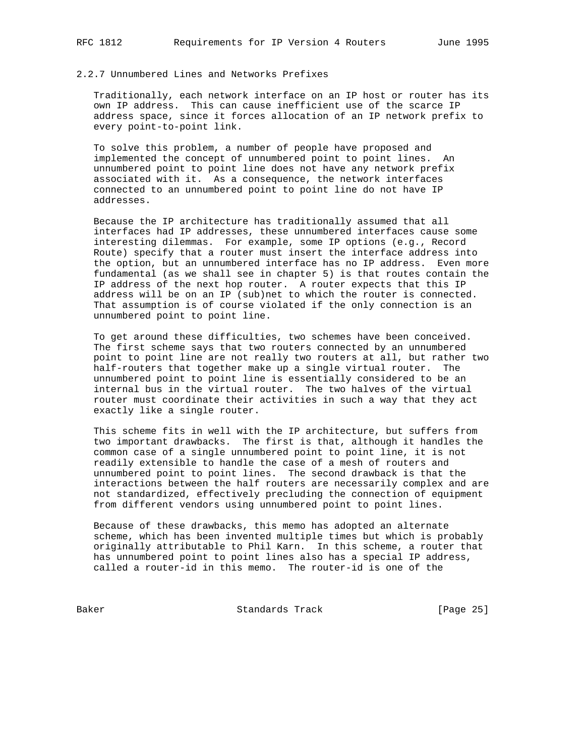### 2.2.7 Unnumbered Lines and Networks Prefixes

Traditionally, each network interface on an IP host or router has its own IP address. This can cause inefficient use of the scarce IP address space, since it forces allocation of an IP network prefix to every point-to-point link.

To solve this problem, a number of people have proposed and implemented the concept of unnumbered point to point lines. An unnumbered point to point line does not have any network prefix associated with it. As a consequence, the network interfaces connected to an unnumbered point to point line do not have IP addresses.

Because the IP architecture has traditionally assumed that all interfaces had IP addresses, these unnumbered interfaces cause some interesting dilemmas. For example, some IP options (e.g., Record Route) specify that a router must insert the interface address into the option, but an unnumbered interface has no IP address. Even more fundamental (as we shall see in chapter 5) is that routes contain the IP address of the next hop router. A router expects that this IP address will be on an IP (sub)net to which the router is connected. That assumption is of course violated if the only connection is an unnumbered point to point line.

To get around these difficulties, two schemes have been conceived. The first scheme says that two routers connected by an unnumbered point to point line are not really two routers at all, but rather two half-routers that together make up a single virtual router. The unnumbered point to point line is essentially considered to be an internal bus in the virtual router. The two halves of the virtual router must coordinate their activities in such a way that they act exactly like a single router.

This scheme fits in well with the IP architecture, but suffers from two important drawbacks. The first is that, although it handles the common case of a single unnumbered point to point line, it is not readily extensible to handle the case of a mesh of routers and unnumbered point to point lines. The second drawback is that the interactions between the half routers are necessarily complex and are not standardized, effectively precluding the connection of equipment from different vendors using unnumbered point to point lines.

Because of these drawbacks, this memo has adopted an alternate scheme, which has been invented multiple times but which is probably originally attributable to Phil Karn. In this scheme, a router that has unnumbered point to point lines also has a special IP address, called a router-id in this memo. The router-id is one of the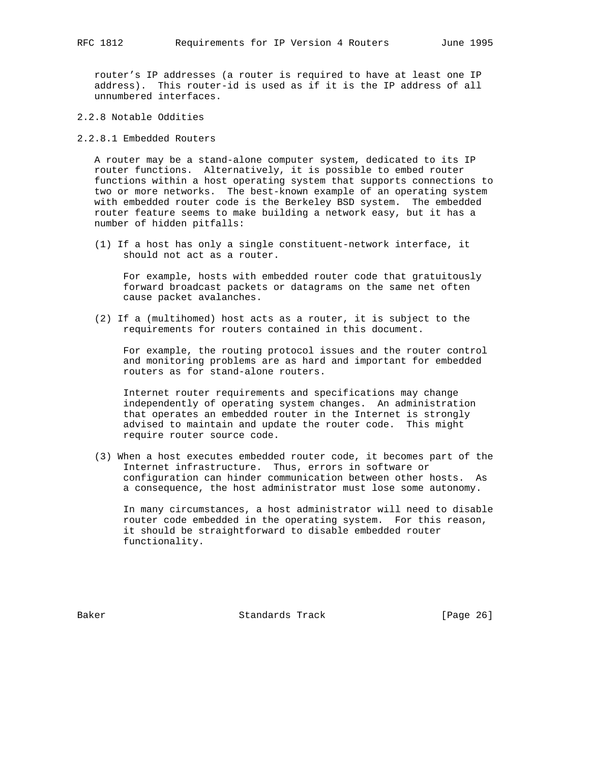router's IP addresses (a router is required to have at least one IP address). This router-id is used as if it is the IP address of all unnumbered interfaces.

### 2.2.8 Notable Oddities

#### 2.2.8.1 Embedded Routers

A router may be a stand-alone computer system, dedicated to its IP router functions. Alternatively, it is possible to embed router functions within a host operating system that supports connections to two or more networks. The best-known example of an operating system with embedded router code is the Berkeley BSD system. The embedded router feature seems to make building a network easy, but it has a number of hidden pitfalls:

(1) If a host has only a single constituent-network interface, it should not act as a router.

For example, hosts with embedded router code that gratuitously forward broadcast packets or datagrams on the same net often cause packet avalanches.

(2) If a (multihomed) host acts as a router, it is subject to the requirements for routers contained in this document.

For example, the routing protocol issues and the router control and monitoring problems are as hard and important for embedded routers as for stand-alone routers.

Internet router requirements and specifications may change independently of operating system changes. An administration that operates an embedded router in the Internet is strongly advised to maintain and update the router code. This might require router source code.

(3) When a host executes embedded router code, it becomes part of the Internet infrastructure. Thus, errors in software or configuration can hinder communication between other hosts. As a consequence, the host administrator must lose some autonomy.

In many circumstances, a host administrator will need to disable router code embedded in the operating system. For this reason, it should be straightforward to disable embedded router functionality.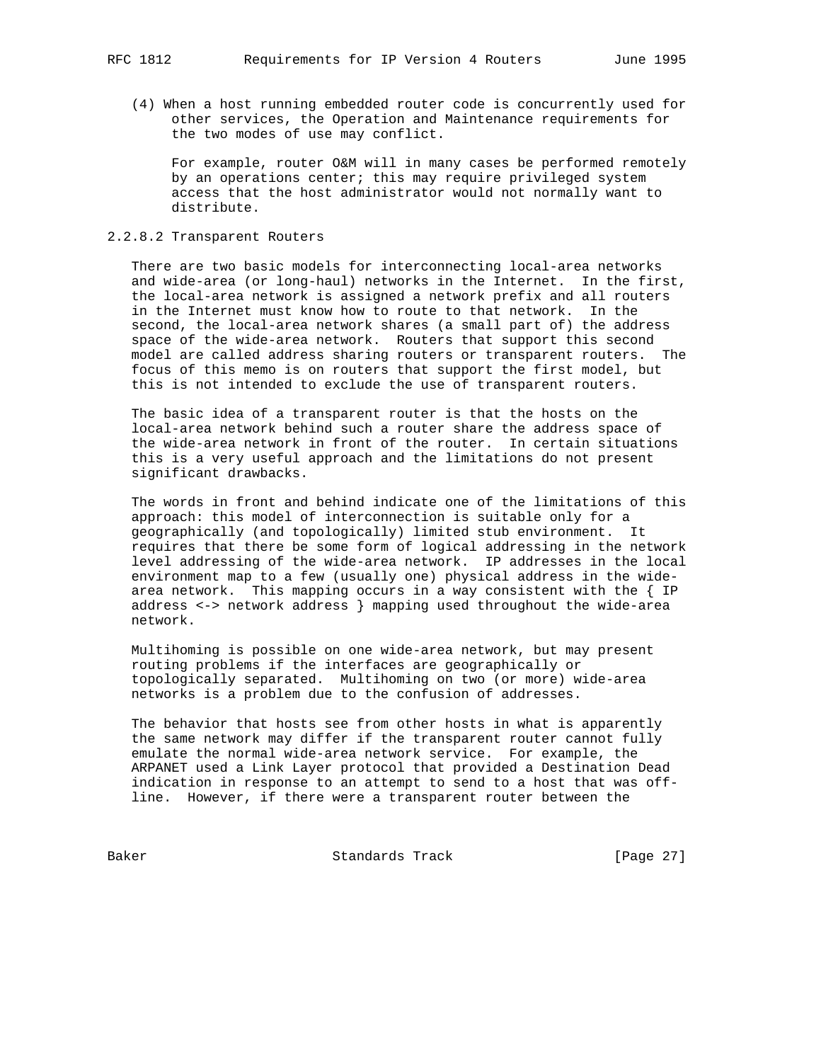(4) When a host running embedded router code is concurrently used for other services, the Operation and Maintenance requirements for the two modes of use may conflict.

For example, router O&M will in many cases be performed remotely by an operations center; this may require privileged system access that the host administrator would not normally want to distribute.

### 2.2.8.2 Transparent Routers

There are two basic models for interconnecting local-area networks and wide-area (or long-haul) networks in the Internet. In the first, the local-area network is assigned a network prefix and all routers in the Internet must know how to route to that network. In the second, the local-area network shares (a small part of) the address space of the wide-area network. Routers that support this second model are called address sharing routers or transparent routers. The focus of this memo is on routers that support the first model, but this is not intended to exclude the use of transparent routers.

The basic idea of a transparent router is that the hosts on the local-area network behind such a router share the address space of the wide-area network in front of the router. In certain situations this is a very useful approach and the limitations do not present significant drawbacks.

The words in front and behind indicate one of the limitations of this approach: this model of interconnection is suitable only for a geographically (and topologically) limited stub environment. It requires that there be some form of logical addressing in the network level addressing of the wide-area network. IP addresses in the local environment map to a few (usually one) physical address in the wide-area network. This mapping occurs in a way consistent with the { IP address <-> network address } mapping used throughout the wide-area network.

Multihoming is possible on one wide-area network, but may present routing problems if the interfaces are geographically or topologically separated. Multihoming on two (or more) wide-area networks is a problem due to the confusion of addresses.

The behavior that hosts see from other hosts in what is apparently the same network may differ if the transparent router cannot fully emulate the normal wide-area network service. For example, the ARPANET used a Link Layer protocol that provided a Destination Dead indication in response to an attempt to send to a host that was off-line. However, if there were a transparent router between the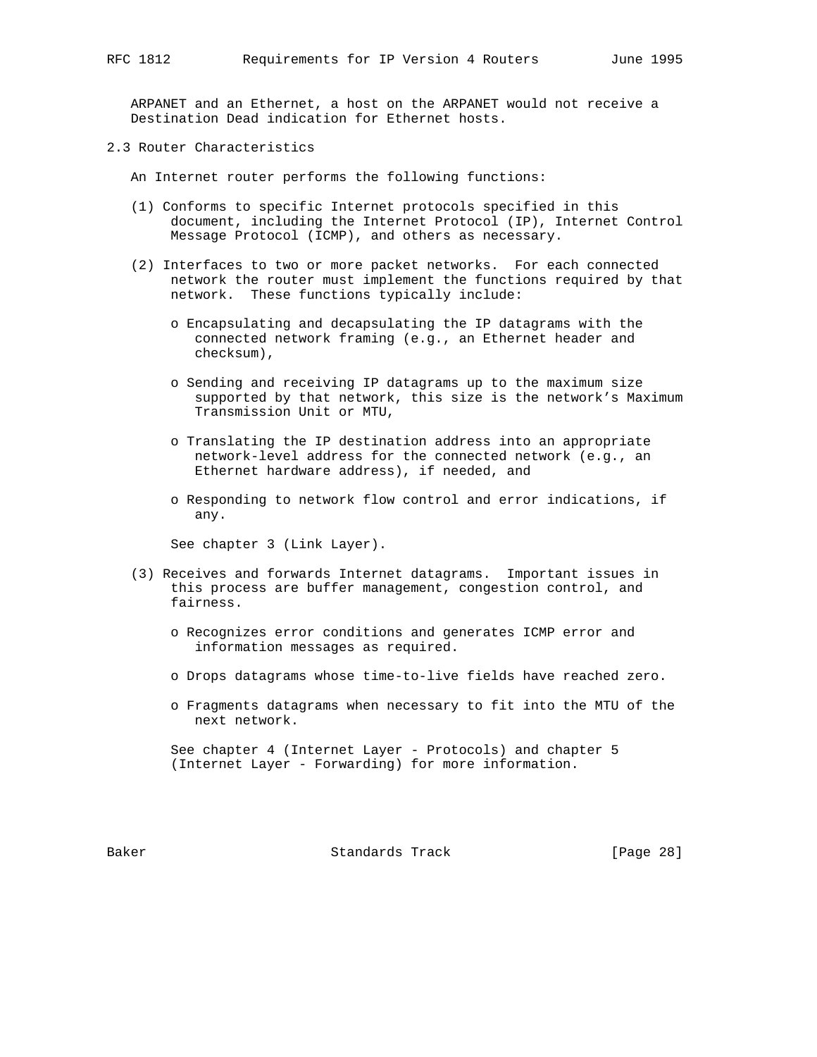ARPANET and an Ethernet, a host on the ARPANET would not receive a Destination Dead indication for Ethernet hosts.

## 2.3 Router Characteristics

An Internet router performs the following functions:

(1) Conforms to specific Internet protocols specified in this document, including the Internet Protocol (IP), Internet Control Message Protocol (ICMP), and others as necessary.

(2) Interfaces to two or more packet networks. For each connected network the router must implement the functions required by that network. These functions typically include:

- o Encapsulating and decapsulating the IP datagrams with the connected network framing (e.g., an Ethernet header and checksum),

- o Sending and receiving IP datagrams up to the maximum size supported by that network, this size is the network's Maximum Transmission Unit or MTU,

- o Translating the IP destination address into an appropriate network-level address for the connected network (e.g., an Ethernet hardware address), if needed, and

- o Responding to network flow control and error indications, if any.

See chapter 3 (Link Layer).

(3) Receives and forwards Internet datagrams. Important issues in this process are buffer management, congestion control, and fairness.

- o Recognizes error conditions and generates ICMP error and information messages as required.

- o Drops datagrams whose time-to-live fields have reached zero.

- o Fragments datagrams when necessary to fit into the MTU of the next network.

See chapter 4 (Internet Layer - Protocols) and chapter 5 (Internet Layer - Forwarding) for more information.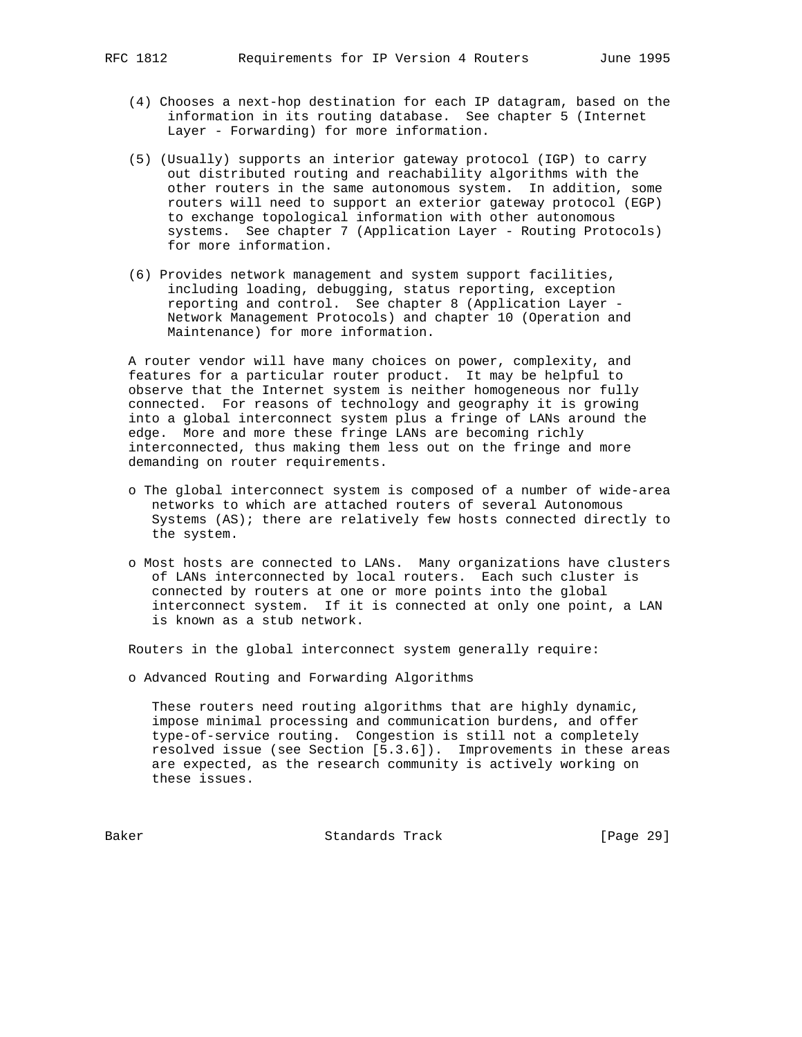(4) Chooses a next-hop destination for each IP datagram, based on the information in its routing database. See chapter 5 (Internet Layer - Forwarding) for more information.

(5) (Usually) supports an interior gateway protocol (IGP) to carry out distributed routing and reachability algorithms with the other routers in the same autonomous system. In addition, some routers will need to support an exterior gateway protocol (EGP) to exchange topological information with other autonomous systems. See chapter 7 (Application Layer - Routing Protocols) for more information.

(6) Provides network management and system support facilities, including loading, debugging, status reporting, exception reporting and control. See chapter 8 (Application Layer - Network Management Protocols) and chapter 10 (Operation and Maintenance) for more information.

A router vendor will have many choices on power, complexity, and features for a particular router product. It may be helpful to observe that the Internet system is neither homogeneous nor fully connected. For reasons of technology and geography it is growing into a global interconnect system plus a fringe of LANs around the edge. More and more these fringe LANs are becoming richly interconnected, thus making them less out on the fringe and more demanding on router requirements.

- The global interconnect system is composed of a number of wide-area networks to which are attached routers of several Autonomous Systems (AS); there are relatively few hosts connected directly to the system.

- Most hosts are connected to LANs. Many organizations have clusters of LANs interconnected by local routers. Each such cluster is connected by routers at one or more points into the global interconnect system. If it is connected at only one point, a LAN is known as a stub network.

Routers in the global interconnect system generally require:

- Advanced Routing and Forwarding Algorithms

  These routers need routing algorithms that are highly dynamic, impose minimal processing and communication burdens, and offer type-of-service routing. Congestion is still not a completely resolved issue (see Section [5.3.6]). Improvements in these areas are expected, as the research community is actively working on these issues.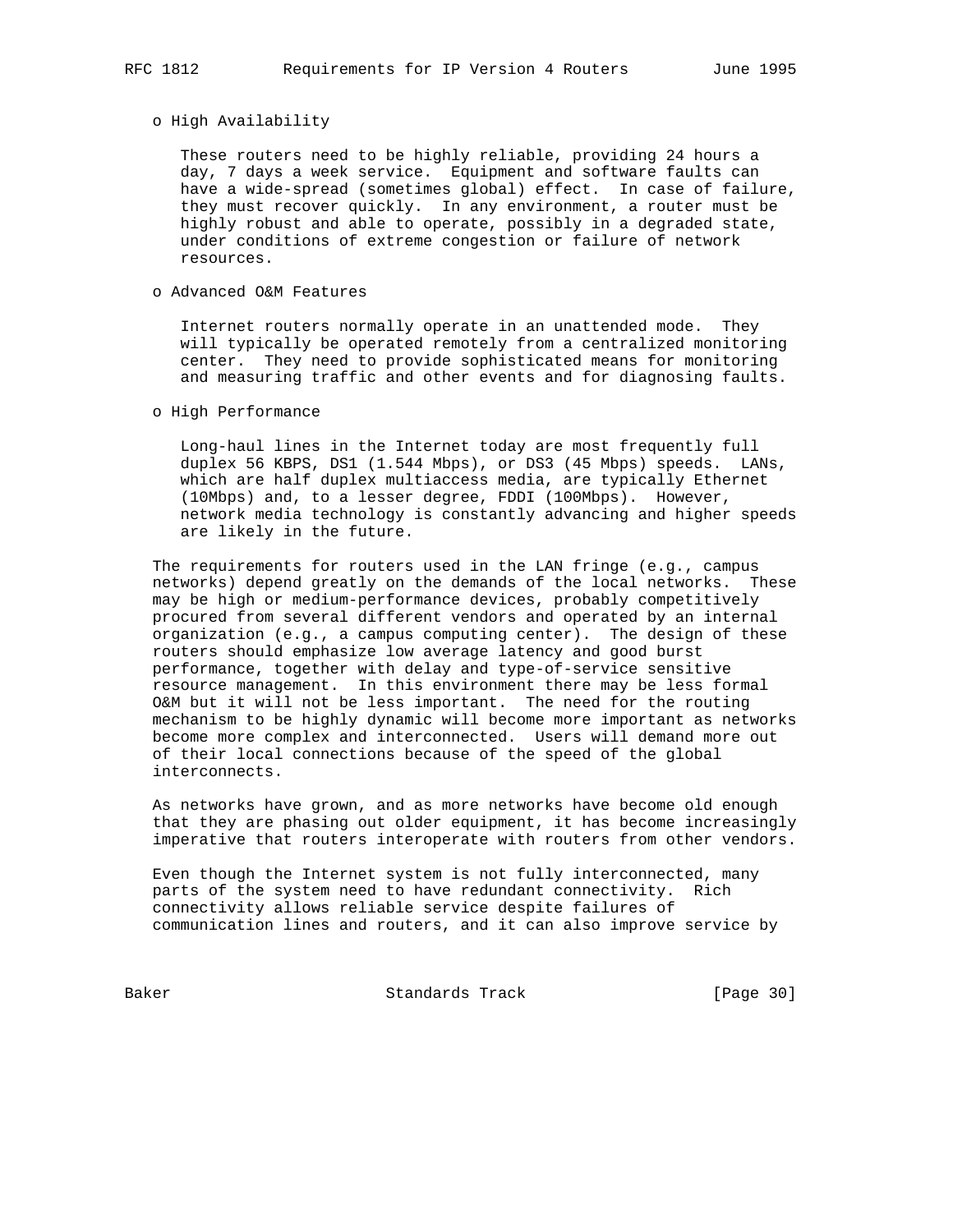- High Availability

  These routers need to be highly reliable, providing 24 hours a day, 7 days a week service. Equipment and software faults can have a wide-spread (sometimes global) effect. In case of failure, they must recover quickly. In any environment, a router must be highly robust and able to operate, possibly in a degraded state, under conditions of extreme congestion or failure of network resources.

- Advanced O&M Features

  Internet routers normally operate in an unattended mode. They will typically be operated remotely from a centralized monitoring center. They need to provide sophisticated means for monitoring and measuring traffic and other events and for diagnosing faults.

- High Performance

  Long-haul lines in the Internet today are most frequently full duplex 56 KBPS, DS1 (1.544 Mbps), or DS3 (45 Mbps) speeds. LANs, which are half duplex multiaccess media, are typically Ethernet (10Mbps) and, to a lesser degree, FDDI (100Mbps). However, network media technology is constantly advancing and higher speeds are likely in the future.

The requirements for routers used in the LAN fringe (e.g., campus networks) depend greatly on the demands of the local networks. These may be high or medium-performance devices, probably competitively procured from several different vendors and operated by an internal organization (e.g., a campus computing center). The design of these routers should emphasize low average latency and good burst performance, together with delay and type-of-service sensitive resource management. In this environment there may be less formal O&M but it will not be less important. The need for the routing mechanism to be highly dynamic will become more important as networks become more complex and interconnected. Users will demand more out of their local connections because of the speed of the global interconnects.

As networks have grown, and as more networks have become old enough that they are phasing out older equipment, it has become increasingly imperative that routers interoperate with routers from other vendors.

Even though the Internet system is not fully interconnected, many parts of the system need to have redundant connectivity. Rich connectivity allows reliable service despite failures of communication lines and routers, and it can also improve service by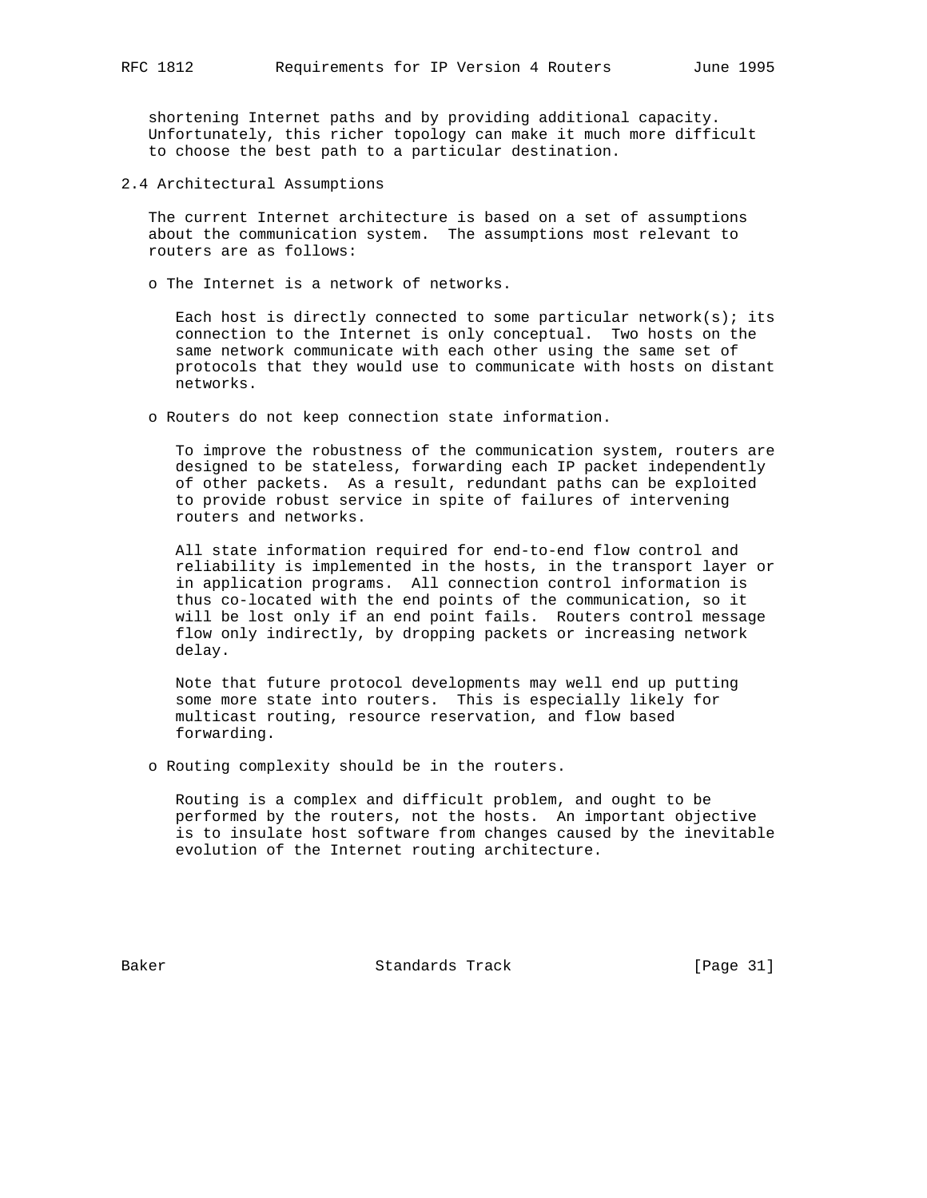shortening Internet paths and by providing additional capacity. Unfortunately, this richer topology can make it much more difficult to choose the best path to a particular destination.

### 2.4 Architectural Assumptions

The current Internet architecture is based on a set of assumptions about the communication system. The assumptions most relevant to routers are as follows:

- The Internet is a network of networks.

  Each host is directly connected to some particular network(s); its connection to the Internet is only conceptual. Two hosts on the same network communicate with each other using the same set of protocols that they would use to communicate with hosts on distant networks.

- Routers do not keep connection state information.

  To improve the robustness of the communication system, routers are designed to be stateless, forwarding each IP packet independently of other packets. As a result, redundant paths can be exploited to provide robust service in spite of failures of intervening routers and networks.

  All state information required for end-to-end flow control and reliability is implemented in the hosts, in the transport layer or in application programs. All connection control information is thus co-located with the end points of the communication, so it will be lost only if an end point fails. Routers control message flow only indirectly, by dropping packets or increasing network delay.

  Note that future protocol developments may well end up putting some more state into routers. This is especially likely for multicast routing, resource reservation, and flow based forwarding.

- Routing complexity should be in the routers.

  Routing is a complex and difficult problem, and ought to be performed by the routers, not the hosts. An important objective is to insulate host software from changes caused by the inevitable evolution of the Internet routing architecture.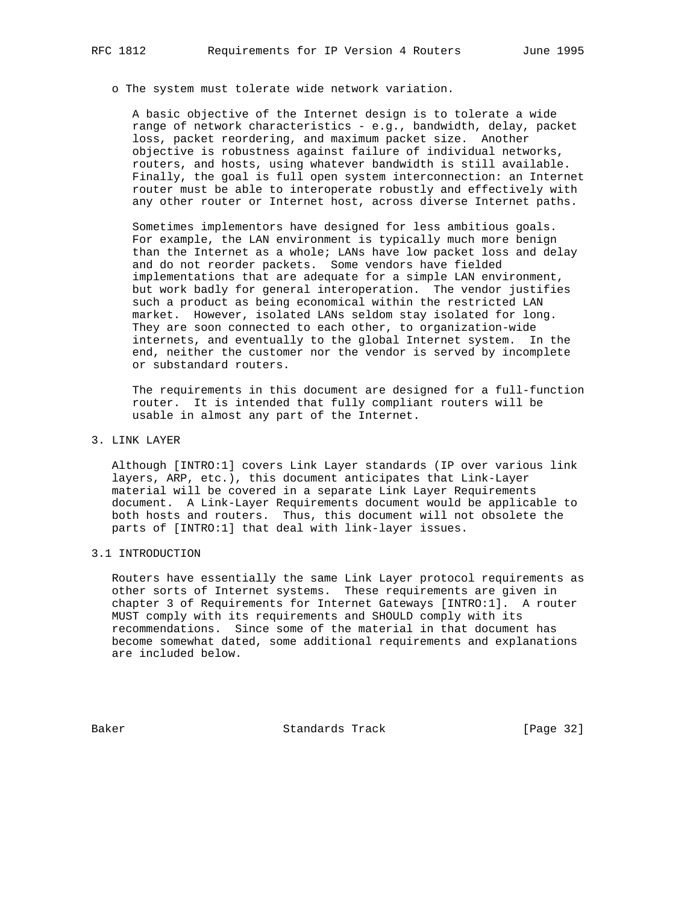- The system must tolerate wide network variation.

  A basic objective of the Internet design is to tolerate a wide range of network characteristics - e.g., bandwidth, delay, packet loss, packet reordering, and maximum packet size. Another objective is robustness against failure of individual networks, routers, and hosts, using whatever bandwidth is still available. Finally, the goal is full open system interconnection: an Internet router must be able to interoperate robustly and effectively with any other router or Internet host, across diverse Internet paths.

  Sometimes implementors have designed for less ambitious goals. For example, the LAN environment is typically much more benign than the Internet as a whole; LANs have low packet loss and delay and do not reorder packets. Some vendors have fielded implementations that are adequate for a simple LAN environment, but work badly for general interoperation. The vendor justifies such a product as being economical within the restricted LAN market. However, isolated LANs seldom stay isolated for long. They are soon connected to each other, to organization-wide internets, and eventually to the global Internet system. In the end, neither the customer nor the vendor is served by incomplete or substandard routers.

  The requirements in this document are designed for a full-function router. It is intended that fully compliant routers will be usable in almost any part of the Internet.

# 3. LINK LAYER

Although [INTRO:1] covers Link Layer standards (IP over various link layers, ARP, etc.), this document anticipates that Link-Layer material will be covered in a separate Link Layer Requirements document. A Link-Layer Requirements document would be applicable to both hosts and routers. Thus, this document will not obsolete the parts of [INTRO:1] that deal with link-layer issues.

## 3.1 INTRODUCTION

Routers have essentially the same Link Layer protocol requirements as other sorts of Internet systems. These requirements are given in chapter 3 of Requirements for Internet Gateways [INTRO:1]. A router MUST comply with its requirements and SHOULD comply with its recommendations. Since some of the material in that document has become somewhat dated, some additional requirements and explanations are included below.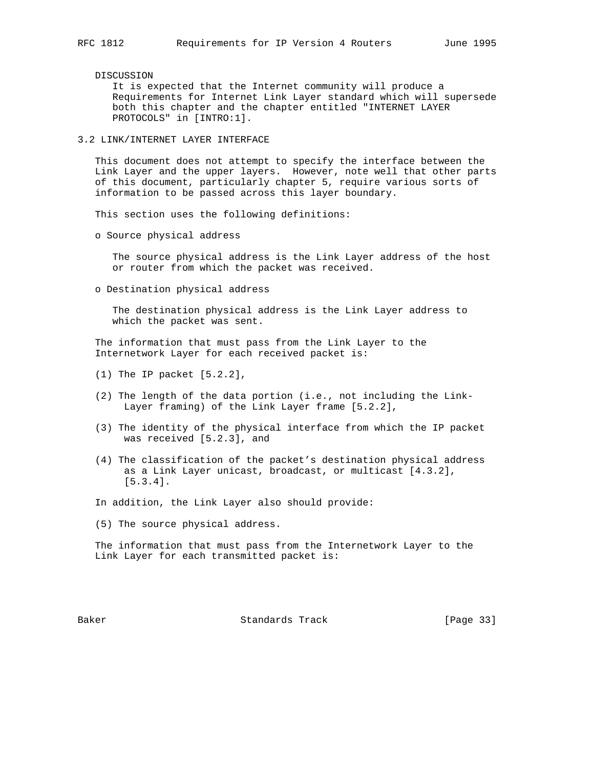DISCUSSION

It is expected that the Internet community will produce a Requirements for Internet Link Layer standard which will supersede both this chapter and the chapter entitled "INTERNET LAYER PROTOCOLS" in [INTRO:1].

### 3.2 LINK/INTERNET LAYER INTERFACE

This document does not attempt to specify the interface between the Link Layer and the upper layers. However, note well that other parts of this document, particularly chapter 5, require various sorts of information to be passed across this layer boundary.

This section uses the following definitions:

- Source physical address

  The source physical address is the Link Layer address of the host or router from which the packet was received.

- Destination physical address

  The destination physical address is the Link Layer address to which the packet was sent.

The information that must pass from the Link Layer to the Internetwork Layer for each received packet is:

(1) The IP packet [5.2.2],

(2) The length of the data portion (i.e., not including the Link-Layer framing) of the Link Layer frame [5.2.2],

(3) The identity of the physical interface from which the IP packet was received [5.2.3], and

(4) The classification of the packet's destination physical address as a Link Layer unicast, broadcast, or multicast [4.3.2], [5.3.4].

In addition, the Link Layer also should provide:

(5) The source physical address.

The information that must pass from the Internetwork Layer to the Link Layer for each transmitted packet is: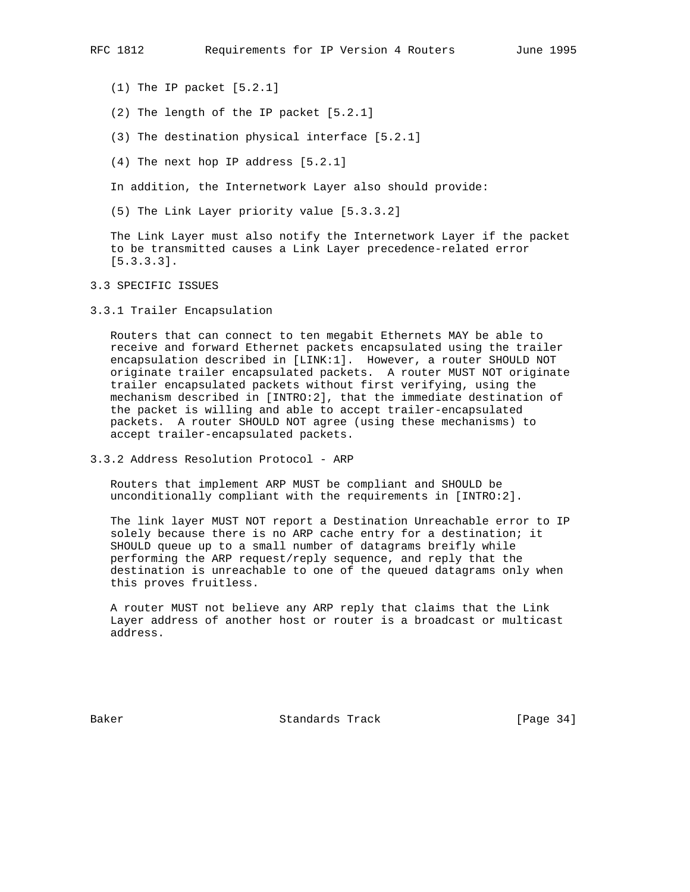(1) The IP packet [5.2.1]

(2) The length of the IP packet [5.2.1]

(3) The destination physical interface [5.2.1]

(4) The next hop IP address [5.2.1]

In addition, the Internetwork Layer also should provide:

(5) The Link Layer priority value [5.3.3.2]

The Link Layer must also notify the Internetwork Layer if the packet to be transmitted causes a Link Layer precedence-related error [5.3.3.3].

## 3.3 SPECIFIC ISSUES

### 3.3.1 Trailer Encapsulation

Routers that can connect to ten megabit Ethernets MAY be able to receive and forward Ethernet packets encapsulated using the trailer encapsulation described in [LINK:1]. However, a router SHOULD NOT originate trailer encapsulated packets. A router MUST NOT originate trailer encapsulated packets without first verifying, using the mechanism described in [INTRO:2], that the immediate destination of the packet is willing and able to accept trailer-encapsulated packets. A router SHOULD NOT agree (using these mechanisms) to accept trailer-encapsulated packets.

### 3.3.2 Address Resolution Protocol - ARP

Routers that implement ARP MUST be compliant and SHOULD be unconditionally compliant with the requirements in [INTRO:2].

The link layer MUST NOT report a Destination Unreachable error to IP solely because there is no ARP cache entry for a destination; it SHOULD queue up to a small number of datagrams breifly while performing the ARP request/reply sequence, and reply that the destination is unreachable to one of the queued datagrams only when this proves fruitless.

A router MUST not believe any ARP reply that claims that the Link Layer address of another host or router is a broadcast or multicast address.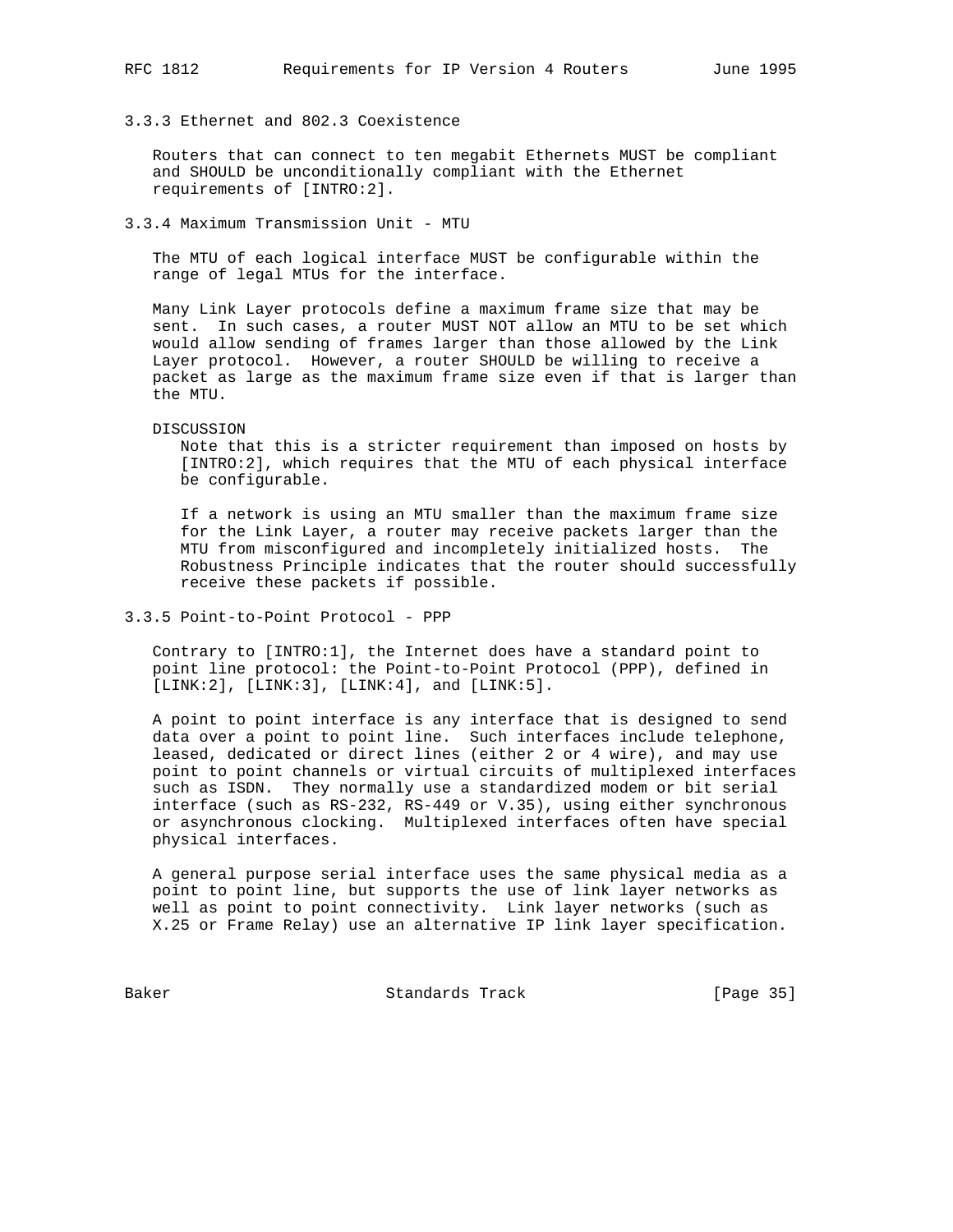### 3.3.3 Ethernet and 802.3 Coexistence

Routers that can connect to ten megabit Ethernets MUST be compliant and SHOULD be unconditionally compliant with the Ethernet requirements of [INTRO:2].

### 3.3.4 Maximum Transmission Unit - MTU

The MTU of each logical interface MUST be configurable within the range of legal MTUs for the interface.

Many Link Layer protocols define a maximum frame size that may be sent. In such cases, a router MUST NOT allow an MTU to be set which would allow sending of frames larger than those allowed by the Link Layer protocol. However, a router SHOULD be willing to receive a packet as large as the maximum frame size even if that is larger than the MTU.

DISCUSSION

Note that this is a stricter requirement than imposed on hosts by [INTRO:2], which requires that the MTU of each physical interface be configurable.

If a network is using an MTU smaller than the maximum frame size for the Link Layer, a router may receive packets larger than the MTU from misconfigured and incompletely initialized hosts. The Robustness Principle indicates that the router should successfully receive these packets if possible.

### 3.3.5 Point-to-Point Protocol - PPP

Contrary to [INTRO:1], the Internet does have a standard point to point line protocol: the Point-to-Point Protocol (PPP), defined in [LINK:2], [LINK:3], [LINK:4], and [LINK:5].

A point to point interface is any interface that is designed to send data over a point to point line. Such interfaces include telephone, leased, dedicated or direct lines (either 2 or 4 wire), and may use point to point channels or virtual circuits of multiplexed interfaces such as ISDN. They normally use a standardized modem or bit serial interface (such as RS-232, RS-449 or V.35), using either synchronous or asynchronous clocking. Multiplexed interfaces often have special physical interfaces.

A general purpose serial interface uses the same physical media as a point to point line, but supports the use of link layer networks as well as point to point connectivity. Link layer networks (such as X.25 or Frame Relay) use an alternative IP link layer specification.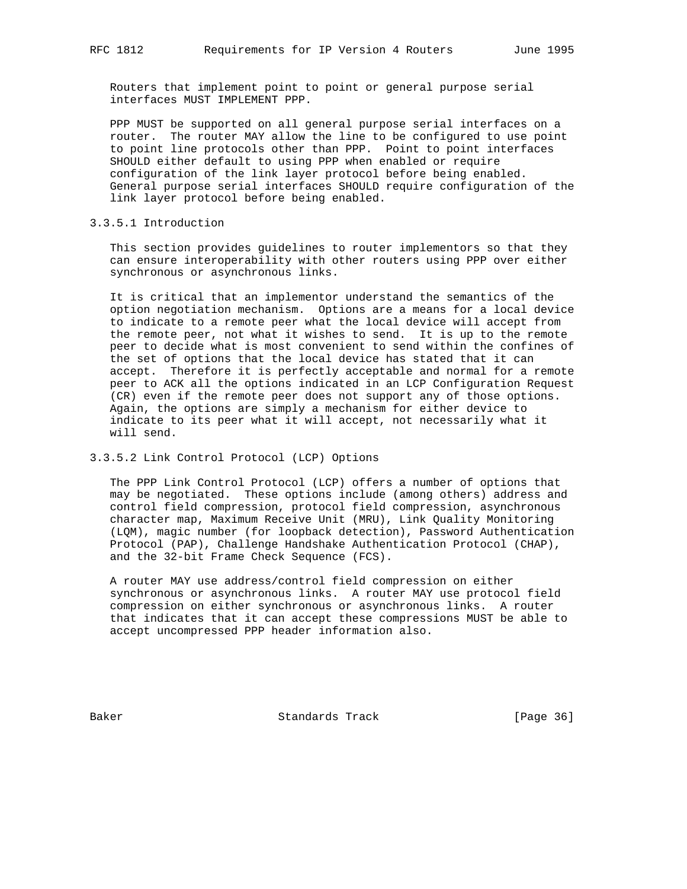Routers that implement point to point or general purpose serial interfaces MUST IMPLEMENT PPP.

PPP MUST be supported on all general purpose serial interfaces on a router. The router MAY allow the line to be configured to use point to point line protocols other than PPP. Point to point interfaces SHOULD either default to using PPP when enabled or require configuration of the link layer protocol before being enabled. General purpose serial interfaces SHOULD require configuration of the link layer protocol before being enabled.

### 3.3.5.1 Introduction

This section provides guidelines to router implementors so that they can ensure interoperability with other routers using PPP over either synchronous or asynchronous links.

It is critical that an implementor understand the semantics of the option negotiation mechanism. Options are a means for a local device to indicate to a remote peer what the local device will accept from the remote peer, not what it wishes to send. It is up to the remote peer to decide what is most convenient to send within the confines of the set of options that the local device has stated that it can accept. Therefore it is perfectly acceptable and normal for a remote peer to ACK all the options indicated in an LCP Configuration Request (CR) even if the remote peer does not support any of those options. Again, the options are simply a mechanism for either device to indicate to its peer what it will accept, not necessarily what it will send.

### 3.3.5.2 Link Control Protocol (LCP) Options

The PPP Link Control Protocol (LCP) offers a number of options that may be negotiated. These options include (among others) address and control field compression, protocol field compression, asynchronous character map, Maximum Receive Unit (MRU), Link Quality Monitoring (LQM), magic number (for loopback detection), Password Authentication Protocol (PAP), Challenge Handshake Authentication Protocol (CHAP), and the 32-bit Frame Check Sequence (FCS).

A router MAY use address/control field compression on either synchronous or asynchronous links. A router MAY use protocol field compression on either synchronous or asynchronous links. A router that indicates that it can accept these compressions MUST be able to accept uncompressed PPP header information also.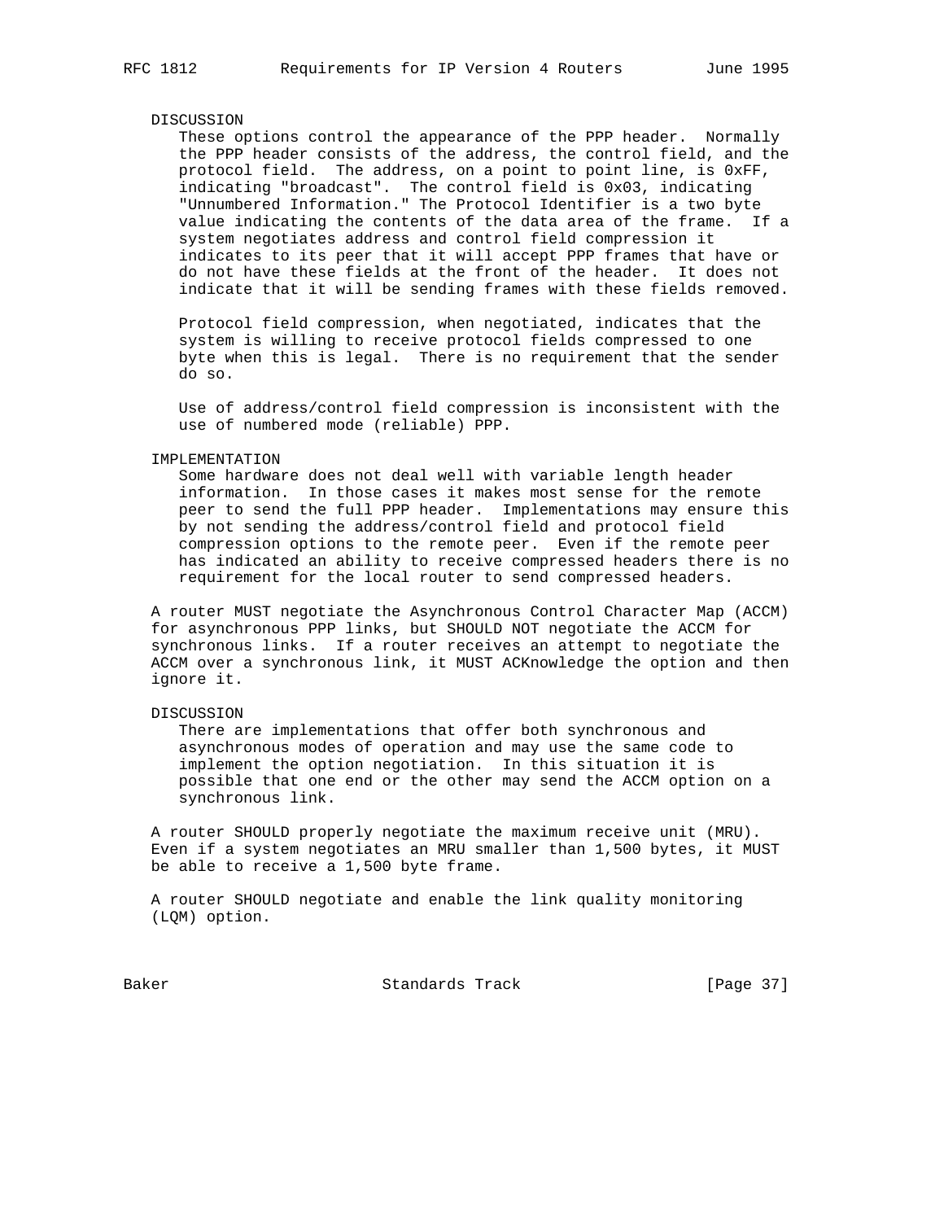DISCUSSION

These options control the appearance of the PPP header. Normally the PPP header consists of the address, the control field, and the protocol field. The address, on a point to point line, is 0xFF, indicating "broadcast". The control field is 0x03, indicating "Unnumbered Information." The Protocol Identifier is a two byte value indicating the contents of the data area of the frame. If a system negotiates address and control field compression it indicates to its peer that it will accept PPP frames that have or do not have these fields at the front of the header. It does not indicate that it will be sending frames with these fields removed.

Protocol field compression, when negotiated, indicates that the system is willing to receive protocol fields compressed to one byte when this is legal. There is no requirement that the sender do so.

Use of address/control field compression is inconsistent with the use of numbered mode (reliable) PPP.

IMPLEMENTATION

Some hardware does not deal well with variable length header information. In those cases it makes most sense for the remote peer to send the full PPP header. Implementations may ensure this by not sending the address/control field and protocol field compression options to the remote peer. Even if the remote peer has indicated an ability to receive compressed headers there is no requirement for the local router to send compressed headers.

A router MUST negotiate the Asynchronous Control Character Map (ACCM) for asynchronous PPP links, but SHOULD NOT negotiate the ACCM for synchronous links. If a router receives an attempt to negotiate the ACCM over a synchronous link, it MUST ACKnowledge the option and then ignore it.

DISCUSSION

There are implementations that offer both synchronous and asynchronous modes of operation and may use the same code to implement the option negotiation. In this situation it is possible that one end or the other may send the ACCM option on a synchronous link.

A router SHOULD properly negotiate the maximum receive unit (MRU). Even if a system negotiates an MRU smaller than 1,500 bytes, it MUST be able to receive a 1,500 byte frame.

A router SHOULD negotiate and enable the link quality monitoring (LQM) option.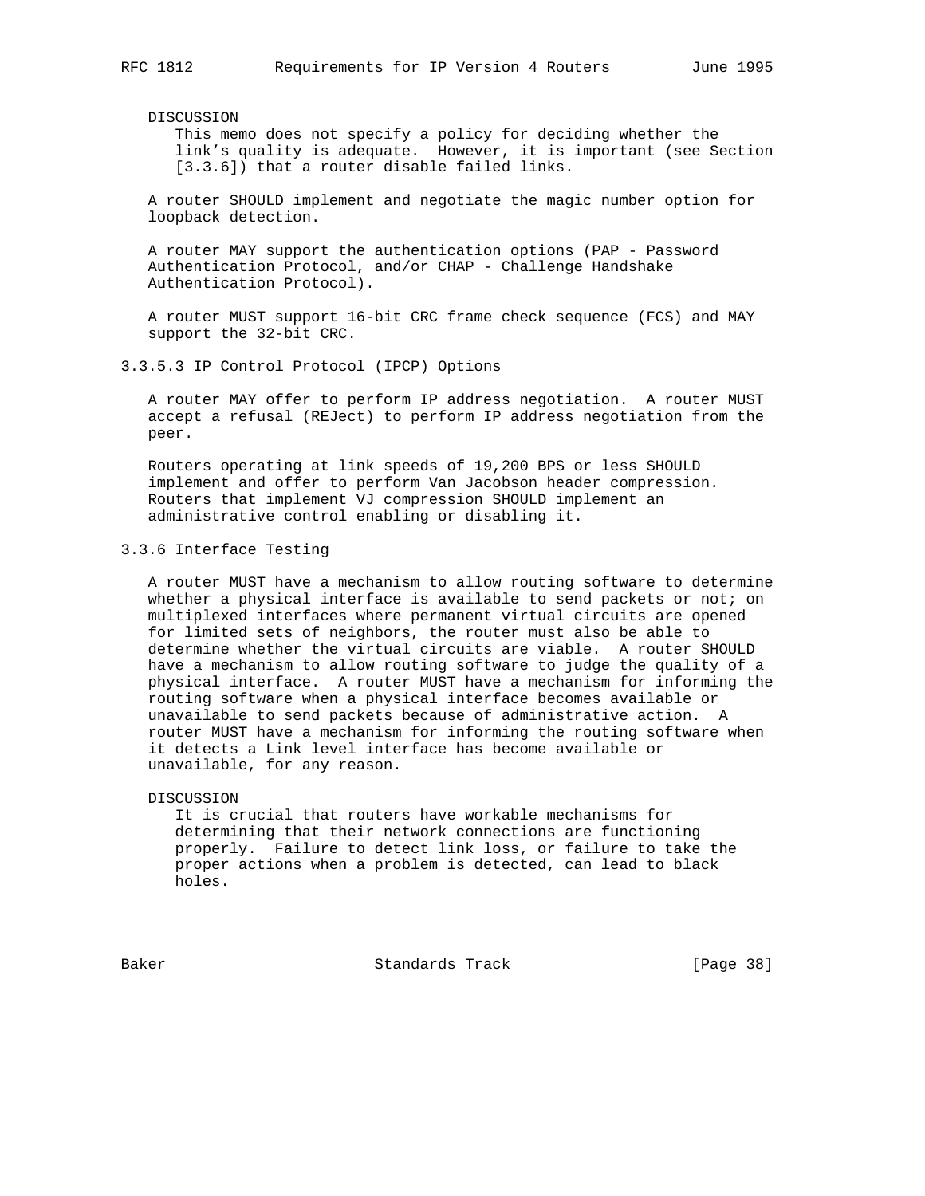DISCUSSION
This memo does not specify a policy for deciding whether the link's quality is adequate. However, it is important (see Section [3.3.6]) that a router disable failed links.

A router SHOULD implement and negotiate the magic number option for loopback detection.

A router MAY support the authentication options (PAP - Password Authentication Protocol, and/or CHAP - Challenge Handshake Authentication Protocol).

A router MUST support 16-bit CRC frame check sequence (FCS) and MAY support the 32-bit CRC.

#### 3.3.5.3 IP Control Protocol (IPCP) Options

A router MAY offer to perform IP address negotiation. A router MUST accept a refusal (REJect) to perform IP address negotiation from the peer.

Routers operating at link speeds of 19,200 BPS or less SHOULD implement and offer to perform Van Jacobson header compression. Routers that implement VJ compression SHOULD implement an administrative control enabling or disabling it.

### 3.3.6 Interface Testing

A router MUST have a mechanism to allow routing software to determine whether a physical interface is available to send packets or not; on multiplexed interfaces where permanent virtual circuits are opened for limited sets of neighbors, the router must also be able to determine whether the virtual circuits are viable. A router SHOULD have a mechanism to allow routing software to judge the quality of a physical interface. A router MUST have a mechanism for informing the routing software when a physical interface becomes available or unavailable to send packets because of administrative action. A router MUST have a mechanism for informing the routing software when it detects a Link level interface has become available or unavailable, for any reason.

DISCUSSION
It is crucial that routers have workable mechanisms for determining that their network connections are functioning properly. Failure to detect link loss, or failure to take the proper actions when a problem is detected, can lead to black holes.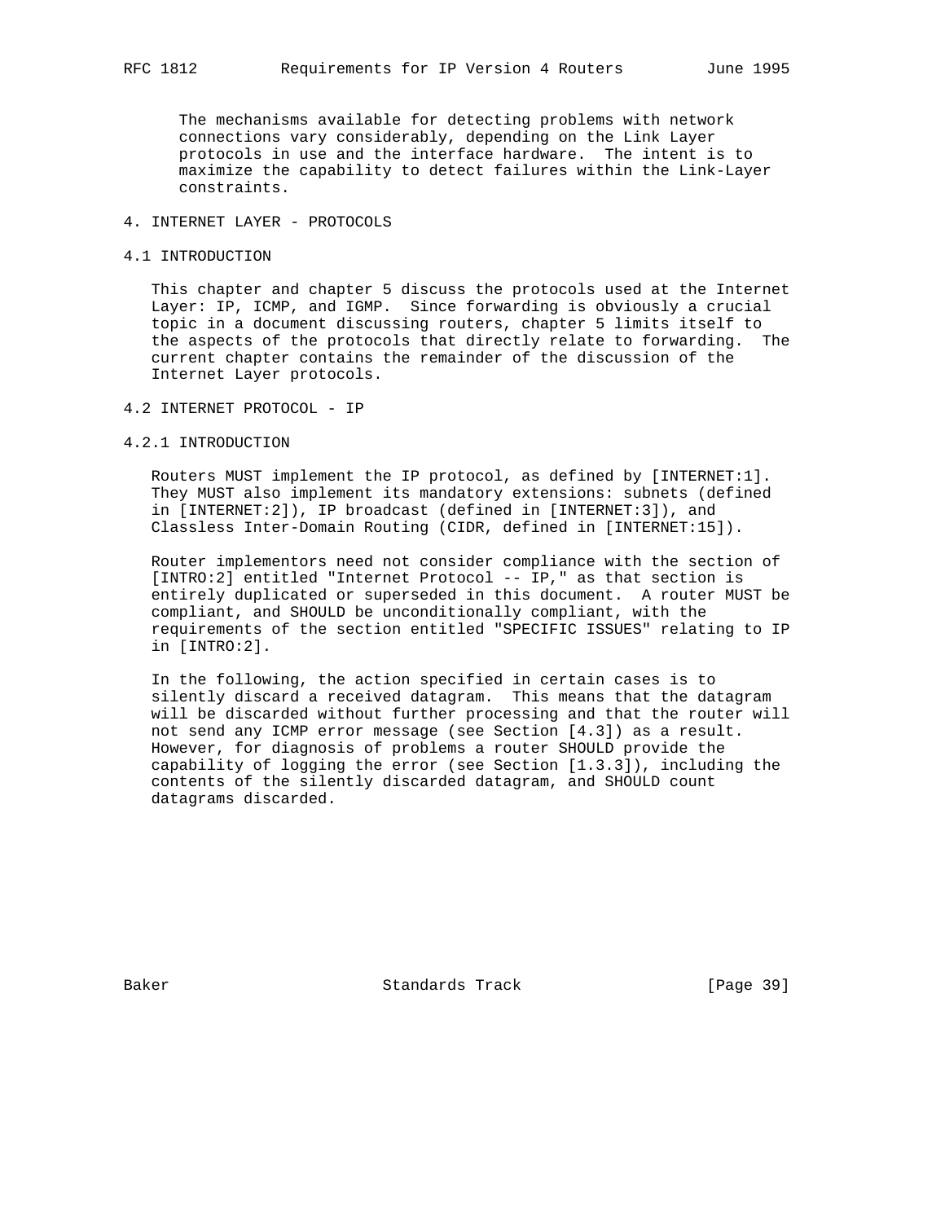The mechanisms available for detecting problems with network connections vary considerably, depending on the Link Layer protocols in use and the interface hardware. The intent is to maximize the capability to detect failures within the Link-Layer constraints.

# 4. INTERNET LAYER - PROTOCOLS

## 4.1 INTRODUCTION

This chapter and chapter 5 discuss the protocols used at the Internet Layer: IP, ICMP, and IGMP. Since forwarding is obviously a crucial topic in a document discussing routers, chapter 5 limits itself to the aspects of the protocols that directly relate to forwarding. The current chapter contains the remainder of the discussion of the Internet Layer protocols.

## 4.2 INTERNET PROTOCOL - IP

### 4.2.1 INTRODUCTION

Routers MUST implement the IP protocol, as defined by [INTERNET:1]. They MUST also implement its mandatory extensions: subnets (defined in [INTERNET:2]), IP broadcast (defined in [INTERNET:3]), and Classless Inter-Domain Routing (CIDR, defined in [INTERNET:15]).

Router implementors need not consider compliance with the section of [INTRO:2] entitled "Internet Protocol -- IP," as that section is entirely duplicated or superseded in this document. A router MUST be compliant, and SHOULD be unconditionally compliant, with the requirements of the section entitled "SPECIFIC ISSUES" relating to IP in [INTRO:2].

In the following, the action specified in certain cases is to silently discard a received datagram. This means that the datagram will be discarded without further processing and that the router will not send any ICMP error message (see Section [4.3]) as a result. However, for diagnosis of problems a router SHOULD provide the capability of logging the error (see Section [1.3.3]), including the contents of the silently discarded datagram, and SHOULD count datagrams discarded.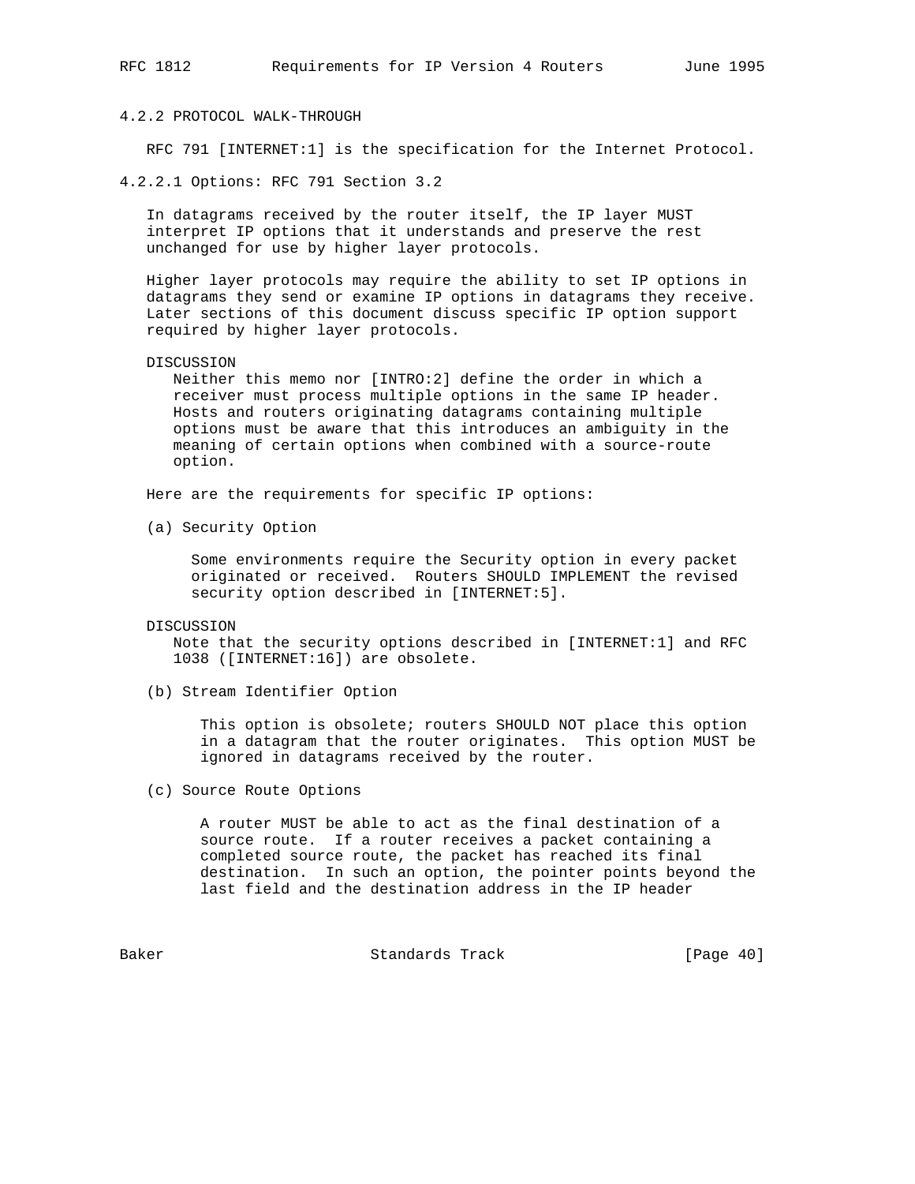### 4.2.2 PROTOCOL WALK-THROUGH

RFC 791 [INTERNET:1] is the specification for the Internet Protocol.

#### 4.2.2.1 Options: RFC 791 Section 3.2

In datagrams received by the router itself, the IP layer MUST interpret IP options that it understands and preserve the rest unchanged for use by higher layer protocols.

Higher layer protocols may require the ability to set IP options in datagrams they send or examine IP options in datagrams they receive. Later sections of this document discuss specific IP option support required by higher layer protocols.

DISCUSSION
Neither this memo nor [INTRO:2] define the order in which a receiver must process multiple options in the same IP header. Hosts and routers originating datagrams containing multiple options must be aware that this introduces an ambiguity in the meaning of certain options when combined with a source-route option.

Here are the requirements for specific IP options:

(a) Security Option

Some environments require the Security option in every packet originated or received. Routers SHOULD IMPLEMENT the revised security option described in [INTERNET:5].

DISCUSSION
Note that the security options described in [INTERNET:1] and RFC 1038 ([INTERNET:16]) are obsolete.

(b) Stream Identifier Option

This option is obsolete; routers SHOULD NOT place this option in a datagram that the router originates. This option MUST be ignored in datagrams received by the router.

(c) Source Route Options

A router MUST be able to act as the final destination of a source route. If a router receives a packet containing a completed source route, the packet has reached its final destination. In such an option, the pointer points beyond the last field and the destination address in the IP header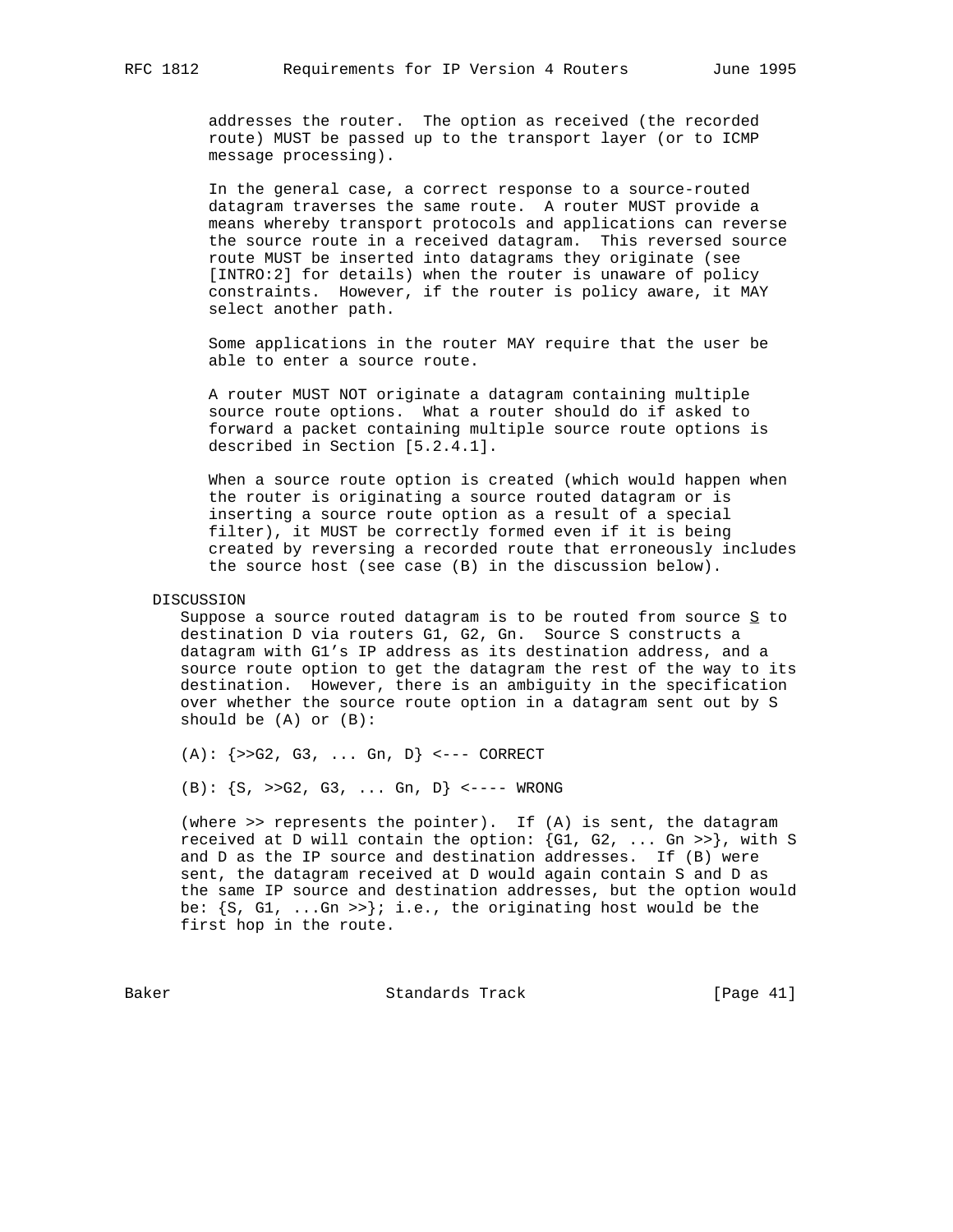addresses the router. The option as received (the recorded route) MUST be passed up to the transport layer (or to ICMP message processing).

In the general case, a correct response to a source-routed datagram traverses the same route. A router MUST provide a means whereby transport protocols and applications can reverse the source route in a received datagram. This reversed source route MUST be inserted into datagrams they originate (see [INTRO:2] for details) when the router is unaware of policy constraints. However, if the router is policy aware, it MAY select another path.

Some applications in the router MAY require that the user be able to enter a source route.

A router MUST NOT originate a datagram containing multiple source route options. What a router should do if asked to forward a packet containing multiple source route options is described in Section [5.2.4.1].

When a source route option is created (which would happen when the router is originating a source routed datagram or is inserting a source route option as a result of a special filter), it MUST be correctly formed even if it is being created by reversing a recorded route that erroneously includes the source host (see case (B) in the discussion below).

DISCUSSION

Suppose a source routed datagram is to be routed from source S to destination D via routers G1, G2, Gn. Source S constructs a datagram with G1's IP address as its destination address, and a source route option to get the datagram the rest of the way to its destination. However, there is an ambiguity in the specification over whether the source route option in a datagram sent out by S should be (A) or (B):

```
(A): {>>G2, G3, ... Gn, D} <--- CORRECT

(B): {S, >>G2, G3, ... Gn, D} <---- WRONG
```

(where >> represents the pointer). If (A) is sent, the datagram received at D will contain the option: {G1, G2, ... Gn >>}, with S and D as the IP source and destination addresses. If (B) were sent, the datagram received at D would again contain S and D as the same IP source and destination addresses, but the option would be: {S, G1, ...Gn >>}; i.e., the originating host would be the first hop in the route.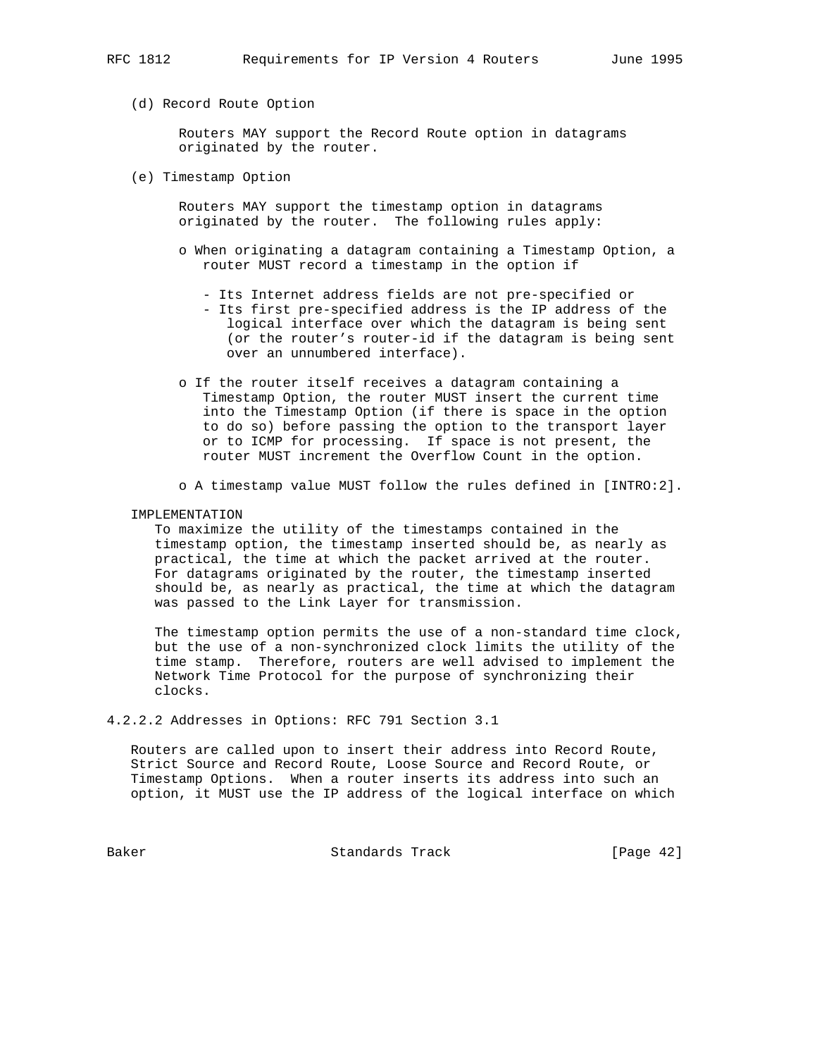(d) Record Route Option

Routers MAY support the Record Route option in datagrams originated by the router.

(e) Timestamp Option

Routers MAY support the timestamp option in datagrams originated by the router. The following rules apply:

- When originating a datagram containing a Timestamp Option, a router MUST record a timestamp in the option if
  - Its Internet address fields are not pre-specified or
  - Its first pre-specified address is the IP address of the logical interface over which the datagram is being sent (or the router's router-id if the datagram is being sent over an unnumbered interface).
- If the router itself receives a datagram containing a Timestamp Option, the router MUST insert the current time into the Timestamp Option (if there is space in the option to do so) before passing the option to the transport layer or to ICMP for processing. If space is not present, the router MUST increment the Overflow Count in the option.
- A timestamp value MUST follow the rules defined in [INTRO:2].

IMPLEMENTATION

To maximize the utility of the timestamps contained in the timestamp option, the timestamp inserted should be, as nearly as practical, the time at which the packet arrived at the router. For datagrams originated by the router, the timestamp inserted should be, as nearly as practical, the time at which the datagram was passed to the Link Layer for transmission.

The timestamp option permits the use of a non-standard time clock, but the use of a non-synchronized clock limits the utility of the time stamp. Therefore, routers are well advised to implement the Network Time Protocol for the purpose of synchronizing their clocks.

### 4.2.2.2 Addresses in Options: RFC 791 Section 3.1

Routers are called upon to insert their address into Record Route, Strict Source and Record Route, Loose Source and Record Route, or Timestamp Options. When a router inserts its address into such an option, it MUST use the IP address of the logical interface on which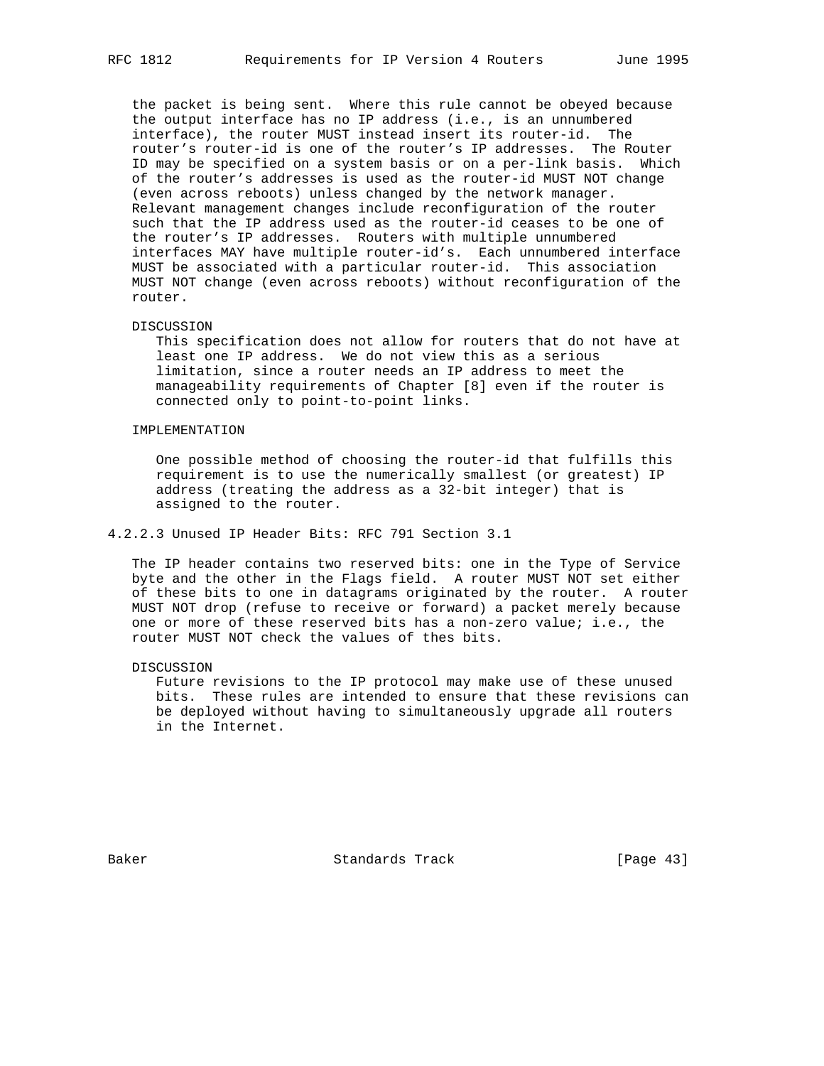the packet is being sent. Where this rule cannot be obeyed because the output interface has no IP address (i.e., is an unnumbered interface), the router MUST instead insert its router-id. The router's router-id is one of the router's IP addresses. The Router ID may be specified on a system basis or on a per-link basis. Which of the router's addresses is used as the router-id MUST NOT change (even across reboots) unless changed by the network manager. Relevant management changes include reconfiguration of the router such that the IP address used as the router-id ceases to be one of the router's IP addresses. Routers with multiple unnumbered interfaces MAY have multiple router-id's. Each unnumbered interface MUST be associated with a particular router-id. This association MUST NOT change (even across reboots) without reconfiguration of the router.

DISCUSSION

This specification does not allow for routers that do not have at least one IP address. We do not view this as a serious limitation, since a router needs an IP address to meet the manageability requirements of Chapter [8] even if the router is connected only to point-to-point links.

IMPLEMENTATION

One possible method of choosing the router-id that fulfills this requirement is to use the numerically smallest (or greatest) IP address (treating the address as a 32-bit integer) that is assigned to the router.

#### 4.2.2.3 Unused IP Header Bits: RFC 791 Section 3.1

The IP header contains two reserved bits: one in the Type of Service byte and the other in the Flags field. A router MUST NOT set either of these bits to one in datagrams originated by the router. A router MUST NOT drop (refuse to receive or forward) a packet merely because one or more of these reserved bits has a non-zero value; i.e., the router MUST NOT check the values of thes bits.

DISCUSSION

Future revisions to the IP protocol may make use of these unused bits. These rules are intended to ensure that these revisions can be deployed without having to simultaneously upgrade all routers in the Internet.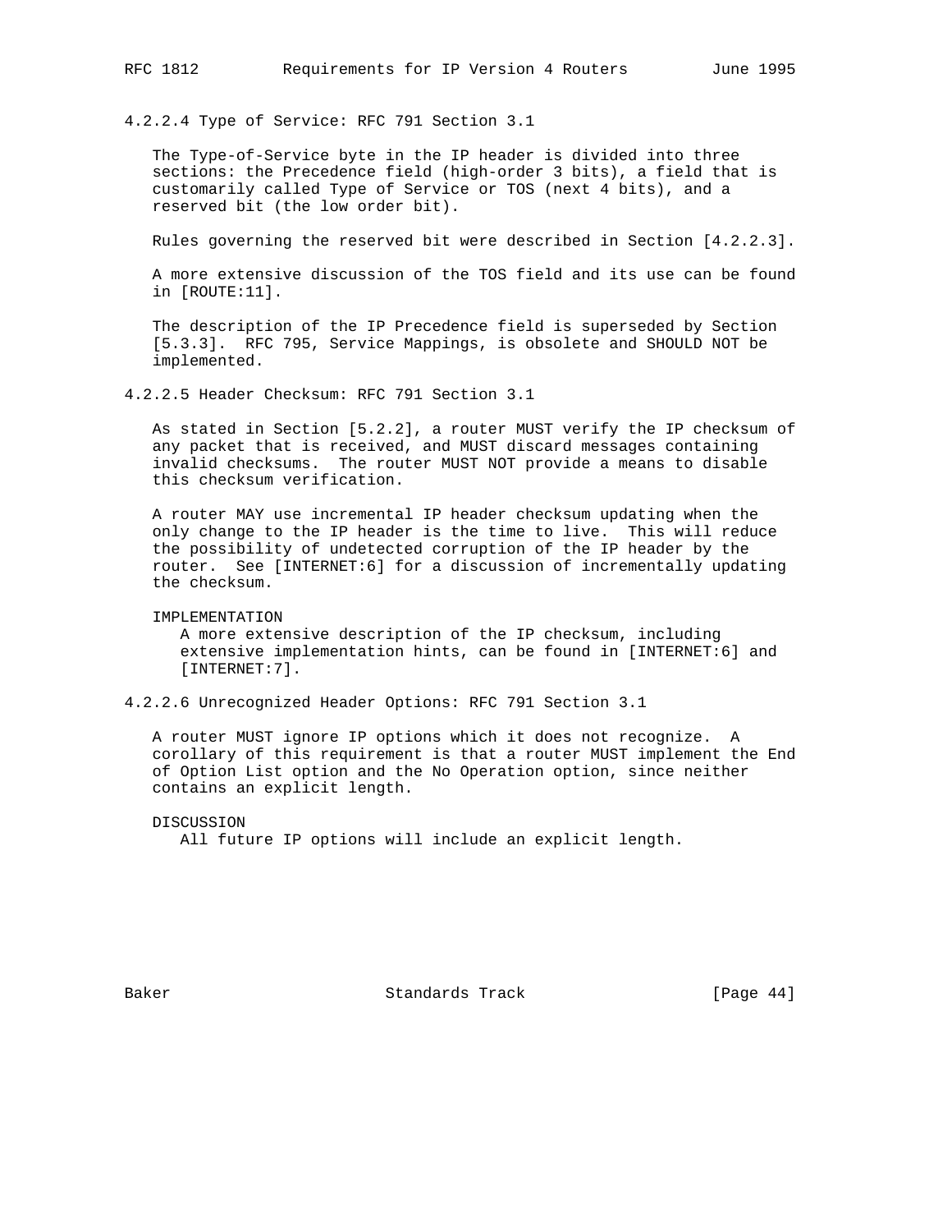#### 4.2.2.4 Type of Service: RFC 791 Section 3.1

The Type-of-Service byte in the IP header is divided into three sections: the Precedence field (high-order 3 bits), a field that is customarily called Type of Service or TOS (next 4 bits), and a reserved bit (the low order bit).

Rules governing the reserved bit were described in Section [4.2.2.3].

A more extensive discussion of the TOS field and its use can be found in [ROUTE:11].

The description of the IP Precedence field is superseded by Section [5.3.3]. RFC 795, Service Mappings, is obsolete and SHOULD NOT be implemented.

#### 4.2.2.5 Header Checksum: RFC 791 Section 3.1

As stated in Section [5.2.2], a router MUST verify the IP checksum of any packet that is received, and MUST discard messages containing invalid checksums. The router MUST NOT provide a means to disable this checksum verification.

A router MAY use incremental IP header checksum updating when the only change to the IP header is the time to live. This will reduce the possibility of undetected corruption of the IP header by the router. See [INTERNET:6] for a discussion of incrementally updating the checksum.

IMPLEMENTATION
A more extensive description of the IP checksum, including extensive implementation hints, can be found in [INTERNET:6] and [INTERNET:7].

#### 4.2.2.6 Unrecognized Header Options: RFC 791 Section 3.1

A router MUST ignore IP options which it does not recognize. A corollary of this requirement is that a router MUST implement the End of Option List option and the No Operation option, since neither contains an explicit length.

DISCUSSION
All future IP options will include an explicit length.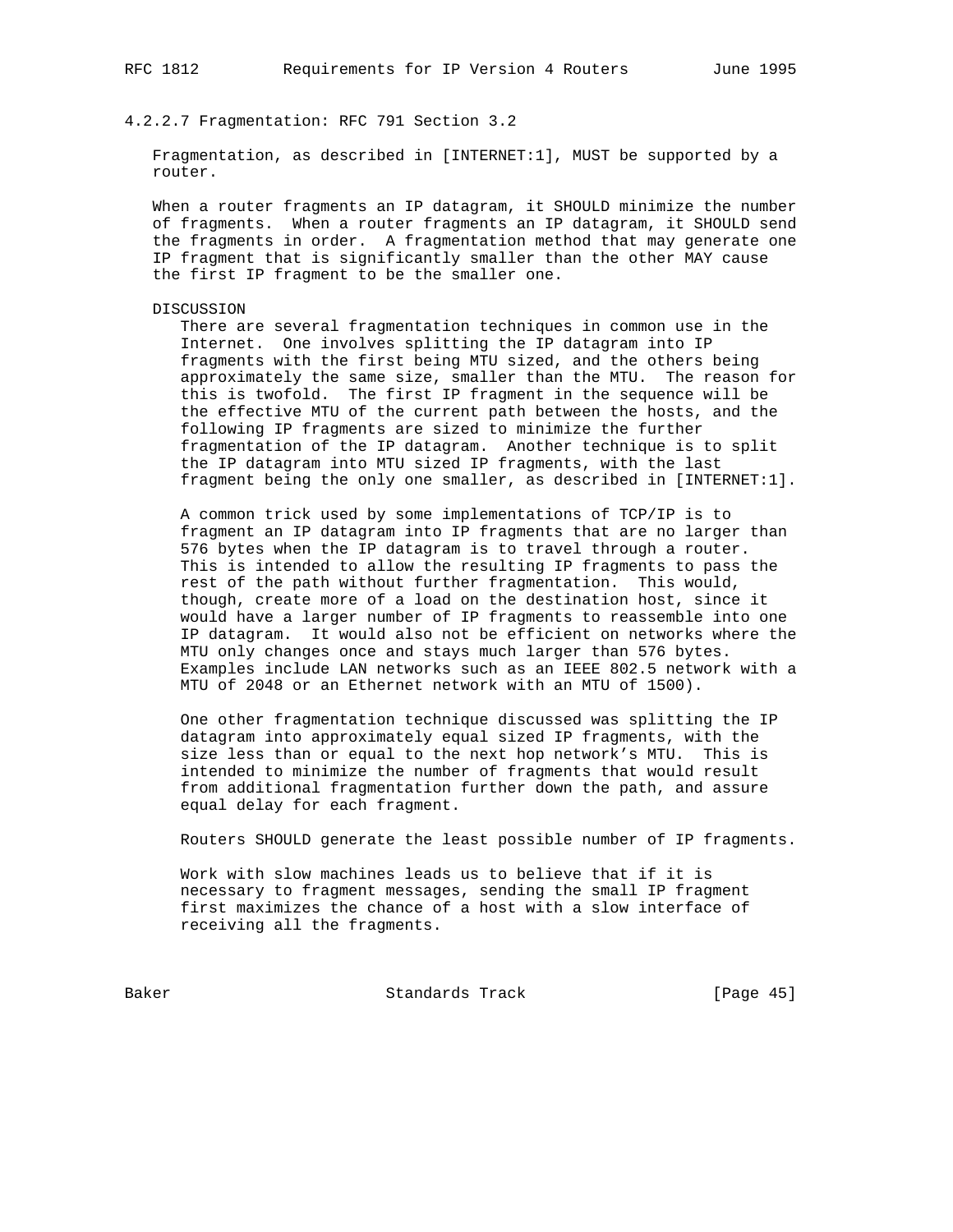#### 4.2.2.7 Fragmentation: RFC 791 Section 3.2

Fragmentation, as described in [INTERNET:1], MUST be supported by a router.

When a router fragments an IP datagram, it SHOULD minimize the number of fragments. When a router fragments an IP datagram, it SHOULD send the fragments in order. A fragmentation method that may generate one IP fragment that is significantly smaller than the other MAY cause the first IP fragment to be the smaller one.

DISCUSSION

There are several fragmentation techniques in common use in the Internet. One involves splitting the IP datagram into IP fragments with the first being MTU sized, and the others being approximately the same size, smaller than the MTU. The reason for this is twofold. The first IP fragment in the sequence will be the effective MTU of the current path between the hosts, and the following IP fragments are sized to minimize the further fragmentation of the IP datagram. Another technique is to split the IP datagram into MTU sized IP fragments, with the last fragment being the only one smaller, as described in [INTERNET:1].

A common trick used by some implementations of TCP/IP is to fragment an IP datagram into IP fragments that are no larger than 576 bytes when the IP datagram is to travel through a router. This is intended to allow the resulting IP fragments to pass the rest of the path without further fragmentation. This would, though, create more of a load on the destination host, since it would have a larger number of IP fragments to reassemble into one IP datagram. It would also not be efficient on networks where the MTU only changes once and stays much larger than 576 bytes. Examples include LAN networks such as an IEEE 802.5 network with a MTU of 2048 or an Ethernet network with an MTU of 1500).

One other fragmentation technique discussed was splitting the IP datagram into approximately equal sized IP fragments, with the size less than or equal to the next hop network's MTU. This is intended to minimize the number of fragments that would result from additional fragmentation further down the path, and assure equal delay for each fragment.

Routers SHOULD generate the least possible number of IP fragments.

Work with slow machines leads us to believe that if it is necessary to fragment messages, sending the small IP fragment first maximizes the chance of a host with a slow interface of receiving all the fragments.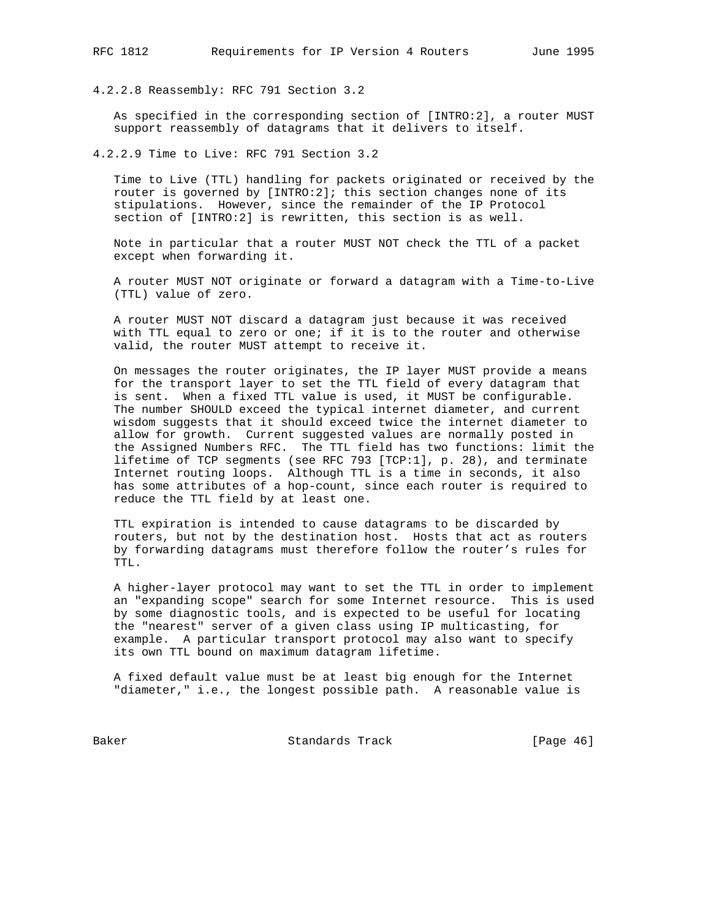#### 4.2.2.8 Reassembly: RFC 791 Section 3.2

As specified in the corresponding section of [INTRO:2], a router MUST support reassembly of datagrams that it delivers to itself.

#### 4.2.2.9 Time to Live: RFC 791 Section 3.2

Time to Live (TTL) handling for packets originated or received by the router is governed by [INTRO:2]; this section changes none of its stipulations. However, since the remainder of the IP Protocol section of [INTRO:2] is rewritten, this section is as well.

Note in particular that a router MUST NOT check the TTL of a packet except when forwarding it.

A router MUST NOT originate or forward a datagram with a Time-to-Live (TTL) value of zero.

A router MUST NOT discard a datagram just because it was received with TTL equal to zero or one; if it is to the router and otherwise valid, the router MUST attempt to receive it.

On messages the router originates, the IP layer MUST provide a means for the transport layer to set the TTL field of every datagram that is sent. When a fixed TTL value is used, it MUST be configurable. The number SHOULD exceed the typical internet diameter, and current wisdom suggests that it should exceed twice the internet diameter to allow for growth. Current suggested values are normally posted in the Assigned Numbers RFC. The TTL field has two functions: limit the lifetime of TCP segments (see RFC 793 [TCP:1], p. 28), and terminate Internet routing loops. Although TTL is a time in seconds, it also has some attributes of a hop-count, since each router is required to reduce the TTL field by at least one.

TTL expiration is intended to cause datagrams to be discarded by routers, but not by the destination host. Hosts that act as routers by forwarding datagrams must therefore follow the router's rules for TTL.

A higher-layer protocol may want to set the TTL in order to implement an "expanding scope" search for some Internet resource. This is used by some diagnostic tools, and is expected to be useful for locating the "nearest" server of a given class using IP multicasting, for example. A particular transport protocol may also want to specify its own TTL bound on maximum datagram lifetime.

A fixed default value must be at least big enough for the Internet "diameter," i.e., the longest possible path. A reasonable value is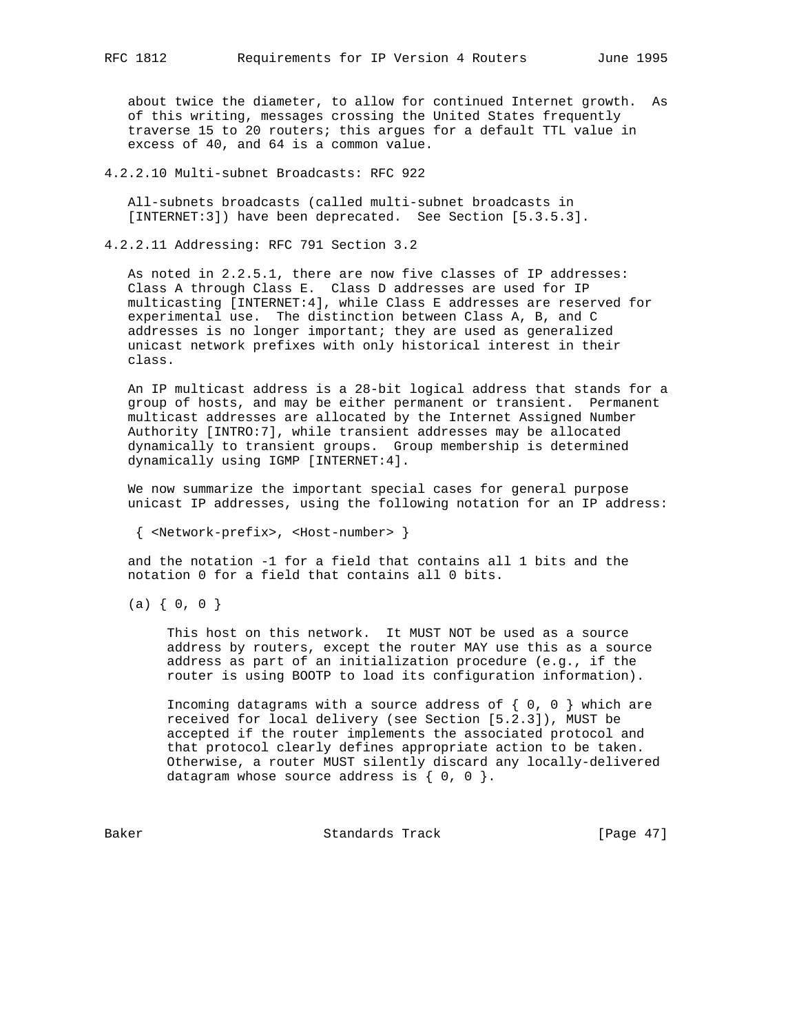about twice the diameter, to allow for continued Internet growth. As of this writing, messages crossing the United States frequently traverse 15 to 20 routers; this argues for a default TTL value in excess of 40, and 64 is a common value.

### 4.2.2.10 Multi-subnet Broadcasts: RFC 922

All-subnets broadcasts (called multi-subnet broadcasts in [INTERNET:3]) have been deprecated. See Section [5.3.5.3].

### 4.2.2.11 Addressing: RFC 791 Section 3.2

As noted in 2.2.5.1, there are now five classes of IP addresses: Class A through Class E. Class D addresses are used for IP multicasting [INTERNET:4], while Class E addresses are reserved for experimental use. The distinction between Class A, B, and C addresses is no longer important; they are used as generalized unicast network prefixes with only historical interest in their class.

An IP multicast address is a 28-bit logical address that stands for a group of hosts, and may be either permanent or transient. Permanent multicast addresses are allocated by the Internet Assigned Number Authority [INTRO:7], while transient addresses may be allocated dynamically to transient groups. Group membership is determined dynamically using IGMP [INTERNET:4].

We now summarize the important special cases for general purpose unicast IP addresses, using the following notation for an IP address:

```
{ <Network-prefix>, <Host-number> }
```

and the notation -1 for a field that contains all 1 bits and the notation 0 for a field that contains all 0 bits.

(a) { 0, 0 }

This host on this network. It MUST NOT be used as a source address by routers, except the router MAY use this as a source address as part of an initialization procedure (e.g., if the router is using BOOTP to load its configuration information).

Incoming datagrams with a source address of { 0, 0 } which are received for local delivery (see Section [5.2.3]), MUST be accepted if the router implements the associated protocol and that protocol clearly defines appropriate action to be taken. Otherwise, a router MUST silently discard any locally-delivered datagram whose source address is { 0, 0 }.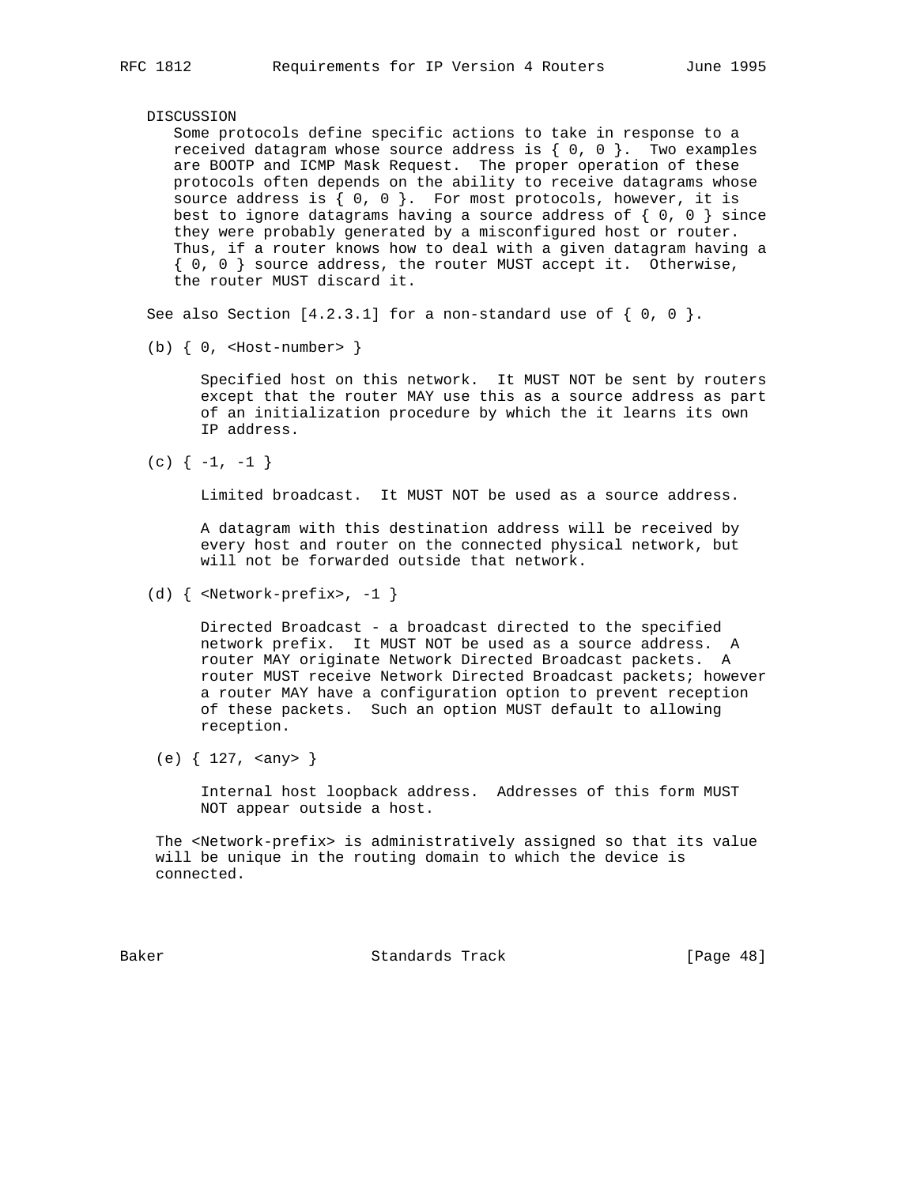DISCUSSION

Some protocols define specific actions to take in response to a received datagram whose source address is { 0, 0 }. Two examples are BOOTP and ICMP Mask Request. The proper operation of these protocols often depends on the ability to receive datagrams whose source address is { 0, 0 }. For most protocols, however, it is best to ignore datagrams having a source address of { 0, 0 } since they were probably generated by a misconfigured host or router. Thus, if a router knows how to deal with a given datagram having a { 0, 0 } source address, the router MUST accept it. Otherwise, the router MUST discard it.

See also Section [4.2.3.1] for a non-standard use of { 0, 0 }.

(b) { 0, <Host-number> }

Specified host on this network. It MUST NOT be sent by routers except that the router MAY use this as a source address as part of an initialization procedure by which the it learns its own IP address.

(c) { -1, -1 }

Limited broadcast. It MUST NOT be used as a source address.

A datagram with this destination address will be received by every host and router on the connected physical network, but will not be forwarded outside that network.

(d) { <Network-prefix>, -1 }

Directed Broadcast - a broadcast directed to the specified network prefix. It MUST NOT be used as a source address. A router MAY originate Network Directed Broadcast packets. A router MUST receive Network Directed Broadcast packets; however a router MAY have a configuration option to prevent reception of these packets. Such an option MUST default to allowing reception.

(e) { 127, <any> }

Internal host loopback address. Addresses of this form MUST NOT appear outside a host.

The <Network-prefix> is administratively assigned so that its value will be unique in the routing domain to which the device is connected.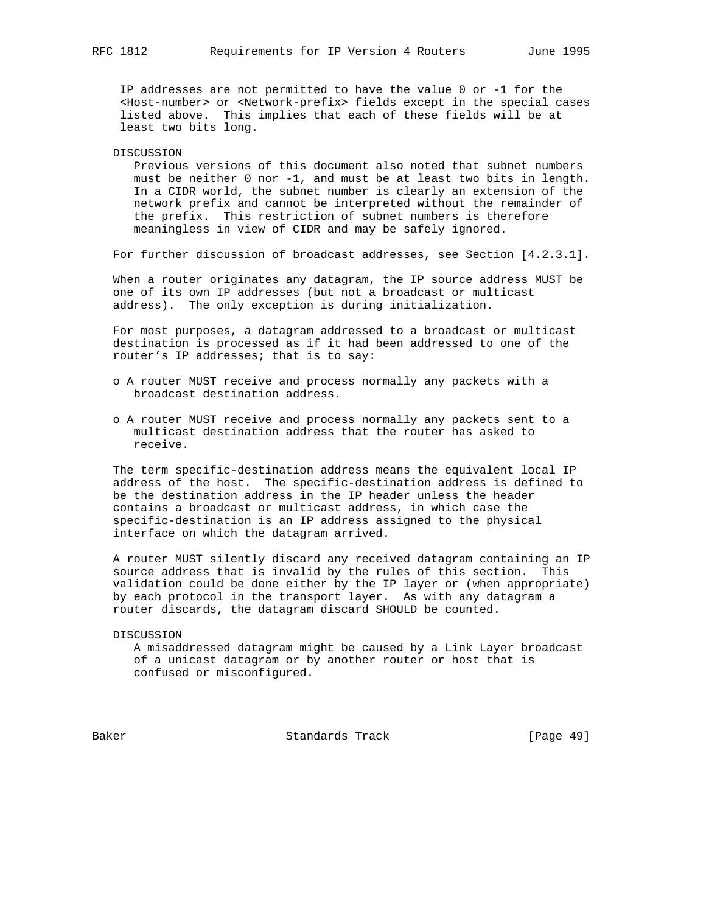IP addresses are not permitted to have the value 0 or -1 for the <Host-number> or <Network-prefix> fields except in the special cases listed above. This implies that each of these fields will be at least two bits long.

DISCUSSION

Previous versions of this document also noted that subnet numbers must be neither 0 nor -1, and must be at least two bits in length. In a CIDR world, the subnet number is clearly an extension of the network prefix and cannot be interpreted without the remainder of the prefix. This restriction of subnet numbers is therefore meaningless in view of CIDR and may be safely ignored.

For further discussion of broadcast addresses, see Section [4.2.3.1].

When a router originates any datagram, the IP source address MUST be one of its own IP addresses (but not a broadcast or multicast address). The only exception is during initialization.

For most purposes, a datagram addressed to a broadcast or multicast destination is processed as if it had been addressed to one of the router's IP addresses; that is to say:

- A router MUST receive and process normally any packets with a broadcast destination address.
- A router MUST receive and process normally any packets sent to a multicast destination address that the router has asked to receive.

The term specific-destination address means the equivalent local IP address of the host. The specific-destination address is defined to be the destination address in the IP header unless the header contains a broadcast or multicast address, in which case the specific-destination is an IP address assigned to the physical interface on which the datagram arrived.

A router MUST silently discard any received datagram containing an IP source address that is invalid by the rules of this section. This validation could be done either by the IP layer or (when appropriate) by each protocol in the transport layer. As with any datagram a router discards, the datagram discard SHOULD be counted.

DISCUSSION

A misaddressed datagram might be caused by a Link Layer broadcast of a unicast datagram or by another router or host that is confused or misconfigured.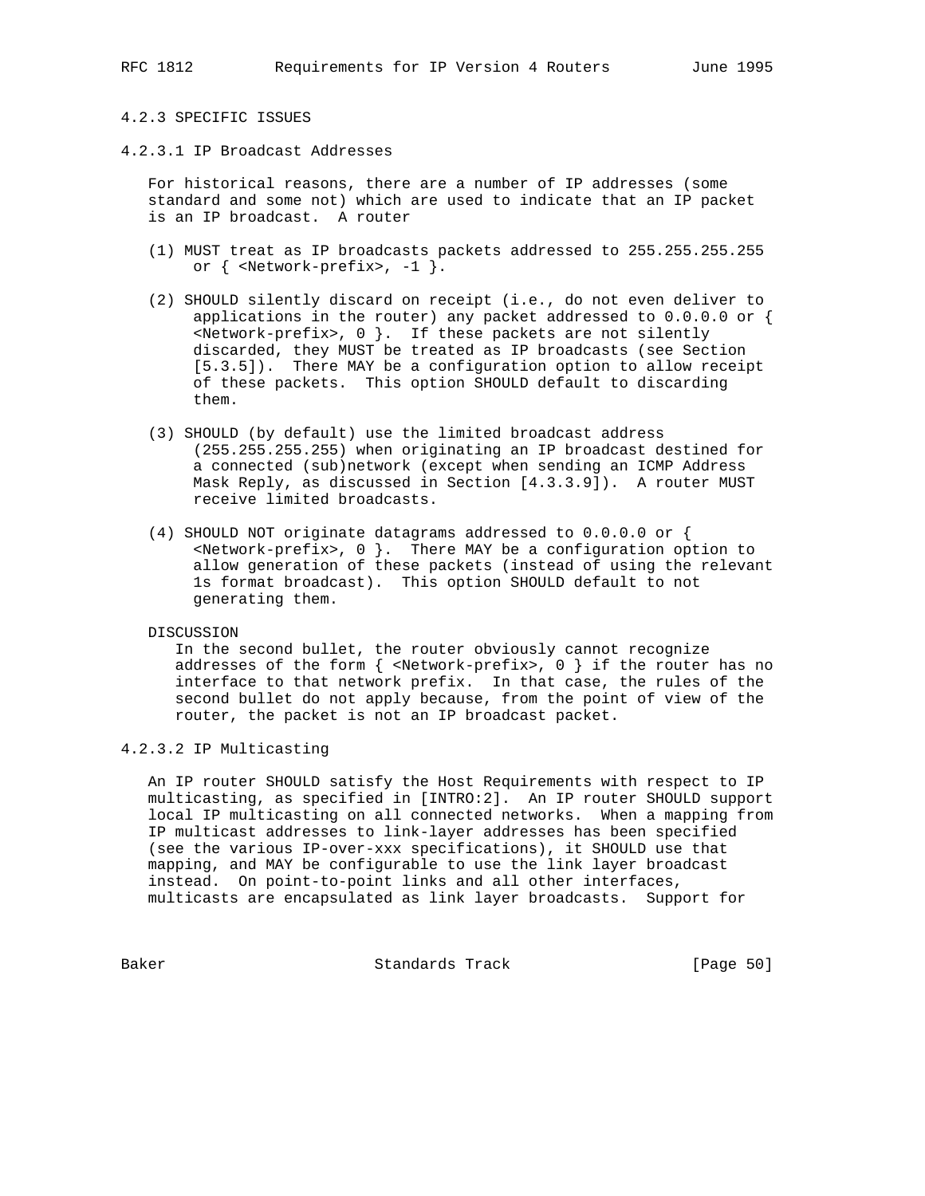### 4.2.3 SPECIFIC ISSUES

#### 4.2.3.1 IP Broadcast Addresses

For historical reasons, there are a number of IP addresses (some standard and some not) which are used to indicate that an IP packet is an IP broadcast. A router

(1) MUST treat as IP broadcasts packets addressed to 255.255.255.255 or { <Network-prefix>, -1 }.

(2) SHOULD silently discard on receipt (i.e., do not even deliver to applications in the router) any packet addressed to 0.0.0.0 or { <Network-prefix>, 0 }. If these packets are not silently discarded, they MUST be treated as IP broadcasts (see Section [5.3.5]). There MAY be a configuration option to allow receipt of these packets. This option SHOULD default to discarding them.

(3) SHOULD (by default) use the limited broadcast address (255.255.255.255) when originating an IP broadcast destined for a connected (sub)network (except when sending an ICMP Address Mask Reply, as discussed in Section [4.3.3.9]). A router MUST receive limited broadcasts.

(4) SHOULD NOT originate datagrams addressed to 0.0.0.0 or { <Network-prefix>, 0 }. There MAY be a configuration option to allow generation of these packets (instead of using the relevant 1s format broadcast). This option SHOULD default to not generating them.

DISCUSSION
In the second bullet, the router obviously cannot recognize addresses of the form { <Network-prefix>, 0 } if the router has no interface to that network prefix. In that case, the rules of the second bullet do not apply because, from the point of view of the router, the packet is not an IP broadcast packet.

#### 4.2.3.2 IP Multicasting

An IP router SHOULD satisfy the Host Requirements with respect to IP multicasting, as specified in [INTRO:2]. An IP router SHOULD support local IP multicasting on all connected networks. When a mapping from IP multicast addresses to link-layer addresses has been specified (see the various IP-over-xxx specifications), it SHOULD use that mapping, and MAY be configurable to use the link layer broadcast instead. On point-to-point links and all other interfaces, multicasts are encapsulated as link layer broadcasts. Support for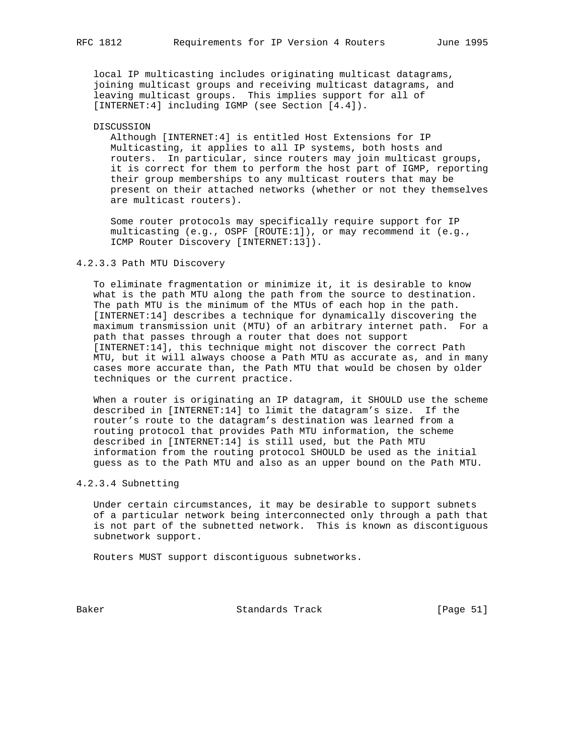local IP multicasting includes originating multicast datagrams, joining multicast groups and receiving multicast datagrams, and leaving multicast groups. This implies support for all of [INTERNET:4] including IGMP (see Section [4.4]).

DISCUSSION

Although [INTERNET:4] is entitled Host Extensions for IP Multicasting, it applies to all IP systems, both hosts and routers. In particular, since routers may join multicast groups, it is correct for them to perform the host part of IGMP, reporting their group memberships to any multicast routers that may be present on their attached networks (whether or not they themselves are multicast routers).

Some router protocols may specifically require support for IP multicasting (e.g., OSPF [ROUTE:1]), or may recommend it (e.g., ICMP Router Discovery [INTERNET:13]).

#### 4.2.3.3 Path MTU Discovery

To eliminate fragmentation or minimize it, it is desirable to know what is the path MTU along the path from the source to destination. The path MTU is the minimum of the MTUs of each hop in the path. [INTERNET:14] describes a technique for dynamically discovering the maximum transmission unit (MTU) of an arbitrary internet path. For a path that passes through a router that does not support [INTERNET:14], this technique might not discover the correct Path MTU, but it will always choose a Path MTU as accurate as, and in many cases more accurate than, the Path MTU that would be chosen by older techniques or the current practice.

When a router is originating an IP datagram, it SHOULD use the scheme described in [INTERNET:14] to limit the datagram's size. If the router's route to the datagram's destination was learned from a routing protocol that provides Path MTU information, the scheme described in [INTERNET:14] is still used, but the Path MTU information from the routing protocol SHOULD be used as the initial guess as to the Path MTU and also as an upper bound on the Path MTU.

#### 4.2.3.4 Subnetting

Under certain circumstances, it may be desirable to support subnets of a particular network being interconnected only through a path that is not part of the subnetted network. This is known as discontiguous subnetwork support.

Routers MUST support discontiguous subnetworks.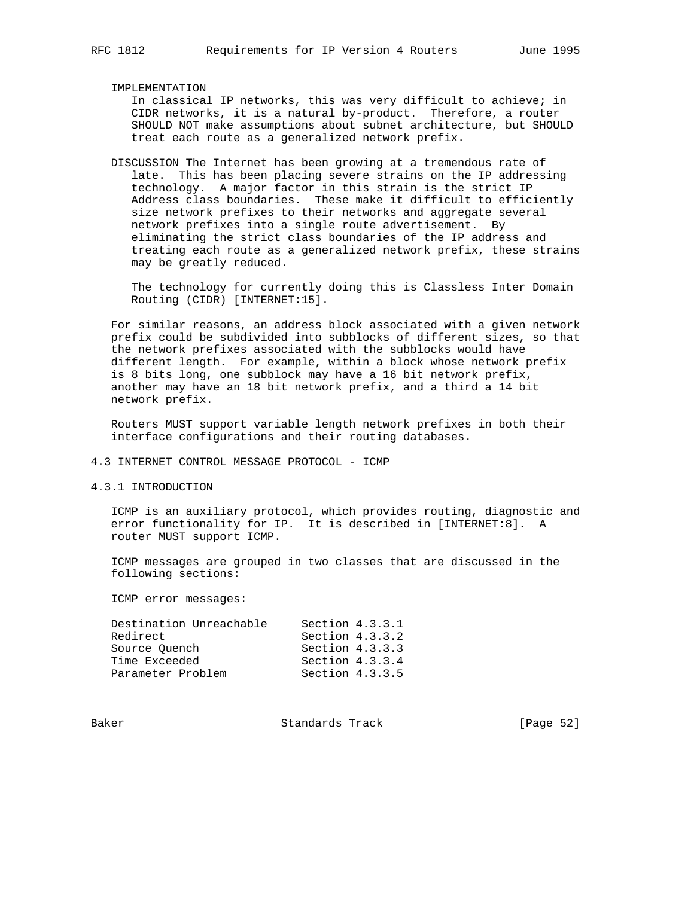IMPLEMENTATION
In classical IP networks, this was very difficult to achieve; in CIDR networks, it is a natural by-product. Therefore, a router SHOULD NOT make assumptions about subnet architecture, but SHOULD treat each route as a generalized network prefix.

DISCUSSION The Internet has been growing at a tremendous rate of late. This has been placing severe strains on the IP addressing technology. A major factor in this strain is the strict IP Address class boundaries. These make it difficult to efficiently size network prefixes to their networks and aggregate several network prefixes into a single route advertisement. By eliminating the strict class boundaries of the IP address and treating each route as a generalized network prefix, these strains may be greatly reduced.

The technology for currently doing this is Classless Inter Domain Routing (CIDR) [INTERNET:15].

For similar reasons, an address block associated with a given network prefix could be subdivided into subblocks of different sizes, so that the network prefixes associated with the subblocks would have different length. For example, within a block whose network prefix is 8 bits long, one subblock may have a 16 bit network prefix, another may have an 18 bit network prefix, and a third a 14 bit network prefix.

Routers MUST support variable length network prefixes in both their interface configurations and their routing databases.

## 4.3 INTERNET CONTROL MESSAGE PROTOCOL - ICMP

### 4.3.1 INTRODUCTION

ICMP is an auxiliary protocol, which provides routing, diagnostic and error functionality for IP. It is described in [INTERNET:8]. A router MUST support ICMP.

ICMP messages are grouped in two classes that are discussed in the following sections:

ICMP error messages:

```
Destination Unreachable     Section 4.3.3.1
Redirect                    Section 4.3.3.2
Source Quench               Section 4.3.3.3
Time Exceeded               Section 4.3.3.4
Parameter Problem           Section 4.3.3.5
```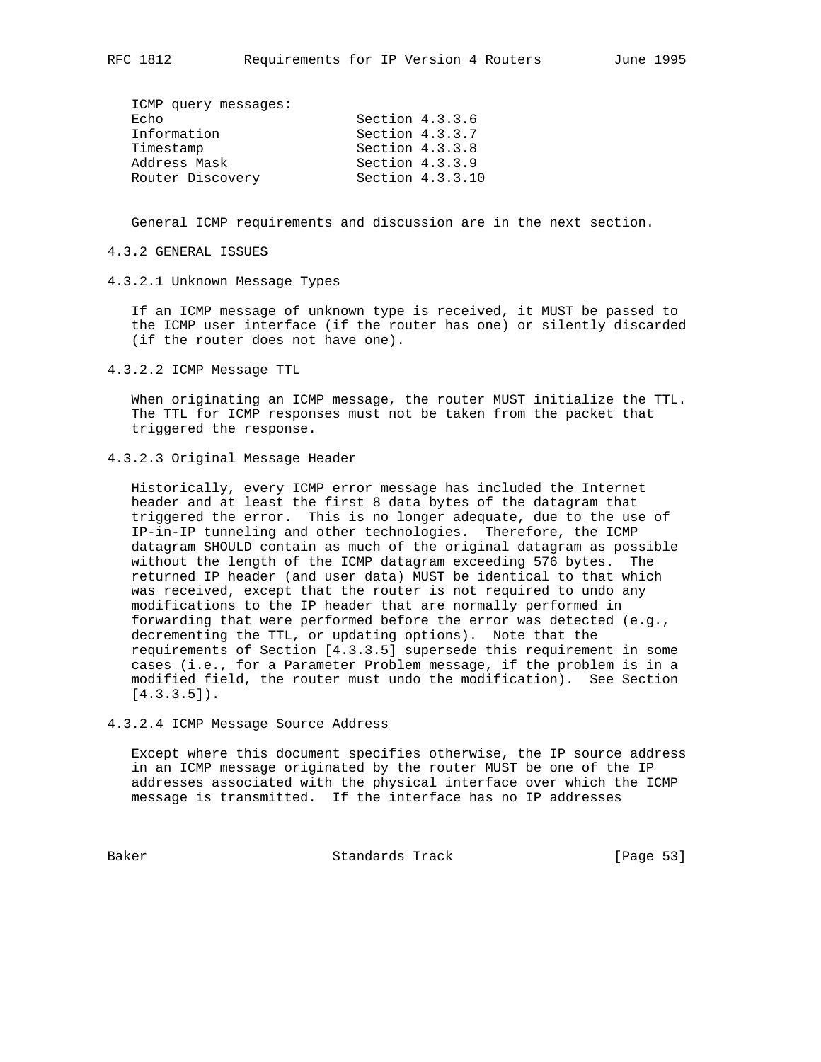ICMP query messages:

| | |
|---|---|
| Echo | Section 4.3.3.6 |
| Information | Section 4.3.3.7 |
| Timestamp | Section 4.3.3.8 |
| Address Mask | Section 4.3.3.9 |
| Router Discovery | Section 4.3.3.10 |

General ICMP requirements and discussion are in the next section.

## 4.3.2 GENERAL ISSUES

### 4.3.2.1 Unknown Message Types

If an ICMP message of unknown type is received, it MUST be passed to the ICMP user interface (if the router has one) or silently discarded (if the router does not have one).

### 4.3.2.2 ICMP Message TTL

When originating an ICMP message, the router MUST initialize the TTL. The TTL for ICMP responses must not be taken from the packet that triggered the response.

### 4.3.2.3 Original Message Header

Historically, every ICMP error message has included the Internet header and at least the first 8 data bytes of the datagram that triggered the error. This is no longer adequate, due to the use of IP-in-IP tunneling and other technologies. Therefore, the ICMP datagram SHOULD contain as much of the original datagram as possible without the length of the ICMP datagram exceeding 576 bytes. The returned IP header (and user data) MUST be identical to that which was received, except that the router is not required to undo any modifications to the IP header that are normally performed in forwarding that were performed before the error was detected (e.g., decrementing the TTL, or updating options). Note that the requirements of Section [4.3.3.5] supersede this requirement in some cases (i.e., for a Parameter Problem message, if the problem is in a modified field, the router must undo the modification). See Section [4.3.3.5]).

### 4.3.2.4 ICMP Message Source Address

Except where this document specifies otherwise, the IP source address in an ICMP message originated by the router MUST be one of the IP addresses associated with the physical interface over which the ICMP message is transmitted. If the interface has no IP addresses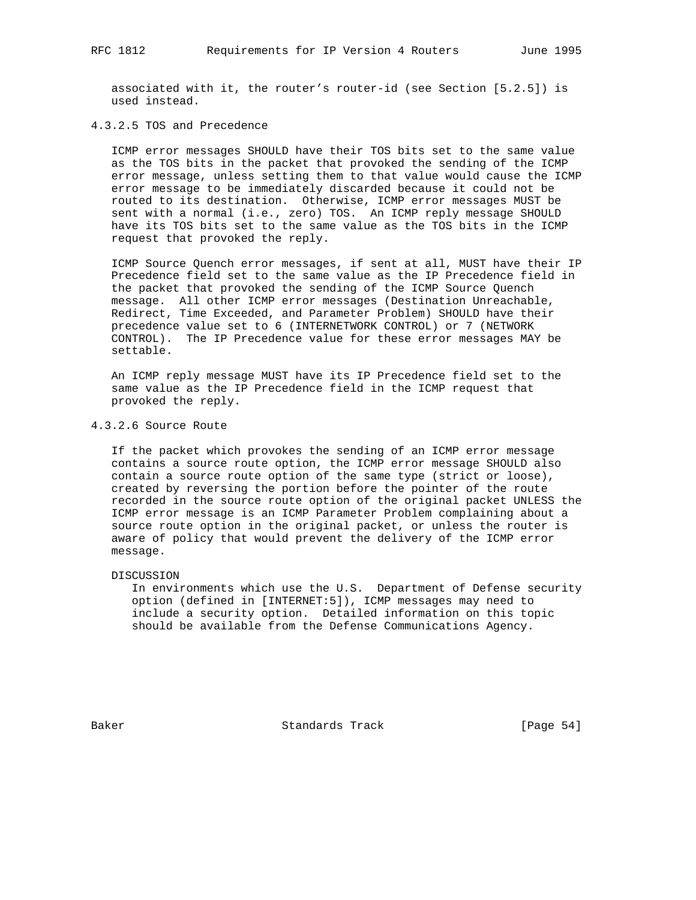associated with it, the router's router-id (see Section [5.2.5]) is used instead.

#### 4.3.2.5 TOS and Precedence

ICMP error messages SHOULD have their TOS bits set to the same value as the TOS bits in the packet that provoked the sending of the ICMP error message, unless setting them to that value would cause the ICMP error message to be immediately discarded because it could not be routed to its destination. Otherwise, ICMP error messages MUST be sent with a normal (i.e., zero) TOS. An ICMP reply message SHOULD have its TOS bits set to the same value as the TOS bits in the ICMP request that provoked the reply.

ICMP Source Quench error messages, if sent at all, MUST have their IP Precedence field set to the same value as the IP Precedence field in the packet that provoked the sending of the ICMP Source Quench message. All other ICMP error messages (Destination Unreachable, Redirect, Time Exceeded, and Parameter Problem) SHOULD have their precedence value set to 6 (INTERNETWORK CONTROL) or 7 (NETWORK CONTROL). The IP Precedence value for these error messages MAY be settable.

An ICMP reply message MUST have its IP Precedence field set to the same value as the IP Precedence field in the ICMP request that provoked the reply.

#### 4.3.2.6 Source Route

If the packet which provokes the sending of an ICMP error message contains a source route option, the ICMP error message SHOULD also contain a source route option of the same type (strict or loose), created by reversing the portion before the pointer of the route recorded in the source route option of the original packet UNLESS the ICMP error message is an ICMP Parameter Problem complaining about a source route option in the original packet, or unless the router is aware of policy that would prevent the delivery of the ICMP error message.

DISCUSSION

In environments which use the U.S. Department of Defense security option (defined in [INTERNET:5]), ICMP messages may need to include a security option. Detailed information on this topic should be available from the Defense Communications Agency.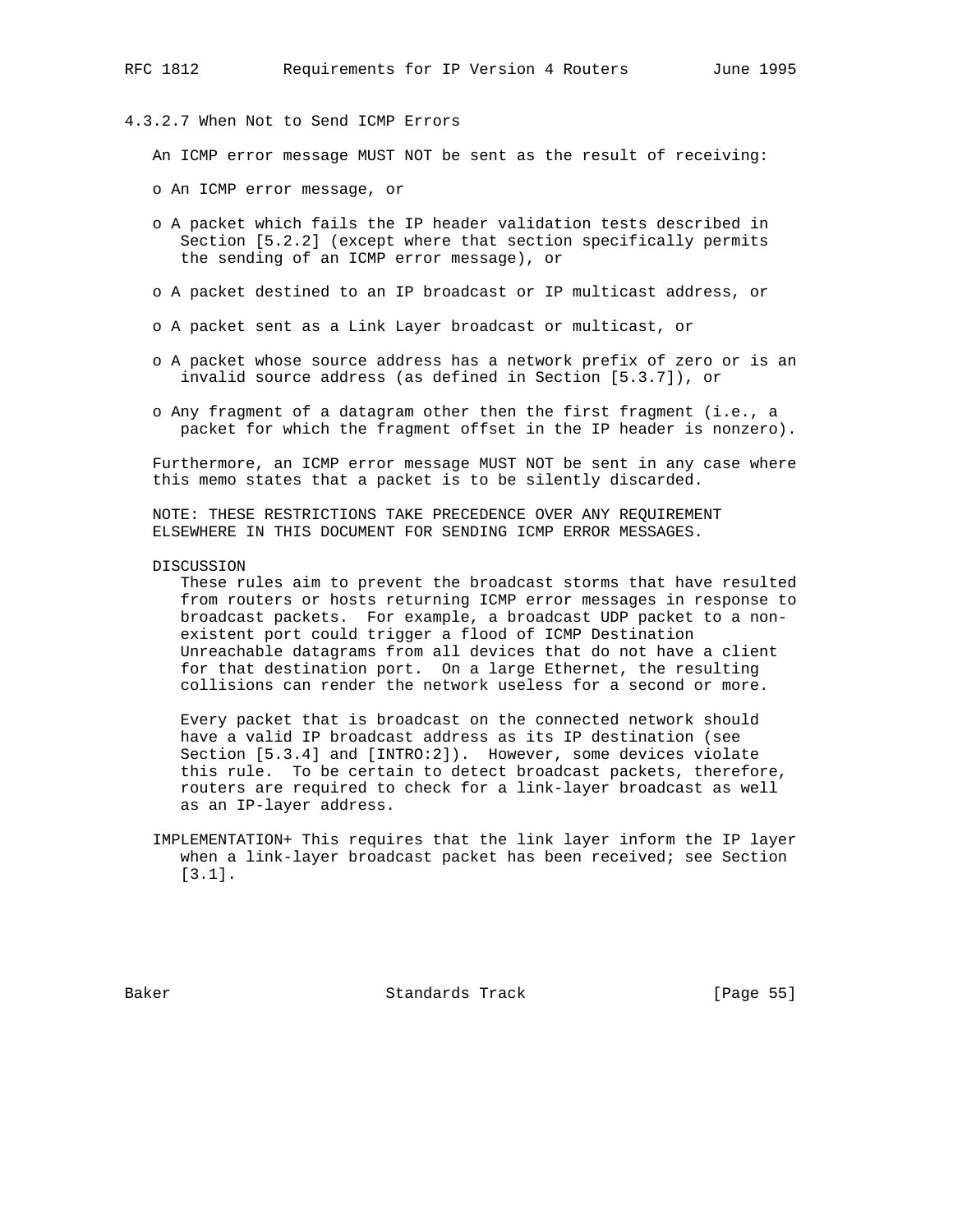#### 4.3.2.7 When Not to Send ICMP Errors

An ICMP error message MUST NOT be sent as the result of receiving:

- An ICMP error message, or
- A packet which fails the IP header validation tests described in Section [5.2.2] (except where that section specifically permits the sending of an ICMP error message), or
- A packet destined to an IP broadcast or IP multicast address, or
- A packet sent as a Link Layer broadcast or multicast, or
- A packet whose source address has a network prefix of zero or is an invalid source address (as defined in Section [5.3.7]), or
- Any fragment of a datagram other then the first fragment (i.e., a packet for which the fragment offset in the IP header is nonzero).

Furthermore, an ICMP error message MUST NOT be sent in any case where this memo states that a packet is to be silently discarded.

NOTE: THESE RESTRICTIONS TAKE PRECEDENCE OVER ANY REQUIREMENT ELSEWHERE IN THIS DOCUMENT FOR SENDING ICMP ERROR MESSAGES.

DISCUSSION
These rules aim to prevent the broadcast storms that have resulted from routers or hosts returning ICMP error messages in response to broadcast packets. For example, a broadcast UDP packet to a non-existent port could trigger a flood of ICMP Destination Unreachable datagrams from all devices that do not have a client for that destination port. On a large Ethernet, the resulting collisions can render the network useless for a second or more.

Every packet that is broadcast on the connected network should have a valid IP broadcast address as its IP destination (see Section [5.3.4] and [INTRO:2]). However, some devices violate this rule. To be certain to detect broadcast packets, therefore, routers are required to check for a link-layer broadcast as well as an IP-layer address.

IMPLEMENTATION+ This requires that the link layer inform the IP layer when a link-layer broadcast packet has been received; see Section [3.1].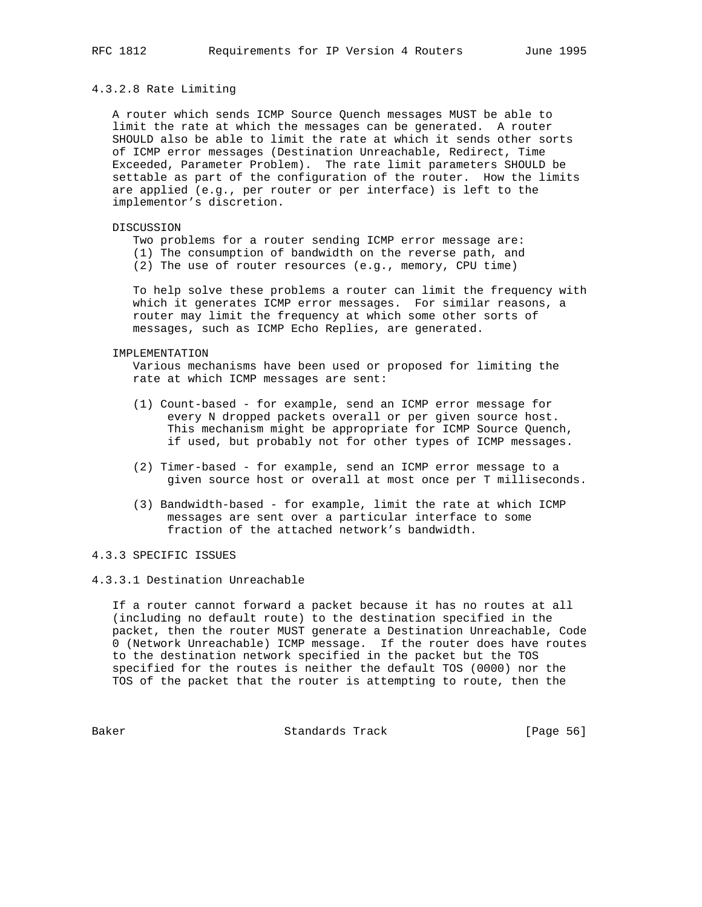#### 4.3.2.8 Rate Limiting

A router which sends ICMP Source Quench messages MUST be able to limit the rate at which the messages can be generated. A router SHOULD also be able to limit the rate at which it sends other sorts of ICMP error messages (Destination Unreachable, Redirect, Time Exceeded, Parameter Problem). The rate limit parameters SHOULD be settable as part of the configuration of the router. How the limits are applied (e.g., per router or per interface) is left to the implementor's discretion.

DISCUSSION

Two problems for a router sending ICMP error message are:
(1) The consumption of bandwidth on the reverse path, and
(2) The use of router resources (e.g., memory, CPU time)

To help solve these problems a router can limit the frequency with which it generates ICMP error messages. For similar reasons, a router may limit the frequency at which some other sorts of messages, such as ICMP Echo Replies, are generated.

IMPLEMENTATION

Various mechanisms have been used or proposed for limiting the rate at which ICMP messages are sent:

(1) Count-based - for example, send an ICMP error message for every N dropped packets overall or per given source host. This mechanism might be appropriate for ICMP Source Quench, if used, but probably not for other types of ICMP messages.

(2) Timer-based - for example, send an ICMP error message to a given source host or overall at most once per T milliseconds.

(3) Bandwidth-based - for example, limit the rate at which ICMP messages are sent over a particular interface to some fraction of the attached network's bandwidth.

### 4.3.3 SPECIFIC ISSUES

#### 4.3.3.1 Destination Unreachable

If a router cannot forward a packet because it has no routes at all (including no default route) to the destination specified in the packet, then the router MUST generate a Destination Unreachable, Code 0 (Network Unreachable) ICMP message. If the router does have routes to the destination network specified in the packet but the TOS specified for the routes is neither the default TOS (0000) nor the TOS of the packet that the router is attempting to route, then the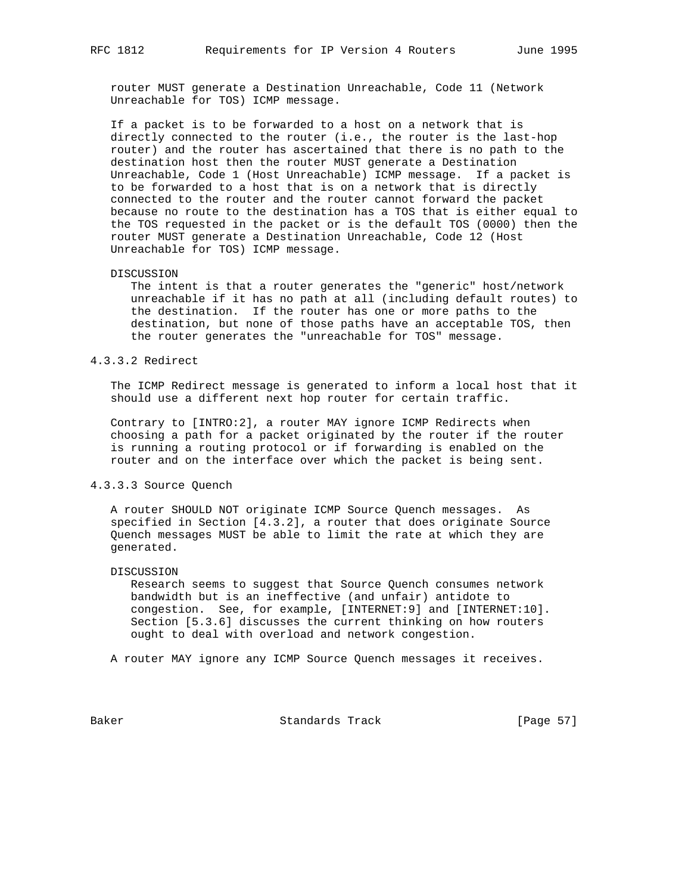router MUST generate a Destination Unreachable, Code 11 (Network Unreachable for TOS) ICMP message.

If a packet is to be forwarded to a host on a network that is directly connected to the router (i.e., the router is the last-hop router) and the router has ascertained that there is no path to the destination host then the router MUST generate a Destination Unreachable, Code 1 (Host Unreachable) ICMP message. If a packet is to be forwarded to a host that is on a network that is directly connected to the router and the router cannot forward the packet because no route to the destination has a TOS that is either equal to the TOS requested in the packet or is the default TOS (0000) then the router MUST generate a Destination Unreachable, Code 12 (Host Unreachable for TOS) ICMP message.

DISCUSSION
The intent is that a router generates the "generic" host/network unreachable if it has no path at all (including default routes) to the destination. If the router has one or more paths to the destination, but none of those paths have an acceptable TOS, then the router generates the "unreachable for TOS" message.

#### 4.3.3.2 Redirect

The ICMP Redirect message is generated to inform a local host that it should use a different next hop router for certain traffic.

Contrary to [INTRO:2], a router MAY ignore ICMP Redirects when choosing a path for a packet originated by the router if the router is running a routing protocol or if forwarding is enabled on the router and on the interface over which the packet is being sent.

#### 4.3.3.3 Source Quench

A router SHOULD NOT originate ICMP Source Quench messages. As specified in Section [4.3.2], a router that does originate Source Quench messages MUST be able to limit the rate at which they are generated.

DISCUSSION
Research seems to suggest that Source Quench consumes network bandwidth but is an ineffective (and unfair) antidote to congestion. See, for example, [INTERNET:9] and [INTERNET:10]. Section [5.3.6] discusses the current thinking on how routers ought to deal with overload and network congestion.

A router MAY ignore any ICMP Source Quench messages it receives.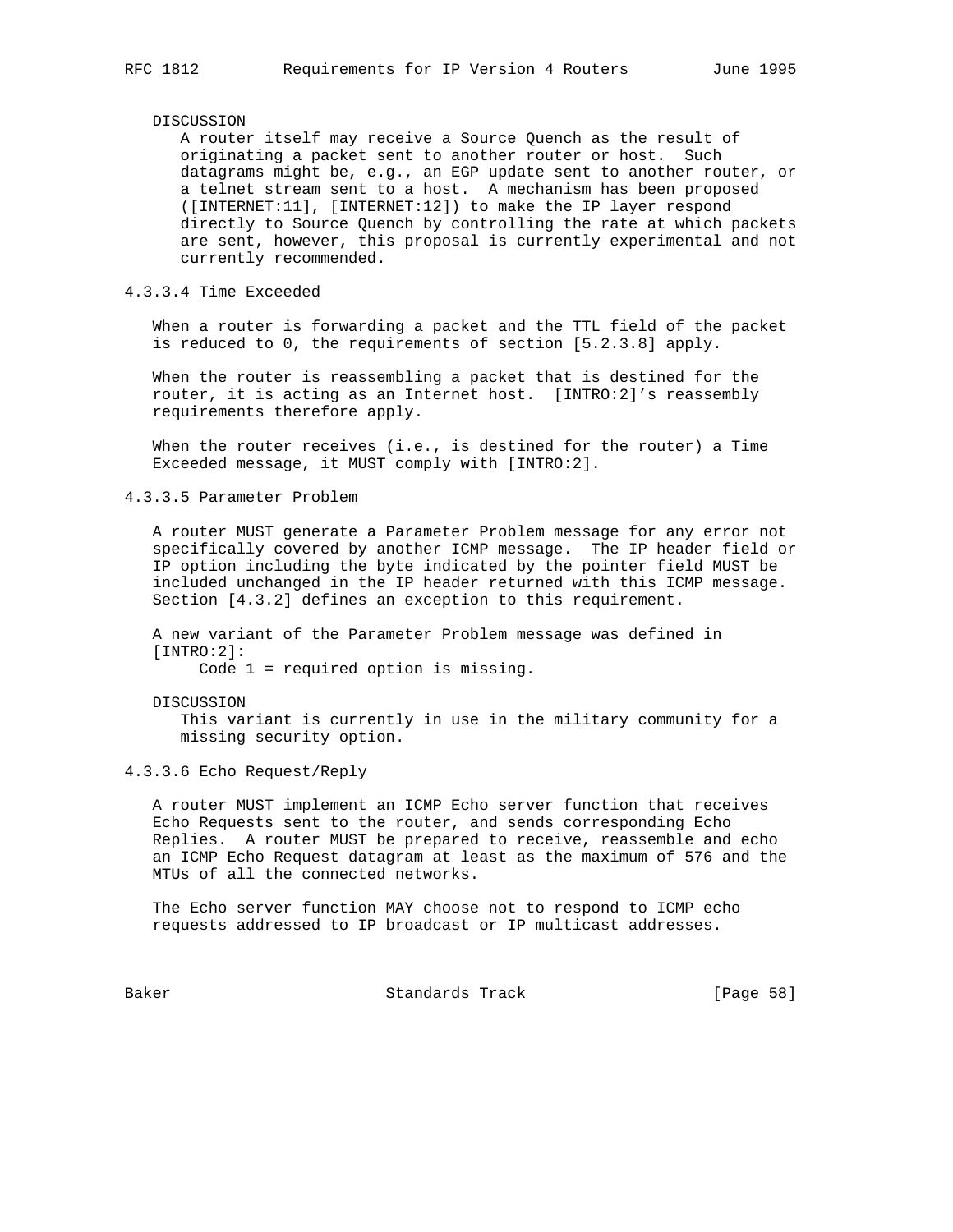DISCUSSION

A router itself may receive a Source Quench as the result of originating a packet sent to another router or host. Such datagrams might be, e.g., an EGP update sent to another router, or a telnet stream sent to a host. A mechanism has been proposed ([INTERNET:11], [INTERNET:12]) to make the IP layer respond directly to Source Quench by controlling the rate at which packets are sent, however, this proposal is currently experimental and not currently recommended.

#### 4.3.3.4 Time Exceeded

When a router is forwarding a packet and the TTL field of the packet is reduced to 0, the requirements of section [5.2.3.8] apply.

When the router is reassembling a packet that is destined for the router, it is acting as an Internet host. [INTRO:2]'s reassembly requirements therefore apply.

When the router receives (i.e., is destined for the router) a Time Exceeded message, it MUST comply with [INTRO:2].

#### 4.3.3.5 Parameter Problem

A router MUST generate a Parameter Problem message for any error not specifically covered by another ICMP message. The IP header field or IP option including the byte indicated by the pointer field MUST be included unchanged in the IP header returned with this ICMP message. Section [4.3.2] defines an exception to this requirement.

A new variant of the Parameter Problem message was defined in [INTRO:2]:

Code 1 = required option is missing.

DISCUSSION

This variant is currently in use in the military community for a missing security option.

#### 4.3.3.6 Echo Request/Reply

A router MUST implement an ICMP Echo server function that receives Echo Requests sent to the router, and sends corresponding Echo Replies. A router MUST be prepared to receive, reassemble and echo an ICMP Echo Request datagram at least as the maximum of 576 and the MTUs of all the connected networks.

The Echo server function MAY choose not to respond to ICMP echo requests addressed to IP broadcast or IP multicast addresses.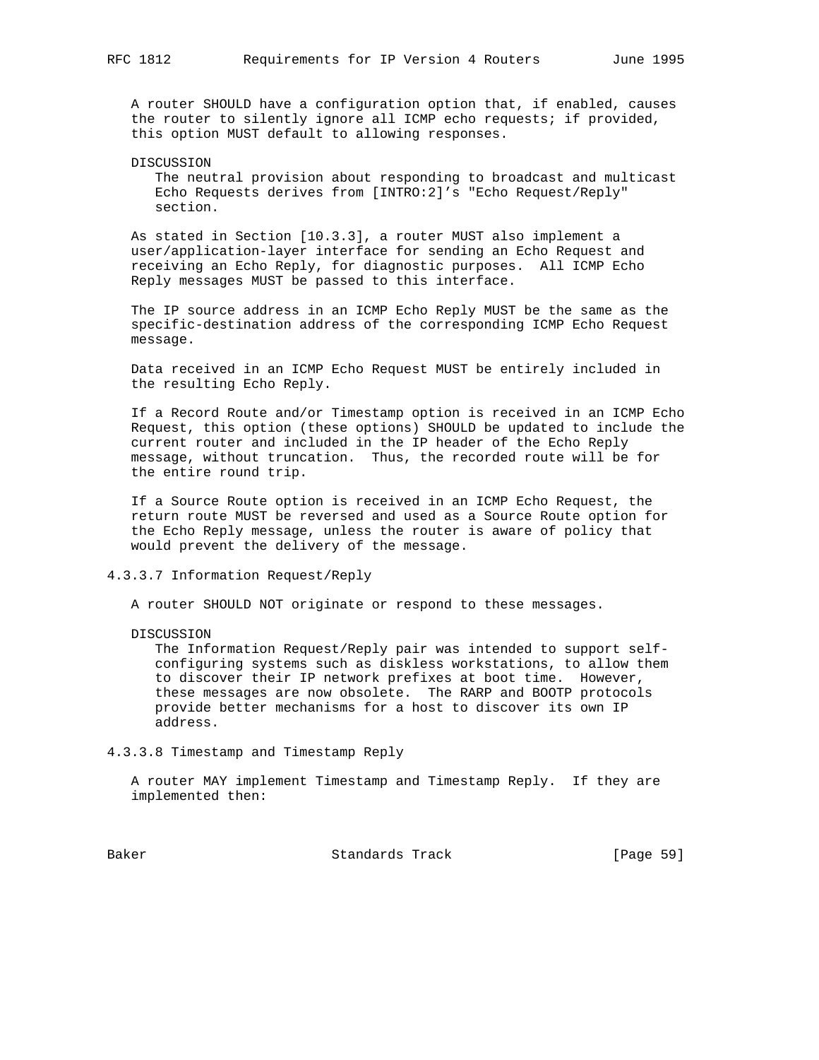A router SHOULD have a configuration option that, if enabled, causes the router to silently ignore all ICMP echo requests; if provided, this option MUST default to allowing responses.

DISCUSSION
The neutral provision about responding to broadcast and multicast Echo Requests derives from [INTRO:2]'s "Echo Request/Reply" section.

As stated in Section [10.3.3], a router MUST also implement a user/application-layer interface for sending an Echo Request and receiving an Echo Reply, for diagnostic purposes. All ICMP Echo Reply messages MUST be passed to this interface.

The IP source address in an ICMP Echo Reply MUST be the same as the specific-destination address of the corresponding ICMP Echo Request message.

Data received in an ICMP Echo Request MUST be entirely included in the resulting Echo Reply.

If a Record Route and/or Timestamp option is received in an ICMP Echo Request, this option (these options) SHOULD be updated to include the current router and included in the IP header of the Echo Reply message, without truncation. Thus, the recorded route will be for the entire round trip.

If a Source Route option is received in an ICMP Echo Request, the return route MUST be reversed and used as a Source Route option for the Echo Reply message, unless the router is aware of policy that would prevent the delivery of the message.

#### 4.3.3.7 Information Request/Reply

A router SHOULD NOT originate or respond to these messages.

DISCUSSION
The Information Request/Reply pair was intended to support self-configuring systems such as diskless workstations, to allow them to discover their IP network prefixes at boot time. However, these messages are now obsolete. The RARP and BOOTP protocols provide better mechanisms for a host to discover its own IP address.

#### 4.3.3.8 Timestamp and Timestamp Reply

A router MAY implement Timestamp and Timestamp Reply. If they are implemented then: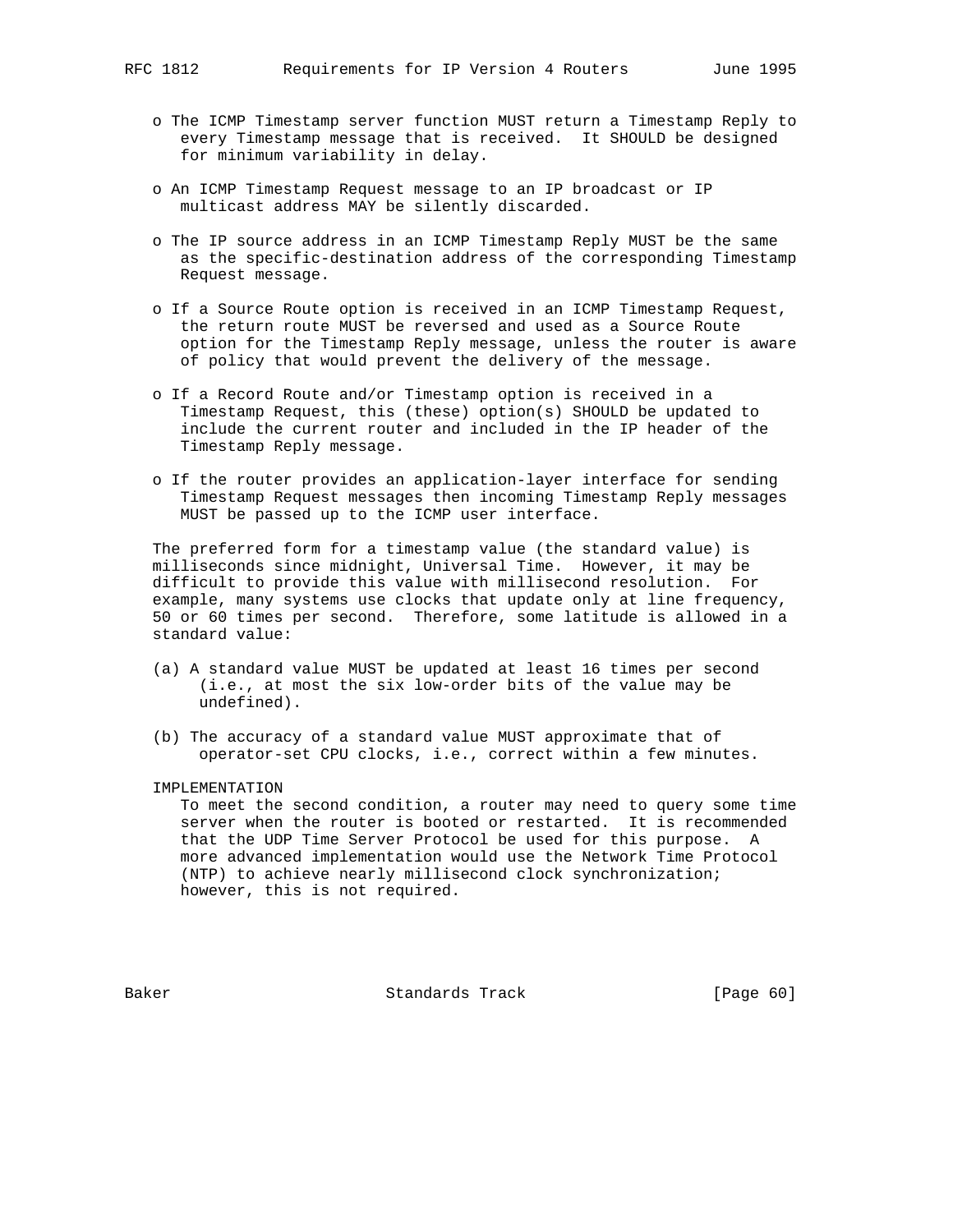- The ICMP Timestamp server function MUST return a Timestamp Reply to every Timestamp message that is received. It SHOULD be designed for minimum variability in delay.

- An ICMP Timestamp Request message to an IP broadcast or IP multicast address MAY be silently discarded.

- The IP source address in an ICMP Timestamp Reply MUST be the same as the specific-destination address of the corresponding Timestamp Request message.

- If a Source Route option is received in an ICMP Timestamp Request, the return route MUST be reversed and used as a Source Route option for the Timestamp Reply message, unless the router is aware of policy that would prevent the delivery of the message.

- If a Record Route and/or Timestamp option is received in a Timestamp Request, this (these) option(s) SHOULD be updated to include the current router and included in the IP header of the Timestamp Reply message.

- If the router provides an application-layer interface for sending Timestamp Request messages then incoming Timestamp Reply messages MUST be passed up to the ICMP user interface.

The preferred form for a timestamp value (the standard value) is milliseconds since midnight, Universal Time. However, it may be difficult to provide this value with millisecond resolution. For example, many systems use clocks that update only at line frequency, 50 or 60 times per second. Therefore, some latitude is allowed in a standard value:

(a) A standard value MUST be updated at least 16 times per second (i.e., at most the six low-order bits of the value may be undefined).

(b) The accuracy of a standard value MUST approximate that of operator-set CPU clocks, i.e., correct within a few minutes.

IMPLEMENTATION

To meet the second condition, a router may need to query some time server when the router is booted or restarted. It is recommended that the UDP Time Server Protocol be used for this purpose. A more advanced implementation would use the Network Time Protocol (NTP) to achieve nearly millisecond clock synchronization; however, this is not required.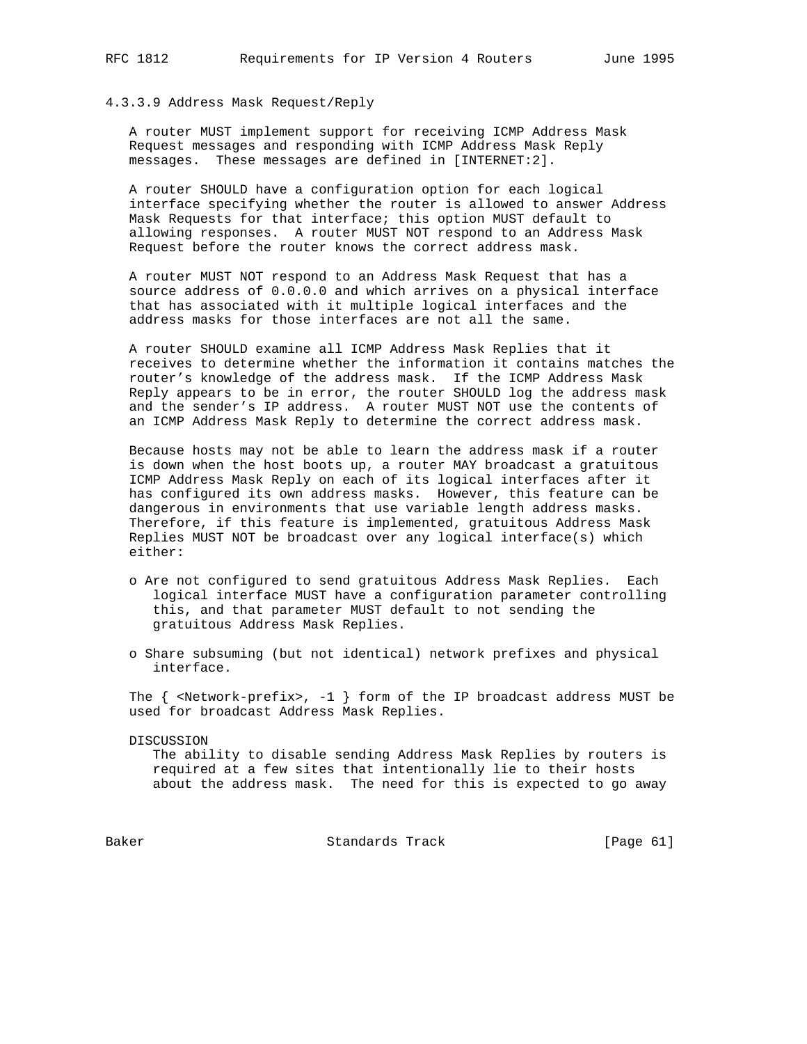#### 4.3.3.9 Address Mask Request/Reply

A router MUST implement support for receiving ICMP Address Mask Request messages and responding with ICMP Address Mask Reply messages. These messages are defined in [INTERNET:2].

A router SHOULD have a configuration option for each logical interface specifying whether the router is allowed to answer Address Mask Requests for that interface; this option MUST default to allowing responses. A router MUST NOT respond to an Address Mask Request before the router knows the correct address mask.

A router MUST NOT respond to an Address Mask Request that has a source address of 0.0.0.0 and which arrives on a physical interface that has associated with it multiple logical interfaces and the address masks for those interfaces are not all the same.

A router SHOULD examine all ICMP Address Mask Replies that it receives to determine whether the information it contains matches the router's knowledge of the address mask. If the ICMP Address Mask Reply appears to be in error, the router SHOULD log the address mask and the sender's IP address. A router MUST NOT use the contents of an ICMP Address Mask Reply to determine the correct address mask.

Because hosts may not be able to learn the address mask if a router is down when the host boots up, a router MAY broadcast a gratuitous ICMP Address Mask Reply on each of its logical interfaces after it has configured its own address masks. However, this feature can be dangerous in environments that use variable length address masks. Therefore, if this feature is implemented, gratuitous Address Mask Replies MUST NOT be broadcast over any logical interface(s) which either:

- o Are not configured to send gratuitous Address Mask Replies. Each logical interface MUST have a configuration parameter controlling this, and that parameter MUST default to not sending the gratuitous Address Mask Replies.
- o Share subsuming (but not identical) network prefixes and physical interface.

The { <Network-prefix>, -1 } form of the IP broadcast address MUST be used for broadcast Address Mask Replies.

DISCUSSION

The ability to disable sending Address Mask Replies by routers is required at a few sites that intentionally lie to their hosts about the address mask. The need for this is expected to go away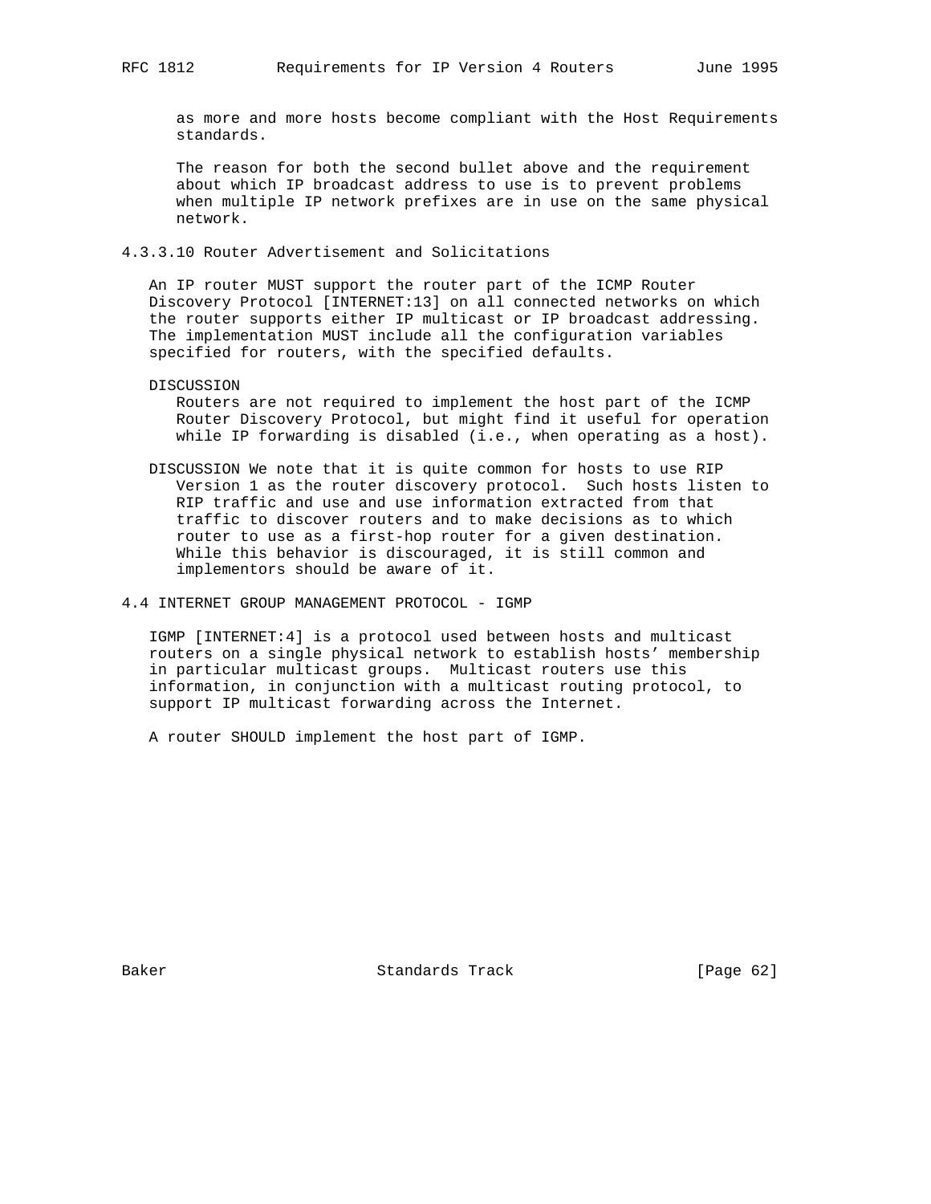as more and more hosts become compliant with the Host Requirements standards.

The reason for both the second bullet above and the requirement about which IP broadcast address to use is to prevent problems when multiple IP network prefixes are in use on the same physical network.

### 4.3.3.10 Router Advertisement and Solicitations

An IP router MUST support the router part of the ICMP Router Discovery Protocol [INTERNET:13] on all connected networks on which the router supports either IP multicast or IP broadcast addressing. The implementation MUST include all the configuration variables specified for routers, with the specified defaults.

DISCUSSION
Routers are not required to implement the host part of the ICMP Router Discovery Protocol, but might find it useful for operation while IP forwarding is disabled (i.e., when operating as a host).

DISCUSSION We note that it is quite common for hosts to use RIP Version 1 as the router discovery protocol. Such hosts listen to RIP traffic and use and use information extracted from that traffic to discover routers and to make decisions as to which router to use as a first-hop router for a given destination. While this behavior is discouraged, it is still common and implementors should be aware of it.

## 4.4 INTERNET GROUP MANAGEMENT PROTOCOL - IGMP

IGMP [INTERNET:4] is a protocol used between hosts and multicast routers on a single physical network to establish hosts' membership in particular multicast groups. Multicast routers use this information, in conjunction with a multicast routing protocol, to support IP multicast forwarding across the Internet.

A router SHOULD implement the host part of IGMP.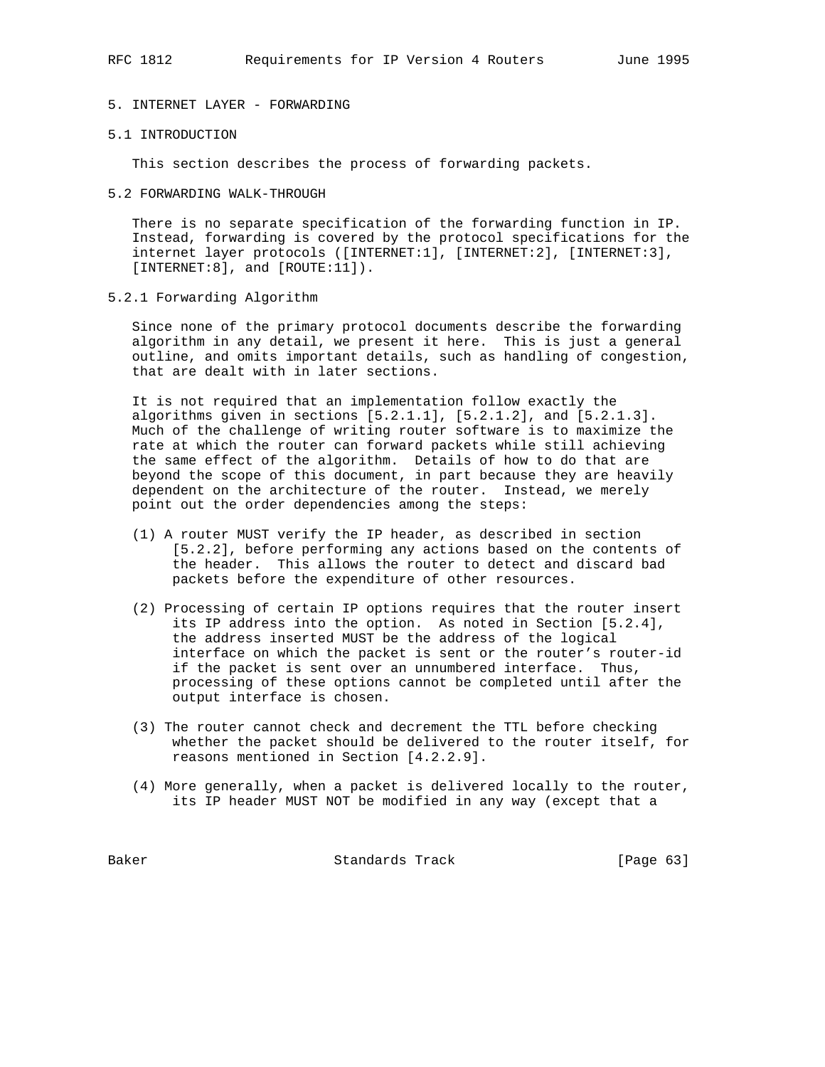# 5. INTERNET LAYER - FORWARDING

## 5.1 INTRODUCTION

This section describes the process of forwarding packets.

## 5.2 FORWARDING WALK-THROUGH

There is no separate specification of the forwarding function in IP. Instead, forwarding is covered by the protocol specifications for the internet layer protocols ([INTERNET:1], [INTERNET:2], [INTERNET:3], [INTERNET:8], and [ROUTE:11]).

### 5.2.1 Forwarding Algorithm

Since none of the primary protocol documents describe the forwarding algorithm in any detail, we present it here. This is just a general outline, and omits important details, such as handling of congestion, that are dealt with in later sections.

It is not required that an implementation follow exactly the algorithms given in sections [5.2.1.1], [5.2.1.2], and [5.2.1.3]. Much of the challenge of writing router software is to maximize the rate at which the router can forward packets while still achieving the same effect of the algorithm. Details of how to do that are beyond the scope of this document, in part because they are heavily dependent on the architecture of the router. Instead, we merely point out the order dependencies among the steps:

(1) A router MUST verify the IP header, as described in section [5.2.2], before performing any actions based on the contents of the header. This allows the router to detect and discard bad packets before the expenditure of other resources.

(2) Processing of certain IP options requires that the router insert its IP address into the option. As noted in Section [5.2.4], the address inserted MUST be the address of the logical interface on which the packet is sent or the router's router-id if the packet is sent over an unnumbered interface. Thus, processing of these options cannot be completed until after the output interface is chosen.

(3) The router cannot check and decrement the TTL before checking whether the packet should be delivered to the router itself, for reasons mentioned in Section [4.2.2.9].

(4) More generally, when a packet is delivered locally to the router, its IP header MUST NOT be modified in any way (except that a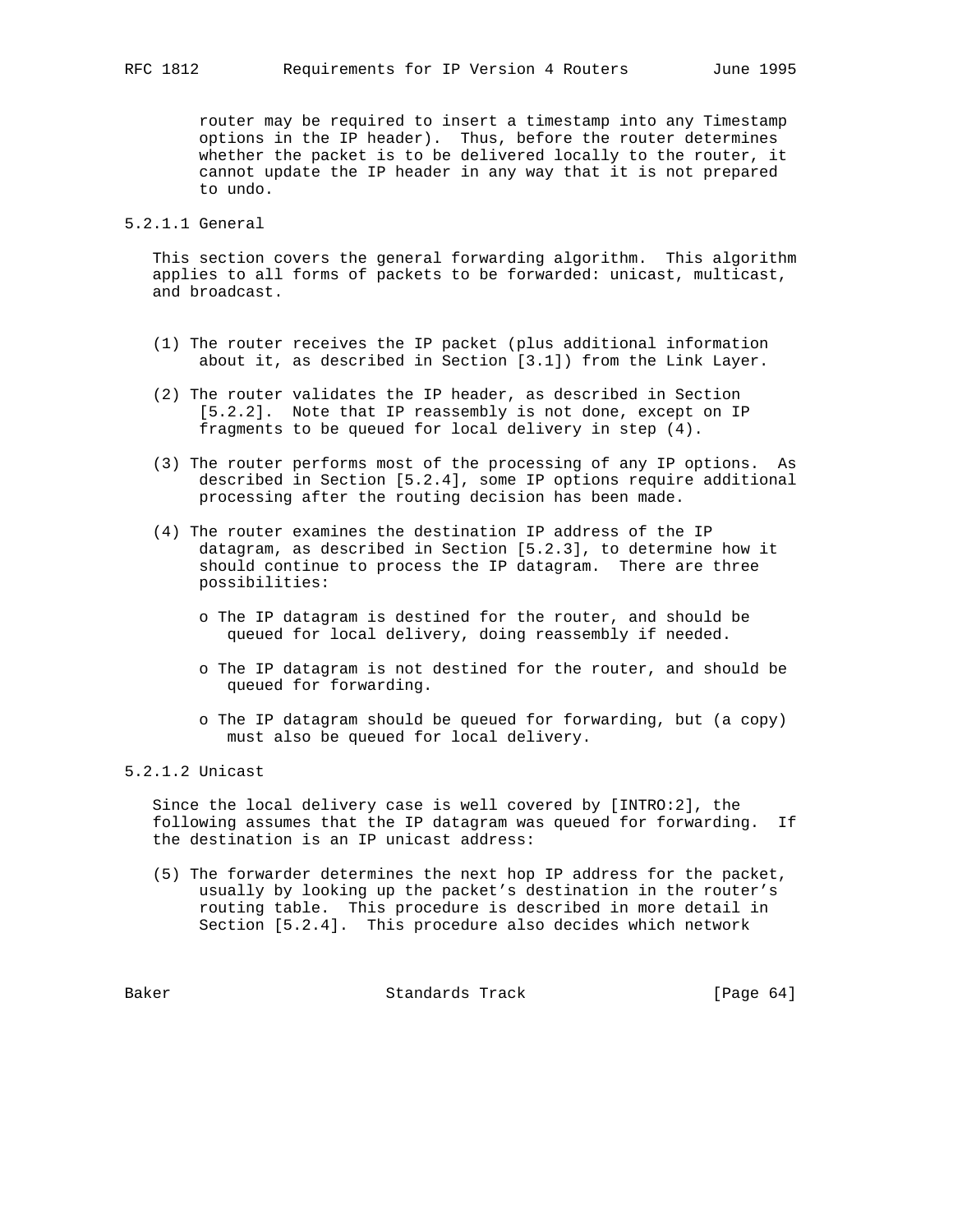router may be required to insert a timestamp into any Timestamp options in the IP header). Thus, before the router determines whether the packet is to be delivered locally to the router, it cannot update the IP header in any way that it is not prepared to undo.

### 5.2.1.1 General

This section covers the general forwarding algorithm. This algorithm applies to all forms of packets to be forwarded: unicast, multicast, and broadcast.

(1) The router receives the IP packet (plus additional information about it, as described in Section [3.1]) from the Link Layer.

(2) The router validates the IP header, as described in Section [5.2.2]. Note that IP reassembly is not done, except on IP fragments to be queued for local delivery in step (4).

(3) The router performs most of the processing of any IP options. As described in Section [5.2.4], some IP options require additional processing after the routing decision has been made.

(4) The router examines the destination IP address of the IP datagram, as described in Section [5.2.3], to determine how it should continue to process the IP datagram. There are three possibilities:

   - The IP datagram is destined for the router, and should be queued for local delivery, doing reassembly if needed.

   - The IP datagram is not destined for the router, and should be queued for forwarding.

   - The IP datagram should be queued for forwarding, but (a copy) must also be queued for local delivery.

### 5.2.1.2 Unicast

Since the local delivery case is well covered by [INTRO:2], the following assumes that the IP datagram was queued for forwarding. If the destination is an IP unicast address:

(5) The forwarder determines the next hop IP address for the packet, usually by looking up the packet's destination in the router's routing table. This procedure is described in more detail in Section [5.2.4]. This procedure also decides which network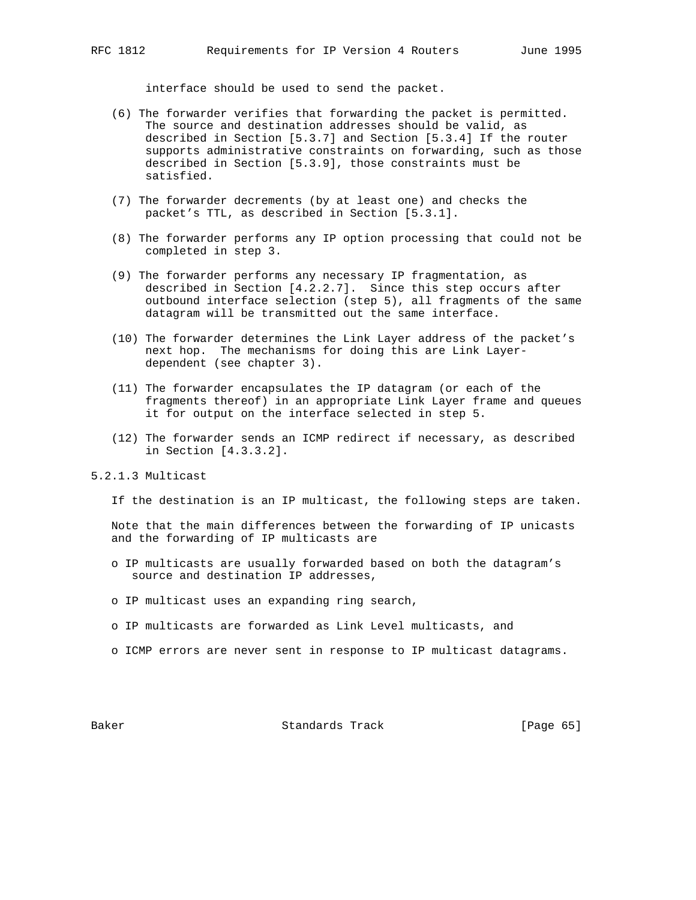interface should be used to send the packet.

(6) The forwarder verifies that forwarding the packet is permitted. The source and destination addresses should be valid, as described in Section [5.3.7] and Section [5.3.4] If the router supports administrative constraints on forwarding, such as those described in Section [5.3.9], those constraints must be satisfied.

(7) The forwarder decrements (by at least one) and checks the packet's TTL, as described in Section [5.3.1].

(8) The forwarder performs any IP option processing that could not be completed in step 3.

(9) The forwarder performs any necessary IP fragmentation, as described in Section [4.2.2.7]. Since this step occurs after outbound interface selection (step 5), all fragments of the same datagram will be transmitted out the same interface.

(10) The forwarder determines the Link Layer address of the packet's next hop. The mechanisms for doing this are Link Layer-dependent (see chapter 3).

(11) The forwarder encapsulates the IP datagram (or each of the fragments thereof) in an appropriate Link Layer frame and queues it for output on the interface selected in step 5.

(12) The forwarder sends an ICMP redirect if necessary, as described in Section [4.3.3.2].

### 5.2.1.3 Multicast

If the destination is an IP multicast, the following steps are taken.

Note that the main differences between the forwarding of IP unicasts and the forwarding of IP multicasts are

- IP multicasts are usually forwarded based on both the datagram's source and destination IP addresses,
- IP multicast uses an expanding ring search,
- IP multicasts are forwarded as Link Level multicasts, and
- ICMP errors are never sent in response to IP multicast datagrams.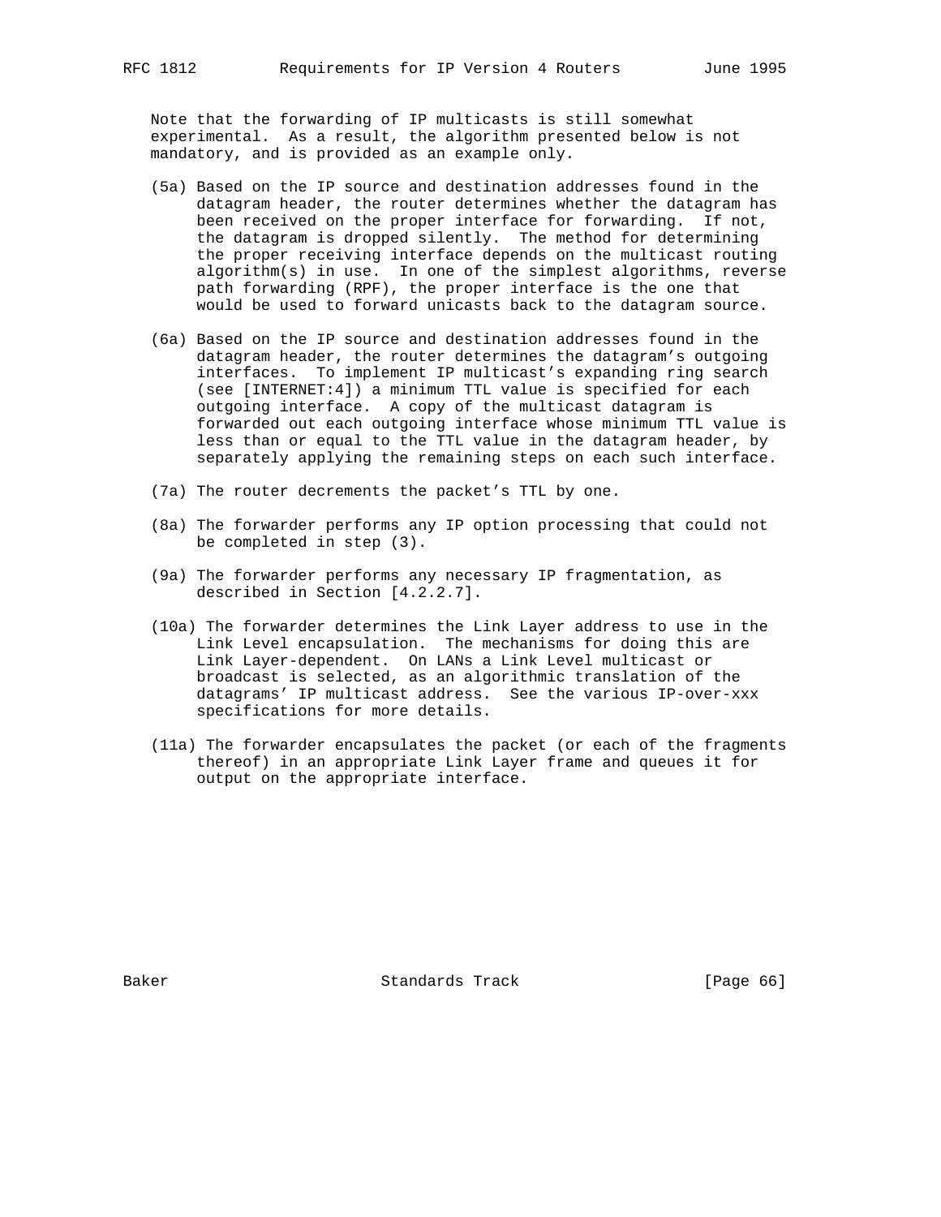Note that the forwarding of IP multicasts is still somewhat experimental. As a result, the algorithm presented below is not mandatory, and is provided as an example only.

(5a) Based on the IP source and destination addresses found in the datagram header, the router determines whether the datagram has been received on the proper interface for forwarding. If not, the datagram is dropped silently. The method for determining the proper receiving interface depends on the multicast routing algorithm(s) in use. In one of the simplest algorithms, reverse path forwarding (RPF), the proper interface is the one that would be used to forward unicasts back to the datagram source.

(6a) Based on the IP source and destination addresses found in the datagram header, the router determines the datagram's outgoing interfaces. To implement IP multicast's expanding ring search (see [INTERNET:4]) a minimum TTL value is specified for each outgoing interface. A copy of the multicast datagram is forwarded out each outgoing interface whose minimum TTL value is less than or equal to the TTL value in the datagram header, by separately applying the remaining steps on each such interface.

(7a) The router decrements the packet's TTL by one.

(8a) The forwarder performs any IP option processing that could not be completed in step (3).

(9a) The forwarder performs any necessary IP fragmentation, as described in Section [4.2.2.7].

(10a) The forwarder determines the Link Layer address to use in the Link Level encapsulation. The mechanisms for doing this are Link Layer-dependent. On LANs a Link Level multicast or broadcast is selected, as an algorithmic translation of the datagrams' IP multicast address. See the various IP-over-xxx specifications for more details.

(11a) The forwarder encapsulates the packet (or each of the fragments thereof) in an appropriate Link Layer frame and queues it for output on the appropriate interface.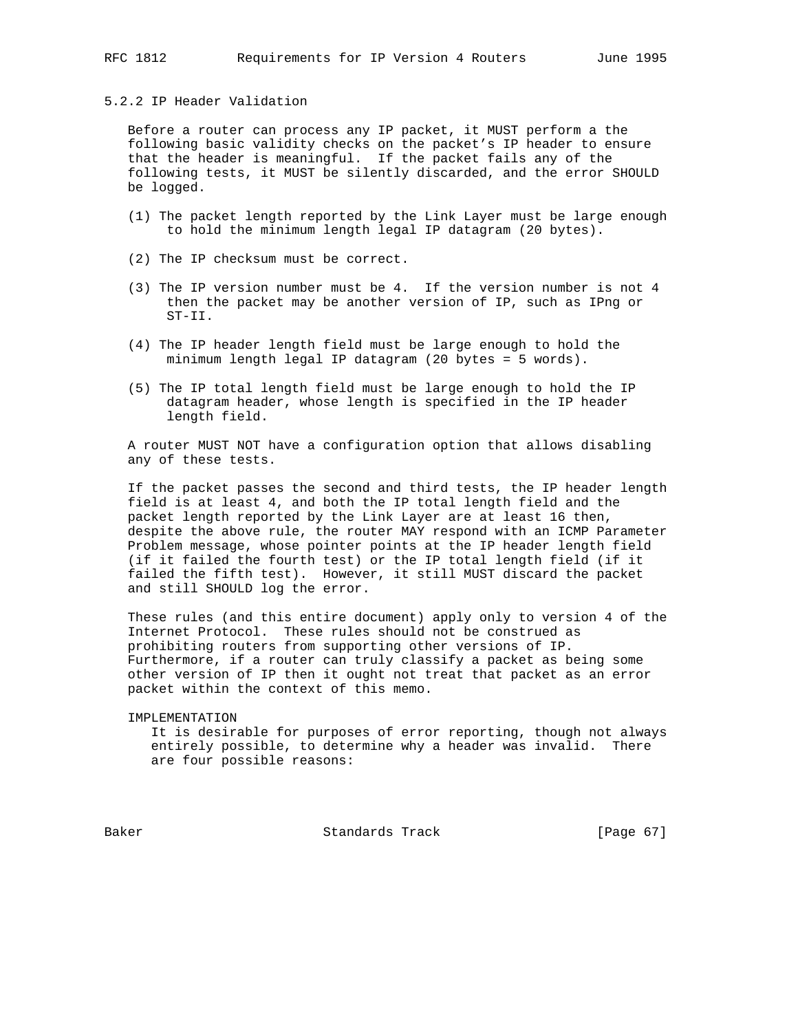### 5.2.2 IP Header Validation

Before a router can process any IP packet, it MUST perform a the following basic validity checks on the packet's IP header to ensure that the header is meaningful. If the packet fails any of the following tests, it MUST be silently discarded, and the error SHOULD be logged.

(1) The packet length reported by the Link Layer must be large enough to hold the minimum length legal IP datagram (20 bytes).

(2) The IP checksum must be correct.

(3) The IP version number must be 4. If the version number is not 4 then the packet may be another version of IP, such as IPng or ST-II.

(4) The IP header length field must be large enough to hold the minimum length legal IP datagram (20 bytes = 5 words).

(5) The IP total length field must be large enough to hold the IP datagram header, whose length is specified in the IP header length field.

A router MUST NOT have a configuration option that allows disabling any of these tests.

If the packet passes the second and third tests, the IP header length field is at least 4, and both the IP total length field and the packet length reported by the Link Layer are at least 16 then, despite the above rule, the router MAY respond with an ICMP Parameter Problem message, whose pointer points at the IP header length field (if it failed the fourth test) or the IP total length field (if it failed the fifth test). However, it still MUST discard the packet and still SHOULD log the error.

These rules (and this entire document) apply only to version 4 of the Internet Protocol. These rules should not be construed as prohibiting routers from supporting other versions of IP. Furthermore, if a router can truly classify a packet as being some other version of IP then it ought not treat that packet as an error packet within the context of this memo.

IMPLEMENTATION

It is desirable for purposes of error reporting, though not always entirely possible, to determine why a header was invalid. There are four possible reasons: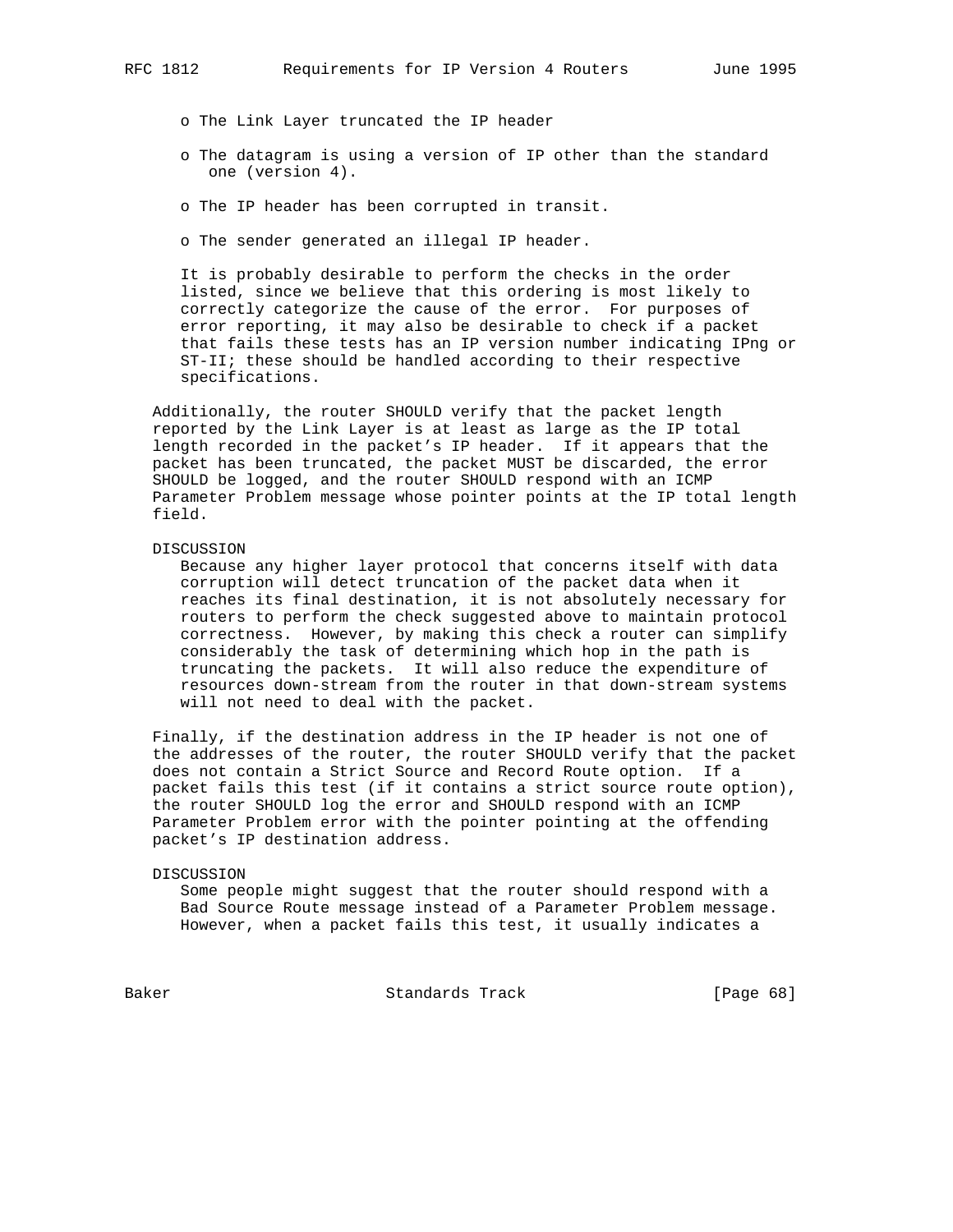- The Link Layer truncated the IP header

- The datagram is using a version of IP other than the standard one (version 4).

- The IP header has been corrupted in transit.

- The sender generated an illegal IP header.

It is probably desirable to perform the checks in the order listed, since we believe that this ordering is most likely to correctly categorize the cause of the error. For purposes of error reporting, it may also be desirable to check if a packet that fails these tests has an IP version number indicating IPng or ST-II; these should be handled according to their respective specifications.

Additionally, the router SHOULD verify that the packet length reported by the Link Layer is at least as large as the IP total length recorded in the packet's IP header. If it appears that the packet has been truncated, the packet MUST be discarded, the error SHOULD be logged, and the router SHOULD respond with an ICMP Parameter Problem message whose pointer points at the IP total length field.

DISCUSSION

Because any higher layer protocol that concerns itself with data corruption will detect truncation of the packet data when it reaches its final destination, it is not absolutely necessary for routers to perform the check suggested above to maintain protocol correctness. However, by making this check a router can simplify considerably the task of determining which hop in the path is truncating the packets. It will also reduce the expenditure of resources down-stream from the router in that down-stream systems will not need to deal with the packet.

Finally, if the destination address in the IP header is not one of the addresses of the router, the router SHOULD verify that the packet does not contain a Strict Source and Record Route option. If a packet fails this test (if it contains a strict source route option), the router SHOULD log the error and SHOULD respond with an ICMP Parameter Problem error with the pointer pointing at the offending packet's IP destination address.

DISCUSSION

Some people might suggest that the router should respond with a Bad Source Route message instead of a Parameter Problem message. However, when a packet fails this test, it usually indicates a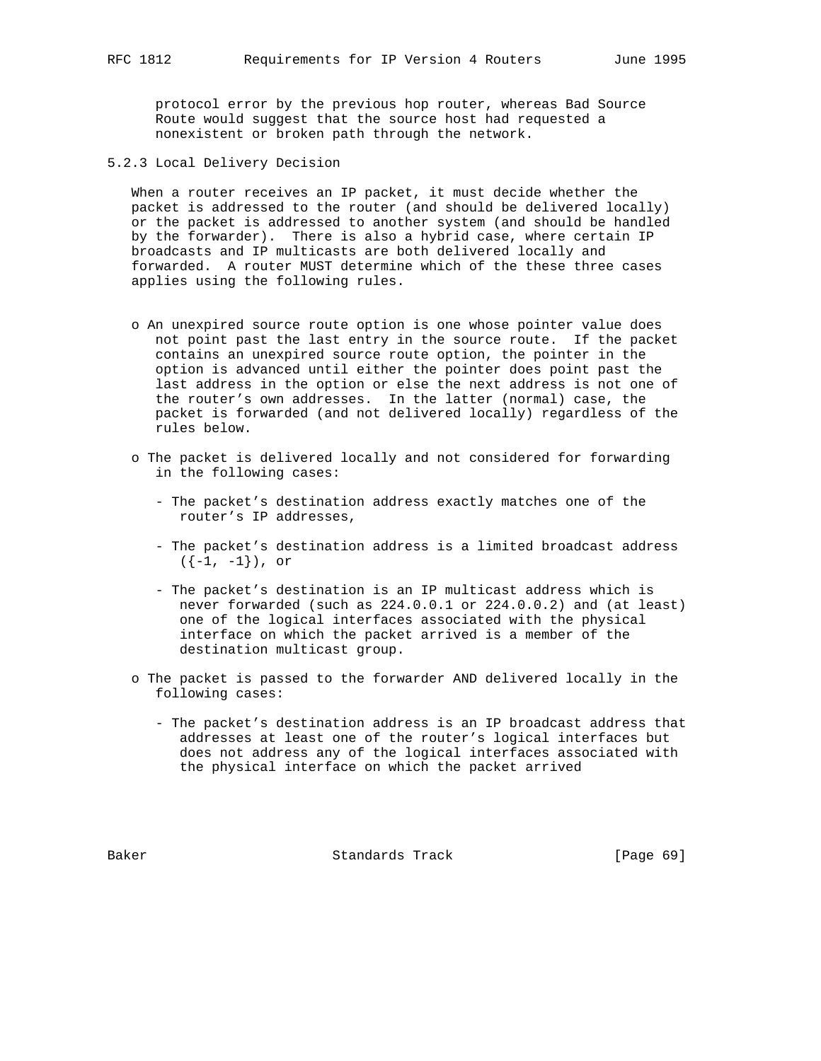protocol error by the previous hop router, whereas Bad Source Route would suggest that the source host had requested a nonexistent or broken path through the network.

### 5.2.3 Local Delivery Decision

When a router receives an IP packet, it must decide whether the packet is addressed to the router (and should be delivered locally) or the packet is addressed to another system (and should be handled by the forwarder). There is also a hybrid case, where certain IP broadcasts and IP multicasts are both delivered locally and forwarded. A router MUST determine which of the these three cases applies using the following rules.

- An unexpired source route option is one whose pointer value does not point past the last entry in the source route. If the packet contains an unexpired source route option, the pointer in the option is advanced until either the pointer does point past the last address in the option or else the next address is not one of the router's own addresses. In the latter (normal) case, the packet is forwarded (and not delivered locally) regardless of the rules below.

- The packet is delivered locally and not considered for forwarding in the following cases:

  - The packet's destination address exactly matches one of the router's IP addresses,

  - The packet's destination address is a limited broadcast address ({-1, -1}), or

  - The packet's destination is an IP multicast address which is never forwarded (such as 224.0.0.1 or 224.0.0.2) and (at least) one of the logical interfaces associated with the physical interface on which the packet arrived is a member of the destination multicast group.

- The packet is passed to the forwarder AND delivered locally in the following cases:

  - The packet's destination address is an IP broadcast address that addresses at least one of the router's logical interfaces but does not address any of the logical interfaces associated with the physical interface on which the packet arrived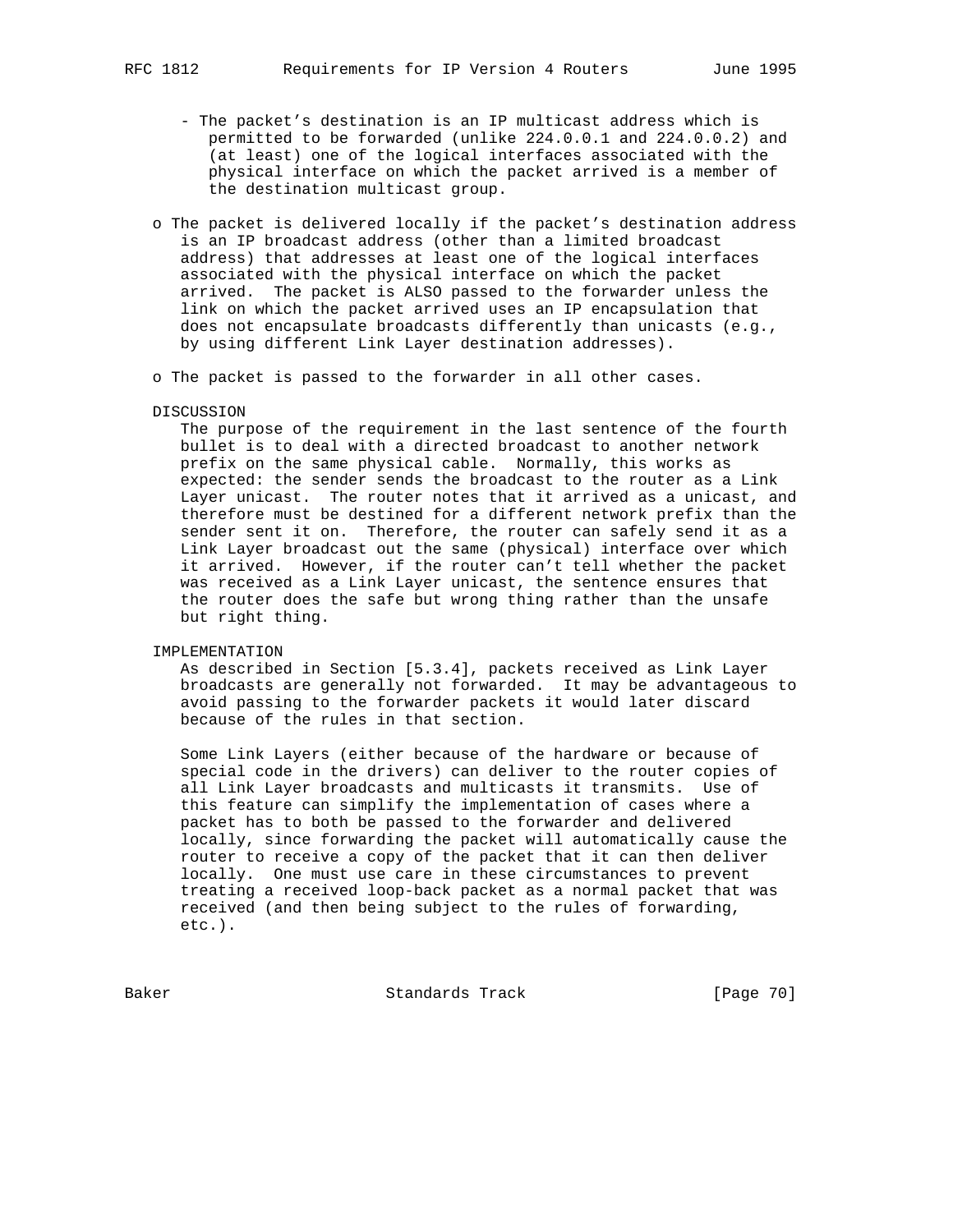- The packet's destination is an IP multicast address which is permitted to be forwarded (unlike 224.0.0.1 and 224.0.0.2) and (at least) one of the logical interfaces associated with the physical interface on which the packet arrived is a member of the destination multicast group.

o The packet is delivered locally if the packet's destination address is an IP broadcast address (other than a limited broadcast address) that addresses at least one of the logical interfaces associated with the physical interface on which the packet arrived. The packet is ALSO passed to the forwarder unless the link on which the packet arrived uses an IP encapsulation that does not encapsulate broadcasts differently than unicasts (e.g., by using different Link Layer destination addresses).

o The packet is passed to the forwarder in all other cases.

DISCUSSION

The purpose of the requirement in the last sentence of the fourth bullet is to deal with a directed broadcast to another network prefix on the same physical cable. Normally, this works as expected: the sender sends the broadcast to the router as a Link Layer unicast. The router notes that it arrived as a unicast, and therefore must be destined for a different network prefix than the sender sent it on. Therefore, the router can safely send it as a Link Layer broadcast out the same (physical) interface over which it arrived. However, if the router can't tell whether the packet was received as a Link Layer unicast, the sentence ensures that the router does the safe but wrong thing rather than the unsafe but right thing.

IMPLEMENTATION

As described in Section [5.3.4], packets received as Link Layer broadcasts are generally not forwarded. It may be advantageous to avoid passing to the forwarder packets it would later discard because of the rules in that section.

Some Link Layers (either because of the hardware or because of special code in the drivers) can deliver to the router copies of all Link Layer broadcasts and multicasts it transmits. Use of this feature can simplify the implementation of cases where a packet has to both be passed to the forwarder and delivered locally, since forwarding the packet will automatically cause the router to receive a copy of the packet that it can then deliver locally. One must use care in these circumstances to prevent treating a received loop-back packet as a normal packet that was received (and then being subject to the rules of forwarding, etc.).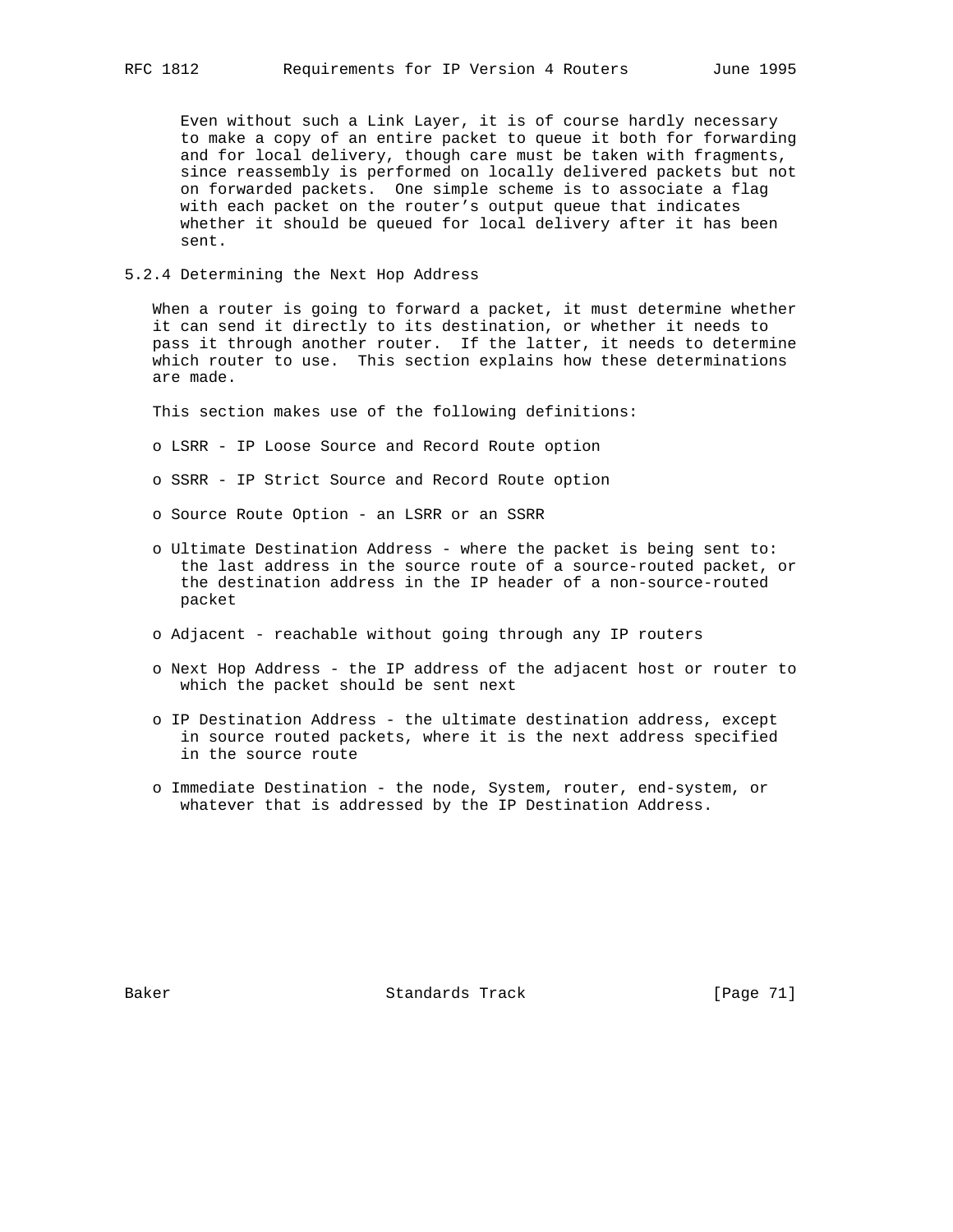Even without such a Link Layer, it is of course hardly necessary to make a copy of an entire packet to queue it both for forwarding and for local delivery, though care must be taken with fragments, since reassembly is performed on locally delivered packets but not on forwarded packets. One simple scheme is to associate a flag with each packet on the router's output queue that indicates whether it should be queued for local delivery after it has been sent.

### 5.2.4 Determining the Next Hop Address

When a router is going to forward a packet, it must determine whether it can send it directly to its destination, or whether it needs to pass it through another router. If the latter, it needs to determine which router to use. This section explains how these determinations are made.

This section makes use of the following definitions:

- LSRR - IP Loose Source and Record Route option
- SSRR - IP Strict Source and Record Route option
- Source Route Option - an LSRR or an SSRR
- Ultimate Destination Address - where the packet is being sent to: the last address in the source route of a source-routed packet, or the destination address in the IP header of a non-source-routed packet
- Adjacent - reachable without going through any IP routers
- Next Hop Address - the IP address of the adjacent host or router to which the packet should be sent next
- IP Destination Address - the ultimate destination address, except in source routed packets, where it is the next address specified in the source route
- Immediate Destination - the node, System, router, end-system, or whatever that is addressed by the IP Destination Address.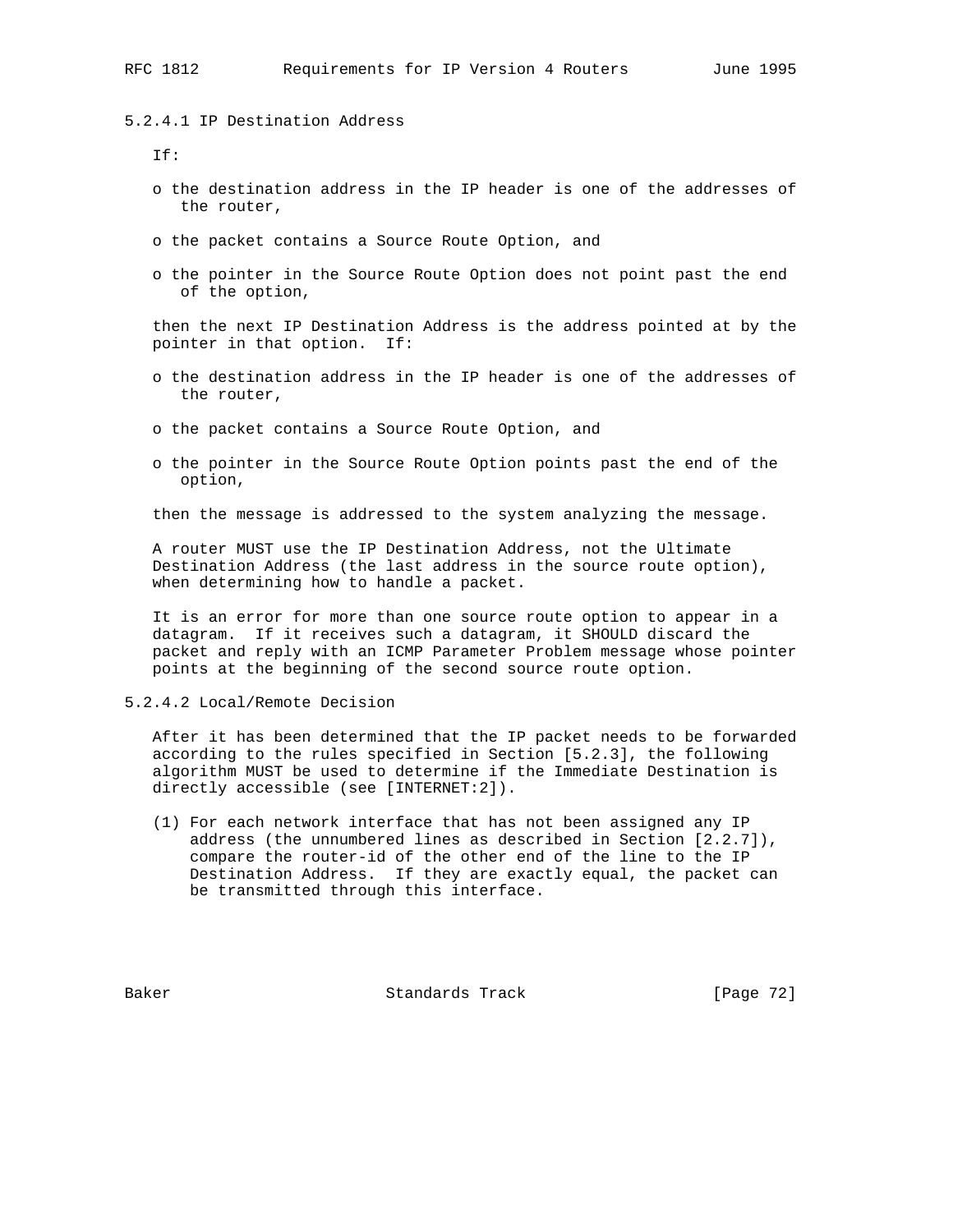#### 5.2.4.1 IP Destination Address

If:

- the destination address in the IP header is one of the addresses of the router,
- the packet contains a Source Route Option, and
- the pointer in the Source Route Option does not point past the end of the option,

then the next IP Destination Address is the address pointed at by the pointer in that option. If:

- the destination address in the IP header is one of the addresses of the router,
- the packet contains a Source Route Option, and
- the pointer in the Source Route Option points past the end of the option,

then the message is addressed to the system analyzing the message.

A router MUST use the IP Destination Address, not the Ultimate Destination Address (the last address in the source route option), when determining how to handle a packet.

It is an error for more than one source route option to appear in a datagram. If it receives such a datagram, it SHOULD discard the packet and reply with an ICMP Parameter Problem message whose pointer points at the beginning of the second source route option.

#### 5.2.4.2 Local/Remote Decision

After it has been determined that the IP packet needs to be forwarded according to the rules specified in Section [5.2.3], the following algorithm MUST be used to determine if the Immediate Destination is directly accessible (see [INTERNET:2]).

(1) For each network interface that has not been assigned any IP address (the unnumbered lines as described in Section [2.2.7]), compare the router-id of the other end of the line to the IP Destination Address. If they are exactly equal, the packet can be transmitted through this interface.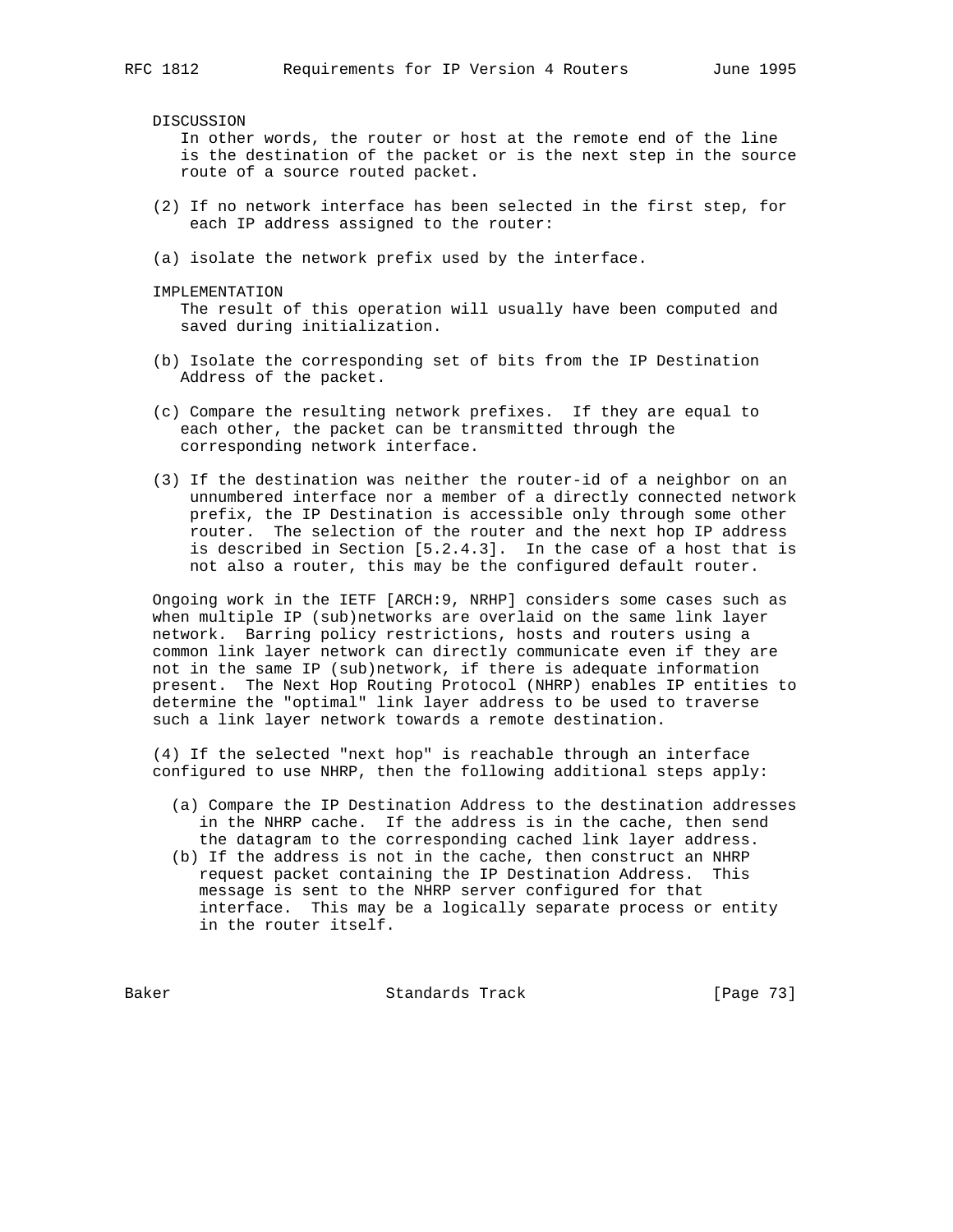DISCUSSION

In other words, the router or host at the remote end of the line is the destination of the packet or is the next step in the source route of a source routed packet.

(2) If no network interface has been selected in the first step, for each IP address assigned to the router:

(a) isolate the network prefix used by the interface.

IMPLEMENTATION

The result of this operation will usually have been computed and saved during initialization.

(b) Isolate the corresponding set of bits from the IP Destination Address of the packet.

(c) Compare the resulting network prefixes. If they are equal to each other, the packet can be transmitted through the corresponding network interface.

(3) If the destination was neither the router-id of a neighbor on an unnumbered interface nor a member of a directly connected network prefix, the IP Destination is accessible only through some other router. The selection of the router and the next hop IP address is described in Section [5.2.4.3]. In the case of a host that is not also a router, this may be the configured default router.

Ongoing work in the IETF [ARCH:9, NRHP] considers some cases such as when multiple IP (sub)networks are overlaid on the same link layer network. Barring policy restrictions, hosts and routers using a common link layer network can directly communicate even if they are not in the same IP (sub)network, if there is adequate information present. The Next Hop Routing Protocol (NHRP) enables IP entities to determine the "optimal" link layer address to be used to traverse such a link layer network towards a remote destination.

(4) If the selected "next hop" is reachable through an interface configured to use NHRP, then the following additional steps apply:

(a) Compare the IP Destination Address to the destination addresses in the NHRP cache. If the address is in the cache, then send the datagram to the corresponding cached link layer address.

(b) If the address is not in the cache, then construct an NHRP request packet containing the IP Destination Address. This message is sent to the NHRP server configured for that interface. This may be a logically separate process or entity in the router itself.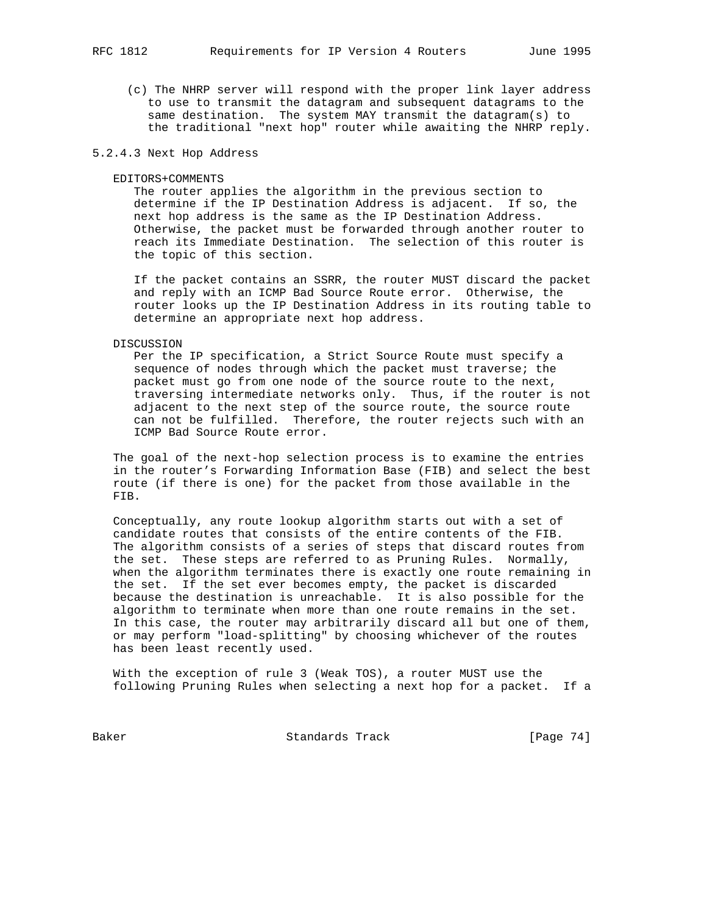(c) The NHRP server will respond with the proper link layer address to use to transmit the datagram and subsequent datagrams to the same destination. The system MAY transmit the datagram(s) to the traditional "next hop" router while awaiting the NHRP reply.

### 5.2.4.3 Next Hop Address

EDITORS+COMMENTS

The router applies the algorithm in the previous section to determine if the IP Destination Address is adjacent. If so, the next hop address is the same as the IP Destination Address. Otherwise, the packet must be forwarded through another router to reach its Immediate Destination. The selection of this router is the topic of this section.

If the packet contains an SSRR, the router MUST discard the packet and reply with an ICMP Bad Source Route error. Otherwise, the router looks up the IP Destination Address in its routing table to determine an appropriate next hop address.

DISCUSSION

Per the IP specification, a Strict Source Route must specify a sequence of nodes through which the packet must traverse; the packet must go from one node of the source route to the next, traversing intermediate networks only. Thus, if the router is not adjacent to the next step of the source route, the source route can not be fulfilled. Therefore, the router rejects such with an ICMP Bad Source Route error.

The goal of the next-hop selection process is to examine the entries in the router's Forwarding Information Base (FIB) and select the best route (if there is one) for the packet from those available in the FIB.

Conceptually, any route lookup algorithm starts out with a set of candidate routes that consists of the entire contents of the FIB. The algorithm consists of a series of steps that discard routes from the set. These steps are referred to as Pruning Rules. Normally, when the algorithm terminates there is exactly one route remaining in the set. If the set ever becomes empty, the packet is discarded because the destination is unreachable. It is also possible for the algorithm to terminate when more than one route remains in the set. In this case, the router may arbitrarily discard all but one of them, or may perform "load-splitting" by choosing whichever of the routes has been least recently used.

With the exception of rule 3 (Weak TOS), a router MUST use the following Pruning Rules when selecting a next hop for a packet. If a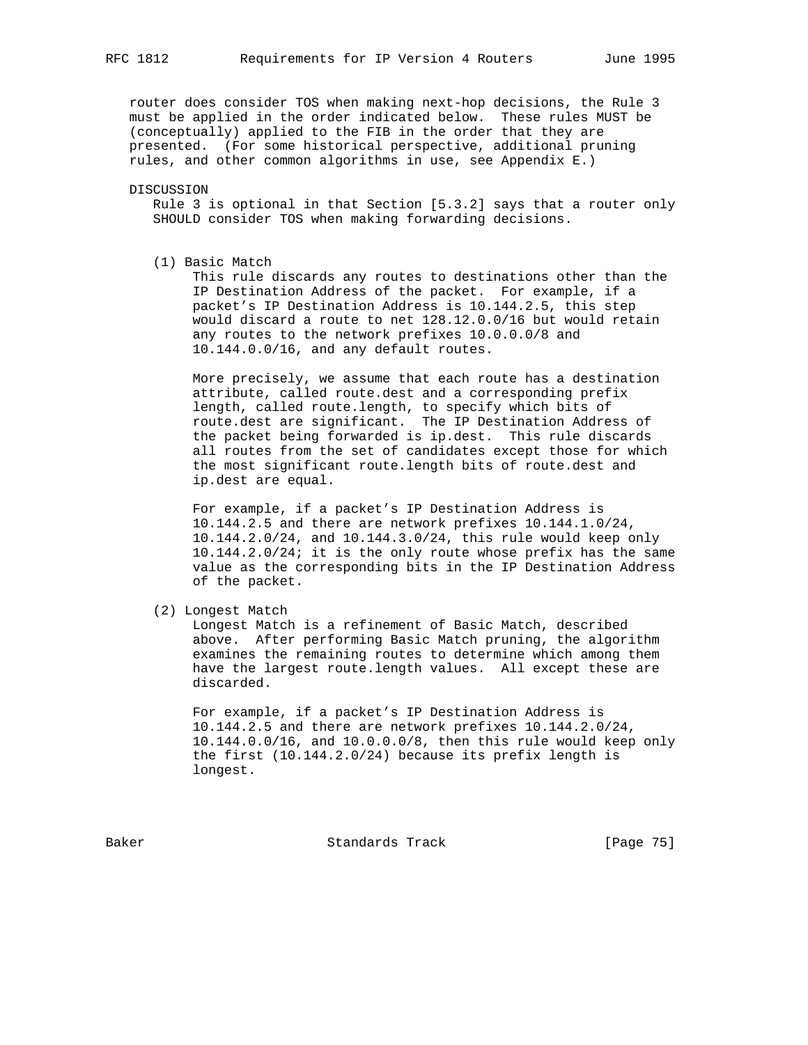router does consider TOS when making next-hop decisions, the Rule 3 must be applied in the order indicated below. These rules MUST be (conceptually) applied to the FIB in the order that they are presented. (For some historical perspective, additional pruning rules, and other common algorithms in use, see Appendix E.)

DISCUSSION

Rule 3 is optional in that Section [5.3.2] says that a router only SHOULD consider TOS when making forwarding decisions.

(1) Basic Match

This rule discards any routes to destinations other than the IP Destination Address of the packet. For example, if a packet's IP Destination Address is 10.144.2.5, this step would discard a route to net 128.12.0.0/16 but would retain any routes to the network prefixes 10.0.0.0/8 and 10.144.0.0/16, and any default routes.

More precisely, we assume that each route has a destination attribute, called route.dest and a corresponding prefix length, called route.length, to specify which bits of route.dest are significant. The IP Destination Address of the packet being forwarded is ip.dest. This rule discards all routes from the set of candidates except those for which the most significant route.length bits of route.dest and ip.dest are equal.

For example, if a packet's IP Destination Address is 10.144.2.5 and there are network prefixes 10.144.1.0/24, 10.144.2.0/24, and 10.144.3.0/24, this rule would keep only 10.144.2.0/24; it is the only route whose prefix has the same value as the corresponding bits in the IP Destination Address of the packet.

(2) Longest Match

Longest Match is a refinement of Basic Match, described above. After performing Basic Match pruning, the algorithm examines the remaining routes to determine which among them have the largest route.length values. All except these are discarded.

For example, if a packet's IP Destination Address is 10.144.2.5 and there are network prefixes 10.144.2.0/24, 10.144.0.0/16, and 10.0.0.0/8, then this rule would keep only the first (10.144.2.0/24) because its prefix length is longest.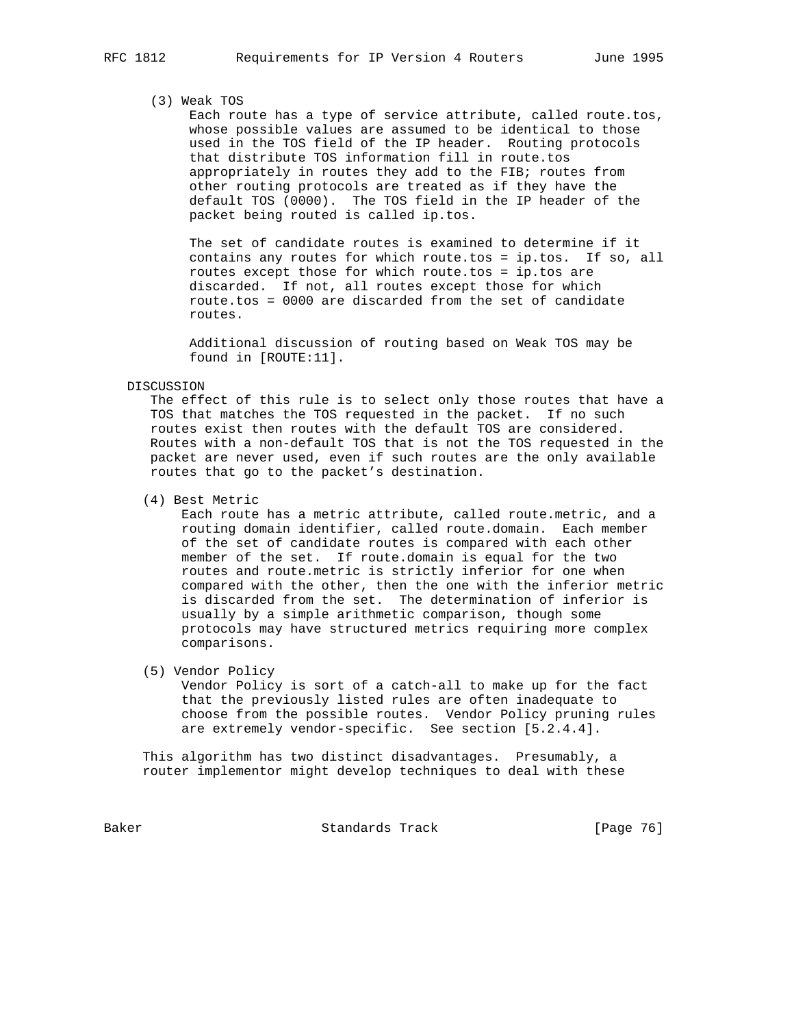(3) Weak TOS

Each route has a type of service attribute, called route.tos, whose possible values are assumed to be identical to those used in the TOS field of the IP header. Routing protocols that distribute TOS information fill in route.tos appropriately in routes they add to the FIB; routes from other routing protocols are treated as if they have the default TOS (0000). The TOS field in the IP header of the packet being routed is called ip.tos.

The set of candidate routes is examined to determine if it contains any routes for which route.tos = ip.tos. If so, all routes except those for which route.tos = ip.tos are discarded. If not, all routes except those for which route.tos = 0000 are discarded from the set of candidate routes.

Additional discussion of routing based on Weak TOS may be found in [ROUTE:11].

DISCUSSION

The effect of this rule is to select only those routes that have a TOS that matches the TOS requested in the packet. If no such routes exist then routes with the default TOS are considered. Routes with a non-default TOS that is not the TOS requested in the packet are never used, even if such routes are the only available routes that go to the packet's destination.

(4) Best Metric

Each route has a metric attribute, called route.metric, and a routing domain identifier, called route.domain. Each member of the set of candidate routes is compared with each other member of the set. If route.domain is equal for the two routes and route.metric is strictly inferior for one when compared with the other, then the one with the inferior metric is discarded from the set. The determination of inferior is usually by a simple arithmetic comparison, though some protocols may have structured metrics requiring more complex comparisons.

(5) Vendor Policy

Vendor Policy is sort of a catch-all to make up for the fact that the previously listed rules are often inadequate to choose from the possible routes. Vendor Policy pruning rules are extremely vendor-specific. See section [5.2.4.4].

This algorithm has two distinct disadvantages. Presumably, a router implementor might develop techniques to deal with these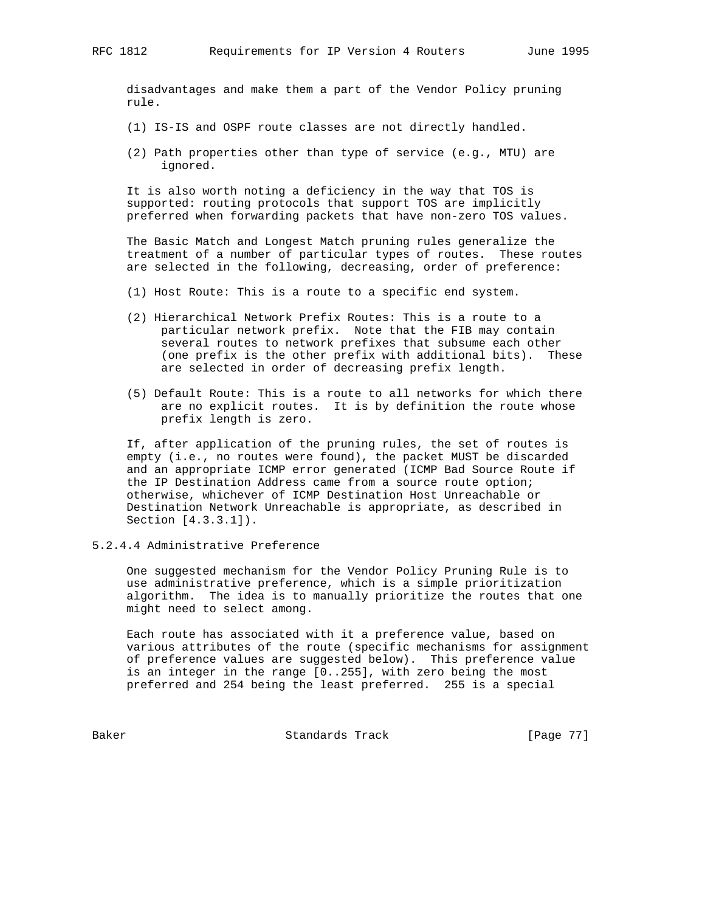disadvantages and make them a part of the Vendor Policy pruning rule.

(1) IS-IS and OSPF route classes are not directly handled.

(2) Path properties other than type of service (e.g., MTU) are ignored.

It is also worth noting a deficiency in the way that TOS is supported: routing protocols that support TOS are implicitly preferred when forwarding packets that have non-zero TOS values.

The Basic Match and Longest Match pruning rules generalize the treatment of a number of particular types of routes. These routes are selected in the following, decreasing, order of preference:

(1) Host Route: This is a route to a specific end system.

(2) Hierarchical Network Prefix Routes: This is a route to a particular network prefix. Note that the FIB may contain several routes to network prefixes that subsume each other (one prefix is the other prefix with additional bits). These are selected in order of decreasing prefix length.

(5) Default Route: This is a route to all networks for which there are no explicit routes. It is by definition the route whose prefix length is zero.

If, after application of the pruning rules, the set of routes is empty (i.e., no routes were found), the packet MUST be discarded and an appropriate ICMP error generated (ICMP Bad Source Route if the IP Destination Address came from a source route option; otherwise, whichever of ICMP Destination Host Unreachable or Destination Network Unreachable is appropriate, as described in Section [4.3.3.1]).

#### 5.2.4.4 Administrative Preference

One suggested mechanism for the Vendor Policy Pruning Rule is to use administrative preference, which is a simple prioritization algorithm. The idea is to manually prioritize the routes that one might need to select among.

Each route has associated with it a preference value, based on various attributes of the route (specific mechanisms for assignment of preference values are suggested below). This preference value is an integer in the range [0..255], with zero being the most preferred and 254 being the least preferred. 255 is a special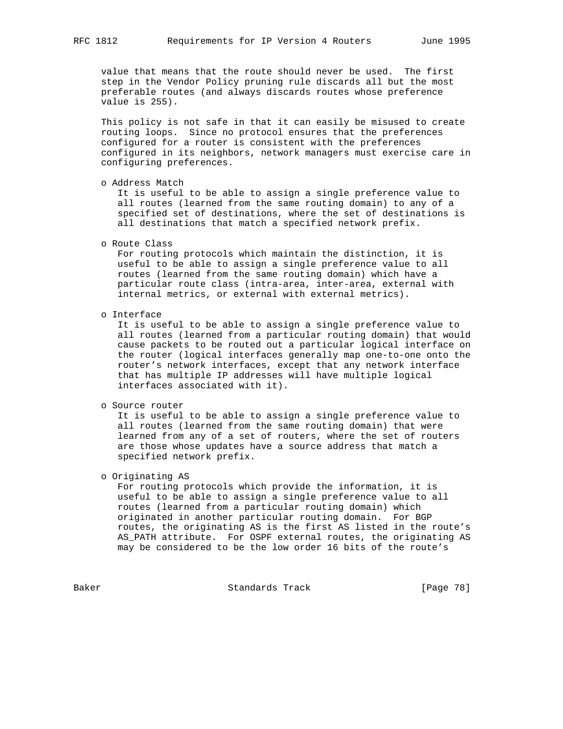value that means that the route should never be used. The first step in the Vendor Policy pruning rule discards all but the most preferable routes (and always discards routes whose preference value is 255).

This policy is not safe in that it can easily be misused to create routing loops. Since no protocol ensures that the preferences configured for a router is consistent with the preferences configured in its neighbors, network managers must exercise care in configuring preferences.

- Address Match
  It is useful to be able to assign a single preference value to all routes (learned from the same routing domain) to any of a specified set of destinations, where the set of destinations is all destinations that match a specified network prefix.

- Route Class
  For routing protocols which maintain the distinction, it is useful to be able to assign a single preference value to all routes (learned from the same routing domain) which have a particular route class (intra-area, inter-area, external with internal metrics, or external with external metrics).

- Interface
  It is useful to be able to assign a single preference value to all routes (learned from a particular routing domain) that would cause packets to be routed out a particular logical interface on the router (logical interfaces generally map one-to-one onto the router's network interfaces, except that any network interface that has multiple IP addresses will have multiple logical interfaces associated with it).

- Source router
  It is useful to be able to assign a single preference value to all routes (learned from the same routing domain) that were learned from any of a set of routers, where the set of routers are those whose updates have a source address that match a specified network prefix.

- Originating AS
  For routing protocols which provide the information, it is useful to be able to assign a single preference value to all routes (learned from a particular routing domain) which originated in another particular routing domain. For BGP routes, the originating AS is the first AS listed in the route's AS_PATH attribute. For OSPF external routes, the originating AS may be considered to be the low order 16 bits of the route's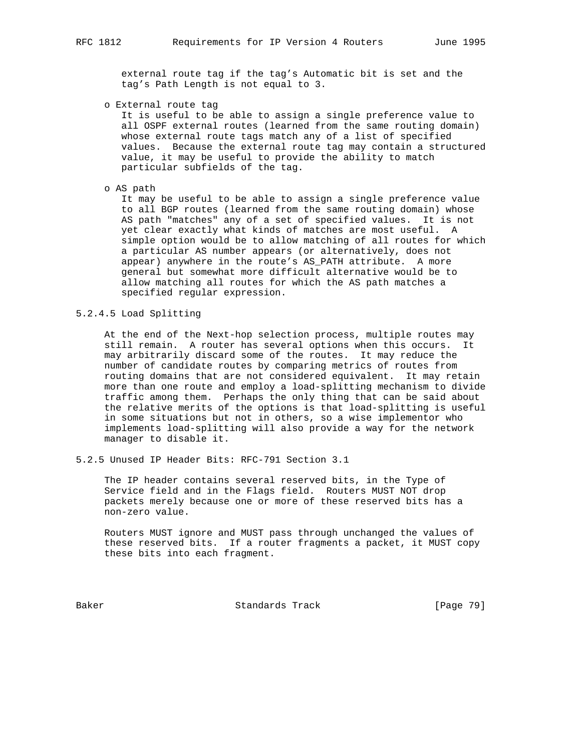external route tag if the tag's Automatic bit is set and the tag's Path Length is not equal to 3.

- External route tag
  It is useful to be able to assign a single preference value to all OSPF external routes (learned from the same routing domain) whose external route tags match any of a list of specified values. Because the external route tag may contain a structured value, it may be useful to provide the ability to match particular subfields of the tag.

- AS path
  It may be useful to be able to assign a single preference value to all BGP routes (learned from the same routing domain) whose AS path "matches" any of a set of specified values. It is not yet clear exactly what kinds of matches are most useful. A simple option would be to allow matching of all routes for which a particular AS number appears (or alternatively, does not appear) anywhere in the route's AS_PATH attribute. A more general but somewhat more difficult alternative would be to allow matching all routes for which the AS path matches a specified regular expression.

#### 5.2.4.5 Load Splitting

At the end of the Next-hop selection process, multiple routes may still remain. A router has several options when this occurs. It may arbitrarily discard some of the routes. It may reduce the number of candidate routes by comparing metrics of routes from routing domains that are not considered equivalent. It may retain more than one route and employ a load-splitting mechanism to divide traffic among them. Perhaps the only thing that can be said about the relative merits of the options is that load-splitting is useful in some situations but not in others, so a wise implementor who implements load-splitting will also provide a way for the network manager to disable it.

### 5.2.5 Unused IP Header Bits: RFC-791 Section 3.1

The IP header contains several reserved bits, in the Type of Service field and in the Flags field. Routers MUST NOT drop packets merely because one or more of these reserved bits has a non-zero value.

Routers MUST ignore and MUST pass through unchanged the values of these reserved bits. If a router fragments a packet, it MUST copy these bits into each fragment.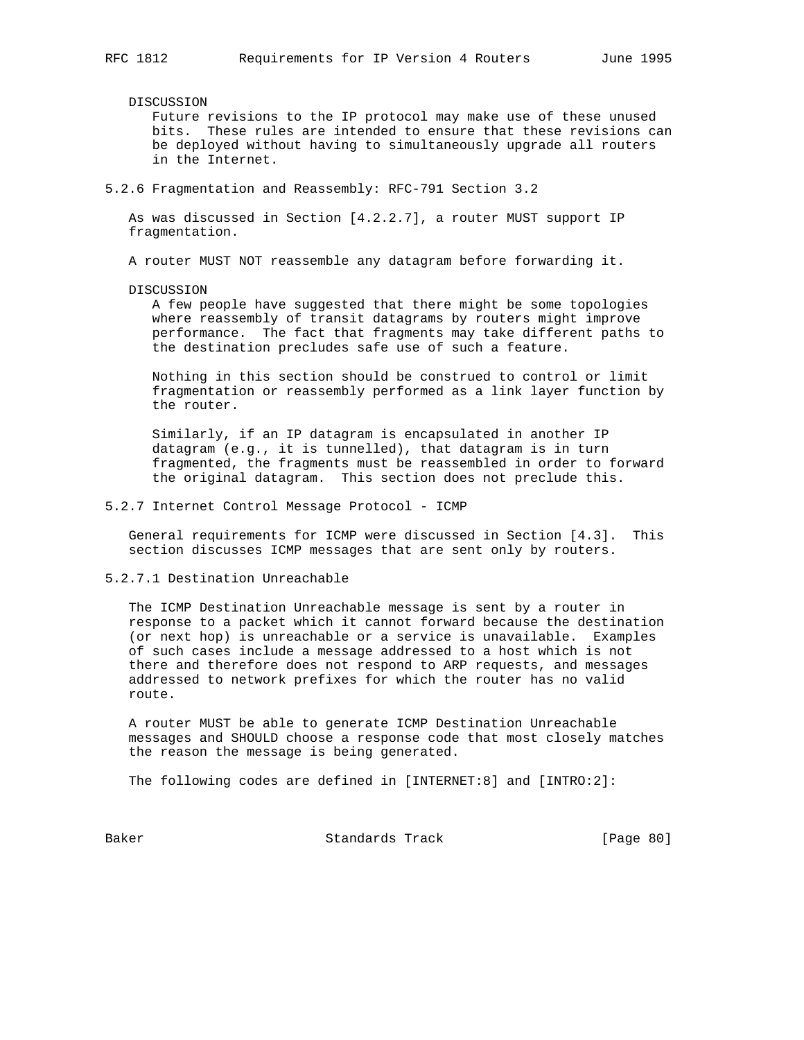DISCUSSION

Future revisions to the IP protocol may make use of these unused bits. These rules are intended to ensure that these revisions can be deployed without having to simultaneously upgrade all routers in the Internet.

### 5.2.6 Fragmentation and Reassembly: RFC-791 Section 3.2

As was discussed in Section [4.2.2.7], a router MUST support IP fragmentation.

A router MUST NOT reassemble any datagram before forwarding it.

DISCUSSION

A few people have suggested that there might be some topologies where reassembly of transit datagrams by routers might improve performance. The fact that fragments may take different paths to the destination precludes safe use of such a feature.

Nothing in this section should be construed to control or limit fragmentation or reassembly performed as a link layer function by the router.

Similarly, if an IP datagram is encapsulated in another IP datagram (e.g., it is tunnelled), that datagram is in turn fragmented, the fragments must be reassembled in order to forward the original datagram. This section does not preclude this.

### 5.2.7 Internet Control Message Protocol - ICMP

General requirements for ICMP were discussed in Section [4.3]. This section discusses ICMP messages that are sent only by routers.

#### 5.2.7.1 Destination Unreachable

The ICMP Destination Unreachable message is sent by a router in response to a packet which it cannot forward because the destination (or next hop) is unreachable or a service is unavailable. Examples of such cases include a message addressed to a host which is not there and therefore does not respond to ARP requests, and messages addressed to network prefixes for which the router has no valid route.

A router MUST be able to generate ICMP Destination Unreachable messages and SHOULD choose a response code that most closely matches the reason the message is being generated.

The following codes are defined in [INTERNET:8] and [INTRO:2]: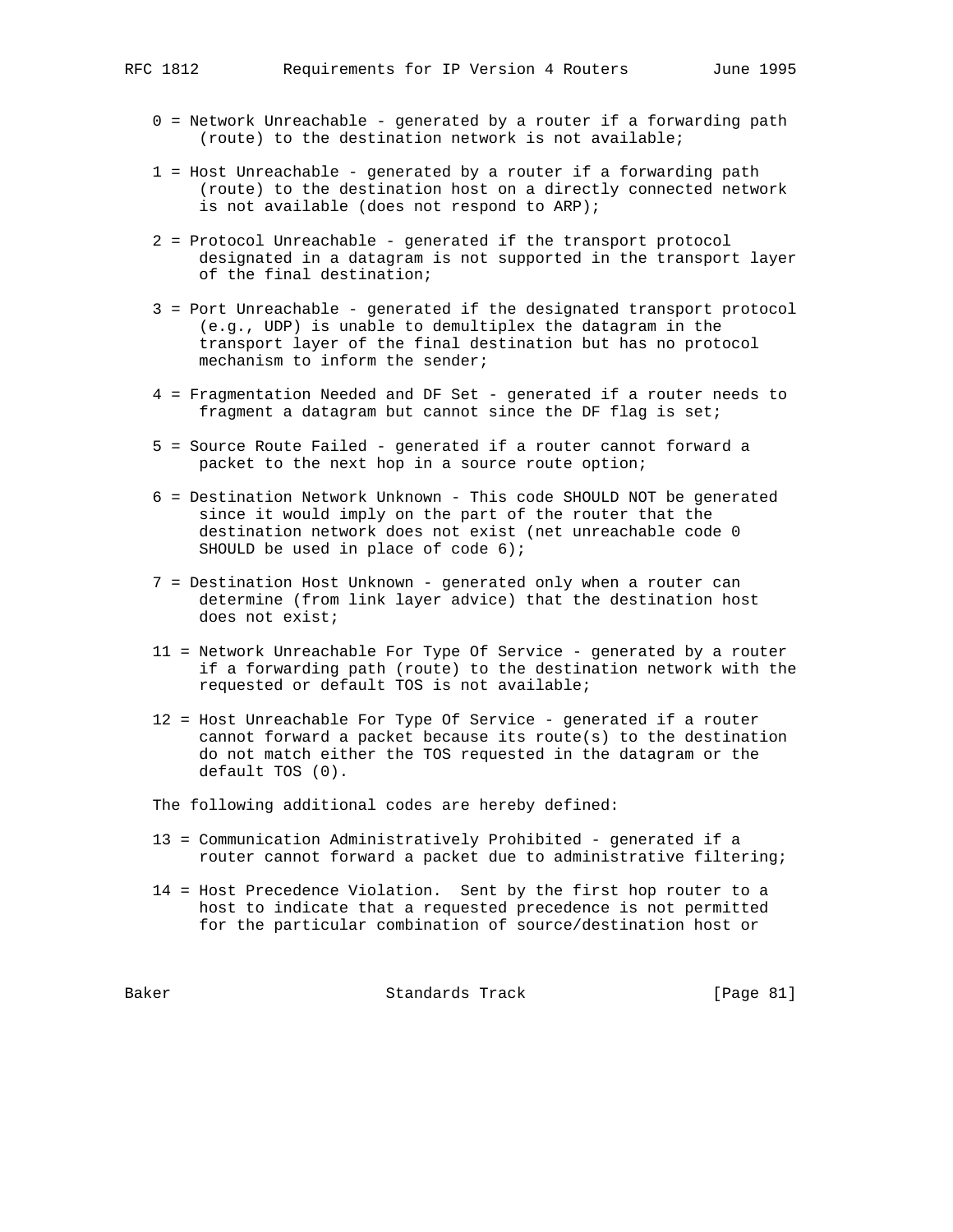0 = Network Unreachable - generated by a router if a forwarding path (route) to the destination network is not available;

1 = Host Unreachable - generated by a router if a forwarding path (route) to the destination host on a directly connected network is not available (does not respond to ARP);

2 = Protocol Unreachable - generated if the transport protocol designated in a datagram is not supported in the transport layer of the final destination;

3 = Port Unreachable - generated if the designated transport protocol (e.g., UDP) is unable to demultiplex the datagram in the transport layer of the final destination but has no protocol mechanism to inform the sender;

4 = Fragmentation Needed and DF Set - generated if a router needs to fragment a datagram but cannot since the DF flag is set;

5 = Source Route Failed - generated if a router cannot forward a packet to the next hop in a source route option;

6 = Destination Network Unknown - This code SHOULD NOT be generated since it would imply on the part of the router that the destination network does not exist (net unreachable code 0 SHOULD be used in place of code 6);

7 = Destination Host Unknown - generated only when a router can determine (from link layer advice) that the destination host does not exist;

11 = Network Unreachable For Type Of Service - generated by a router if a forwarding path (route) to the destination network with the requested or default TOS is not available;

12 = Host Unreachable For Type Of Service - generated if a router cannot forward a packet because its route(s) to the destination do not match either the TOS requested in the datagram or the default TOS (0).

The following additional codes are hereby defined:

13 = Communication Administratively Prohibited - generated if a router cannot forward a packet due to administrative filtering;

14 = Host Precedence Violation. Sent by the first hop router to a host to indicate that a requested precedence is not permitted for the particular combination of source/destination host or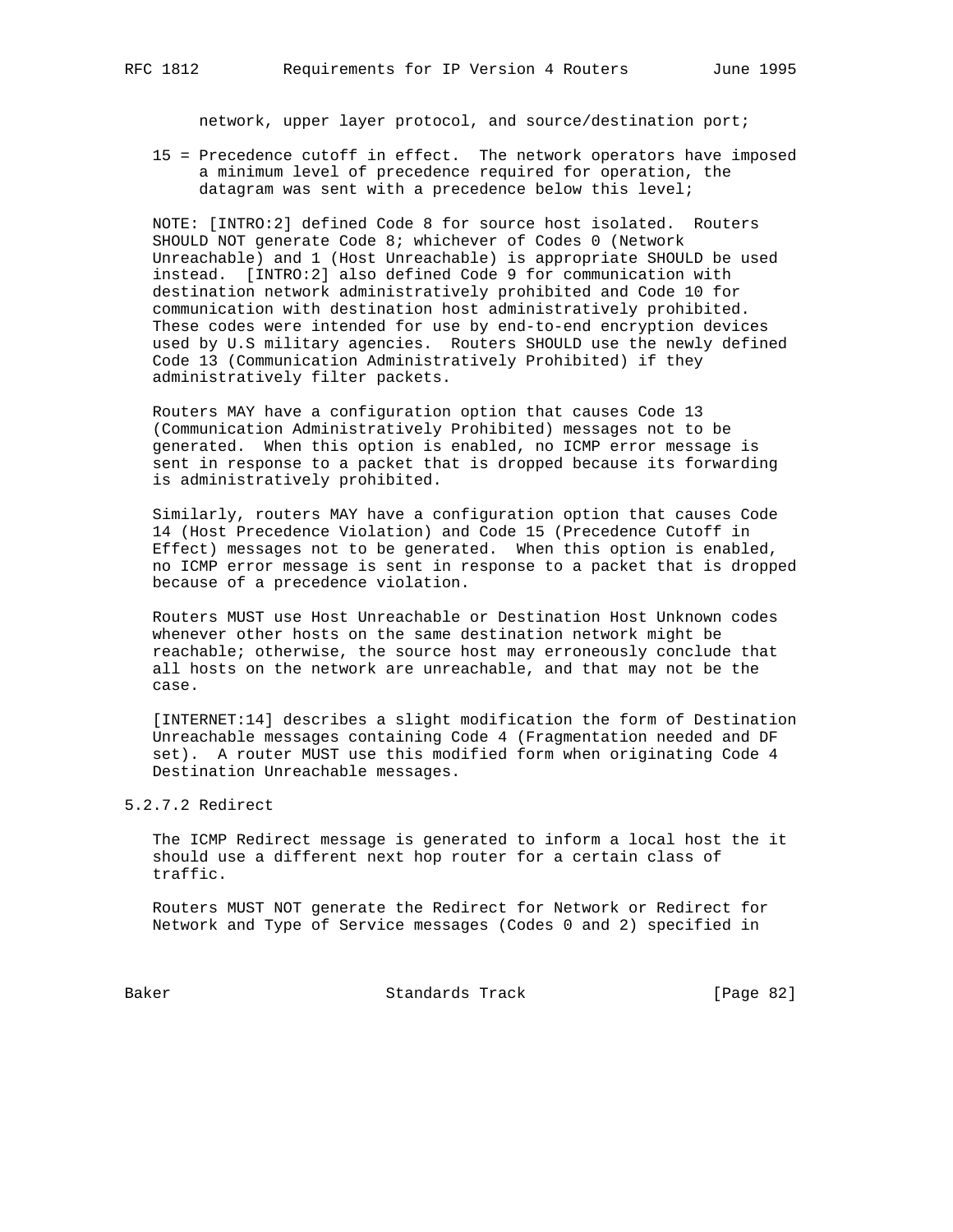network, upper layer protocol, and source/destination port;

15 = Precedence cutoff in effect. The network operators have imposed a minimum level of precedence required for operation, the datagram was sent with a precedence below this level;

NOTE: [INTRO:2] defined Code 8 for source host isolated. Routers SHOULD NOT generate Code 8; whichever of Codes 0 (Network Unreachable) and 1 (Host Unreachable) is appropriate SHOULD be used instead. [INTRO:2] also defined Code 9 for communication with destination network administratively prohibited and Code 10 for communication with destination host administratively prohibited. These codes were intended for use by end-to-end encryption devices used by U.S military agencies. Routers SHOULD use the newly defined Code 13 (Communication Administratively Prohibited) if they administratively filter packets.

Routers MAY have a configuration option that causes Code 13 (Communication Administratively Prohibited) messages not to be generated. When this option is enabled, no ICMP error message is sent in response to a packet that is dropped because its forwarding is administratively prohibited.

Similarly, routers MAY have a configuration option that causes Code 14 (Host Precedence Violation) and Code 15 (Precedence Cutoff in Effect) messages not to be generated. When this option is enabled, no ICMP error message is sent in response to a packet that is dropped because of a precedence violation.

Routers MUST use Host Unreachable or Destination Host Unknown codes whenever other hosts on the same destination network might be reachable; otherwise, the source host may erroneously conclude that all hosts on the network are unreachable, and that may not be the case.

[INTERNET:14] describes a slight modification the form of Destination Unreachable messages containing Code 4 (Fragmentation needed and DF set). A router MUST use this modified form when originating Code 4 Destination Unreachable messages.

#### 5.2.7.2 Redirect

The ICMP Redirect message is generated to inform a local host the it should use a different next hop router for a certain class of traffic.

Routers MUST NOT generate the Redirect for Network or Redirect for Network and Type of Service messages (Codes 0 and 2) specified in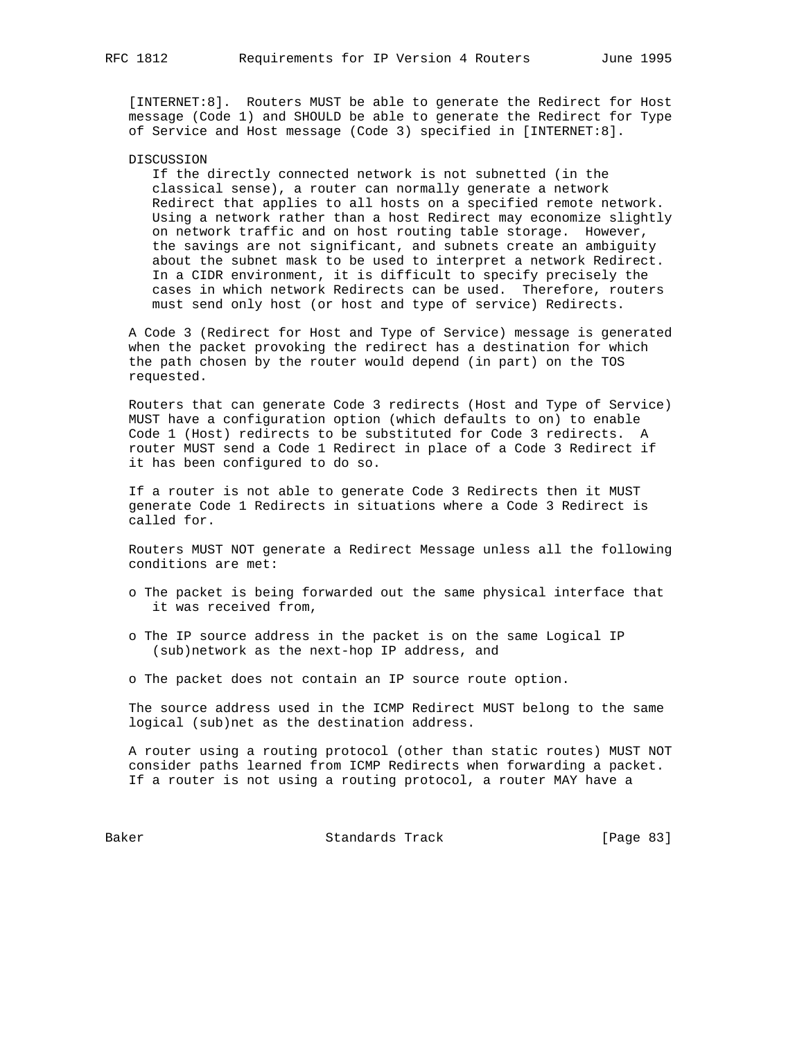[INTERNET:8]. Routers MUST be able to generate the Redirect for Host message (Code 1) and SHOULD be able to generate the Redirect for Type of Service and Host message (Code 3) specified in [INTERNET:8].

DISCUSSION

If the directly connected network is not subnetted (in the classical sense), a router can normally generate a network Redirect that applies to all hosts on a specified remote network. Using a network rather than a host Redirect may economize slightly on network traffic and on host routing table storage. However, the savings are not significant, and subnets create an ambiguity about the subnet mask to be used to interpret a network Redirect. In a CIDR environment, it is difficult to specify precisely the cases in which network Redirects can be used. Therefore, routers must send only host (or host and type of service) Redirects.

A Code 3 (Redirect for Host and Type of Service) message is generated when the packet provoking the redirect has a destination for which the path chosen by the router would depend (in part) on the TOS requested.

Routers that can generate Code 3 redirects (Host and Type of Service) MUST have a configuration option (which defaults to on) to enable Code 1 (Host) redirects to be substituted for Code 3 redirects. A router MUST send a Code 1 Redirect in place of a Code 3 Redirect if it has been configured to do so.

If a router is not able to generate Code 3 Redirects then it MUST generate Code 1 Redirects in situations where a Code 3 Redirect is called for.

Routers MUST NOT generate a Redirect Message unless all the following conditions are met:

- The packet is being forwarded out the same physical interface that it was received from,
- The IP source address in the packet is on the same Logical IP (sub)network as the next-hop IP address, and
- The packet does not contain an IP source route option.

The source address used in the ICMP Redirect MUST belong to the same logical (sub)net as the destination address.

A router using a routing protocol (other than static routes) MUST NOT consider paths learned from ICMP Redirects when forwarding a packet. If a router is not using a routing protocol, a router MAY have a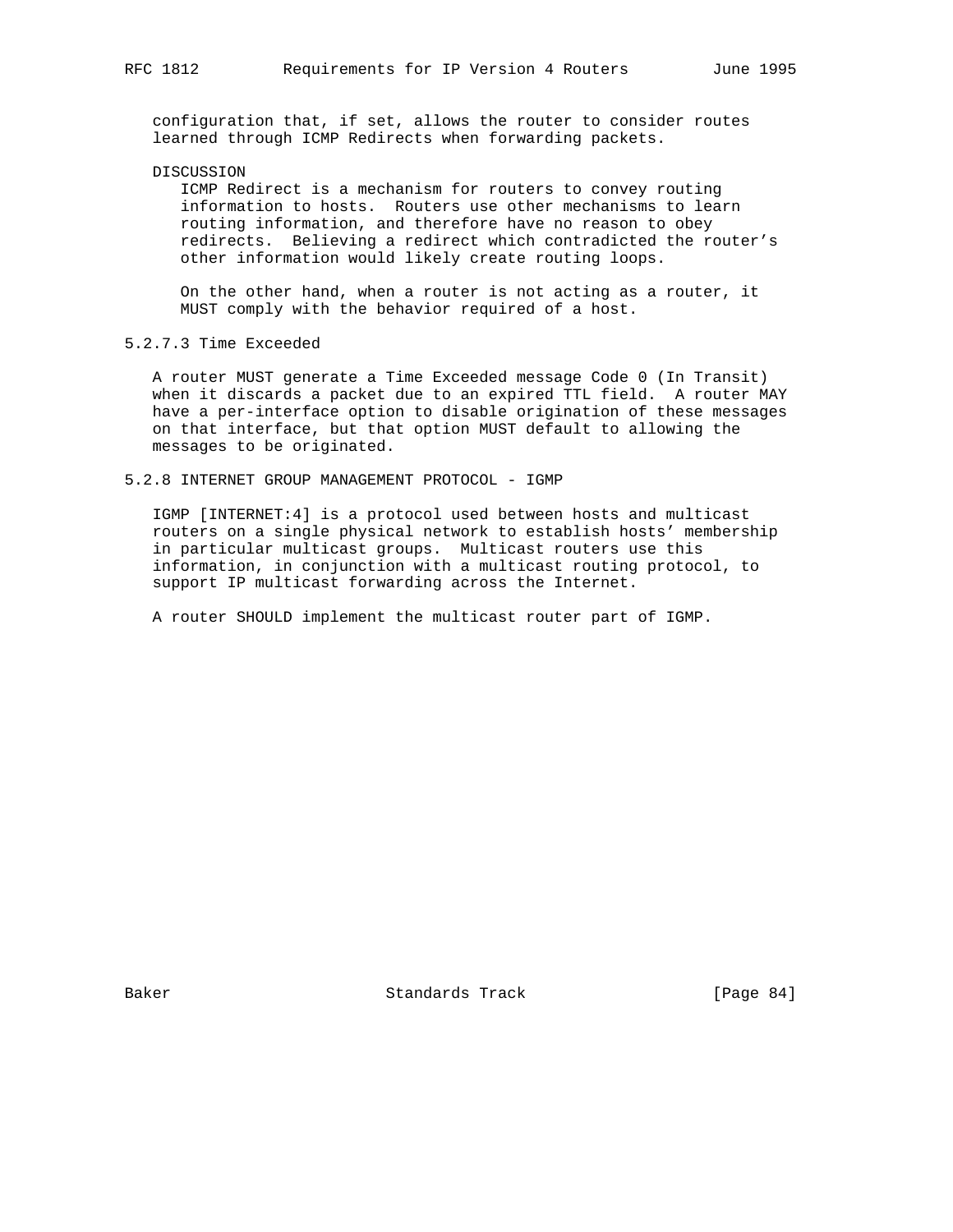configuration that, if set, allows the router to consider routes learned through ICMP Redirects when forwarding packets.

DISCUSSION

ICMP Redirect is a mechanism for routers to convey routing information to hosts. Routers use other mechanisms to learn routing information, and therefore have no reason to obey redirects. Believing a redirect which contradicted the router's other information would likely create routing loops.

On the other hand, when a router is not acting as a router, it MUST comply with the behavior required of a host.

#### 5.2.7.3 Time Exceeded

A router MUST generate a Time Exceeded message Code 0 (In Transit) when it discards a packet due to an expired TTL field. A router MAY have a per-interface option to disable origination of these messages on that interface, but that option MUST default to allowing the messages to be originated.

### 5.2.8 INTERNET GROUP MANAGEMENT PROTOCOL - IGMP

IGMP [INTERNET:4] is a protocol used between hosts and multicast routers on a single physical network to establish hosts' membership in particular multicast groups. Multicast routers use this information, in conjunction with a multicast routing protocol, to support IP multicast forwarding across the Internet.

A router SHOULD implement the multicast router part of IGMP.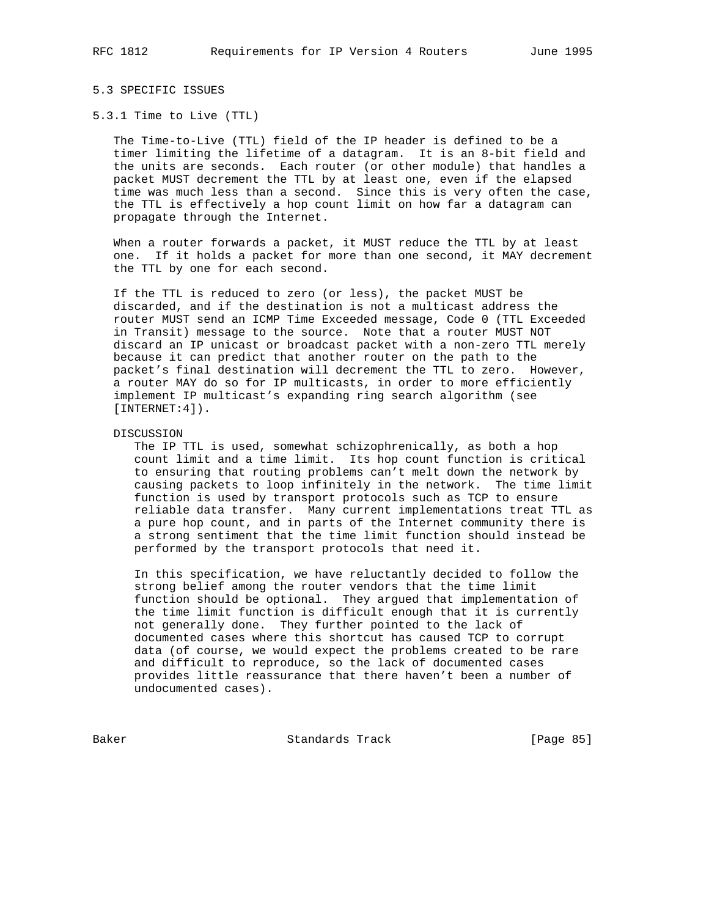## 5.3 SPECIFIC ISSUES

### 5.3.1 Time to Live (TTL)

The Time-to-Live (TTL) field of the IP header is defined to be a timer limiting the lifetime of a datagram. It is an 8-bit field and the units are seconds. Each router (or other module) that handles a packet MUST decrement the TTL by at least one, even if the elapsed time was much less than a second. Since this is very often the case, the TTL is effectively a hop count limit on how far a datagram can propagate through the Internet.

When a router forwards a packet, it MUST reduce the TTL by at least one. If it holds a packet for more than one second, it MAY decrement the TTL by one for each second.

If the TTL is reduced to zero (or less), the packet MUST be discarded, and if the destination is not a multicast address the router MUST send an ICMP Time Exceeded message, Code 0 (TTL Exceeded in Transit) message to the source. Note that a router MUST NOT discard an IP unicast or broadcast packet with a non-zero TTL merely because it can predict that another router on the path to the packet's final destination will decrement the TTL to zero. However, a router MAY do so for IP multicasts, in order to more efficiently implement IP multicast's expanding ring search algorithm (see [INTERNET:4]).

DISCUSSION

The IP TTL is used, somewhat schizophrenically, as both a hop count limit and a time limit. Its hop count function is critical to ensuring that routing problems can't melt down the network by causing packets to loop infinitely in the network. The time limit function is used by transport protocols such as TCP to ensure reliable data transfer. Many current implementations treat TTL as a pure hop count, and in parts of the Internet community there is a strong sentiment that the time limit function should instead be performed by the transport protocols that need it.

In this specification, we have reluctantly decided to follow the strong belief among the router vendors that the time limit function should be optional. They argued that implementation of the time limit function is difficult enough that it is currently not generally done. They further pointed to the lack of documented cases where this shortcut has caused TCP to corrupt data (of course, we would expect the problems created to be rare and difficult to reproduce, so the lack of documented cases provides little reassurance that there haven't been a number of undocumented cases).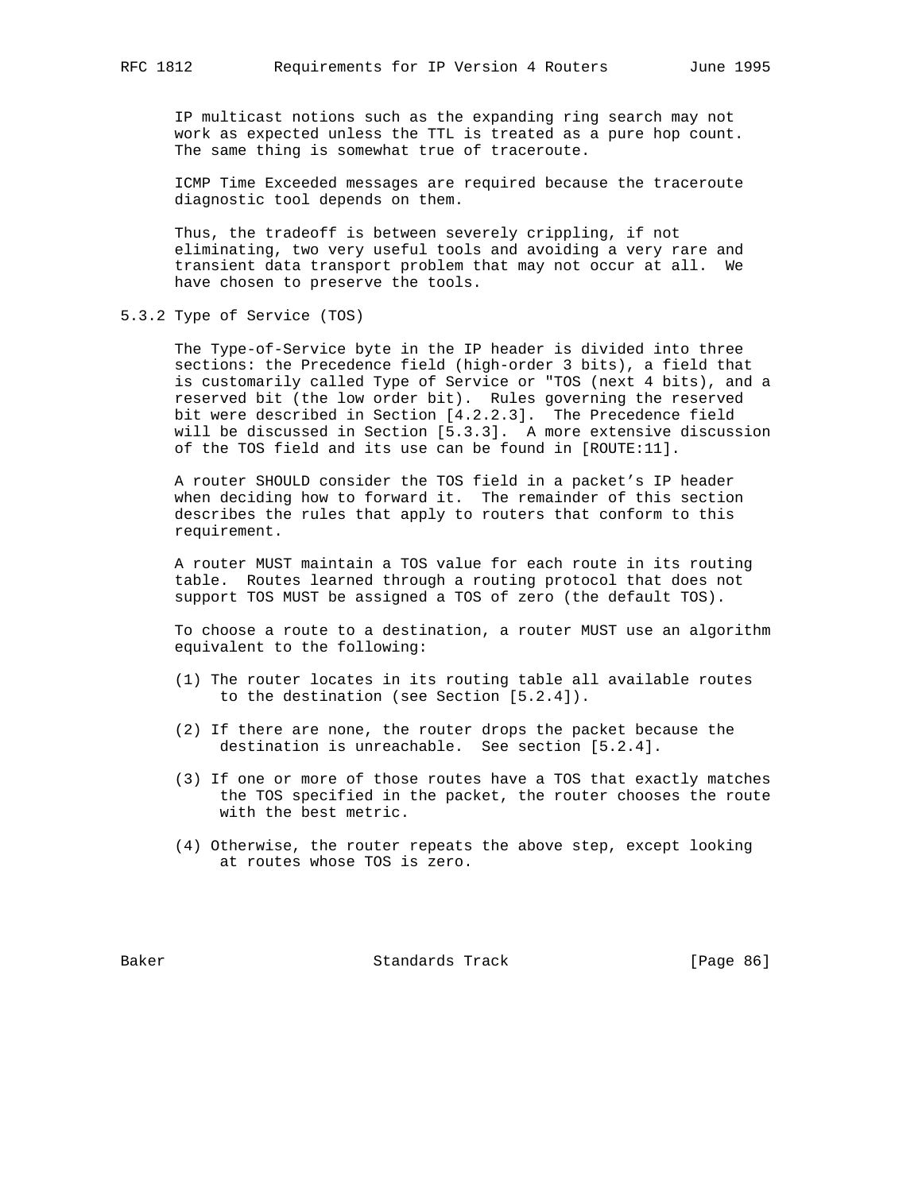IP multicast notions such as the expanding ring search may not work as expected unless the TTL is treated as a pure hop count. The same thing is somewhat true of traceroute.

ICMP Time Exceeded messages are required because the traceroute diagnostic tool depends on them.

Thus, the tradeoff is between severely crippling, if not eliminating, two very useful tools and avoiding a very rare and transient data transport problem that may not occur at all. We have chosen to preserve the tools.

### 5.3.2 Type of Service (TOS)

The Type-of-Service byte in the IP header is divided into three sections: the Precedence field (high-order 3 bits), a field that is customarily called Type of Service or "TOS (next 4 bits), and a reserved bit (the low order bit). Rules governing the reserved bit were described in Section [4.2.2.3]. The Precedence field will be discussed in Section [5.3.3]. A more extensive discussion of the TOS field and its use can be found in [ROUTE:11].

A router SHOULD consider the TOS field in a packet's IP header when deciding how to forward it. The remainder of this section describes the rules that apply to routers that conform to this requirement.

A router MUST maintain a TOS value for each route in its routing table. Routes learned through a routing protocol that does not support TOS MUST be assigned a TOS of zero (the default TOS).

To choose a route to a destination, a router MUST use an algorithm equivalent to the following:

(1) The router locates in its routing table all available routes to the destination (see Section [5.2.4]).

(2) If there are none, the router drops the packet because the destination is unreachable. See section [5.2.4].

(3) If one or more of those routes have a TOS that exactly matches the TOS specified in the packet, the router chooses the route with the best metric.

(4) Otherwise, the router repeats the above step, except looking at routes whose TOS is zero.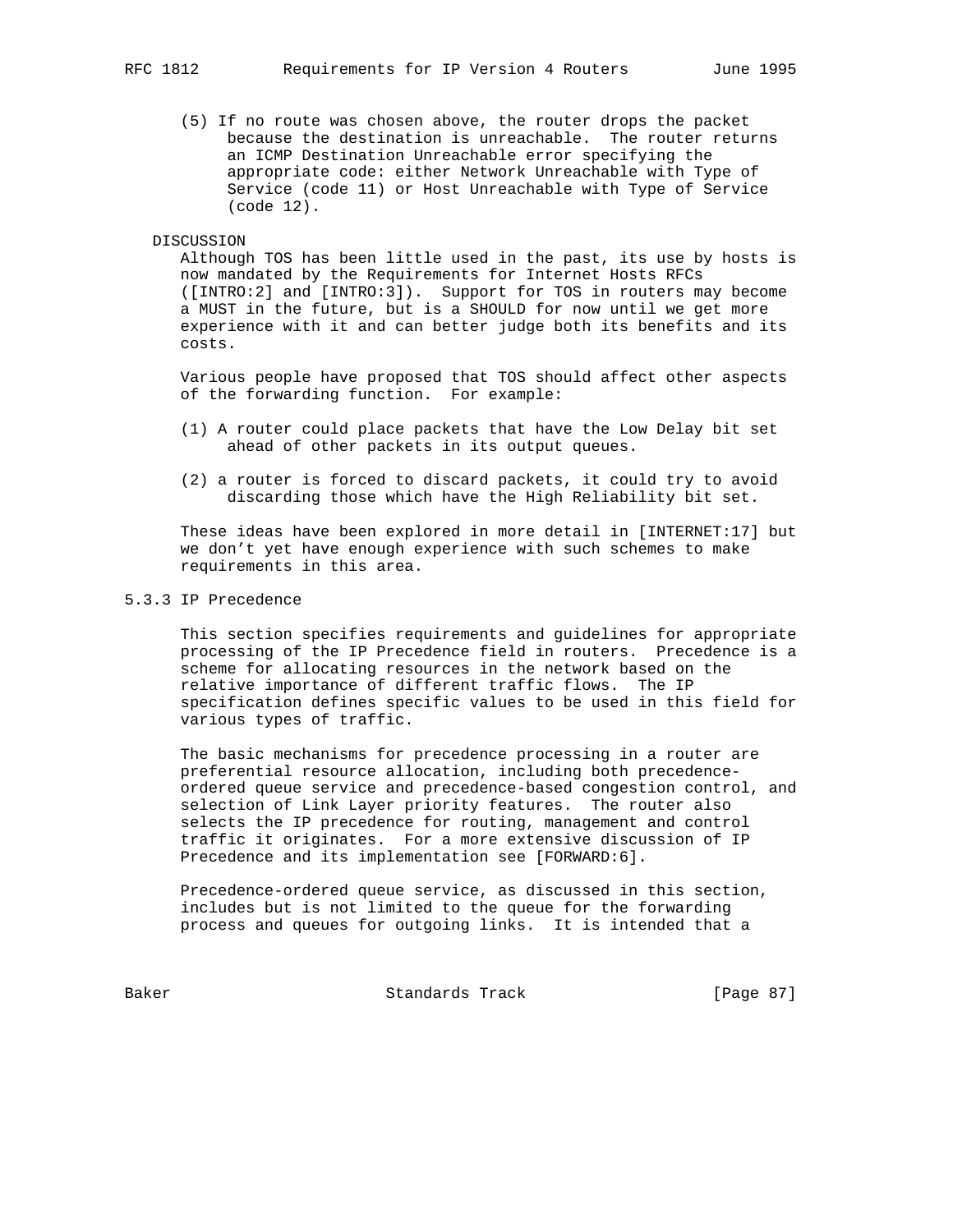(5) If no route was chosen above, the router drops the packet because the destination is unreachable. The router returns an ICMP Destination Unreachable error specifying the appropriate code: either Network Unreachable with Type of Service (code 11) or Host Unreachable with Type of Service (code 12).

DISCUSSION

Although TOS has been little used in the past, its use by hosts is now mandated by the Requirements for Internet Hosts RFCs ([INTRO:2] and [INTRO:3]). Support for TOS in routers may become a MUST in the future, but is a SHOULD for now until we get more experience with it and can better judge both its benefits and its costs.

Various people have proposed that TOS should affect other aspects of the forwarding function. For example:

(1) A router could place packets that have the Low Delay bit set ahead of other packets in its output queues.

(2) a router is forced to discard packets, it could try to avoid discarding those which have the High Reliability bit set.

These ideas have been explored in more detail in [INTERNET:17] but we don't yet have enough experience with such schemes to make requirements in this area.

### 5.3.3 IP Precedence

This section specifies requirements and guidelines for appropriate processing of the IP Precedence field in routers. Precedence is a scheme for allocating resources in the network based on the relative importance of different traffic flows. The IP specification defines specific values to be used in this field for various types of traffic.

The basic mechanisms for precedence processing in a router are preferential resource allocation, including both precedence-ordered queue service and precedence-based congestion control, and selection of Link Layer priority features. The router also selects the IP precedence for routing, management and control traffic it originates. For a more extensive discussion of IP Precedence and its implementation see [FORWARD:6].

Precedence-ordered queue service, as discussed in this section, includes but is not limited to the queue for the forwarding process and queues for outgoing links. It is intended that a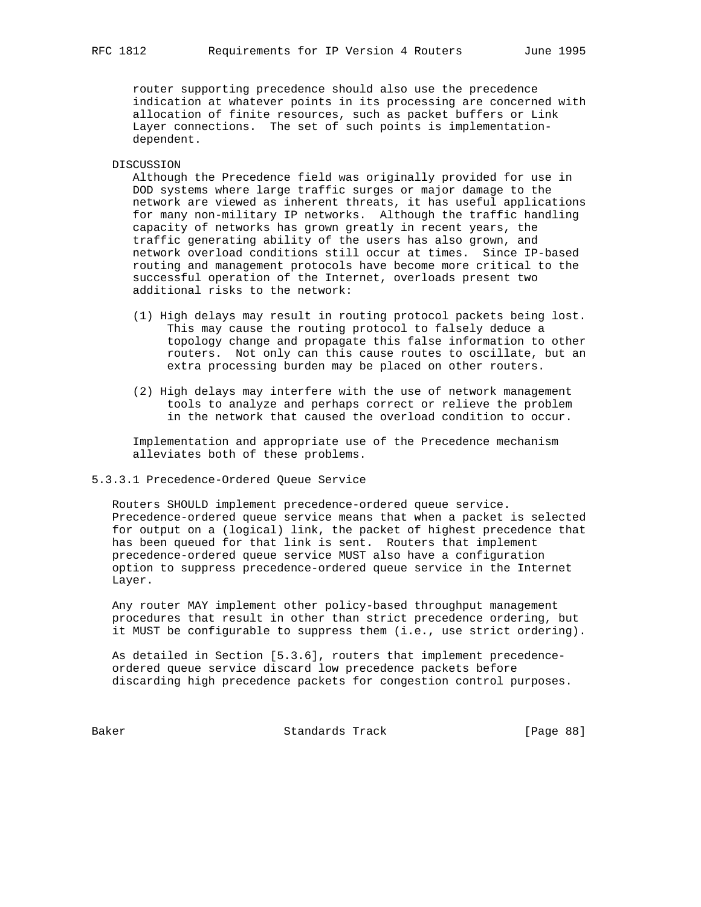router supporting precedence should also use the precedence indication at whatever points in its processing are concerned with allocation of finite resources, such as packet buffers or Link Layer connections. The set of such points is implementation-dependent.

DISCUSSION

Although the Precedence field was originally provided for use in DOD systems where large traffic surges or major damage to the network are viewed as inherent threats, it has useful applications for many non-military IP networks. Although the traffic handling capacity of networks has grown greatly in recent years, the traffic generating ability of the users has also grown, and network overload conditions still occur at times. Since IP-based routing and management protocols have become more critical to the successful operation of the Internet, overloads present two additional risks to the network:

(1) High delays may result in routing protocol packets being lost. This may cause the routing protocol to falsely deduce a topology change and propagate this false information to other routers. Not only can this cause routes to oscillate, but an extra processing burden may be placed on other routers.

(2) High delays may interfere with the use of network management tools to analyze and perhaps correct or relieve the problem in the network that caused the overload condition to occur.

Implementation and appropriate use of the Precedence mechanism alleviates both of these problems.

### 5.3.3.1 Precedence-Ordered Queue Service

Routers SHOULD implement precedence-ordered queue service. Precedence-ordered queue service means that when a packet is selected for output on a (logical) link, the packet of highest precedence that has been queued for that link is sent. Routers that implement precedence-ordered queue service MUST also have a configuration option to suppress precedence-ordered queue service in the Internet Layer.

Any router MAY implement other policy-based throughput management procedures that result in other than strict precedence ordering, but it MUST be configurable to suppress them (i.e., use strict ordering).

As detailed in Section [5.3.6], routers that implement precedence-ordered queue service discard low precedence packets before discarding high precedence packets for congestion control purposes.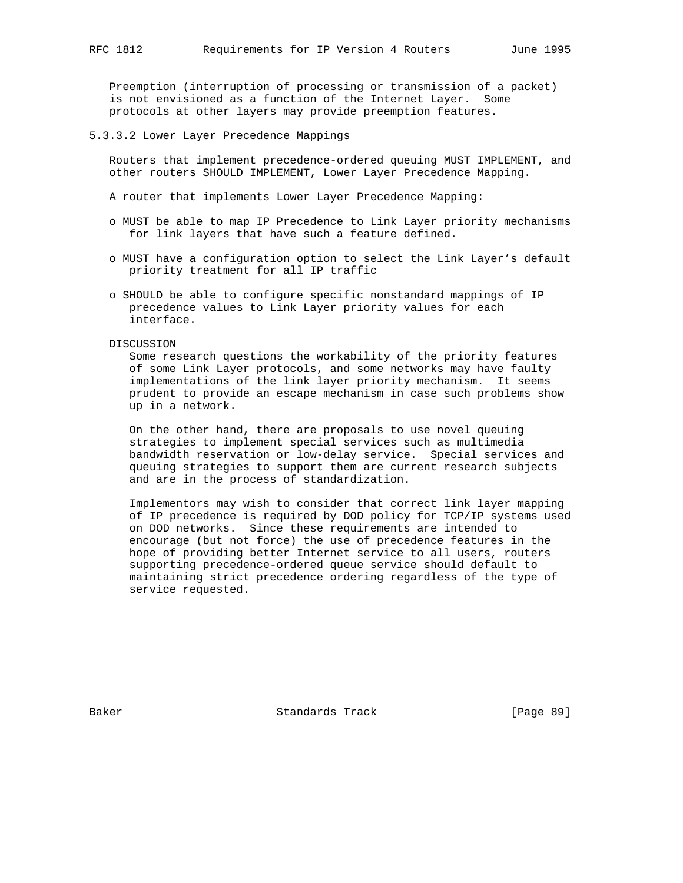Preemption (interruption of processing or transmission of a packet) is not envisioned as a function of the Internet Layer. Some protocols at other layers may provide preemption features.

#### 5.3.3.2 Lower Layer Precedence Mappings

Routers that implement precedence-ordered queuing MUST IMPLEMENT, and other routers SHOULD IMPLEMENT, Lower Layer Precedence Mapping.

A router that implements Lower Layer Precedence Mapping:

- o MUST be able to map IP Precedence to Link Layer priority mechanisms for link layers that have such a feature defined.
- o MUST have a configuration option to select the Link Layer's default priority treatment for all IP traffic
- o SHOULD be able to configure specific nonstandard mappings of IP precedence values to Link Layer priority values for each interface.

DISCUSSION

Some research questions the workability of the priority features of some Link Layer protocols, and some networks may have faulty implementations of the link layer priority mechanism. It seems prudent to provide an escape mechanism in case such problems show up in a network.

On the other hand, there are proposals to use novel queuing strategies to implement special services such as multimedia bandwidth reservation or low-delay service. Special services and queuing strategies to support them are current research subjects and are in the process of standardization.

Implementors may wish to consider that correct link layer mapping of IP precedence is required by DOD policy for TCP/IP systems used on DOD networks. Since these requirements are intended to encourage (but not force) the use of precedence features in the hope of providing better Internet service to all users, routers supporting precedence-ordered queue service should default to maintaining strict precedence ordering regardless of the type of service requested.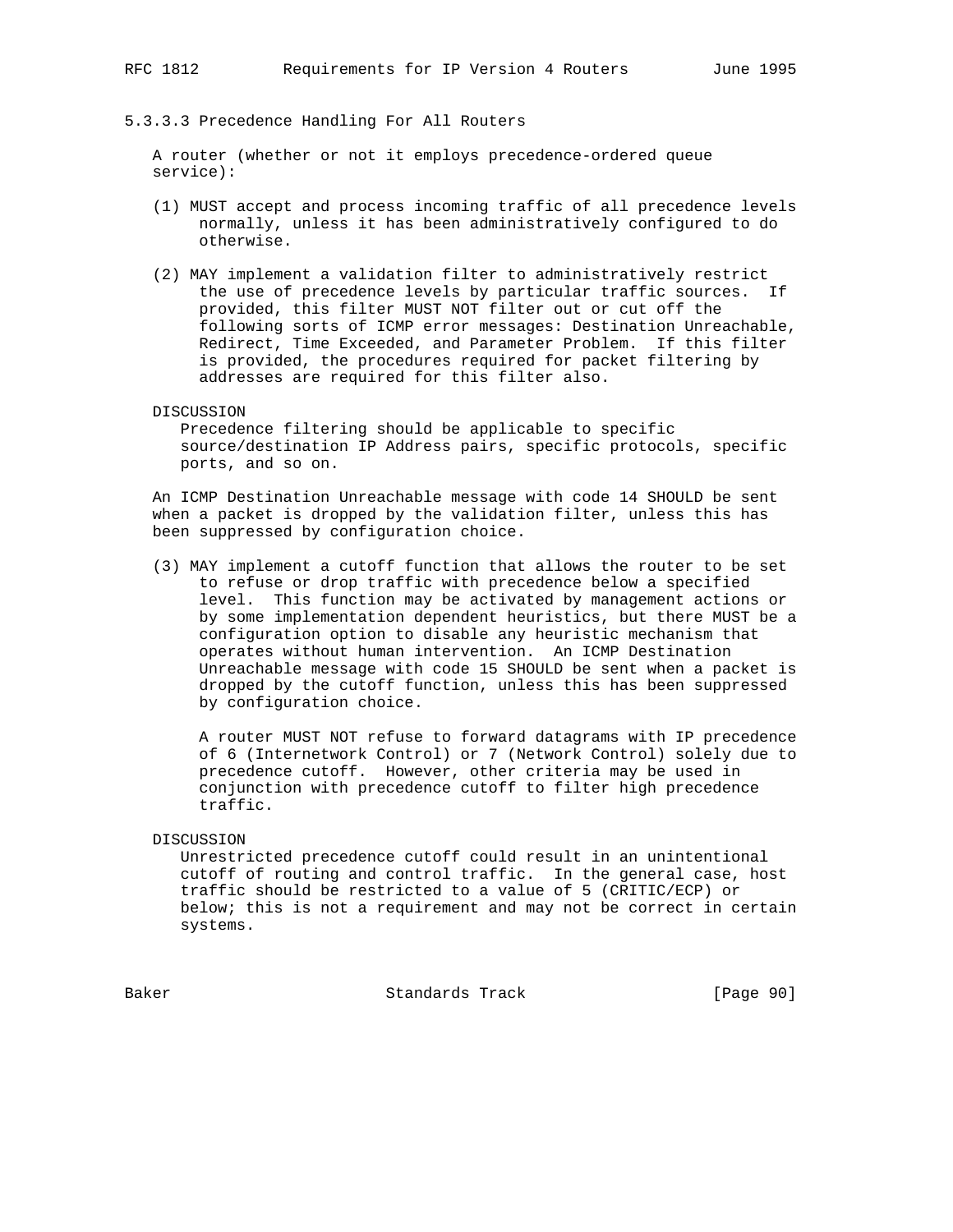#### 5.3.3.3 Precedence Handling For All Routers

A router (whether or not it employs precedence-ordered queue service):

(1) MUST accept and process incoming traffic of all precedence levels normally, unless it has been administratively configured to do otherwise.

(2) MAY implement a validation filter to administratively restrict the use of precedence levels by particular traffic sources. If provided, this filter MUST NOT filter out or cut off the following sorts of ICMP error messages: Destination Unreachable, Redirect, Time Exceeded, and Parameter Problem. If this filter is provided, the procedures required for packet filtering by addresses are required for this filter also.

DISCUSSION
Precedence filtering should be applicable to specific source/destination IP Address pairs, specific protocols, specific ports, and so on.

An ICMP Destination Unreachable message with code 14 SHOULD be sent when a packet is dropped by the validation filter, unless this has been suppressed by configuration choice.

(3) MAY implement a cutoff function that allows the router to be set to refuse or drop traffic with precedence below a specified level. This function may be activated by management actions or by some implementation dependent heuristics, but there MUST be a configuration option to disable any heuristic mechanism that operates without human intervention. An ICMP Destination Unreachable message with code 15 SHOULD be sent when a packet is dropped by the cutoff function, unless this has been suppressed by configuration choice.

A router MUST NOT refuse to forward datagrams with IP precedence of 6 (Internetwork Control) or 7 (Network Control) solely due to precedence cutoff. However, other criteria may be used in conjunction with precedence cutoff to filter high precedence traffic.

DISCUSSION
Unrestricted precedence cutoff could result in an unintentional cutoff of routing and control traffic. In the general case, host traffic should be restricted to a value of 5 (CRITIC/ECP) or below; this is not a requirement and may not be correct in certain systems.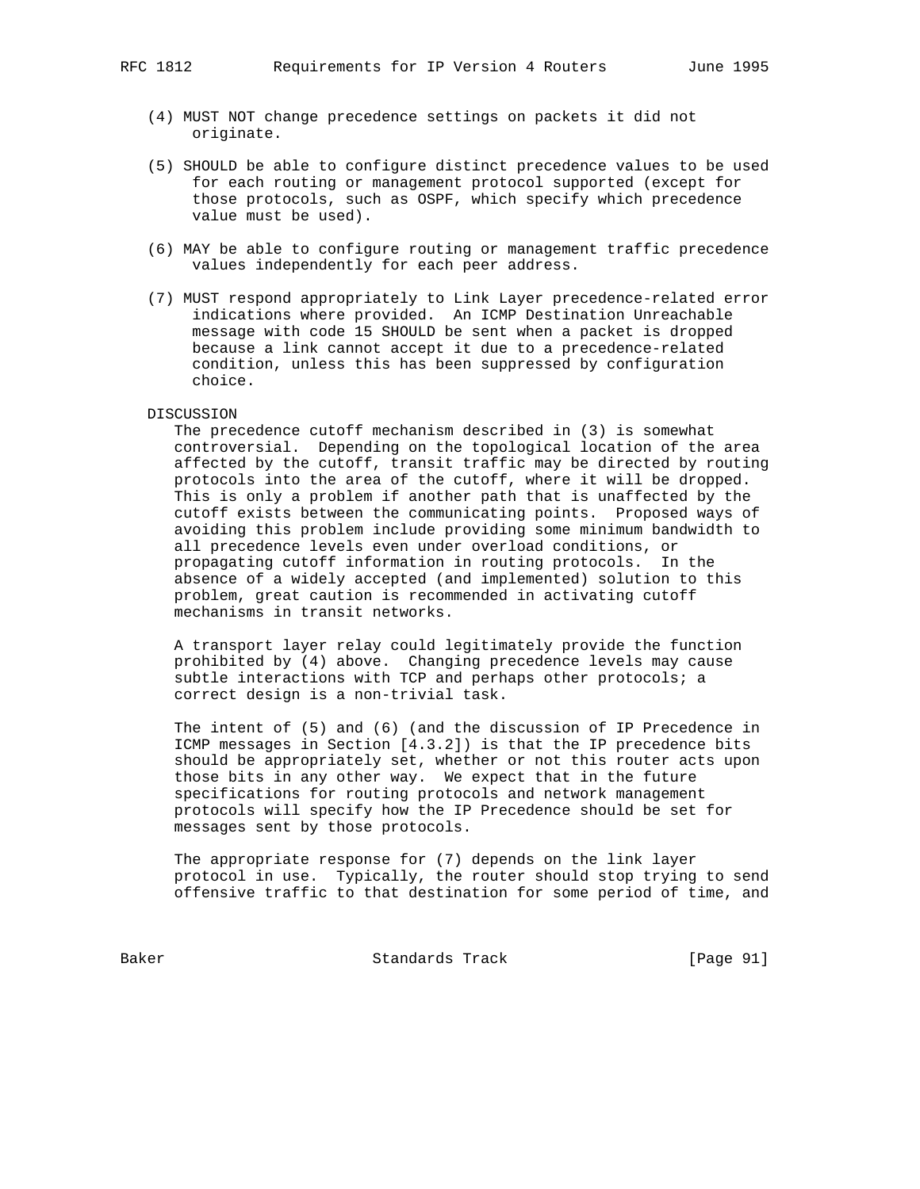(4) MUST NOT change precedence settings on packets it did not originate.

(5) SHOULD be able to configure distinct precedence values to be used for each routing or management protocol supported (except for those protocols, such as OSPF, which specify which precedence value must be used).

(6) MAY be able to configure routing or management traffic precedence values independently for each peer address.

(7) MUST respond appropriately to Link Layer precedence-related error indications where provided. An ICMP Destination Unreachable message with code 15 SHOULD be sent when a packet is dropped because a link cannot accept it due to a precedence-related condition, unless this has been suppressed by configuration choice.

DISCUSSION

The precedence cutoff mechanism described in (3) is somewhat controversial. Depending on the topological location of the area affected by the cutoff, transit traffic may be directed by routing protocols into the area of the cutoff, where it will be dropped. This is only a problem if another path that is unaffected by the cutoff exists between the communicating points. Proposed ways of avoiding this problem include providing some minimum bandwidth to all precedence levels even under overload conditions, or propagating cutoff information in routing protocols. In the absence of a widely accepted (and implemented) solution to this problem, great caution is recommended in activating cutoff mechanisms in transit networks.

A transport layer relay could legitimately provide the function prohibited by (4) above. Changing precedence levels may cause subtle interactions with TCP and perhaps other protocols; a correct design is a non-trivial task.

The intent of (5) and (6) (and the discussion of IP Precedence in ICMP messages in Section [4.3.2]) is that the IP precedence bits should be appropriately set, whether or not this router acts upon those bits in any other way. We expect that in the future specifications for routing protocols and network management protocols will specify how the IP Precedence should be set for messages sent by those protocols.

The appropriate response for (7) depends on the link layer protocol in use. Typically, the router should stop trying to send offensive traffic to that destination for some period of time, and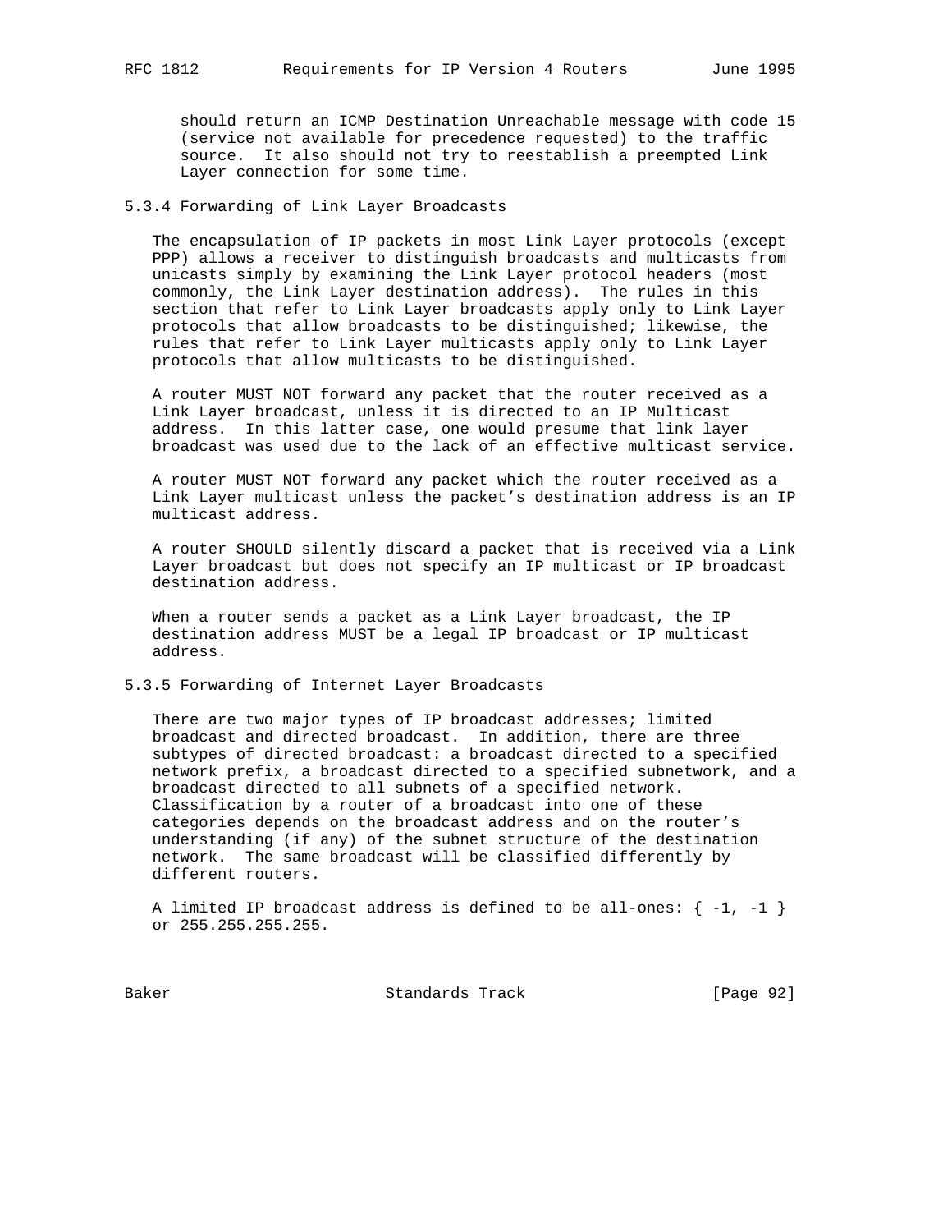should return an ICMP Destination Unreachable message with code 15 (service not available for precedence requested) to the traffic source. It also should not try to reestablish a preempted Link Layer connection for some time.

### 5.3.4 Forwarding of Link Layer Broadcasts

The encapsulation of IP packets in most Link Layer protocols (except PPP) allows a receiver to distinguish broadcasts and multicasts from unicasts simply by examining the Link Layer protocol headers (most commonly, the Link Layer destination address). The rules in this section that refer to Link Layer broadcasts apply only to Link Layer protocols that allow broadcasts to be distinguished; likewise, the rules that refer to Link Layer multicasts apply only to Link Layer protocols that allow multicasts to be distinguished.

A router MUST NOT forward any packet that the router received as a Link Layer broadcast, unless it is directed to an IP Multicast address. In this latter case, one would presume that link layer broadcast was used due to the lack of an effective multicast service.

A router MUST NOT forward any packet which the router received as a Link Layer multicast unless the packet's destination address is an IP multicast address.

A router SHOULD silently discard a packet that is received via a Link Layer broadcast but does not specify an IP multicast or IP broadcast destination address.

When a router sends a packet as a Link Layer broadcast, the IP destination address MUST be a legal IP broadcast or IP multicast address.

### 5.3.5 Forwarding of Internet Layer Broadcasts

There are two major types of IP broadcast addresses; limited broadcast and directed broadcast. In addition, there are three subtypes of directed broadcast: a broadcast directed to a specified network prefix, a broadcast directed to a specified subnetwork, and a broadcast directed to all subnets of a specified network. Classification by a router of a broadcast into one of these categories depends on the broadcast address and on the router's understanding (if any) of the subnet structure of the destination network. The same broadcast will be classified differently by different routers.

A limited IP broadcast address is defined to be all-ones: { -1, -1 } or 255.255.255.255.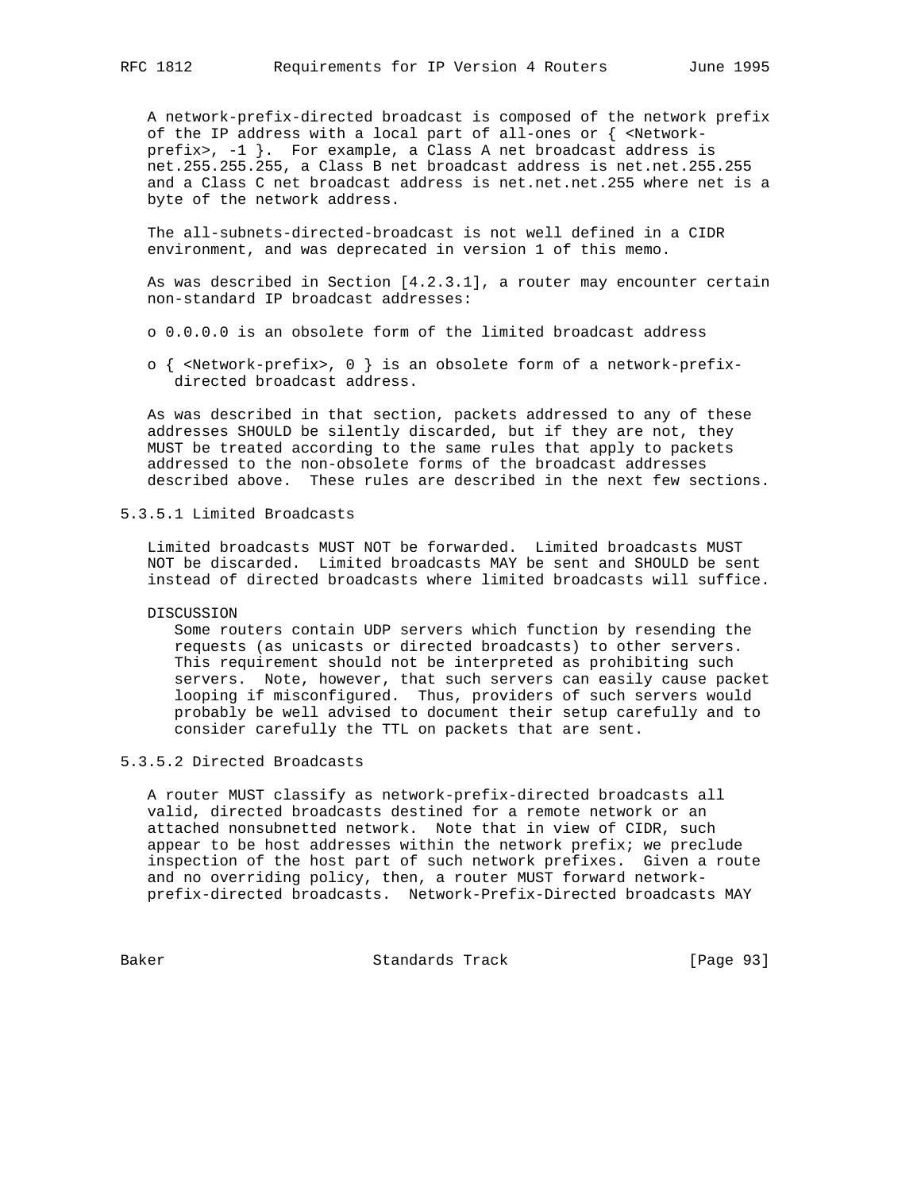A network-prefix-directed broadcast is composed of the network prefix of the IP address with a local part of all-ones or { <Network-prefix>, -1 }. For example, a Class A net broadcast address is net.255.255.255, a Class B net broadcast address is net.net.255.255 and a Class C net broadcast address is net.net.net.255 where net is a byte of the network address.

The all-subnets-directed-broadcast is not well defined in a CIDR environment, and was deprecated in version 1 of this memo.

As was described in Section [4.2.3.1], a router may encounter certain non-standard IP broadcast addresses:

- 0.0.0.0 is an obsolete form of the limited broadcast address
- { <Network-prefix>, 0 } is an obsolete form of a network-prefix-directed broadcast address.

As was described in that section, packets addressed to any of these addresses SHOULD be silently discarded, but if they are not, they MUST be treated according to the same rules that apply to packets addressed to the non-obsolete forms of the broadcast addresses described above. These rules are described in the next few sections.

#### 5.3.5.1 Limited Broadcasts

Limited broadcasts MUST NOT be forwarded. Limited broadcasts MUST NOT be discarded. Limited broadcasts MAY be sent and SHOULD be sent instead of directed broadcasts where limited broadcasts will suffice.

DISCUSSION
Some routers contain UDP servers which function by resending the requests (as unicasts or directed broadcasts) to other servers. This requirement should not be interpreted as prohibiting such servers. Note, however, that such servers can easily cause packet looping if misconfigured. Thus, providers of such servers would probably be well advised to document their setup carefully and to consider carefully the TTL on packets that are sent.

#### 5.3.5.2 Directed Broadcasts

A router MUST classify as network-prefix-directed broadcasts all valid, directed broadcasts destined for a remote network or an attached nonsubnetted network. Note that in view of CIDR, such appear to be host addresses within the network prefix; we preclude inspection of the host part of such network prefixes. Given a route and no overriding policy, then, a router MUST forward network-prefix-directed broadcasts. Network-Prefix-Directed broadcasts MAY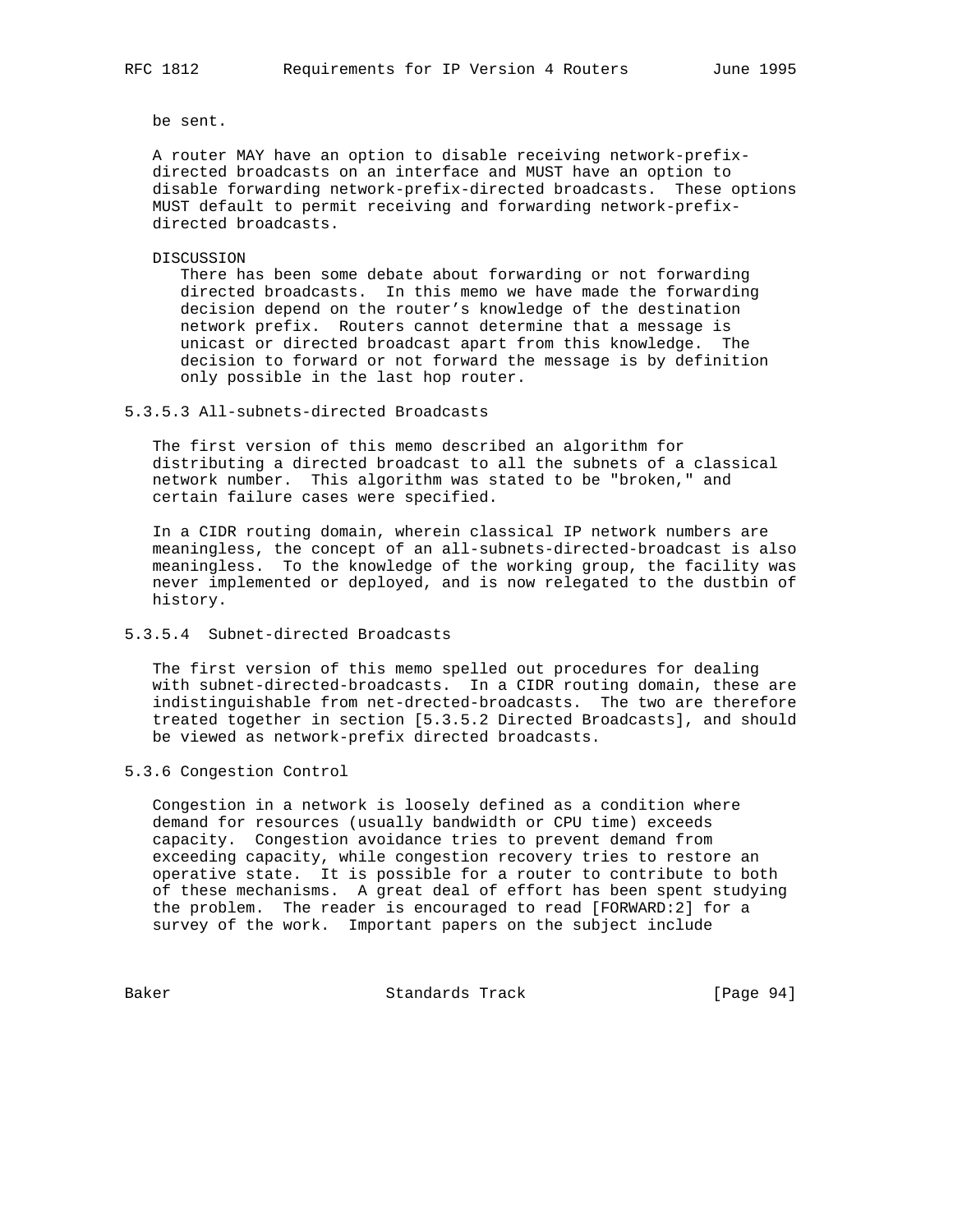be sent.

A router MAY have an option to disable receiving network-prefix-directed broadcasts on an interface and MUST have an option to disable forwarding network-prefix-directed broadcasts. These options MUST default to permit receiving and forwarding network-prefix-directed broadcasts.

DISCUSSION

There has been some debate about forwarding or not forwarding directed broadcasts. In this memo we have made the forwarding decision depend on the router's knowledge of the destination network prefix. Routers cannot determine that a message is unicast or directed broadcast apart from this knowledge. The decision to forward or not forward the message is by definition only possible in the last hop router.

### 5.3.5.3 All-subnets-directed Broadcasts

The first version of this memo described an algorithm for distributing a directed broadcast to all the subnets of a classical network number. This algorithm was stated to be "broken," and certain failure cases were specified.

In a CIDR routing domain, wherein classical IP network numbers are meaningless, the concept of an all-subnets-directed-broadcast is also meaningless. To the knowledge of the working group, the facility was never implemented or deployed, and is now relegated to the dustbin of history.

### 5.3.5.4 Subnet-directed Broadcasts

The first version of this memo spelled out procedures for dealing with subnet-directed-broadcasts. In a CIDR routing domain, these are indistinguishable from net-drected-broadcasts. The two are therefore treated together in section [5.3.5.2 Directed Broadcasts], and should be viewed as network-prefix directed broadcasts.

### 5.3.6 Congestion Control

Congestion in a network is loosely defined as a condition where demand for resources (usually bandwidth or CPU time) exceeds capacity. Congestion avoidance tries to prevent demand from exceeding capacity, while congestion recovery tries to restore an operative state. It is possible for a router to contribute to both of these mechanisms. A great deal of effort has been spent studying the problem. The reader is encouraged to read [FORWARD:2] for a survey of the work. Important papers on the subject include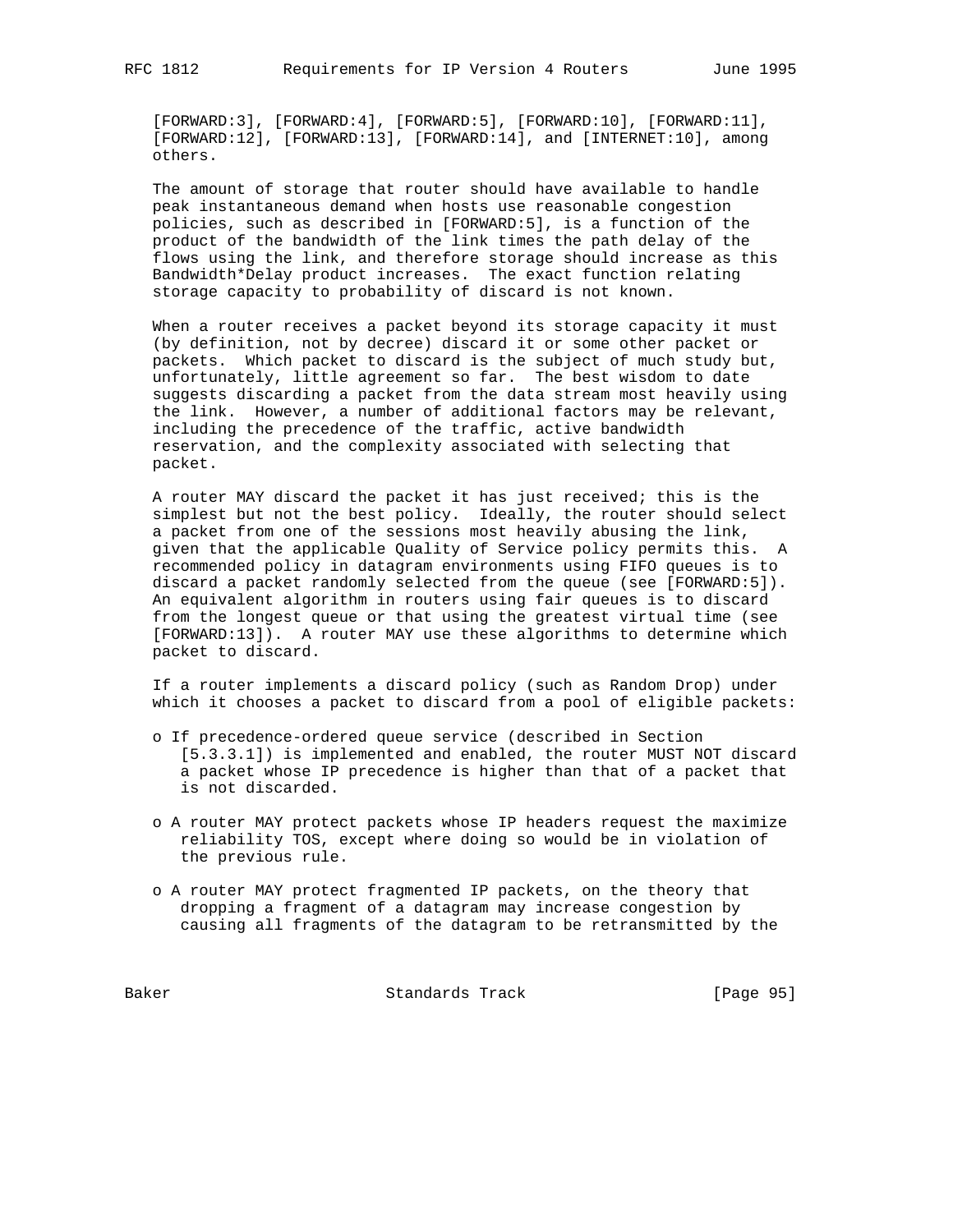[FORWARD:3], [FORWARD:4], [FORWARD:5], [FORWARD:10], [FORWARD:11], [FORWARD:12], [FORWARD:13], [FORWARD:14], and [INTERNET:10], among others.

The amount of storage that router should have available to handle peak instantaneous demand when hosts use reasonable congestion policies, such as described in [FORWARD:5], is a function of the product of the bandwidth of the link times the path delay of the flows using the link, and therefore storage should increase as this Bandwidth*Delay product increases. The exact function relating storage capacity to probability of discard is not known.

When a router receives a packet beyond its storage capacity it must (by definition, not by decree) discard it or some other packet or packets. Which packet to discard is the subject of much study but, unfortunately, little agreement so far. The best wisdom to date suggests discarding a packet from the data stream most heavily using the link. However, a number of additional factors may be relevant, including the precedence of the traffic, active bandwidth reservation, and the complexity associated with selecting that packet.

A router MAY discard the packet it has just received; this is the simplest but not the best policy. Ideally, the router should select a packet from one of the sessions most heavily abusing the link, given that the applicable Quality of Service policy permits this. A recommended policy in datagram environments using FIFO queues is to discard a packet randomly selected from the queue (see [FORWARD:5]). An equivalent algorithm in routers using fair queues is to discard from the longest queue or that using the greatest virtual time (see [FORWARD:13]). A router MAY use these algorithms to determine which packet to discard.

If a router implements a discard policy (such as Random Drop) under which it chooses a packet to discard from a pool of eligible packets:

- o If precedence-ordered queue service (described in Section [5.3.3.1]) is implemented and enabled, the router MUST NOT discard a packet whose IP precedence is higher than that of a packet that is not discarded.

- o A router MAY protect packets whose IP headers request the maximize reliability TOS, except where doing so would be in violation of the previous rule.

- o A router MAY protect fragmented IP packets, on the theory that dropping a fragment of a datagram may increase congestion by causing all fragments of the datagram to be retransmitted by the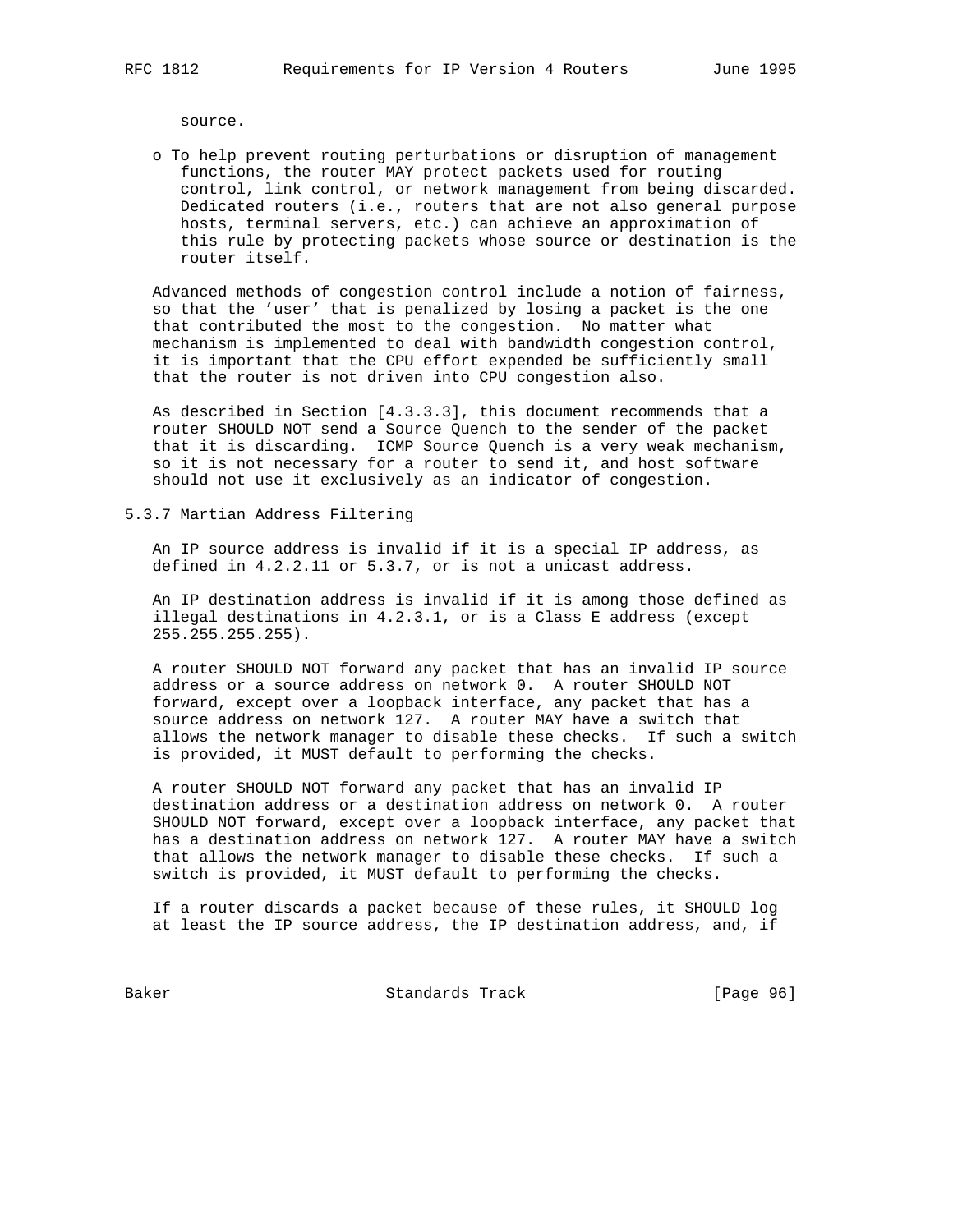source.

- To help prevent routing perturbations or disruption of management functions, the router MAY protect packets used for routing control, link control, or network management from being discarded. Dedicated routers (i.e., routers that are not also general purpose hosts, terminal servers, etc.) can achieve an approximation of this rule by protecting packets whose source or destination is the router itself.

Advanced methods of congestion control include a notion of fairness, so that the 'user' that is penalized by losing a packet is the one that contributed the most to the congestion. No matter what mechanism is implemented to deal with bandwidth congestion control, it is important that the CPU effort expended be sufficiently small that the router is not driven into CPU congestion also.

As described in Section [4.3.3.3], this document recommends that a router SHOULD NOT send a Source Quench to the sender of the packet that it is discarding. ICMP Source Quench is a very weak mechanism, so it is not necessary for a router to send it, and host software should not use it exclusively as an indicator of congestion.

### 5.3.7 Martian Address Filtering

An IP source address is invalid if it is a special IP address, as defined in 4.2.2.11 or 5.3.7, or is not a unicast address.

An IP destination address is invalid if it is among those defined as illegal destinations in 4.2.3.1, or is a Class E address (except 255.255.255.255).

A router SHOULD NOT forward any packet that has an invalid IP source address or a source address on network 0. A router SHOULD NOT forward, except over a loopback interface, any packet that has a source address on network 127. A router MAY have a switch that allows the network manager to disable these checks. If such a switch is provided, it MUST default to performing the checks.

A router SHOULD NOT forward any packet that has an invalid IP destination address or a destination address on network 0. A router SHOULD NOT forward, except over a loopback interface, any packet that has a destination address on network 127. A router MAY have a switch that allows the network manager to disable these checks. If such a switch is provided, it MUST default to performing the checks.

If a router discards a packet because of these rules, it SHOULD log at least the IP source address, the IP destination address, and, if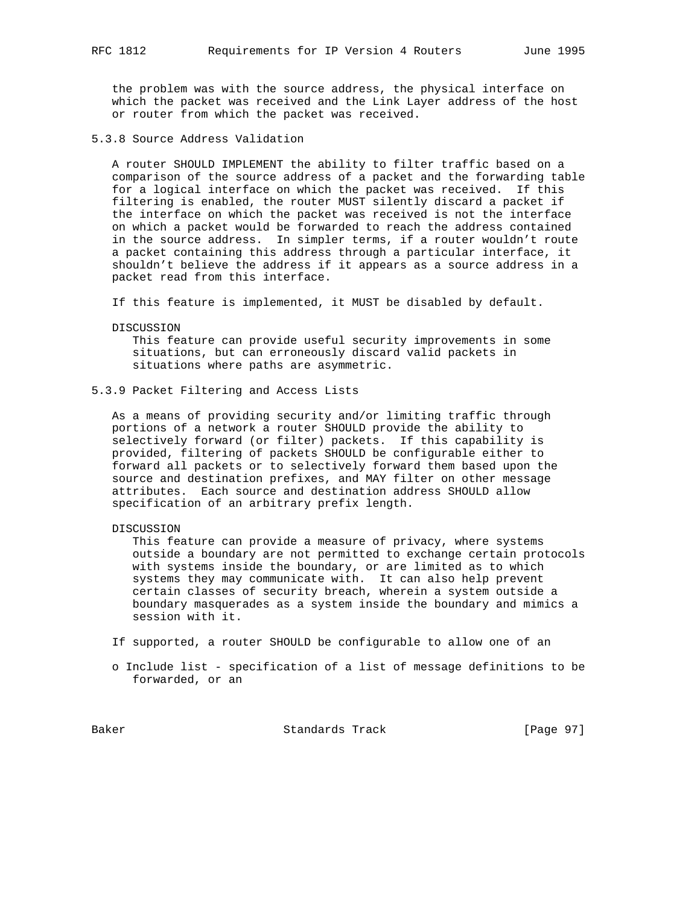the problem was with the source address, the physical interface on which the packet was received and the Link Layer address of the host or router from which the packet was received.

### 5.3.8 Source Address Validation

A router SHOULD IMPLEMENT the ability to filter traffic based on a comparison of the source address of a packet and the forwarding table for a logical interface on which the packet was received. If this filtering is enabled, the router MUST silently discard a packet if the interface on which the packet was received is not the interface on which a packet would be forwarded to reach the address contained in the source address. In simpler terms, if a router wouldn't route a packet containing this address through a particular interface, it shouldn't believe the address if it appears as a source address in a packet read from this interface.

If this feature is implemented, it MUST be disabled by default.

DISCUSSION

This feature can provide useful security improvements in some situations, but can erroneously discard valid packets in situations where paths are asymmetric.

### 5.3.9 Packet Filtering and Access Lists

As a means of providing security and/or limiting traffic through portions of a network a router SHOULD provide the ability to selectively forward (or filter) packets. If this capability is provided, filtering of packets SHOULD be configurable either to forward all packets or to selectively forward them based upon the source and destination prefixes, and MAY filter on other message attributes. Each source and destination address SHOULD allow specification of an arbitrary prefix length.

DISCUSSION

This feature can provide a measure of privacy, where systems outside a boundary are not permitted to exchange certain protocols with systems inside the boundary, or are limited as to which systems they may communicate with. It can also help prevent certain classes of security breach, wherein a system outside a boundary masquerades as a system inside the boundary and mimics a session with it.

If supported, a router SHOULD be configurable to allow one of an

- o Include list - specification of a list of message definitions to be forwarded, or an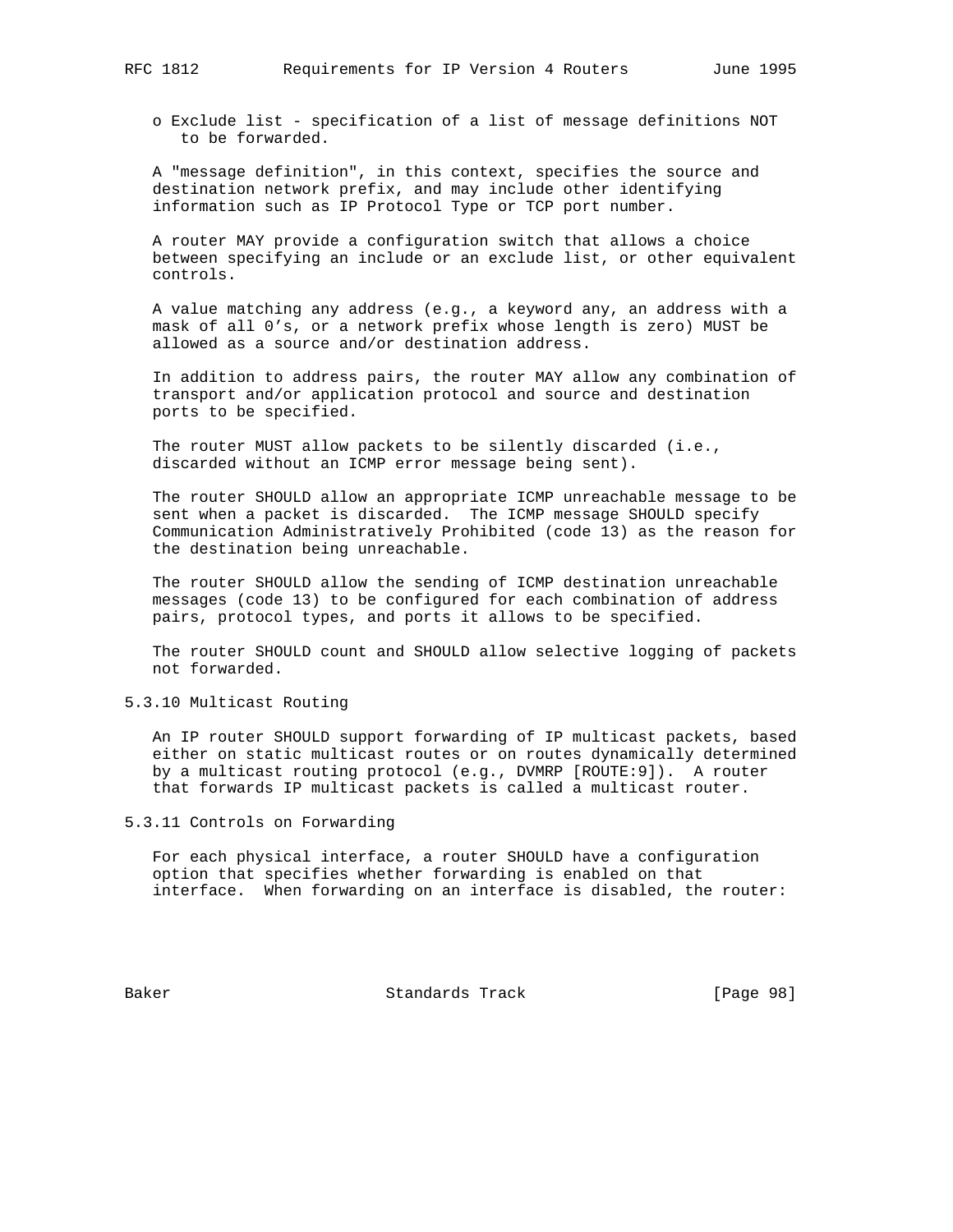- Exclude list - specification of a list of message definitions NOT to be forwarded.

A "message definition", in this context, specifies the source and destination network prefix, and may include other identifying information such as IP Protocol Type or TCP port number.

A router MAY provide a configuration switch that allows a choice between specifying an include or an exclude list, or other equivalent controls.

A value matching any address (e.g., a keyword any, an address with a mask of all 0's, or a network prefix whose length is zero) MUST be allowed as a source and/or destination address.

In addition to address pairs, the router MAY allow any combination of transport and/or application protocol and source and destination ports to be specified.

The router MUST allow packets to be silently discarded (i.e., discarded without an ICMP error message being sent).

The router SHOULD allow an appropriate ICMP unreachable message to be sent when a packet is discarded. The ICMP message SHOULD specify Communication Administratively Prohibited (code 13) as the reason for the destination being unreachable.

The router SHOULD allow the sending of ICMP destination unreachable messages (code 13) to be configured for each combination of address pairs, protocol types, and ports it allows to be specified.

The router SHOULD count and SHOULD allow selective logging of packets not forwarded.

### 5.3.10 Multicast Routing

An IP router SHOULD support forwarding of IP multicast packets, based either on static multicast routes or on routes dynamically determined by a multicast routing protocol (e.g., DVMRP [ROUTE:9]). A router that forwards IP multicast packets is called a multicast router.

### 5.3.11 Controls on Forwarding

For each physical interface, a router SHOULD have a configuration option that specifies whether forwarding is enabled on that interface. When forwarding on an interface is disabled, the router: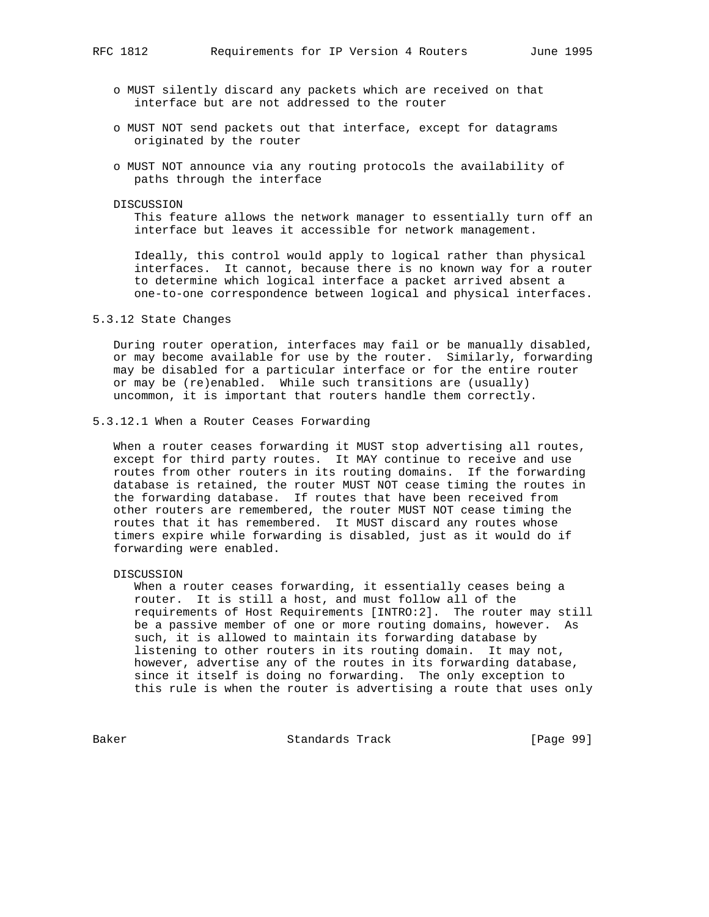- MUST silently discard any packets which are received on that interface but are not addressed to the router
- MUST NOT send packets out that interface, except for datagrams originated by the router
- MUST NOT announce via any routing protocols the availability of paths through the interface

DISCUSSION

This feature allows the network manager to essentially turn off an interface but leaves it accessible for network management.

Ideally, this control would apply to logical rather than physical interfaces. It cannot, because there is no known way for a router to determine which logical interface a packet arrived absent a one-to-one correspondence between logical and physical interfaces.

### 5.3.12 State Changes

During router operation, interfaces may fail or be manually disabled, or may become available for use by the router. Similarly, forwarding may be disabled for a particular interface or for the entire router or may be (re)enabled. While such transitions are (usually) uncommon, it is important that routers handle them correctly.

#### 5.3.12.1 When a Router Ceases Forwarding

When a router ceases forwarding it MUST stop advertising all routes, except for third party routes. It MAY continue to receive and use routes from other routers in its routing domains. If the forwarding database is retained, the router MUST NOT cease timing the routes in the forwarding database. If routes that have been received from other routers are remembered, the router MUST NOT cease timing the routes that it has remembered. It MUST discard any routes whose timers expire while forwarding is disabled, just as it would do if forwarding were enabled.

DISCUSSION

When a router ceases forwarding, it essentially ceases being a router. It is still a host, and must follow all of the requirements of Host Requirements [INTRO:2]. The router may still be a passive member of one or more routing domains, however. As such, it is allowed to maintain its forwarding database by listening to other routers in its routing domain. It may not, however, advertise any of the routes in its forwarding database, since it itself is doing no forwarding. The only exception to this rule is when the router is advertising a route that uses only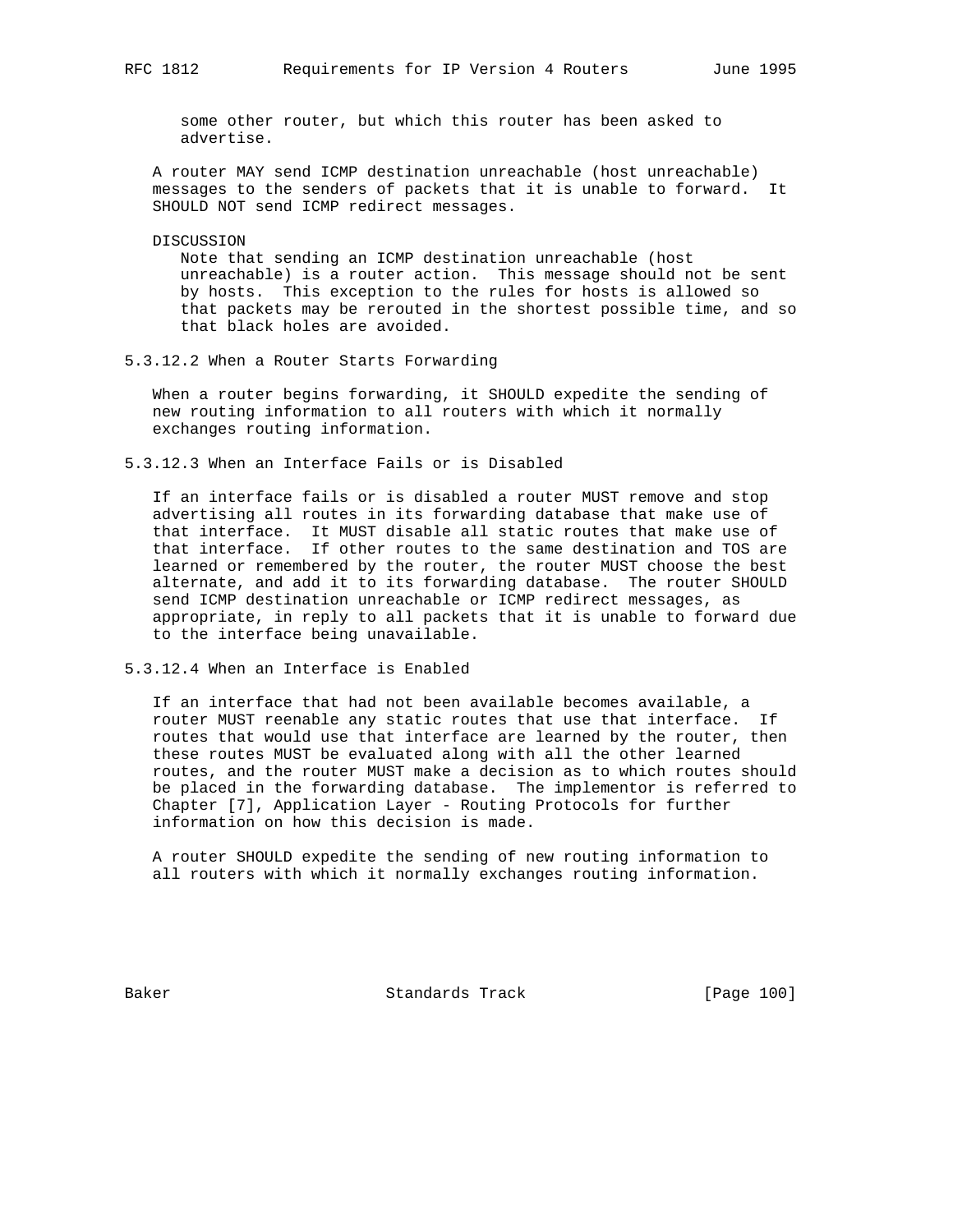some other router, but which this router has been asked to advertise.

A router MAY send ICMP destination unreachable (host unreachable) messages to the senders of packets that it is unable to forward. It SHOULD NOT send ICMP redirect messages.

DISCUSSION

Note that sending an ICMP destination unreachable (host unreachable) is a router action. This message should not be sent by hosts. This exception to the rules for hosts is allowed so that packets may be rerouted in the shortest possible time, and so that black holes are avoided.

#### 5.3.12.2 When a Router Starts Forwarding

When a router begins forwarding, it SHOULD expedite the sending of new routing information to all routers with which it normally exchanges routing information.

#### 5.3.12.3 When an Interface Fails or is Disabled

If an interface fails or is disabled a router MUST remove and stop advertising all routes in its forwarding database that make use of that interface. It MUST disable all static routes that make use of that interface. If other routes to the same destination and TOS are learned or remembered by the router, the router MUST choose the best alternate, and add it to its forwarding database. The router SHOULD send ICMP destination unreachable or ICMP redirect messages, as appropriate, in reply to all packets that it is unable to forward due to the interface being unavailable.

#### 5.3.12.4 When an Interface is Enabled

If an interface that had not been available becomes available, a router MUST reenable any static routes that use that interface. If routes that would use that interface are learned by the router, then these routes MUST be evaluated along with all the other learned routes, and the router MUST make a decision as to which routes should be placed in the forwarding database. The implementor is referred to Chapter [7], Application Layer - Routing Protocols for further information on how this decision is made.

A router SHOULD expedite the sending of new routing information to all routers with which it normally exchanges routing information.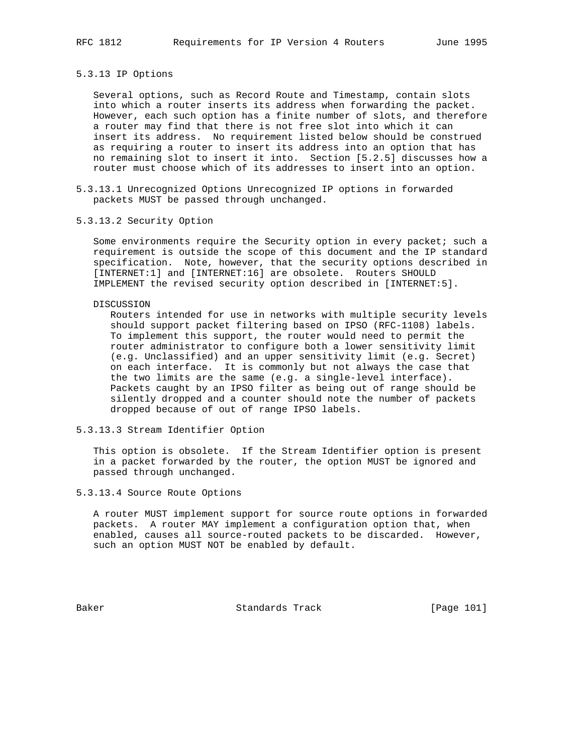### 5.3.13 IP Options

Several options, such as Record Route and Timestamp, contain slots into which a router inserts its address when forwarding the packet. However, each such option has a finite number of slots, and therefore a router may find that there is not free slot into which it can insert its address. No requirement listed below should be construed as requiring a router to insert its address into an option that has no remaining slot to insert it into. Section [5.2.5] discusses how a router must choose which of its addresses to insert into an option.

#### 5.3.13.1 Unrecognized Options

Unrecognized IP options in forwarded packets MUST be passed through unchanged.

#### 5.3.13.2 Security Option

Some environments require the Security option in every packet; such a requirement is outside the scope of this document and the IP standard specification. Note, however, that the security options described in [INTERNET:1] and [INTERNET:16] are obsolete. Routers SHOULD IMPLEMENT the revised security option described in [INTERNET:5].

DISCUSSION

Routers intended for use in networks with multiple security levels should support packet filtering based on IPSO (RFC-1108) labels. To implement this support, the router would need to permit the router administrator to configure both a lower sensitivity limit (e.g. Unclassified) and an upper sensitivity limit (e.g. Secret) on each interface. It is commonly but not always the case that the two limits are the same (e.g. a single-level interface). Packets caught by an IPSO filter as being out of range should be silently dropped and a counter should note the number of packets dropped because of out of range IPSO labels.

#### 5.3.13.3 Stream Identifier Option

This option is obsolete. If the Stream Identifier option is present in a packet forwarded by the router, the option MUST be ignored and passed through unchanged.

#### 5.3.13.4 Source Route Options

A router MUST implement support for source route options in forwarded packets. A router MAY implement a configuration option that, when enabled, causes all source-routed packets to be discarded. However, such an option MUST NOT be enabled by default.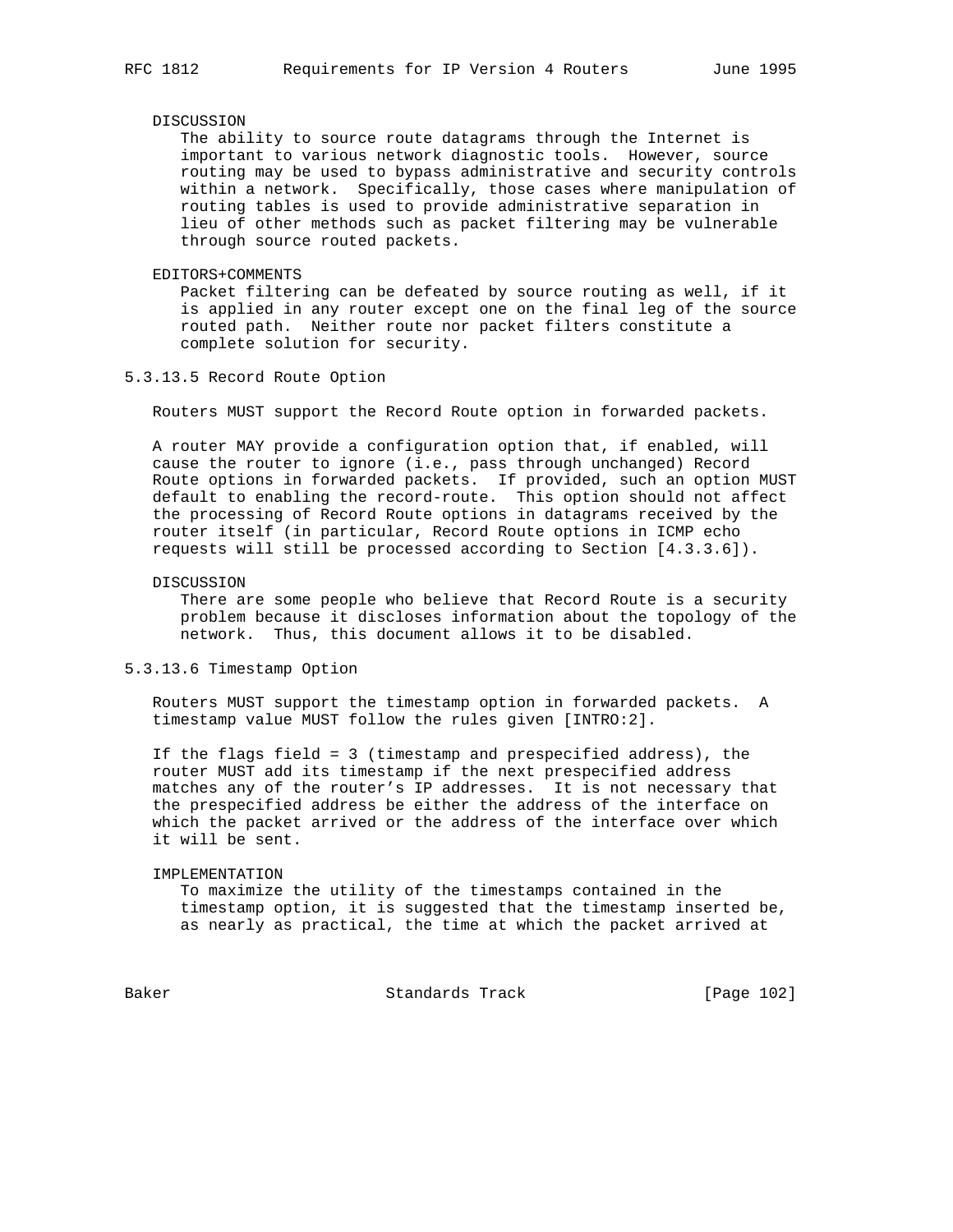DISCUSSION

The ability to source route datagrams through the Internet is important to various network diagnostic tools. However, source routing may be used to bypass administrative and security controls within a network. Specifically, those cases where manipulation of routing tables is used to provide administrative separation in lieu of other methods such as packet filtering may be vulnerable through source routed packets.

EDITORS+COMMENTS

Packet filtering can be defeated by source routing as well, if it is applied in any router except one on the final leg of the source routed path. Neither route nor packet filters constitute a complete solution for security.

### 5.3.13.5 Record Route Option

Routers MUST support the Record Route option in forwarded packets.

A router MAY provide a configuration option that, if enabled, will cause the router to ignore (i.e., pass through unchanged) Record Route options in forwarded packets. If provided, such an option MUST default to enabling the record-route. This option should not affect the processing of Record Route options in datagrams received by the router itself (in particular, Record Route options in ICMP echo requests will still be processed according to Section [4.3.3.6]).

DISCUSSION

There are some people who believe that Record Route is a security problem because it discloses information about the topology of the network. Thus, this document allows it to be disabled.

### 5.3.13.6 Timestamp Option

Routers MUST support the timestamp option in forwarded packets. A timestamp value MUST follow the rules given [INTRO:2].

If the flags field = 3 (timestamp and prespecified address), the router MUST add its timestamp if the next prespecified address matches any of the router's IP addresses. It is not necessary that the prespecified address be either the address of the interface on which the packet arrived or the address of the interface over which it will be sent.

IMPLEMENTATION

To maximize the utility of the timestamps contained in the timestamp option, it is suggested that the timestamp inserted be, as nearly as practical, the time at which the packet arrived at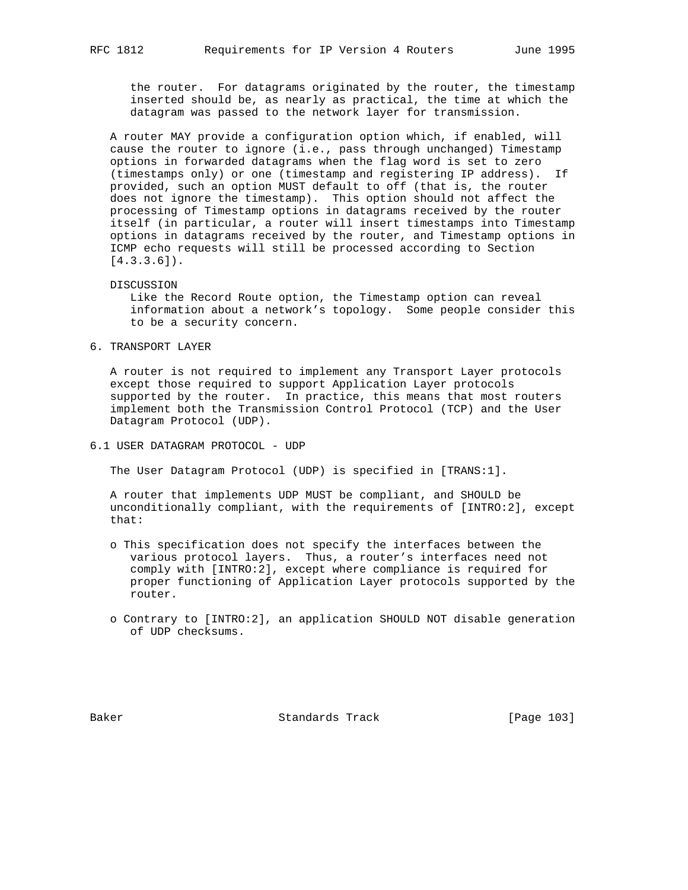the router. For datagrams originated by the router, the timestamp inserted should be, as nearly as practical, the time at which the datagram was passed to the network layer for transmission.

A router MAY provide a configuration option which, if enabled, will cause the router to ignore (i.e., pass through unchanged) Timestamp options in forwarded datagrams when the flag word is set to zero (timestamps only) or one (timestamp and registering IP address). If provided, such an option MUST default to off (that is, the router does not ignore the timestamp). This option should not affect the processing of Timestamp options in datagrams received by the router itself (in particular, a router will insert timestamps into Timestamp options in datagrams received by the router, and Timestamp options in ICMP echo requests will still be processed according to Section [4.3.3.6]).

DISCUSSION
Like the Record Route option, the Timestamp option can reveal information about a network's topology. Some people consider this to be a security concern.

# 6. TRANSPORT LAYER

A router is not required to implement any Transport Layer protocols except those required to support Application Layer protocols supported by the router. In practice, this means that most routers implement both the Transmission Control Protocol (TCP) and the User Datagram Protocol (UDP).

## 6.1 USER DATAGRAM PROTOCOL - UDP

The User Datagram Protocol (UDP) is specified in [TRANS:1].

A router that implements UDP MUST be compliant, and SHOULD be unconditionally compliant, with the requirements of [INTRO:2], except that:

- This specification does not specify the interfaces between the various protocol layers. Thus, a router's interfaces need not comply with [INTRO:2], except where compliance is required for proper functioning of Application Layer protocols supported by the router.

- Contrary to [INTRO:2], an application SHOULD NOT disable generation of UDP checksums.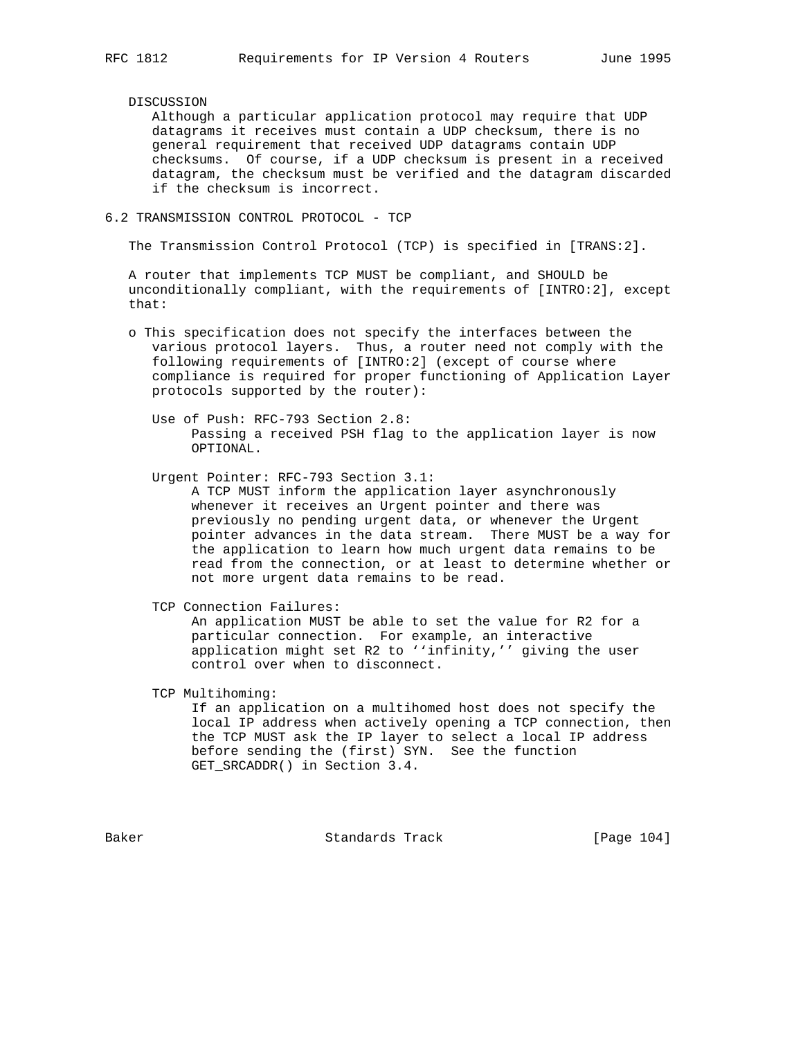DISCUSSION

Although a particular application protocol may require that UDP datagrams it receives must contain a UDP checksum, there is no general requirement that received UDP datagrams contain UDP checksums. Of course, if a UDP checksum is present in a received datagram, the checksum must be verified and the datagram discarded if the checksum is incorrect.

## 6.2 TRANSMISSION CONTROL PROTOCOL - TCP

The Transmission Control Protocol (TCP) is specified in [TRANS:2].

A router that implements TCP MUST be compliant, and SHOULD be unconditionally compliant, with the requirements of [INTRO:2], except that:

- This specification does not specify the interfaces between the various protocol layers. Thus, a router need not comply with the following requirements of [INTRO:2] (except of course where compliance is required for proper functioning of Application Layer protocols supported by the router):

  Use of Push: RFC-793 Section 2.8:
  Passing a received PSH flag to the application layer is now OPTIONAL.

  Urgent Pointer: RFC-793 Section 3.1:
  A TCP MUST inform the application layer asynchronously whenever it receives an Urgent pointer and there was previously no pending urgent data, or whenever the Urgent pointer advances in the data stream. There MUST be a way for the application to learn how much urgent data remains to be read from the connection, or at least to determine whether or not more urgent data remains to be read.

  TCP Connection Failures:
  An application MUST be able to set the value for R2 for a particular connection. For example, an interactive application might set R2 to ''infinity,'' giving the user control over when to disconnect.

  TCP Multihoming:
  If an application on a multihomed host does not specify the local IP address when actively opening a TCP connection, then the TCP MUST ask the IP layer to select a local IP address before sending the (first) SYN. See the function GET_SRCADDR() in Section 3.4.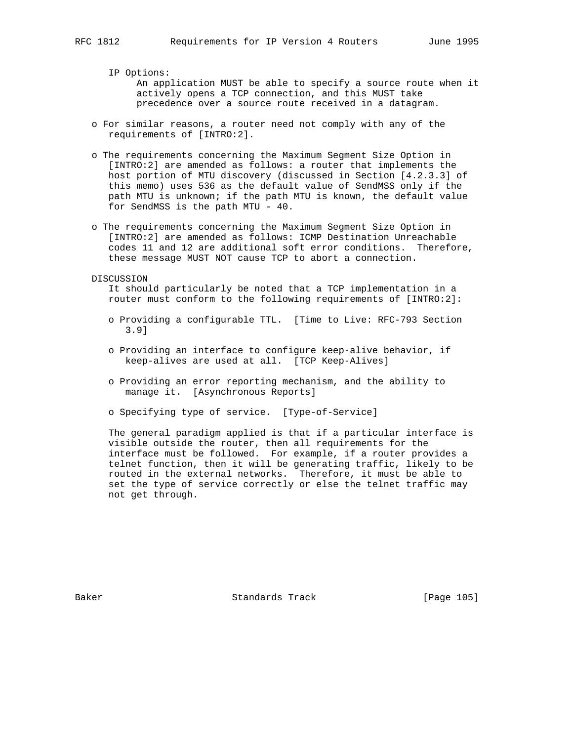IP Options:
An application MUST be able to specify a source route when it actively opens a TCP connection, and this MUST take precedence over a source route received in a datagram.

- For similar reasons, a router need not comply with any of the requirements of [INTRO:2].

- The requirements concerning the Maximum Segment Size Option in [INTRO:2] are amended as follows: a router that implements the host portion of MTU discovery (discussed in Section [4.2.3.3] of this memo) uses 536 as the default value of SendMSS only if the path MTU is unknown; if the path MTU is known, the default value for SendMSS is the path MTU - 40.

- The requirements concerning the Maximum Segment Size Option in [INTRO:2] are amended as follows: ICMP Destination Unreachable codes 11 and 12 are additional soft error conditions. Therefore, these message MUST NOT cause TCP to abort a connection.

DISCUSSION
It should particularly be noted that a TCP implementation in a router must conform to the following requirements of [INTRO:2]:

- Providing a configurable TTL. [Time to Live: RFC-793 Section 3.9]

- Providing an interface to configure keep-alive behavior, if keep-alives are used at all. [TCP Keep-Alives]

- Providing an error reporting mechanism, and the ability to manage it. [Asynchronous Reports]

- Specifying type of service. [Type-of-Service]

The general paradigm applied is that if a particular interface is visible outside the router, then all requirements for the interface must be followed. For example, if a router provides a telnet function, then it will be generating traffic, likely to be routed in the external networks. Therefore, it must be able to set the type of service correctly or else the telnet traffic may not get through.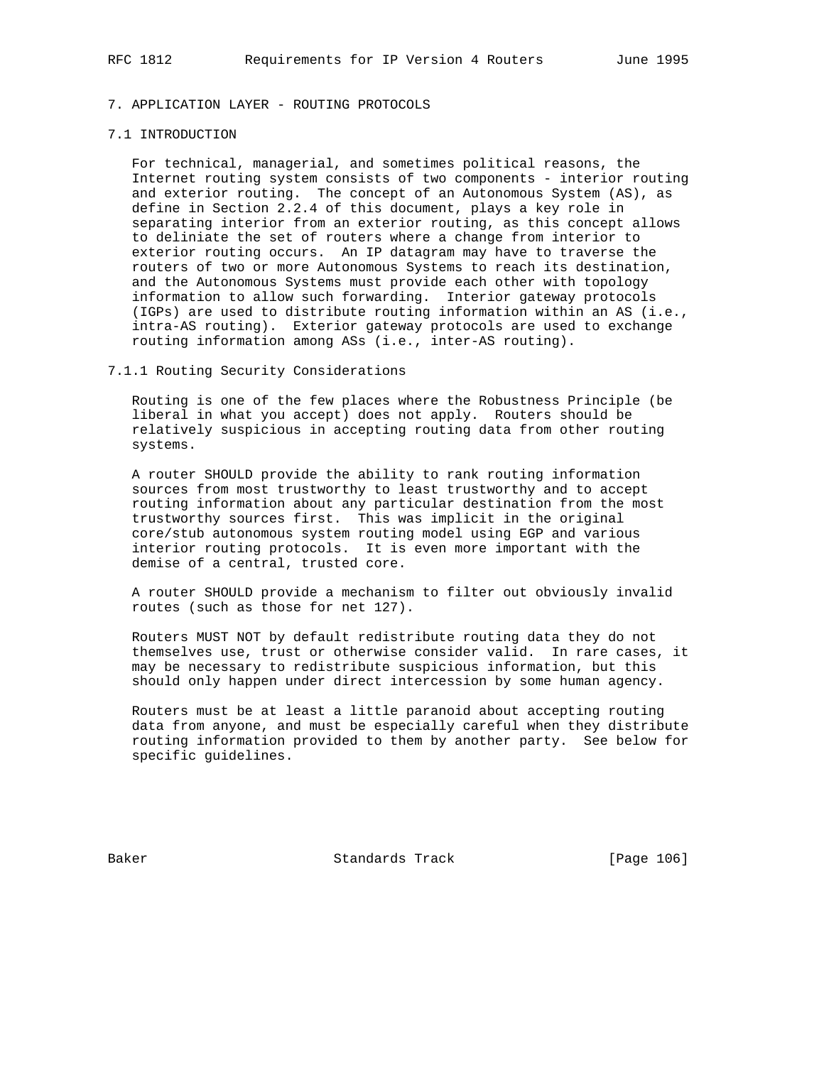# 7. APPLICATION LAYER - ROUTING PROTOCOLS

## 7.1 INTRODUCTION

For technical, managerial, and sometimes political reasons, the Internet routing system consists of two components - interior routing and exterior routing. The concept of an Autonomous System (AS), as define in Section 2.2.4 of this document, plays a key role in separating interior from an exterior routing, as this concept allows to deliniate the set of routers where a change from interior to exterior routing occurs. An IP datagram may have to traverse the routers of two or more Autonomous Systems to reach its destination, and the Autonomous Systems must provide each other with topology information to allow such forwarding. Interior gateway protocols (IGPs) are used to distribute routing information within an AS (i.e., intra-AS routing). Exterior gateway protocols are used to exchange routing information among ASs (i.e., inter-AS routing).

### 7.1.1 Routing Security Considerations

Routing is one of the few places where the Robustness Principle (be liberal in what you accept) does not apply. Routers should be relatively suspicious in accepting routing data from other routing systems.

A router SHOULD provide the ability to rank routing information sources from most trustworthy to least trustworthy and to accept routing information about any particular destination from the most trustworthy sources first. This was implicit in the original core/stub autonomous system routing model using EGP and various interior routing protocols. It is even more important with the demise of a central, trusted core.

A router SHOULD provide a mechanism to filter out obviously invalid routes (such as those for net 127).

Routers MUST NOT by default redistribute routing data they do not themselves use, trust or otherwise consider valid. In rare cases, it may be necessary to redistribute suspicious information, but this should only happen under direct intercession by some human agency.

Routers must be at least a little paranoid about accepting routing data from anyone, and must be especially careful when they distribute routing information provided to them by another party. See below for specific guidelines.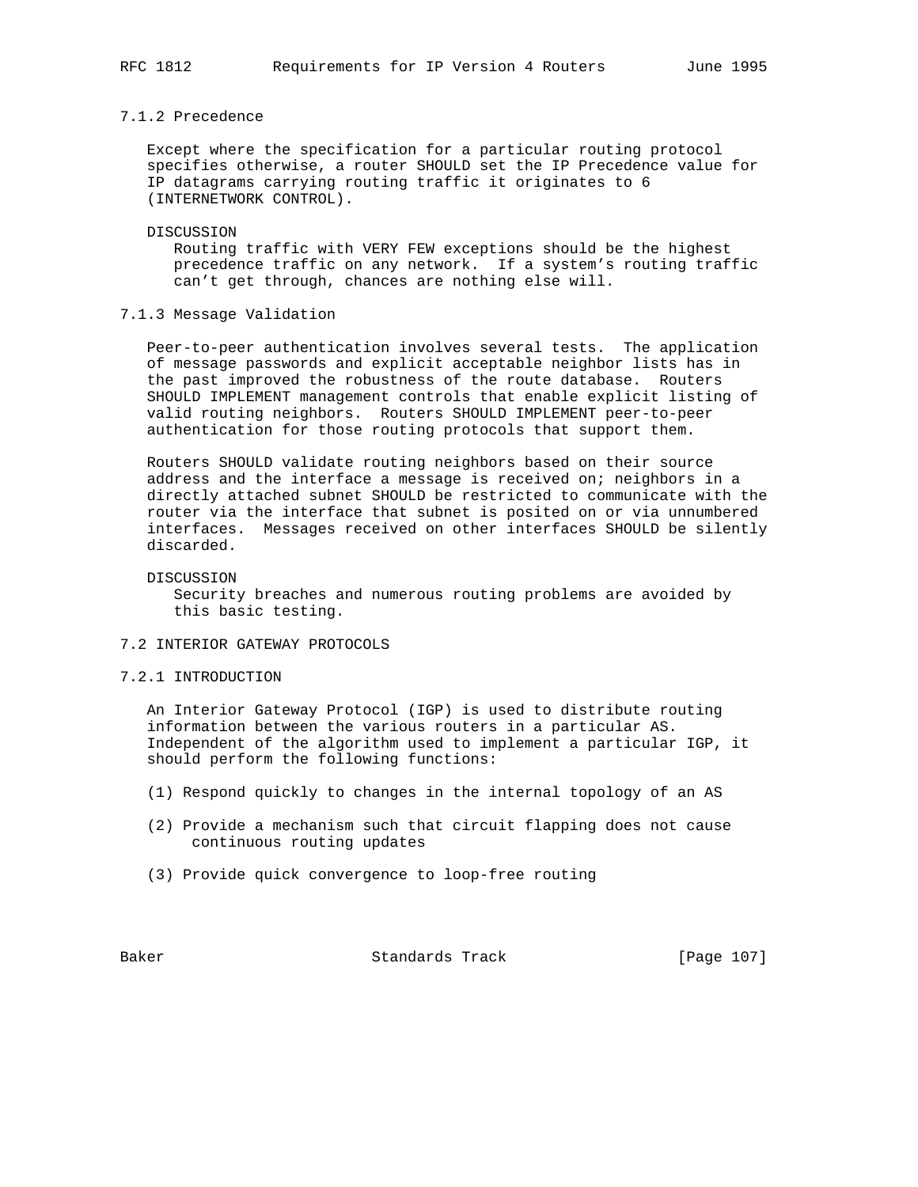### 7.1.2 Precedence

Except where the specification for a particular routing protocol specifies otherwise, a router SHOULD set the IP Precedence value for IP datagrams carrying routing traffic it originates to 6 (INTERNETWORK CONTROL).

DISCUSSION
Routing traffic with VERY FEW exceptions should be the highest precedence traffic on any network. If a system's routing traffic can't get through, chances are nothing else will.

### 7.1.3 Message Validation

Peer-to-peer authentication involves several tests. The application of message passwords and explicit acceptable neighbor lists has in the past improved the robustness of the route database. Routers SHOULD IMPLEMENT management controls that enable explicit listing of valid routing neighbors. Routers SHOULD IMPLEMENT peer-to-peer authentication for those routing protocols that support them.

Routers SHOULD validate routing neighbors based on their source address and the interface a message is received on; neighbors in a directly attached subnet SHOULD be restricted to communicate with the router via the interface that subnet is posited on or via unnumbered interfaces. Messages received on other interfaces SHOULD be silently discarded.

DISCUSSION
Security breaches and numerous routing problems are avoided by this basic testing.

## 7.2 INTERIOR GATEWAY PROTOCOLS

### 7.2.1 INTRODUCTION

An Interior Gateway Protocol (IGP) is used to distribute routing information between the various routers in a particular AS. Independent of the algorithm used to implement a particular IGP, it should perform the following functions:

(1) Respond quickly to changes in the internal topology of an AS

(2) Provide a mechanism such that circuit flapping does not cause continuous routing updates

(3) Provide quick convergence to loop-free routing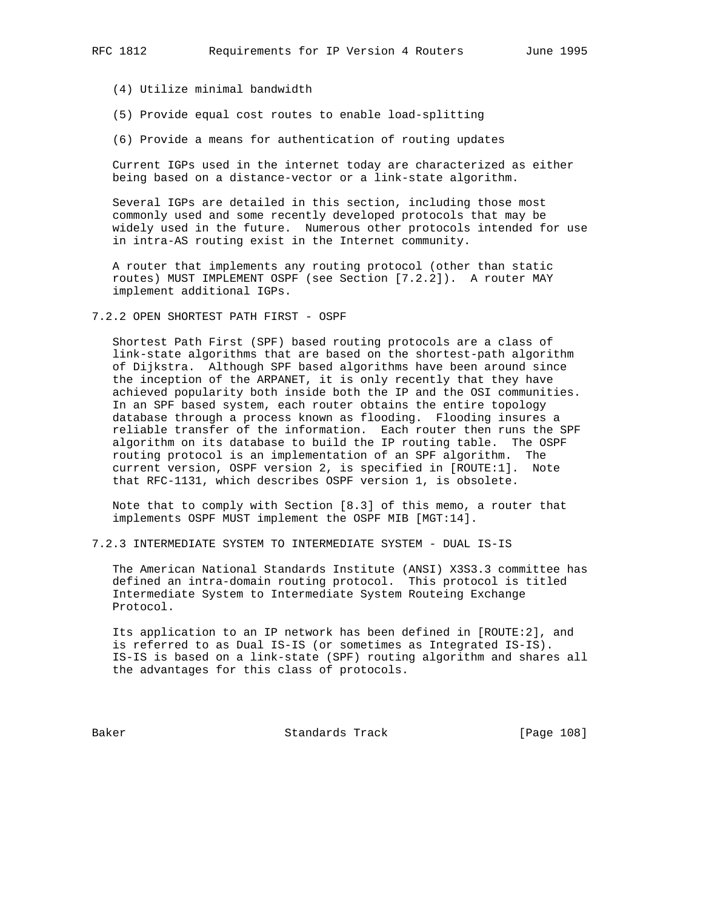(4) Utilize minimal bandwidth

(5) Provide equal cost routes to enable load-splitting

(6) Provide a means for authentication of routing updates

Current IGPs used in the internet today are characterized as either being based on a distance-vector or a link-state algorithm.

Several IGPs are detailed in this section, including those most commonly used and some recently developed protocols that may be widely used in the future. Numerous other protocols intended for use in intra-AS routing exist in the Internet community.

A router that implements any routing protocol (other than static routes) MUST IMPLEMENT OSPF (see Section [7.2.2]). A router MAY implement additional IGPs.

### 7.2.2 OPEN SHORTEST PATH FIRST - OSPF

Shortest Path First (SPF) based routing protocols are a class of link-state algorithms that are based on the shortest-path algorithm of Dijkstra. Although SPF based algorithms have been around since the inception of the ARPANET, it is only recently that they have achieved popularity both inside both the IP and the OSI communities. In an SPF based system, each router obtains the entire topology database through a process known as flooding. Flooding insures a reliable transfer of the information. Each router then runs the SPF algorithm on its database to build the IP routing table. The OSPF routing protocol is an implementation of an SPF algorithm. The current version, OSPF version 2, is specified in [ROUTE:1]. Note that RFC-1131, which describes OSPF version 1, is obsolete.

Note that to comply with Section [8.3] of this memo, a router that implements OSPF MUST implement the OSPF MIB [MGT:14].

### 7.2.3 INTERMEDIATE SYSTEM TO INTERMEDIATE SYSTEM - DUAL IS-IS

The American National Standards Institute (ANSI) X3S3.3 committee has defined an intra-domain routing protocol. This protocol is titled Intermediate System to Intermediate System Routeing Exchange Protocol.

Its application to an IP network has been defined in [ROUTE:2], and is referred to as Dual IS-IS (or sometimes as Integrated IS-IS). IS-IS is based on a link-state (SPF) routing algorithm and shares all the advantages for this class of protocols.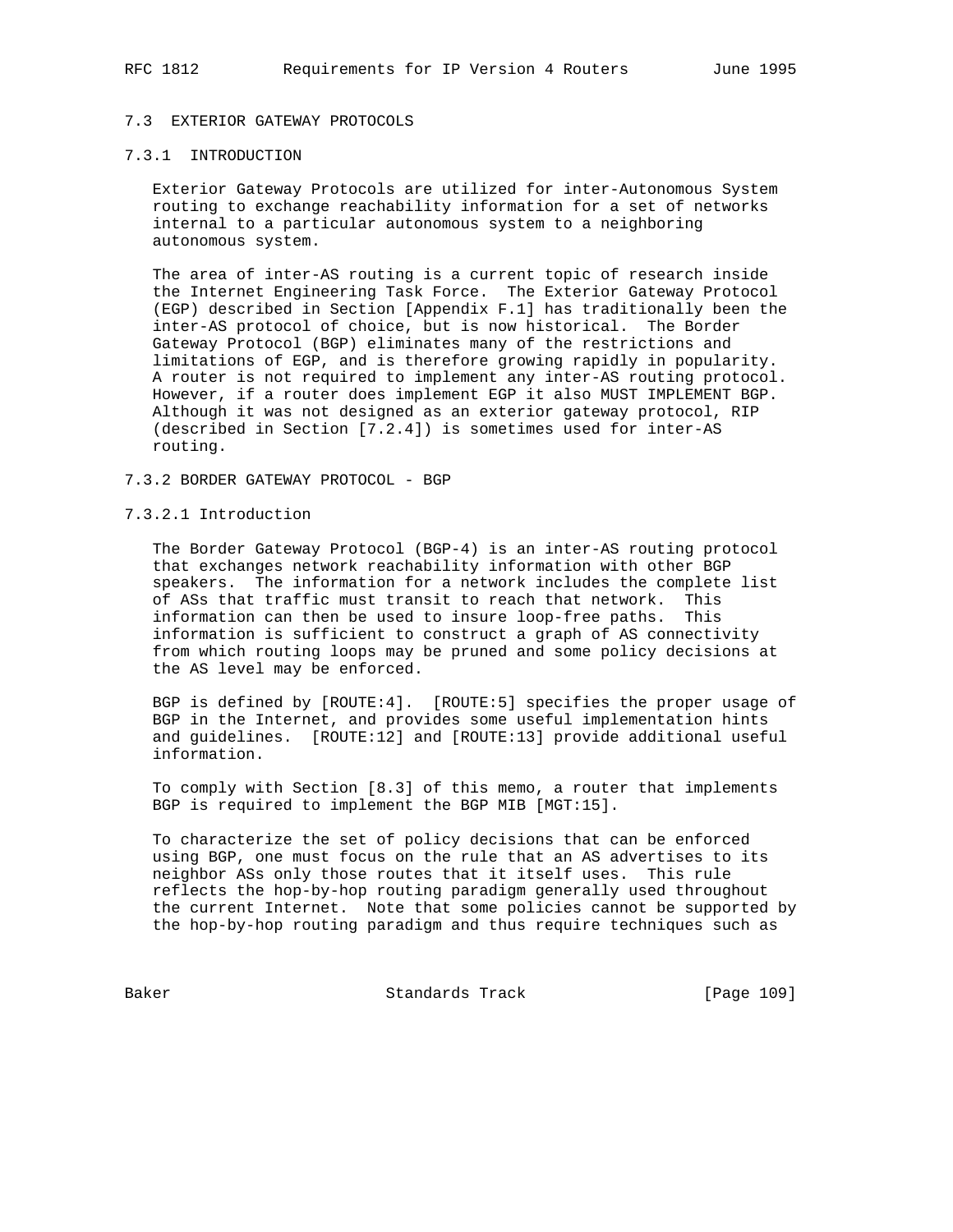## 7.3 EXTERIOR GATEWAY PROTOCOLS

### 7.3.1 INTRODUCTION

Exterior Gateway Protocols are utilized for inter-Autonomous System routing to exchange reachability information for a set of networks internal to a particular autonomous system to a neighboring autonomous system.

The area of inter-AS routing is a current topic of research inside the Internet Engineering Task Force. The Exterior Gateway Protocol (EGP) described in Section [Appendix F.1] has traditionally been the inter-AS protocol of choice, but is now historical. The Border Gateway Protocol (BGP) eliminates many of the restrictions and limitations of EGP, and is therefore growing rapidly in popularity. A router is not required to implement any inter-AS routing protocol. However, if a router does implement EGP it also MUST IMPLEMENT BGP. Although it was not designed as an exterior gateway protocol, RIP (described in Section [7.2.4]) is sometimes used for inter-AS routing.

### 7.3.2 BORDER GATEWAY PROTOCOL - BGP

#### 7.3.2.1 Introduction

The Border Gateway Protocol (BGP-4) is an inter-AS routing protocol that exchanges network reachability information with other BGP speakers. The information for a network includes the complete list of ASs that traffic must transit to reach that network. This information can then be used to insure loop-free paths. This information is sufficient to construct a graph of AS connectivity from which routing loops may be pruned and some policy decisions at the AS level may be enforced.

BGP is defined by [ROUTE:4]. [ROUTE:5] specifies the proper usage of BGP in the Internet, and provides some useful implementation hints and guidelines. [ROUTE:12] and [ROUTE:13] provide additional useful information.

To comply with Section [8.3] of this memo, a router that implements BGP is required to implement the BGP MIB [MGT:15].

To characterize the set of policy decisions that can be enforced using BGP, one must focus on the rule that an AS advertises to its neighbor ASs only those routes that it itself uses. This rule reflects the hop-by-hop routing paradigm generally used throughout the current Internet. Note that some policies cannot be supported by the hop-by-hop routing paradigm and thus require techniques such as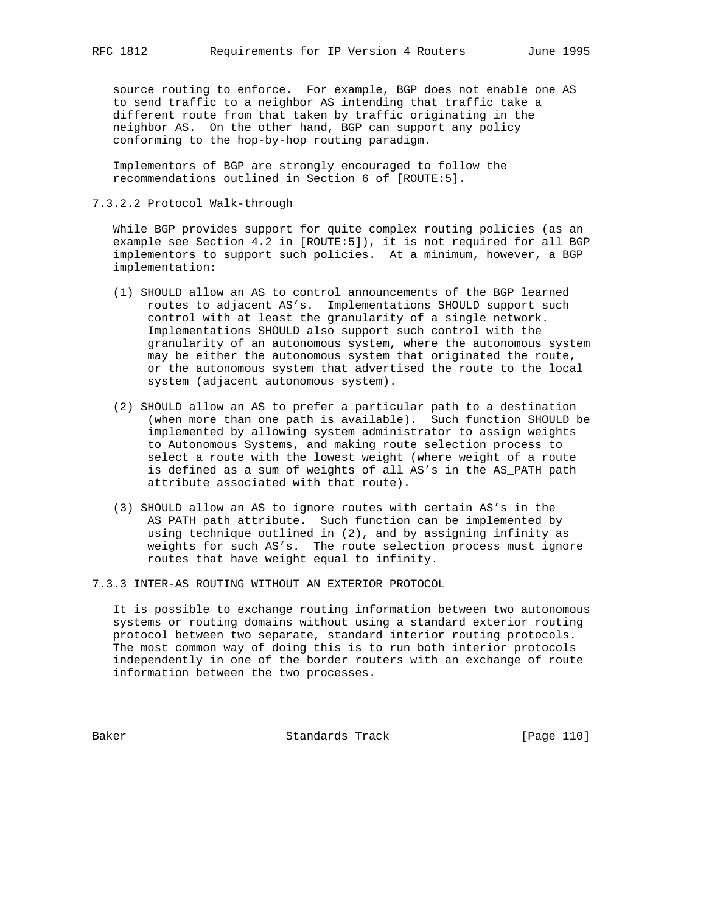source routing to enforce. For example, BGP does not enable one AS to send traffic to a neighbor AS intending that traffic take a different route from that taken by traffic originating in the neighbor AS. On the other hand, BGP can support any policy conforming to the hop-by-hop routing paradigm.

Implementors of BGP are strongly encouraged to follow the recommendations outlined in Section 6 of [ROUTE:5].

#### 7.3.2.2 Protocol Walk-through

While BGP provides support for quite complex routing policies (as an example see Section 4.2 in [ROUTE:5]), it is not required for all BGP implementors to support such policies. At a minimum, however, a BGP implementation:

(1) SHOULD allow an AS to control announcements of the BGP learned routes to adjacent AS's. Implementations SHOULD support such control with at least the granularity of a single network. Implementations SHOULD also support such control with the granularity of an autonomous system, where the autonomous system may be either the autonomous system that originated the route, or the autonomous system that advertised the route to the local system (adjacent autonomous system).

(2) SHOULD allow an AS to prefer a particular path to a destination (when more than one path is available). Such function SHOULD be implemented by allowing system administrator to assign weights to Autonomous Systems, and making route selection process to select a route with the lowest weight (where weight of a route is defined as a sum of weights of all AS's in the AS_PATH path attribute associated with that route).

(3) SHOULD allow an AS to ignore routes with certain AS's in the AS_PATH path attribute. Such function can be implemented by using technique outlined in (2), and by assigning infinity as weights for such AS's. The route selection process must ignore routes that have weight equal to infinity.

### 7.3.3 INTER-AS ROUTING WITHOUT AN EXTERIOR PROTOCOL

It is possible to exchange routing information between two autonomous systems or routing domains without using a standard exterior routing protocol between two separate, standard interior routing protocols. The most common way of doing this is to run both interior protocols independently in one of the border routers with an exchange of route information between the two processes.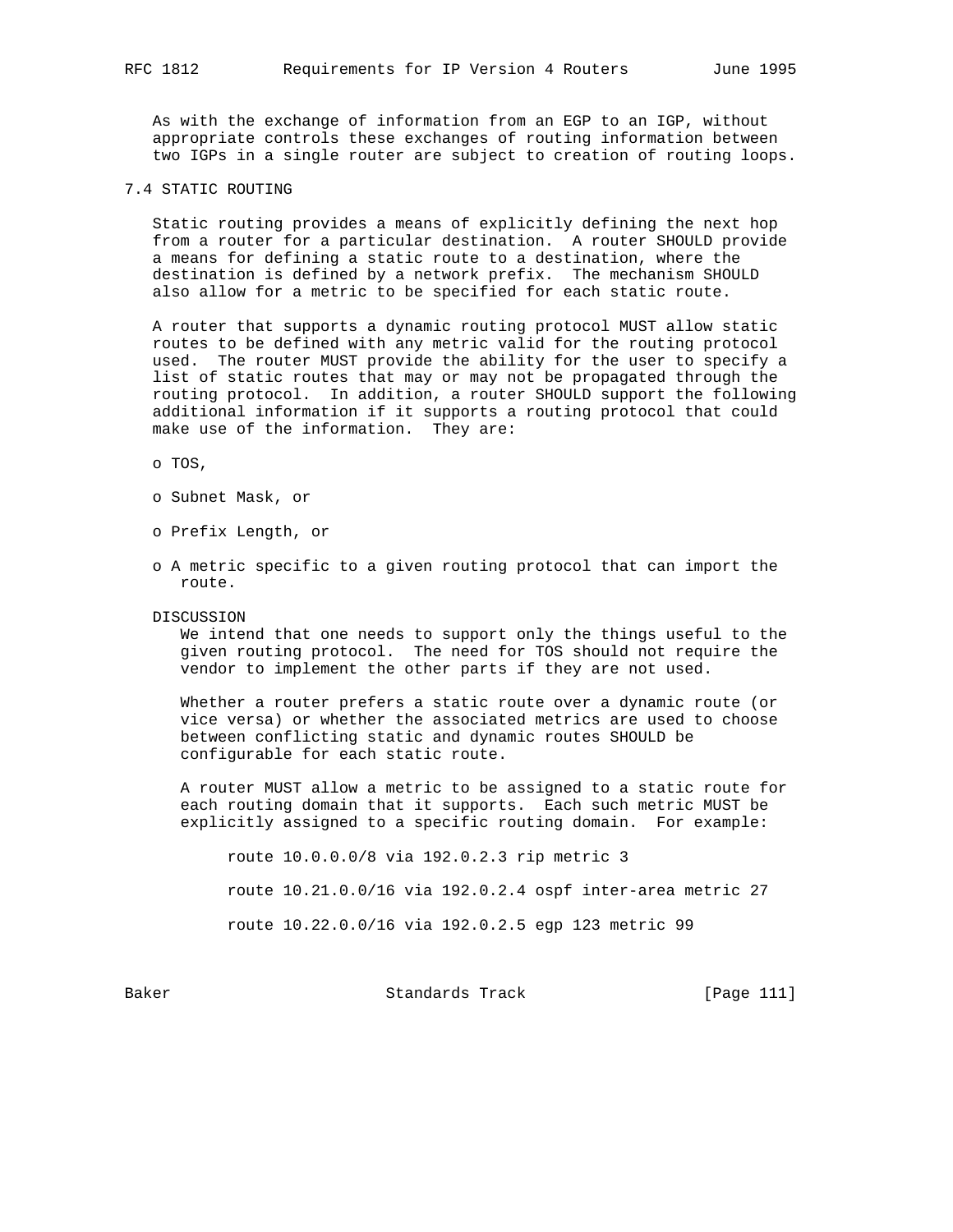As with the exchange of information from an EGP to an IGP, without appropriate controls these exchanges of routing information between two IGPs in a single router are subject to creation of routing loops.

### 7.4 STATIC ROUTING

Static routing provides a means of explicitly defining the next hop from a router for a particular destination. A router SHOULD provide a means for defining a static route to a destination, where the destination is defined by a network prefix. The mechanism SHOULD also allow for a metric to be specified for each static route.

A router that supports a dynamic routing protocol MUST allow static routes to be defined with any metric valid for the routing protocol used. The router MUST provide the ability for the user to specify a list of static routes that may or may not be propagated through the routing protocol. In addition, a router SHOULD support the following additional information if it supports a routing protocol that could make use of the information. They are:

- TOS,
- Subnet Mask, or
- Prefix Length, or
- A metric specific to a given routing protocol that can import the route.

DISCUSSION

We intend that one needs to support only the things useful to the given routing protocol. The need for TOS should not require the vendor to implement the other parts if they are not used.

Whether a router prefers a static route over a dynamic route (or vice versa) or whether the associated metrics are used to choose between conflicting static and dynamic routes SHOULD be configurable for each static route.

A router MUST allow a metric to be assigned to a static route for each routing domain that it supports. Each such metric MUST be explicitly assigned to a specific routing domain. For example:

```
route 10.0.0.0/8 via 192.0.2.3 rip metric 3

route 10.21.0.0/16 via 192.0.2.4 ospf inter-area metric 27

route 10.22.0.0/16 via 192.0.2.5 egp 123 metric 99
```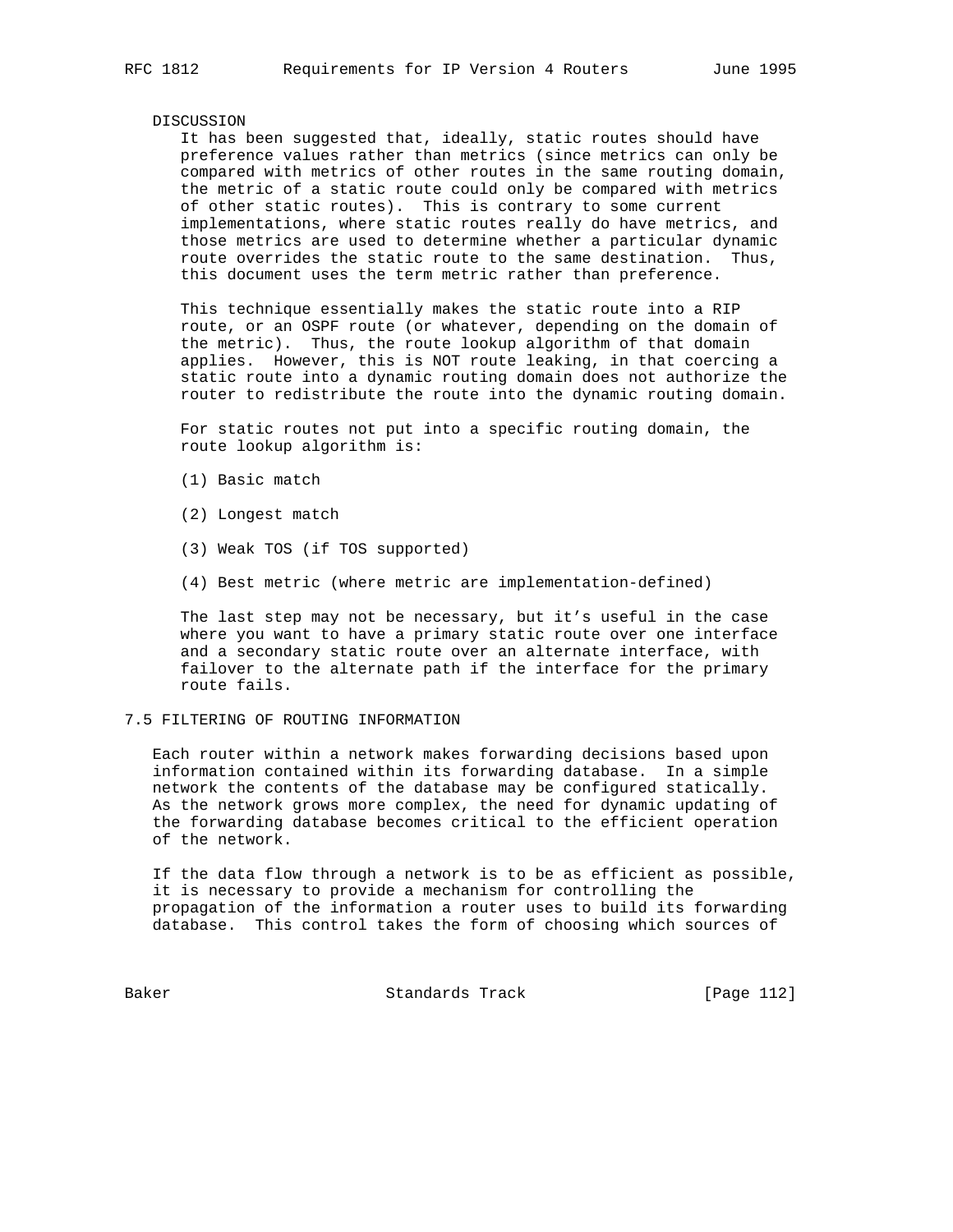DISCUSSION

It has been suggested that, ideally, static routes should have preference values rather than metrics (since metrics can only be compared with metrics of other routes in the same routing domain, the metric of a static route could only be compared with metrics of other static routes). This is contrary to some current implementations, where static routes really do have metrics, and those metrics are used to determine whether a particular dynamic route overrides the static route to the same destination. Thus, this document uses the term metric rather than preference.

This technique essentially makes the static route into a RIP route, or an OSPF route (or whatever, depending on the domain of the metric). Thus, the route lookup algorithm of that domain applies. However, this is NOT route leaking, in that coercing a static route into a dynamic routing domain does not authorize the router to redistribute the route into the dynamic routing domain.

For static routes not put into a specific routing domain, the route lookup algorithm is:

(1) Basic match

(2) Longest match

(3) Weak TOS (if TOS supported)

(4) Best metric (where metric are implementation-defined)

The last step may not be necessary, but it's useful in the case where you want to have a primary static route over one interface and a secondary static route over an alternate interface, with failover to the alternate path if the interface for the primary route fails.

## 7.5 FILTERING OF ROUTING INFORMATION

Each router within a network makes forwarding decisions based upon information contained within its forwarding database. In a simple network the contents of the database may be configured statically. As the network grows more complex, the need for dynamic updating of the forwarding database becomes critical to the efficient operation of the network.

If the data flow through a network is to be as efficient as possible, it is necessary to provide a mechanism for controlling the propagation of the information a router uses to build its forwarding database. This control takes the form of choosing which sources of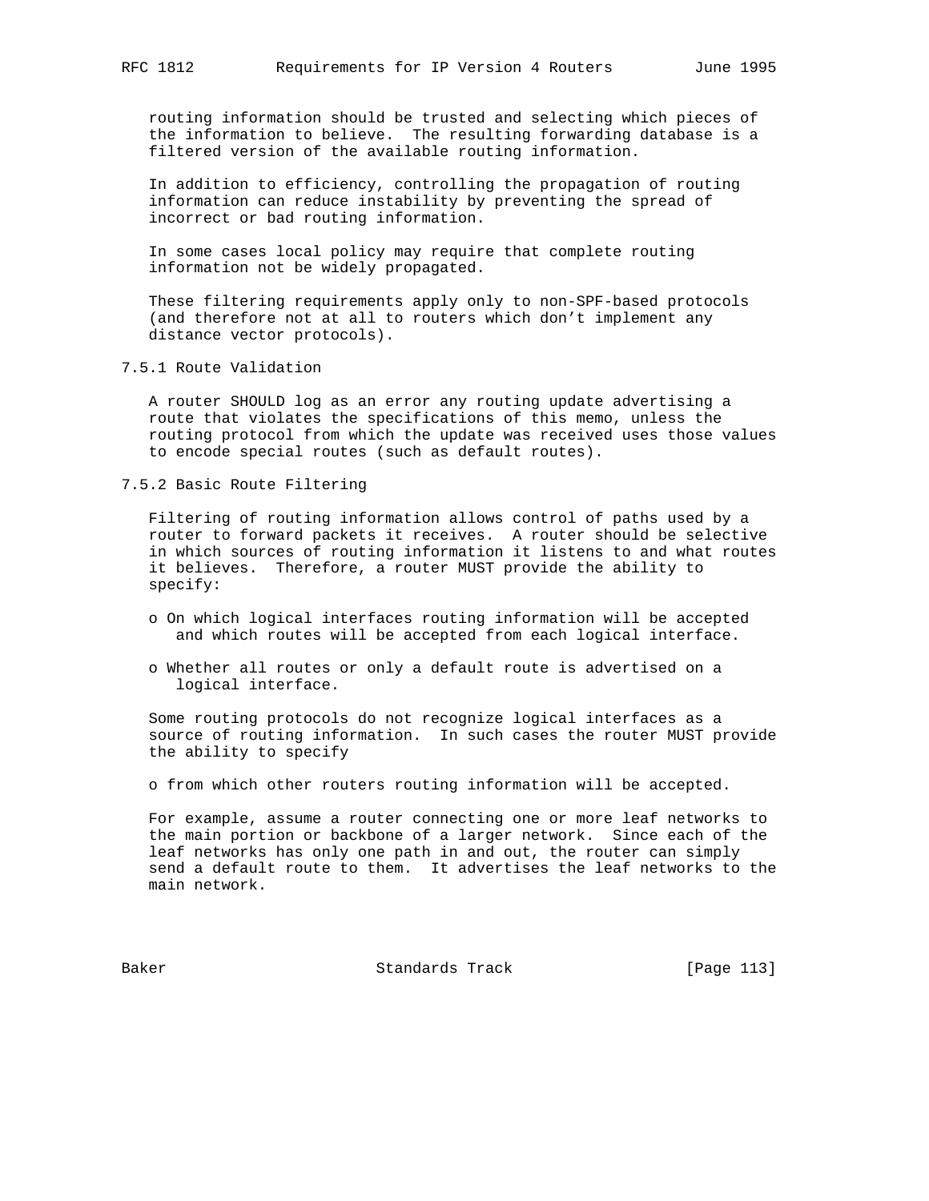routing information should be trusted and selecting which pieces of the information to believe. The resulting forwarding database is a filtered version of the available routing information.

In addition to efficiency, controlling the propagation of routing information can reduce instability by preventing the spread of incorrect or bad routing information.

In some cases local policy may require that complete routing information not be widely propagated.

These filtering requirements apply only to non-SPF-based protocols (and therefore not at all to routers which don't implement any distance vector protocols).

### 7.5.1 Route Validation

A router SHOULD log as an error any routing update advertising a route that violates the specifications of this memo, unless the routing protocol from which the update was received uses those values to encode special routes (such as default routes).

### 7.5.2 Basic Route Filtering

Filtering of routing information allows control of paths used by a router to forward packets it receives. A router should be selective in which sources of routing information it listens to and what routes it believes. Therefore, a router MUST provide the ability to specify:

- On which logical interfaces routing information will be accepted and which routes will be accepted from each logical interface.
- Whether all routes or only a default route is advertised on a logical interface.

Some routing protocols do not recognize logical interfaces as a source of routing information. In such cases the router MUST provide the ability to specify

- from which other routers routing information will be accepted.

For example, assume a router connecting one or more leaf networks to the main portion or backbone of a larger network. Since each of the leaf networks has only one path in and out, the router can simply send a default route to them. It advertises the leaf networks to the main network.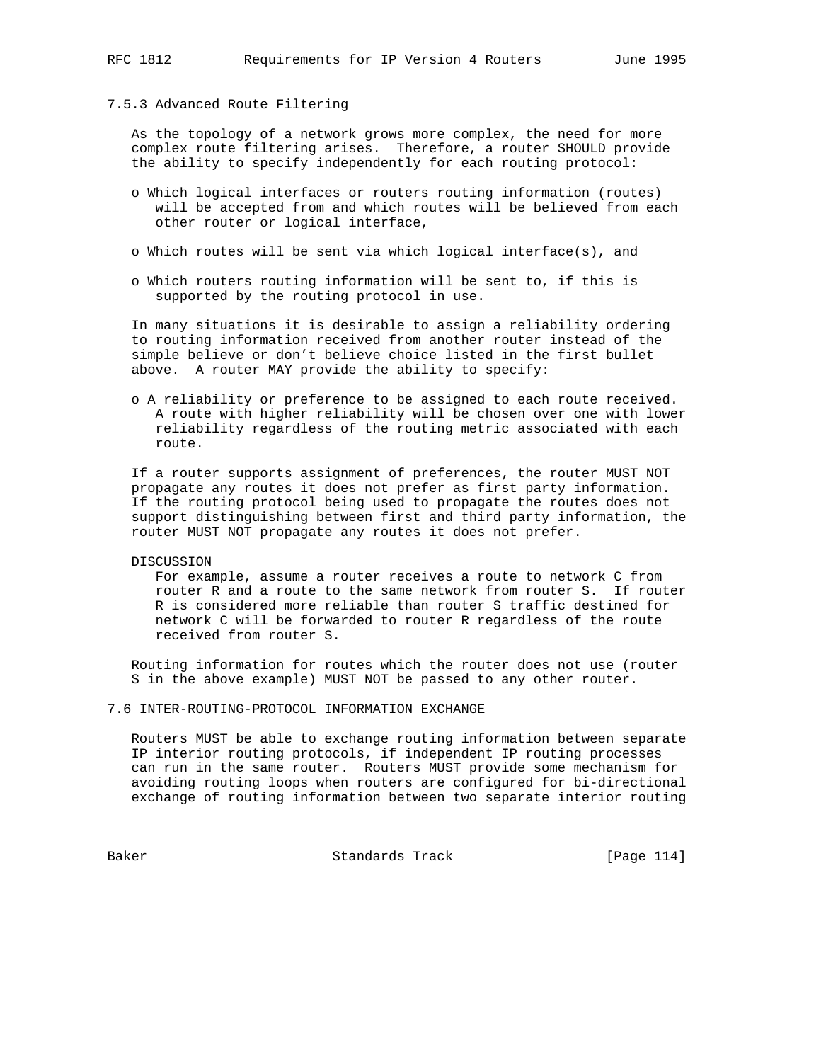### 7.5.3 Advanced Route Filtering

As the topology of a network grows more complex, the need for more complex route filtering arises. Therefore, a router SHOULD provide the ability to specify independently for each routing protocol:

- Which logical interfaces or routers routing information (routes) will be accepted from and which routes will be believed from each other router or logical interface,
- Which routes will be sent via which logical interface(s), and
- Which routers routing information will be sent to, if this is supported by the routing protocol in use.

In many situations it is desirable to assign a reliability ordering to routing information received from another router instead of the simple believe or don't believe choice listed in the first bullet above. A router MAY provide the ability to specify:

- A reliability or preference to be assigned to each route received. A route with higher reliability will be chosen over one with lower reliability regardless of the routing metric associated with each route.

If a router supports assignment of preferences, the router MUST NOT propagate any routes it does not prefer as first party information. If the routing protocol being used to propagate the routes does not support distinguishing between first and third party information, the router MUST NOT propagate any routes it does not prefer.

DISCUSSION

For example, assume a router receives a route to network C from router R and a route to the same network from router S. If router R is considered more reliable than router S traffic destined for network C will be forwarded to router R regardless of the route received from router S.

Routing information for routes which the router does not use (router S in the above example) MUST NOT be passed to any other router.

## 7.6 INTER-ROUTING-PROTOCOL INFORMATION EXCHANGE

Routers MUST be able to exchange routing information between separate IP interior routing protocols, if independent IP routing processes can run in the same router. Routers MUST provide some mechanism for avoiding routing loops when routers are configured for bi-directional exchange of routing information between two separate interior routing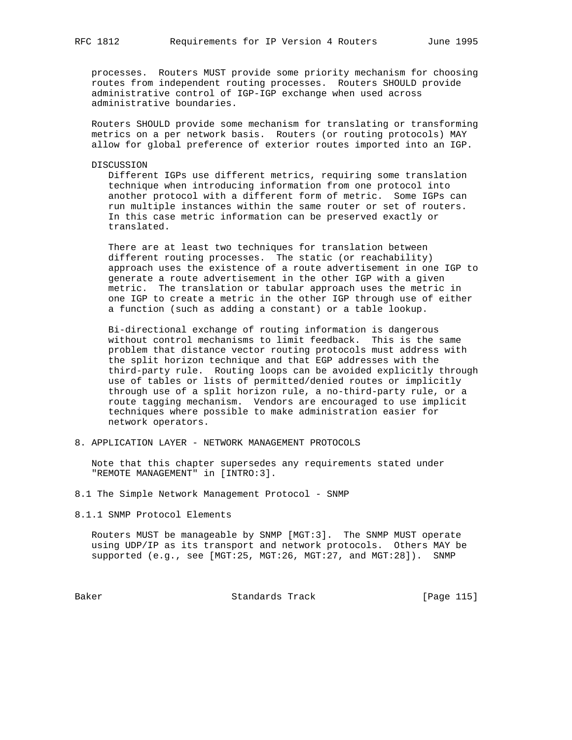processes. Routers MUST provide some priority mechanism for choosing routes from independent routing processes. Routers SHOULD provide administrative control of IGP-IGP exchange when used across administrative boundaries.

Routers SHOULD provide some mechanism for translating or transforming metrics on a per network basis. Routers (or routing protocols) MAY allow for global preference of exterior routes imported into an IGP.

DISCUSSION

Different IGPs use different metrics, requiring some translation technique when introducing information from one protocol into another protocol with a different form of metric. Some IGPs can run multiple instances within the same router or set of routers. In this case metric information can be preserved exactly or translated.

There are at least two techniques for translation between different routing processes. The static (or reachability) approach uses the existence of a route advertisement in one IGP to generate a route advertisement in the other IGP with a given metric. The translation or tabular approach uses the metric in one IGP to create a metric in the other IGP through use of either a function (such as adding a constant) or a table lookup.

Bi-directional exchange of routing information is dangerous without control mechanisms to limit feedback. This is the same problem that distance vector routing protocols must address with the split horizon technique and that EGP addresses with the third-party rule. Routing loops can be avoided explicitly through use of tables or lists of permitted/denied routes or implicitly through use of a split horizon rule, a no-third-party rule, or a route tagging mechanism. Vendors are encouraged to use implicit techniques where possible to make administration easier for network operators.

# 8. APPLICATION LAYER - NETWORK MANAGEMENT PROTOCOLS

Note that this chapter supersedes any requirements stated under "REMOTE MANAGEMENT" in [INTRO:3].

## 8.1 The Simple Network Management Protocol - SNMP

### 8.1.1 SNMP Protocol Elements

Routers MUST be manageable by SNMP [MGT:3]. The SNMP MUST operate using UDP/IP as its transport and network protocols. Others MAY be supported (e.g., see [MGT:25, MGT:26, MGT:27, and MGT:28]). SNMP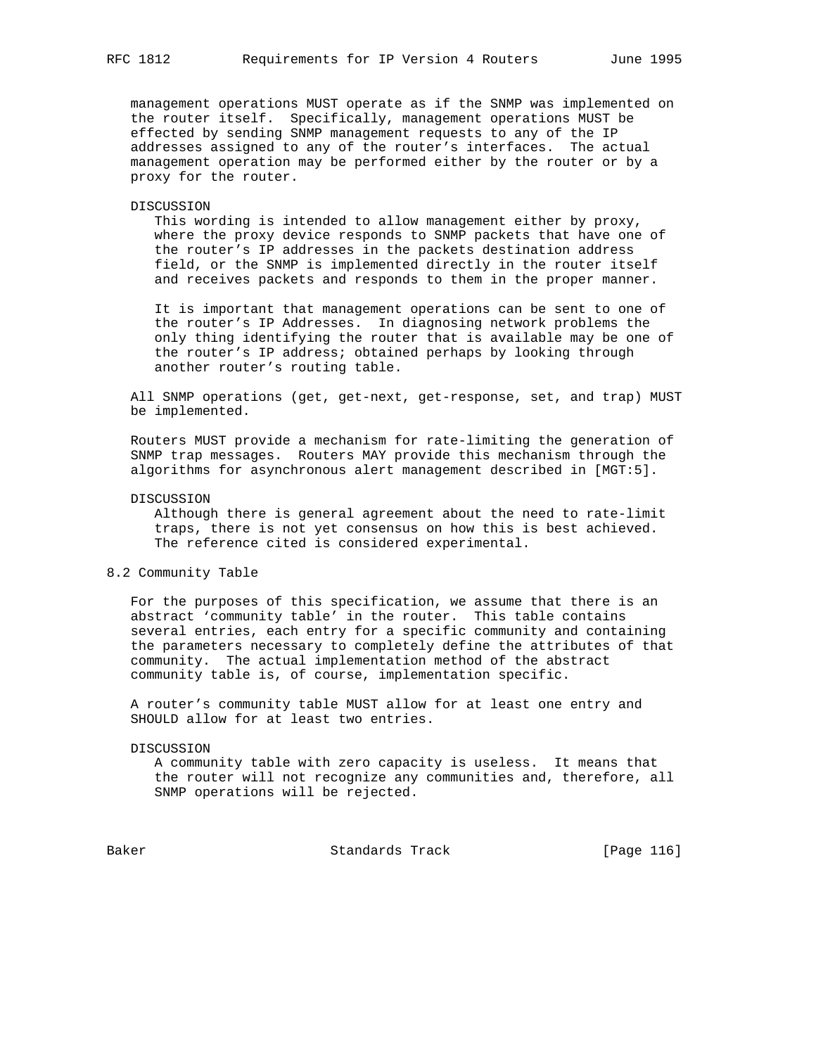management operations MUST operate as if the SNMP was implemented on the router itself. Specifically, management operations MUST be effected by sending SNMP management requests to any of the IP addresses assigned to any of the router's interfaces. The actual management operation may be performed either by the router or by a proxy for the router.

DISCUSSION
This wording is intended to allow management either by proxy, where the proxy device responds to SNMP packets that have one of the router's IP addresses in the packets destination address field, or the SNMP is implemented directly in the router itself and receives packets and responds to them in the proper manner.

It is important that management operations can be sent to one of the router's IP Addresses. In diagnosing network problems the only thing identifying the router that is available may be one of the router's IP address; obtained perhaps by looking through another router's routing table.

All SNMP operations (get, get-next, get-response, set, and trap) MUST be implemented.

Routers MUST provide a mechanism for rate-limiting the generation of SNMP trap messages. Routers MAY provide this mechanism through the algorithms for asynchronous alert management described in [MGT:5].

DISCUSSION
Although there is general agreement about the need to rate-limit traps, there is not yet consensus on how this is best achieved. The reference cited is considered experimental.

## 8.2 Community Table

For the purposes of this specification, we assume that there is an abstract 'community table' in the router. This table contains several entries, each entry for a specific community and containing the parameters necessary to completely define the attributes of that community. The actual implementation method of the abstract community table is, of course, implementation specific.

A router's community table MUST allow for at least one entry and SHOULD allow for at least two entries.

DISCUSSION
A community table with zero capacity is useless. It means that the router will not recognize any communities and, therefore, all SNMP operations will be rejected.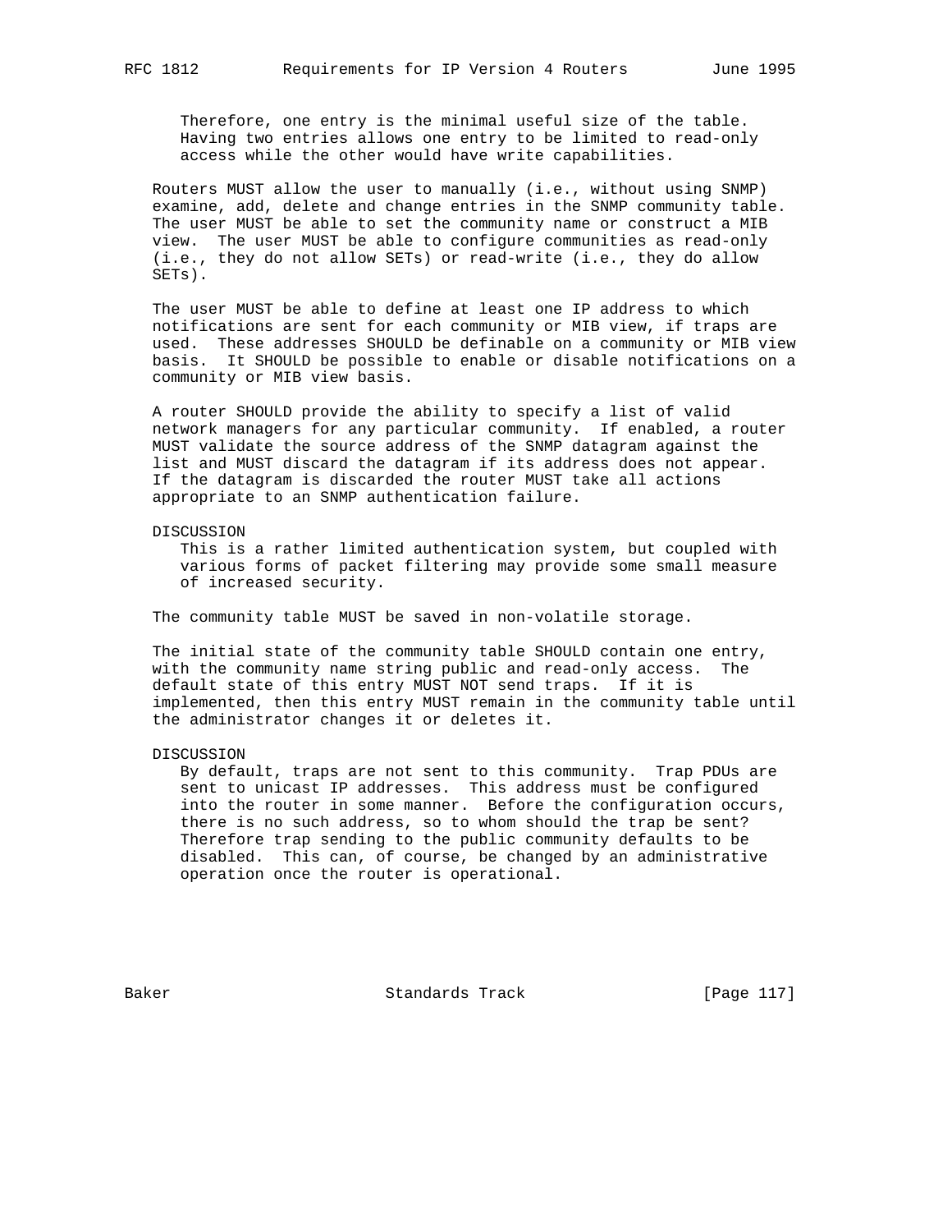Therefore, one entry is the minimal useful size of the table. Having two entries allows one entry to be limited to read-only access while the other would have write capabilities.

Routers MUST allow the user to manually (i.e., without using SNMP) examine, add, delete and change entries in the SNMP community table. The user MUST be able to set the community name or construct a MIB view. The user MUST be able to configure communities as read-only (i.e., they do not allow SETs) or read-write (i.e., they do allow SETs).

The user MUST be able to define at least one IP address to which notifications are sent for each community or MIB view, if traps are used. These addresses SHOULD be definable on a community or MIB view basis. It SHOULD be possible to enable or disable notifications on a community or MIB view basis.

A router SHOULD provide the ability to specify a list of valid network managers for any particular community. If enabled, a router MUST validate the source address of the SNMP datagram against the list and MUST discard the datagram if its address does not appear. If the datagram is discarded the router MUST take all actions appropriate to an SNMP authentication failure.

DISCUSSION

This is a rather limited authentication system, but coupled with various forms of packet filtering may provide some small measure of increased security.

The community table MUST be saved in non-volatile storage.

The initial state of the community table SHOULD contain one entry, with the community name string public and read-only access. The default state of this entry MUST NOT send traps. If it is implemented, then this entry MUST remain in the community table until the administrator changes it or deletes it.

DISCUSSION

By default, traps are not sent to this community. Trap PDUs are sent to unicast IP addresses. This address must be configured into the router in some manner. Before the configuration occurs, there is no such address, so to whom should the trap be sent? Therefore trap sending to the public community defaults to be disabled. This can, of course, be changed by an administrative operation once the router is operational.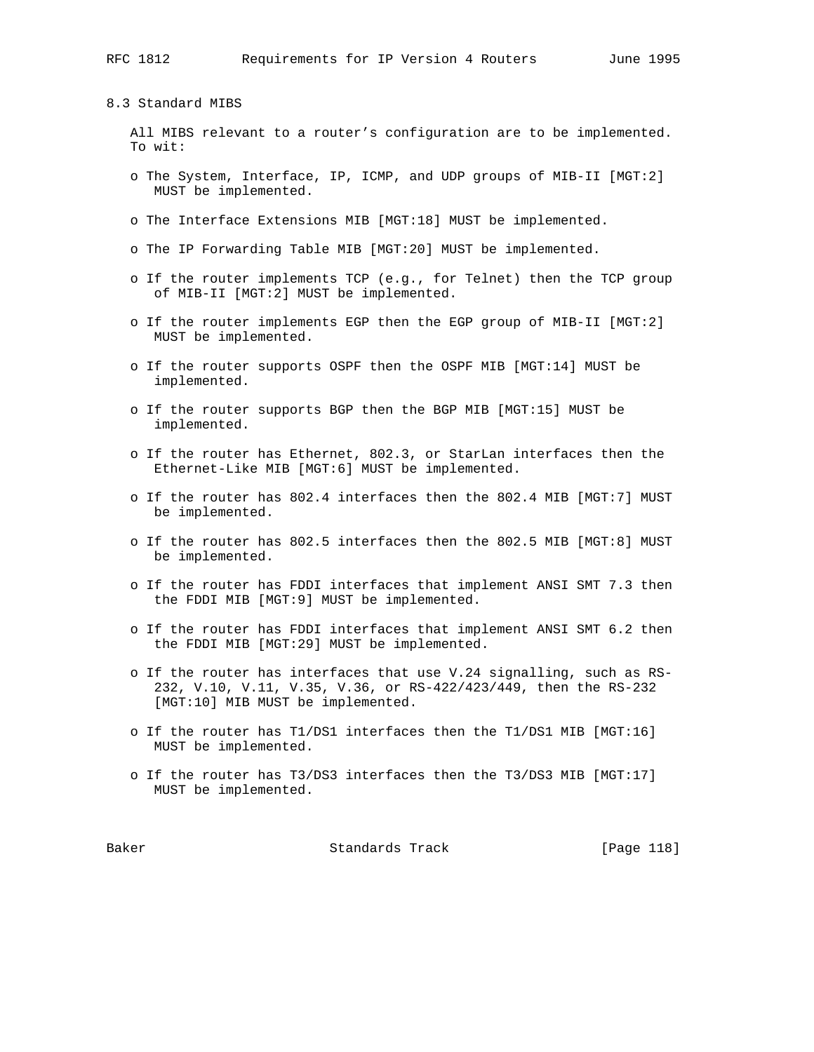### 8.3 Standard MIBS

All MIBS relevant to a router's configuration are to be implemented. To wit:

- The System, Interface, IP, ICMP, and UDP groups of MIB-II [MGT:2] MUST be implemented.
- The Interface Extensions MIB [MGT:18] MUST be implemented.
- The IP Forwarding Table MIB [MGT:20] MUST be implemented.
- If the router implements TCP (e.g., for Telnet) then the TCP group of MIB-II [MGT:2] MUST be implemented.
- If the router implements EGP then the EGP group of MIB-II [MGT:2] MUST be implemented.
- If the router supports OSPF then the OSPF MIB [MGT:14] MUST be implemented.
- If the router supports BGP then the BGP MIB [MGT:15] MUST be implemented.
- If the router has Ethernet, 802.3, or StarLan interfaces then the Ethernet-Like MIB [MGT:6] MUST be implemented.
- If the router has 802.4 interfaces then the 802.4 MIB [MGT:7] MUST be implemented.
- If the router has 802.5 interfaces then the 802.5 MIB [MGT:8] MUST be implemented.
- If the router has FDDI interfaces that implement ANSI SMT 7.3 then the FDDI MIB [MGT:9] MUST be implemented.
- If the router has FDDI interfaces that implement ANSI SMT 6.2 then the FDDI MIB [MGT:29] MUST be implemented.
- If the router has interfaces that use V.24 signalling, such as RS-232, V.10, V.11, V.35, V.36, or RS-422/423/449, then the RS-232 [MGT:10] MIB MUST be implemented.
- If the router has T1/DS1 interfaces then the T1/DS1 MIB [MGT:16] MUST be implemented.
- If the router has T3/DS3 interfaces then the T3/DS3 MIB [MGT:17] MUST be implemented.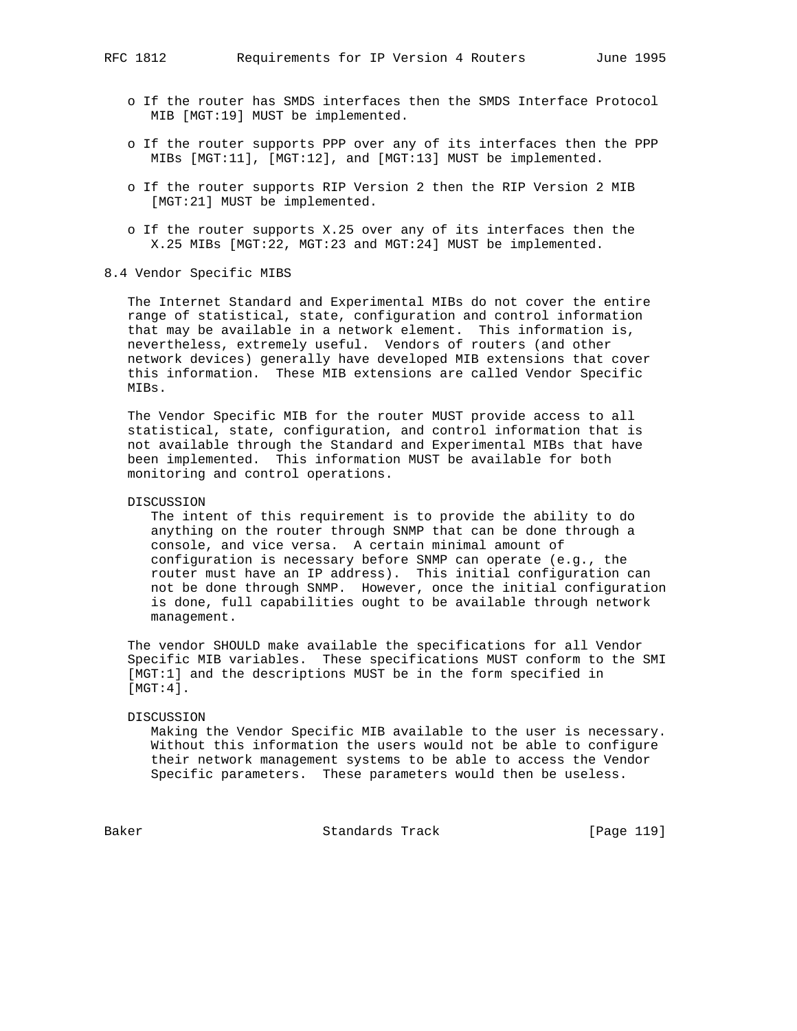- If the router has SMDS interfaces then the SMDS Interface Protocol MIB [MGT:19] MUST be implemented.

- If the router supports PPP over any of its interfaces then the PPP MIBs [MGT:11], [MGT:12], and [MGT:13] MUST be implemented.

- If the router supports RIP Version 2 then the RIP Version 2 MIB [MGT:21] MUST be implemented.

- If the router supports X.25 over any of its interfaces then the X.25 MIBs [MGT:22, MGT:23 and MGT:24] MUST be implemented.

### 8.4 Vendor Specific MIBS

The Internet Standard and Experimental MIBs do not cover the entire range of statistical, state, configuration and control information that may be available in a network element. This information is, nevertheless, extremely useful. Vendors of routers (and other network devices) generally have developed MIB extensions that cover this information. These MIB extensions are called Vendor Specific MIBs.

The Vendor Specific MIB for the router MUST provide access to all statistical, state, configuration, and control information that is not available through the Standard and Experimental MIBs that have been implemented. This information MUST be available for both monitoring and control operations.

DISCUSSION
The intent of this requirement is to provide the ability to do anything on the router through SNMP that can be done through a console, and vice versa. A certain minimal amount of configuration is necessary before SNMP can operate (e.g., the router must have an IP address). This initial configuration can not be done through SNMP. However, once the initial configuration is done, full capabilities ought to be available through network management.

The vendor SHOULD make available the specifications for all Vendor Specific MIB variables. These specifications MUST conform to the SMI [MGT:1] and the descriptions MUST be in the form specified in [MGT:4].

DISCUSSION
Making the Vendor Specific MIB available to the user is necessary. Without this information the users would not be able to configure their network management systems to be able to access the Vendor Specific parameters. These parameters would then be useless.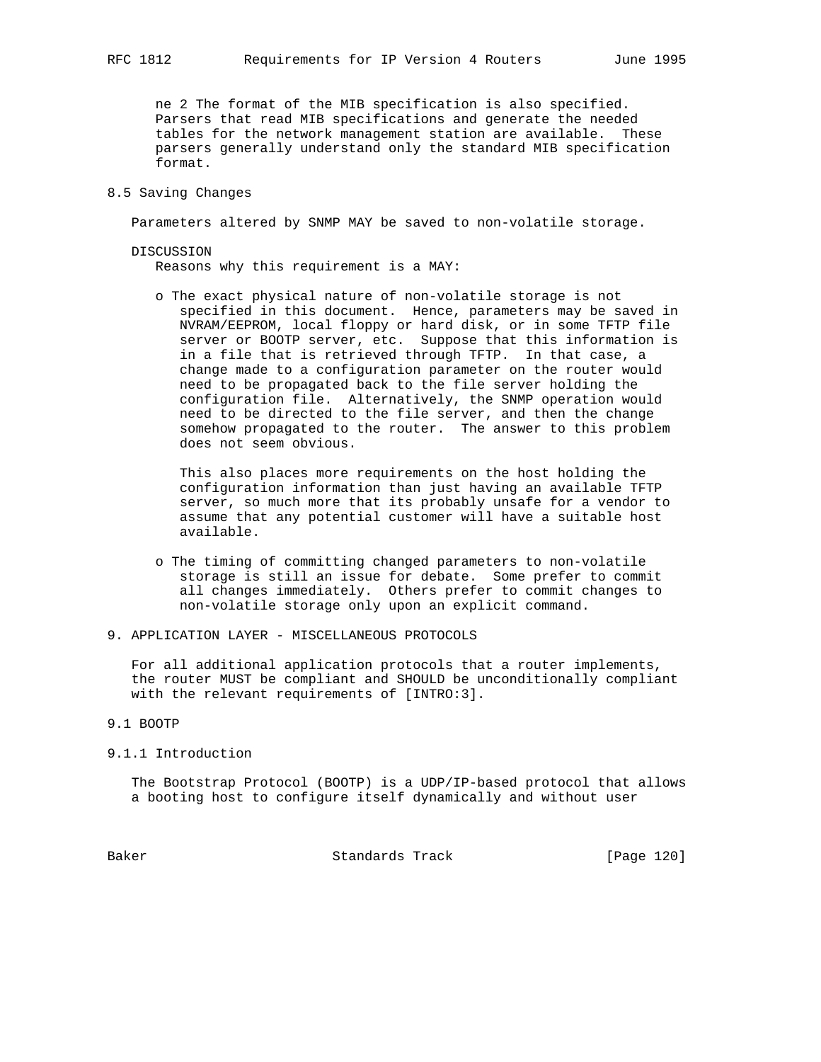ne 2 The format of the MIB specification is also specified. Parsers that read MIB specifications and generate the needed tables for the network management station are available. These parsers generally understand only the standard MIB specification format.

## 8.5 Saving Changes

Parameters altered by SNMP MAY be saved to non-volatile storage.

DISCUSSION
Reasons why this requirement is a MAY:

- The exact physical nature of non-volatile storage is not specified in this document. Hence, parameters may be saved in NVRAM/EEPROM, local floppy or hard disk, or in some TFTP file server or BOOTP server, etc. Suppose that this information is in a file that is retrieved through TFTP. In that case, a change made to a configuration parameter on the router would need to be propagated back to the file server holding the configuration file. Alternatively, the SNMP operation would need to be directed to the file server, and then the change somehow propagated to the router. The answer to this problem does not seem obvious.

  This also places more requirements on the host holding the configuration information than just having an available TFTP server, so much more that its probably unsafe for a vendor to assume that any potential customer will have a suitable host available.

- The timing of committing changed parameters to non-volatile storage is still an issue for debate. Some prefer to commit all changes immediately. Others prefer to commit changes to non-volatile storage only upon an explicit command.

# 9. APPLICATION LAYER - MISCELLANEOUS PROTOCOLS

For all additional application protocols that a router implements, the router MUST be compliant and SHOULD be unconditionally compliant with the relevant requirements of [INTRO:3].

## 9.1 BOOTP

### 9.1.1 Introduction

The Bootstrap Protocol (BOOTP) is a UDP/IP-based protocol that allows a booting host to configure itself dynamically and without user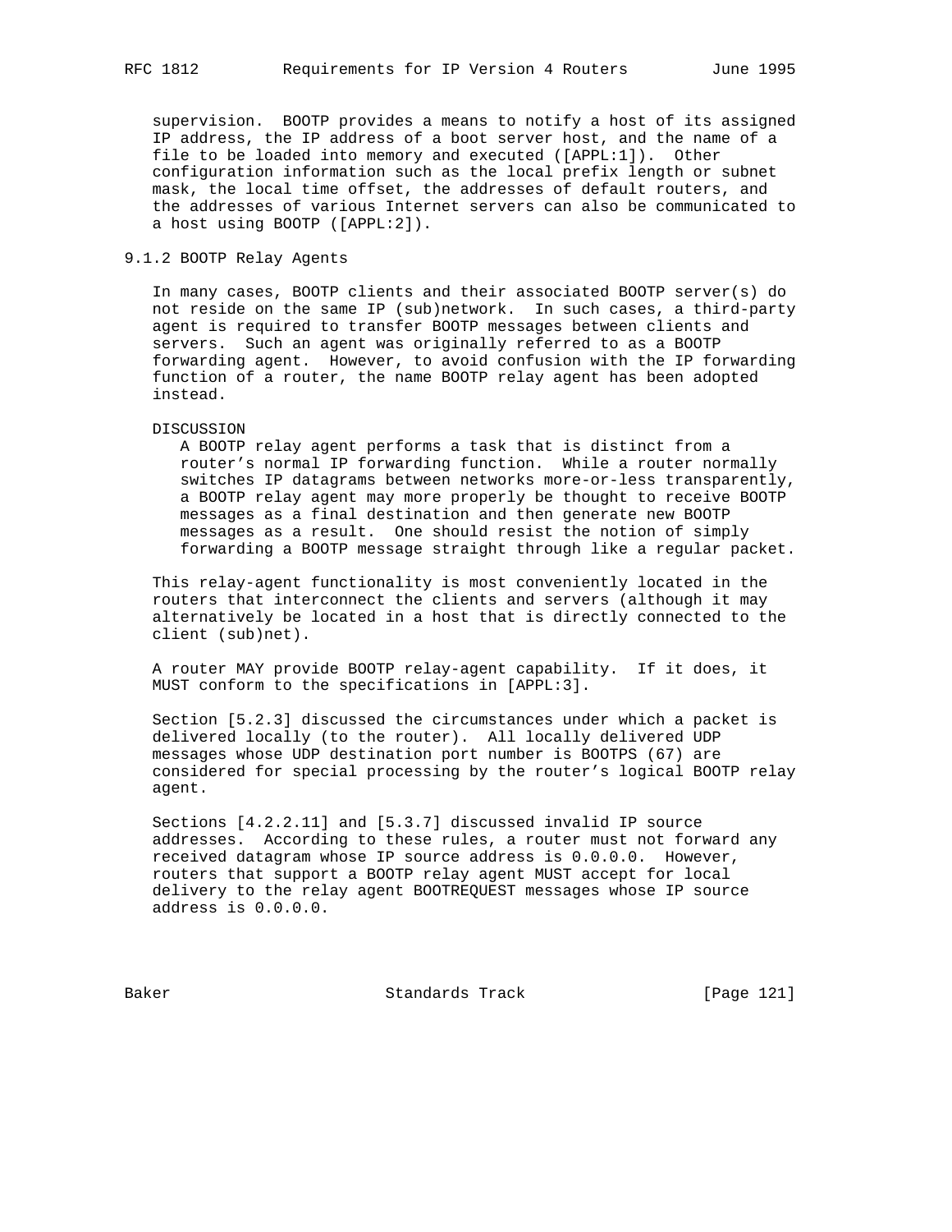supervision. BOOTP provides a means to notify a host of its assigned IP address, the IP address of a boot server host, and the name of a file to be loaded into memory and executed ([APPL:1]). Other configuration information such as the local prefix length or subnet mask, the local time offset, the addresses of default routers, and the addresses of various Internet servers can also be communicated to a host using BOOTP ([APPL:2]).

### 9.1.2 BOOTP Relay Agents

In many cases, BOOTP clients and their associated BOOTP server(s) do not reside on the same IP (sub)network. In such cases, a third-party agent is required to transfer BOOTP messages between clients and servers. Such an agent was originally referred to as a BOOTP forwarding agent. However, to avoid confusion with the IP forwarding function of a router, the name BOOTP relay agent has been adopted instead.

DISCUSSION

> A BOOTP relay agent performs a task that is distinct from a router's normal IP forwarding function. While a router normally switches IP datagrams between networks more-or-less transparently, a BOOTP relay agent may more properly be thought to receive BOOTP messages as a final destination and then generate new BOOTP messages as a result. One should resist the notion of simply forwarding a BOOTP message straight through like a regular packet.

This relay-agent functionality is most conveniently located in the routers that interconnect the clients and servers (although it may alternatively be located in a host that is directly connected to the client (sub)net).

A router MAY provide BOOTP relay-agent capability. If it does, it MUST conform to the specifications in [APPL:3].

Section [5.2.3] discussed the circumstances under which a packet is delivered locally (to the router). All locally delivered UDP messages whose UDP destination port number is BOOTPS (67) are considered for special processing by the router's logical BOOTP relay agent.

Sections [4.2.2.11] and [5.3.7] discussed invalid IP source addresses. According to these rules, a router must not forward any received datagram whose IP source address is 0.0.0.0. However, routers that support a BOOTP relay agent MUST accept for local delivery to the relay agent BOOTREQUEST messages whose IP source address is 0.0.0.0.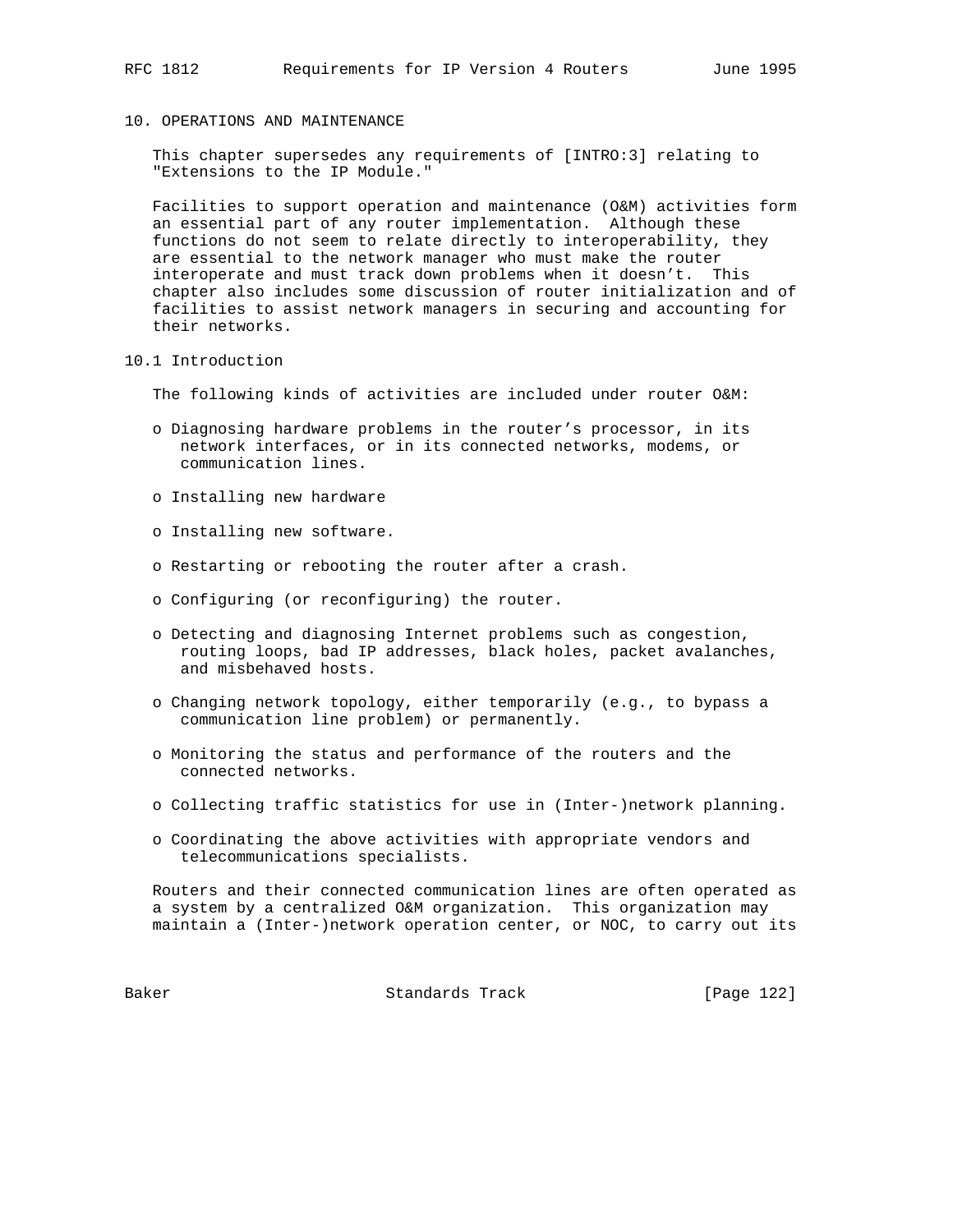# 10. OPERATIONS AND MAINTENANCE

This chapter supersedes any requirements of [INTRO:3] relating to "Extensions to the IP Module."

Facilities to support operation and maintenance (O&M) activities form an essential part of any router implementation. Although these functions do not seem to relate directly to interoperability, they are essential to the network manager who must make the router interoperate and must track down problems when it doesn't. This chapter also includes some discussion of router initialization and of facilities to assist network managers in securing and accounting for their networks.

## 10.1 Introduction

The following kinds of activities are included under router O&M:

- Diagnosing hardware problems in the router's processor, in its network interfaces, or in its connected networks, modems, or communication lines.
- Installing new hardware
- Installing new software.
- Restarting or rebooting the router after a crash.
- Configuring (or reconfiguring) the router.
- Detecting and diagnosing Internet problems such as congestion, routing loops, bad IP addresses, black holes, packet avalanches, and misbehaved hosts.
- Changing network topology, either temporarily (e.g., to bypass a communication line problem) or permanently.
- Monitoring the status and performance of the routers and the connected networks.
- Collecting traffic statistics for use in (Inter-)network planning.
- Coordinating the above activities with appropriate vendors and telecommunications specialists.

Routers and their connected communication lines are often operated as a system by a centralized O&M organization. This organization may maintain a (Inter-)network operation center, or NOC, to carry out its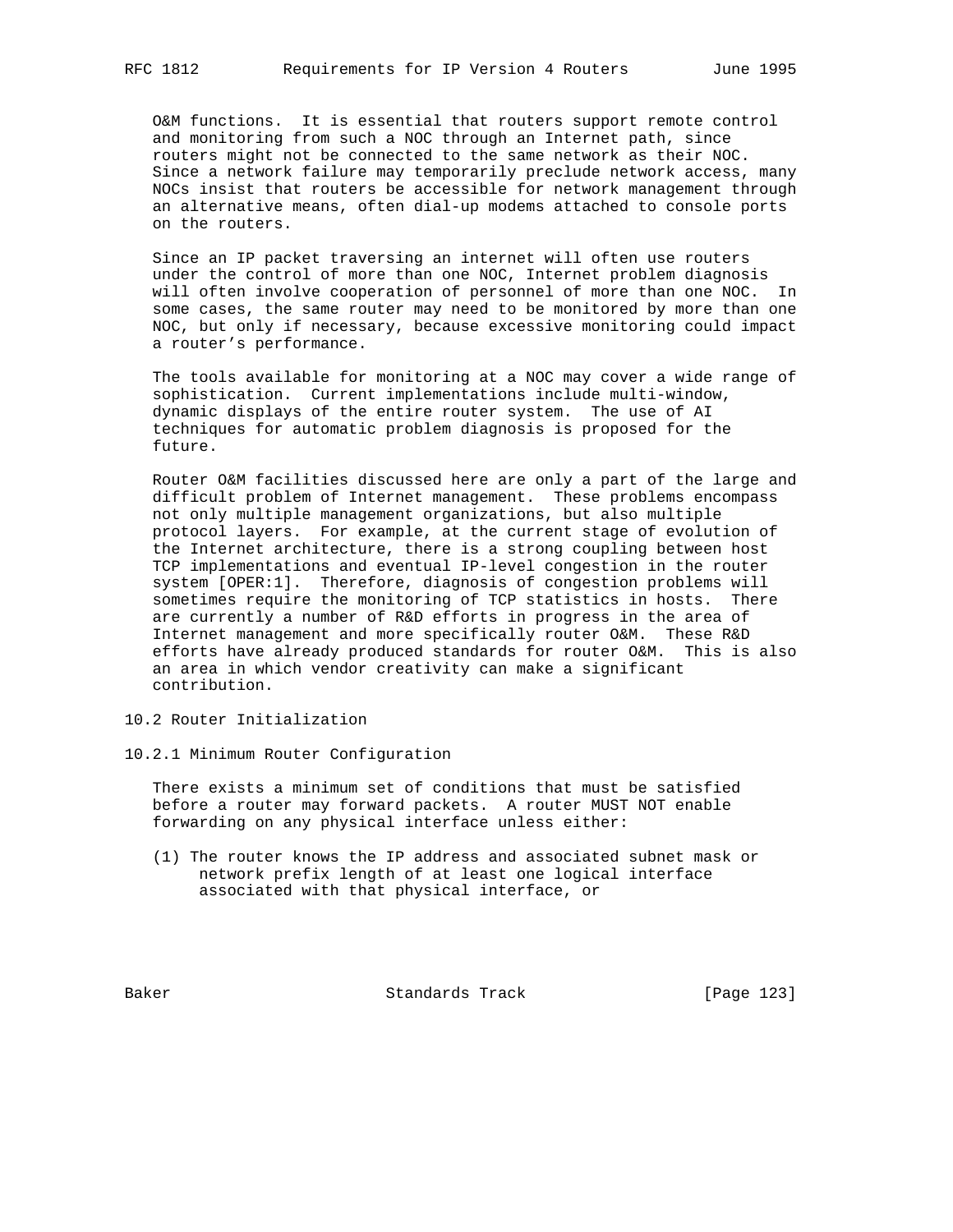O&M functions. It is essential that routers support remote control and monitoring from such a NOC through an Internet path, since routers might not be connected to the same network as their NOC. Since a network failure may temporarily preclude network access, many NOCs insist that routers be accessible for network management through an alternative means, often dial-up modems attached to console ports on the routers.

Since an IP packet traversing an internet will often use routers under the control of more than one NOC, Internet problem diagnosis will often involve cooperation of personnel of more than one NOC. In some cases, the same router may need to be monitored by more than one NOC, but only if necessary, because excessive monitoring could impact a router's performance.

The tools available for monitoring at a NOC may cover a wide range of sophistication. Current implementations include multi-window, dynamic displays of the entire router system. The use of AI techniques for automatic problem diagnosis is proposed for the future.

Router O&M facilities discussed here are only a part of the large and difficult problem of Internet management. These problems encompass not only multiple management organizations, but also multiple protocol layers. For example, at the current stage of evolution of the Internet architecture, there is a strong coupling between host TCP implementations and eventual IP-level congestion in the router system [OPER:1]. Therefore, diagnosis of congestion problems will sometimes require the monitoring of TCP statistics in hosts. There are currently a number of R&D efforts in progress in the area of Internet management and more specifically router O&M. These R&D efforts have already produced standards for router O&M. This is also an area in which vendor creativity can make a significant contribution.

## 10.2 Router Initialization

### 10.2.1 Minimum Router Configuration

There exists a minimum set of conditions that must be satisfied before a router may forward packets. A router MUST NOT enable forwarding on any physical interface unless either:

(1) The router knows the IP address and associated subnet mask or network prefix length of at least one logical interface associated with that physical interface, or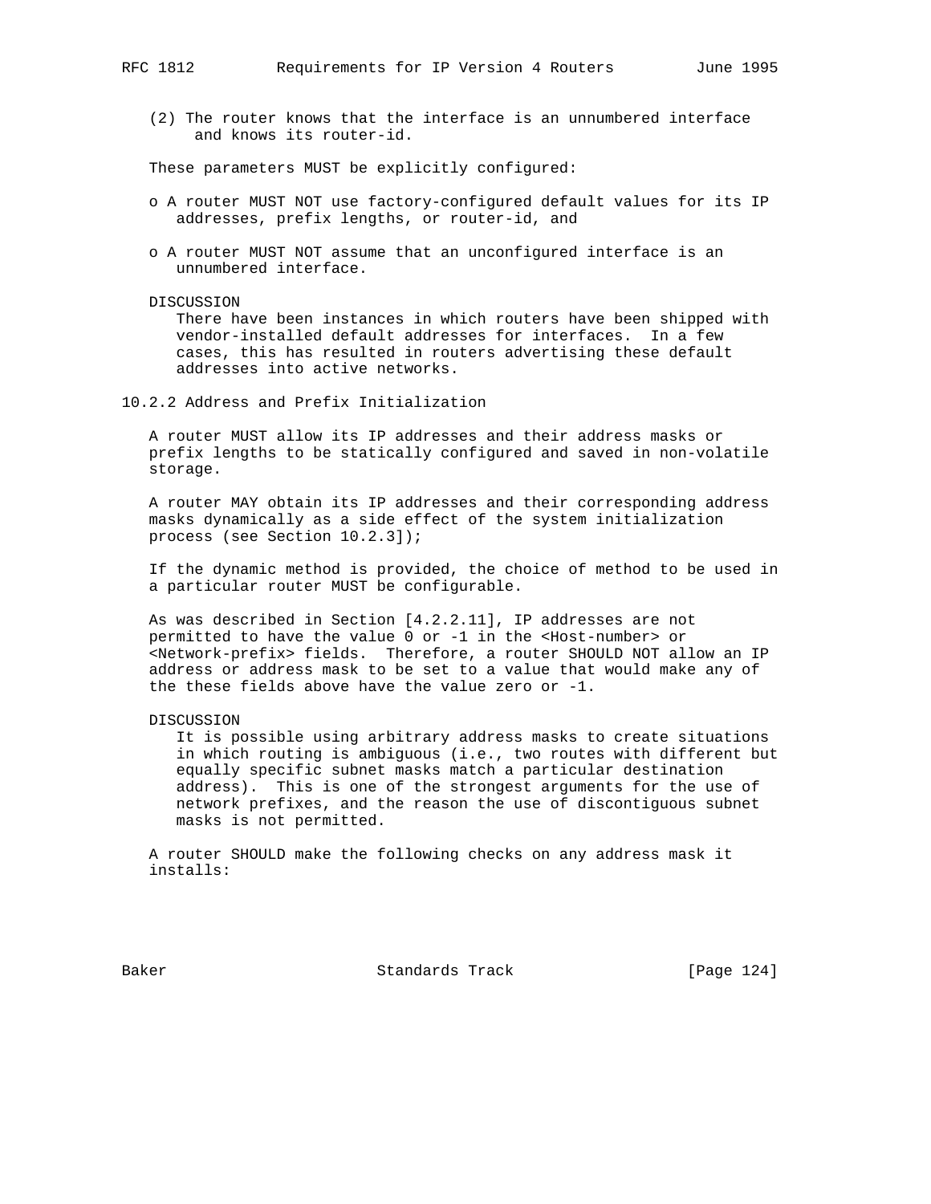(2) The router knows that the interface is an unnumbered interface and knows its router-id.

These parameters MUST be explicitly configured:

- A router MUST NOT use factory-configured default values for its IP addresses, prefix lengths, or router-id, and

- A router MUST NOT assume that an unconfigured interface is an unnumbered interface.

DISCUSSION
There have been instances in which routers have been shipped with vendor-installed default addresses for interfaces. In a few cases, this has resulted in routers advertising these default addresses into active networks.

### 10.2.2 Address and Prefix Initialization

A router MUST allow its IP addresses and their address masks or prefix lengths to be statically configured and saved in non-volatile storage.

A router MAY obtain its IP addresses and their corresponding address masks dynamically as a side effect of the system initialization process (see Section 10.2.3]);

If the dynamic method is provided, the choice of method to be used in a particular router MUST be configurable.

As was described in Section [4.2.2.11], IP addresses are not permitted to have the value 0 or -1 in the <Host-number> or <Network-prefix> fields. Therefore, a router SHOULD NOT allow an IP address or address mask to be set to a value that would make any of the these fields above have the value zero or -1.

DISCUSSION
It is possible using arbitrary address masks to create situations in which routing is ambiguous (i.e., two routes with different but equally specific subnet masks match a particular destination address). This is one of the strongest arguments for the use of network prefixes, and the reason the use of discontiguous subnet masks is not permitted.

A router SHOULD make the following checks on any address mask it installs: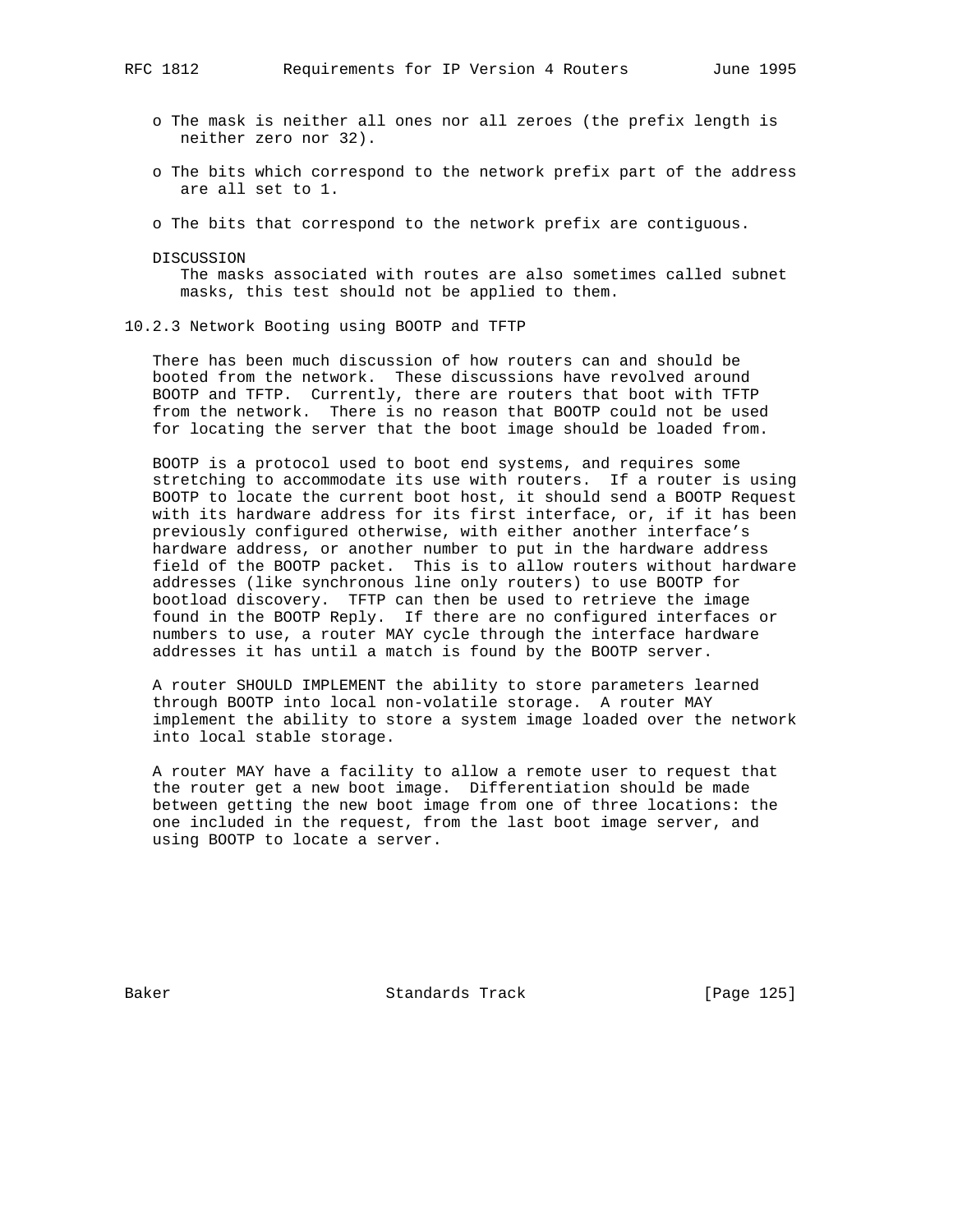- The mask is neither all ones nor all zeroes (the prefix length is neither zero nor 32).

- The bits which correspond to the network prefix part of the address are all set to 1.

- The bits that correspond to the network prefix are contiguous.

DISCUSSION
The masks associated with routes are also sometimes called subnet masks, this test should not be applied to them.

### 10.2.3 Network Booting using BOOTP and TFTP

There has been much discussion of how routers can and should be booted from the network. These discussions have revolved around BOOTP and TFTP. Currently, there are routers that boot with TFTP from the network. There is no reason that BOOTP could not be used for locating the server that the boot image should be loaded from.

BOOTP is a protocol used to boot end systems, and requires some stretching to accommodate its use with routers. If a router is using BOOTP to locate the current boot host, it should send a BOOTP Request with its hardware address for its first interface, or, if it has been previously configured otherwise, with either another interface's hardware address, or another number to put in the hardware address field of the BOOTP packet. This is to allow routers without hardware addresses (like synchronous line only routers) to use BOOTP for bootload discovery. TFTP can then be used to retrieve the image found in the BOOTP Reply. If there are no configured interfaces or numbers to use, a router MAY cycle through the interface hardware addresses it has until a match is found by the BOOTP server.

A router SHOULD IMPLEMENT the ability to store parameters learned through BOOTP into local non-volatile storage. A router MAY implement the ability to store a system image loaded over the network into local stable storage.

A router MAY have a facility to allow a remote user to request that the router get a new boot image. Differentiation should be made between getting the new boot image from one of three locations: the one included in the request, from the last boot image server, and using BOOTP to locate a server.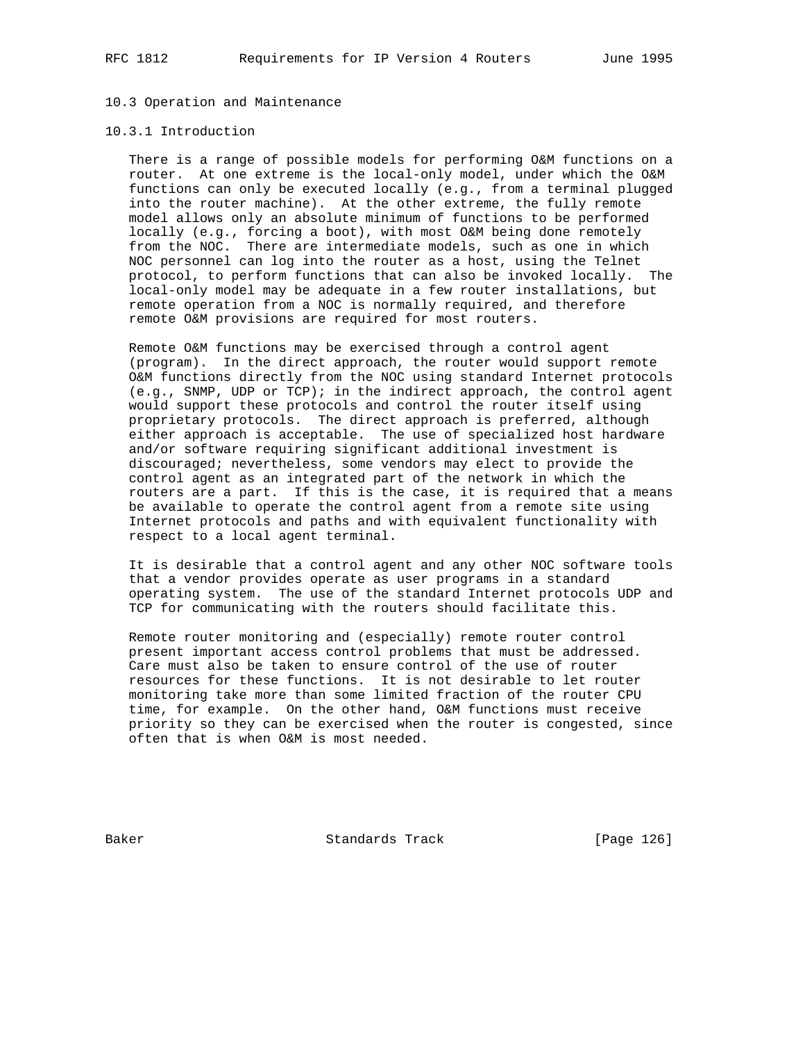### 10.3 Operation and Maintenance

#### 10.3.1 Introduction

There is a range of possible models for performing O&M functions on a router. At one extreme is the local-only model, under which the O&M functions can only be executed locally (e.g., from a terminal plugged into the router machine). At the other extreme, the fully remote model allows only an absolute minimum of functions to be performed locally (e.g., forcing a boot), with most O&M being done remotely from the NOC. There are intermediate models, such as one in which NOC personnel can log into the router as a host, using the Telnet protocol, to perform functions that can also be invoked locally. The local-only model may be adequate in a few router installations, but remote operation from a NOC is normally required, and therefore remote O&M provisions are required for most routers.

Remote O&M functions may be exercised through a control agent (program). In the direct approach, the router would support remote O&M functions directly from the NOC using standard Internet protocols (e.g., SNMP, UDP or TCP); in the indirect approach, the control agent would support these protocols and control the router itself using proprietary protocols. The direct approach is preferred, although either approach is acceptable. The use of specialized host hardware and/or software requiring significant additional investment is discouraged; nevertheless, some vendors may elect to provide the control agent as an integrated part of the network in which the routers are a part. If this is the case, it is required that a means be available to operate the control agent from a remote site using Internet protocols and paths and with equivalent functionality with respect to a local agent terminal.

It is desirable that a control agent and any other NOC software tools that a vendor provides operate as user programs in a standard operating system. The use of the standard Internet protocols UDP and TCP for communicating with the routers should facilitate this.

Remote router monitoring and (especially) remote router control present important access control problems that must be addressed. Care must also be taken to ensure control of the use of router resources for these functions. It is not desirable to let router monitoring take more than some limited fraction of the router CPU time, for example. On the other hand, O&M functions must receive priority so they can be exercised when the router is congested, since often that is when O&M is most needed.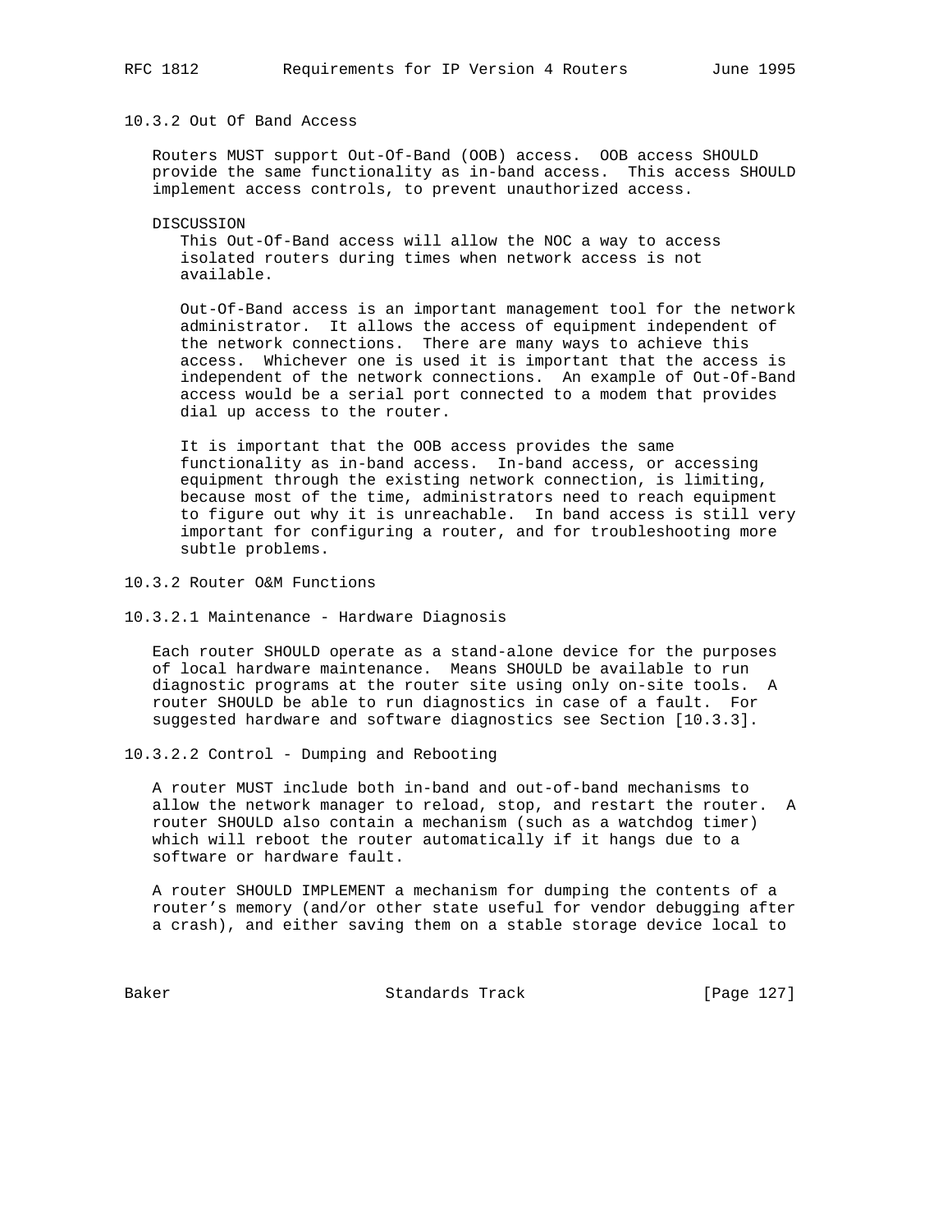### 10.3.2 Out Of Band Access

Routers MUST support Out-Of-Band (OOB) access. OOB access SHOULD provide the same functionality as in-band access. This access SHOULD implement access controls, to prevent unauthorized access.

DISCUSSION

This Out-Of-Band access will allow the NOC a way to access isolated routers during times when network access is not available.

Out-Of-Band access is an important management tool for the network administrator. It allows the access of equipment independent of the network connections. There are many ways to achieve this access. Whichever one is used it is important that the access is independent of the network connections. An example of Out-Of-Band access would be a serial port connected to a modem that provides dial up access to the router.

It is important that the OOB access provides the same functionality as in-band access. In-band access, or accessing equipment through the existing network connection, is limiting, because most of the time, administrators need to reach equipment to figure out why it is unreachable. In band access is still very important for configuring a router, and for troubleshooting more subtle problems.

### 10.3.2 Router O&M Functions

#### 10.3.2.1 Maintenance - Hardware Diagnosis

Each router SHOULD operate as a stand-alone device for the purposes of local hardware maintenance. Means SHOULD be available to run diagnostic programs at the router site using only on-site tools. A router SHOULD be able to run diagnostics in case of a fault. For suggested hardware and software diagnostics see Section [10.3.3].

#### 10.3.2.2 Control - Dumping and Rebooting

A router MUST include both in-band and out-of-band mechanisms to allow the network manager to reload, stop, and restart the router. A router SHOULD also contain a mechanism (such as a watchdog timer) which will reboot the router automatically if it hangs due to a software or hardware fault.

A router SHOULD IMPLEMENT a mechanism for dumping the contents of a router's memory (and/or other state useful for vendor debugging after a crash), and either saving them on a stable storage device local to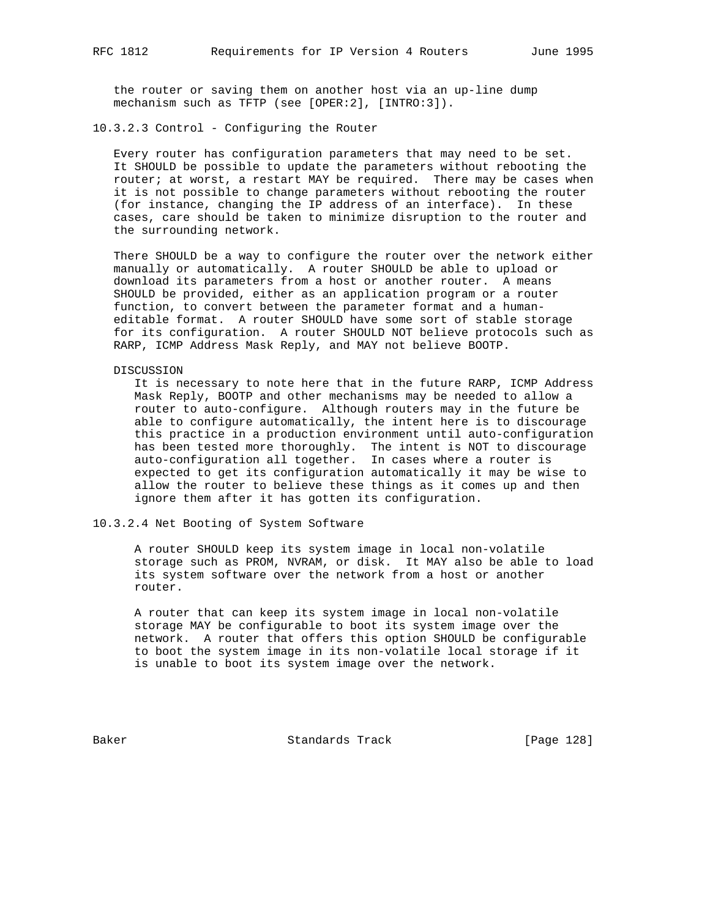the router or saving them on another host via an up-line dump mechanism such as TFTP (see [OPER:2], [INTRO:3]).

### 10.3.2.3 Control - Configuring the Router

Every router has configuration parameters that may need to be set. It SHOULD be possible to update the parameters without rebooting the router; at worst, a restart MAY be required. There may be cases when it is not possible to change parameters without rebooting the router (for instance, changing the IP address of an interface). In these cases, care should be taken to minimize disruption to the router and the surrounding network.

There SHOULD be a way to configure the router over the network either manually or automatically. A router SHOULD be able to upload or download its parameters from a host or another router. A means SHOULD be provided, either as an application program or a router function, to convert between the parameter format and a human-editable format. A router SHOULD have some sort of stable storage for its configuration. A router SHOULD NOT believe protocols such as RARP, ICMP Address Mask Reply, and MAY not believe BOOTP.

DISCUSSION

It is necessary to note here that in the future RARP, ICMP Address Mask Reply, BOOTP and other mechanisms may be needed to allow a router to auto-configure. Although routers may in the future be able to configure automatically, the intent here is to discourage this practice in a production environment until auto-configuration has been tested more thoroughly. The intent is NOT to discourage auto-configuration all together. In cases where a router is expected to get its configuration automatically it may be wise to allow the router to believe these things as it comes up and then ignore them after it has gotten its configuration.

### 10.3.2.4 Net Booting of System Software

A router SHOULD keep its system image in local non-volatile storage such as PROM, NVRAM, or disk. It MAY also be able to load its system software over the network from a host or another router.

A router that can keep its system image in local non-volatile storage MAY be configurable to boot its system image over the network. A router that offers this option SHOULD be configurable to boot the system image in its non-volatile local storage if it is unable to boot its system image over the network.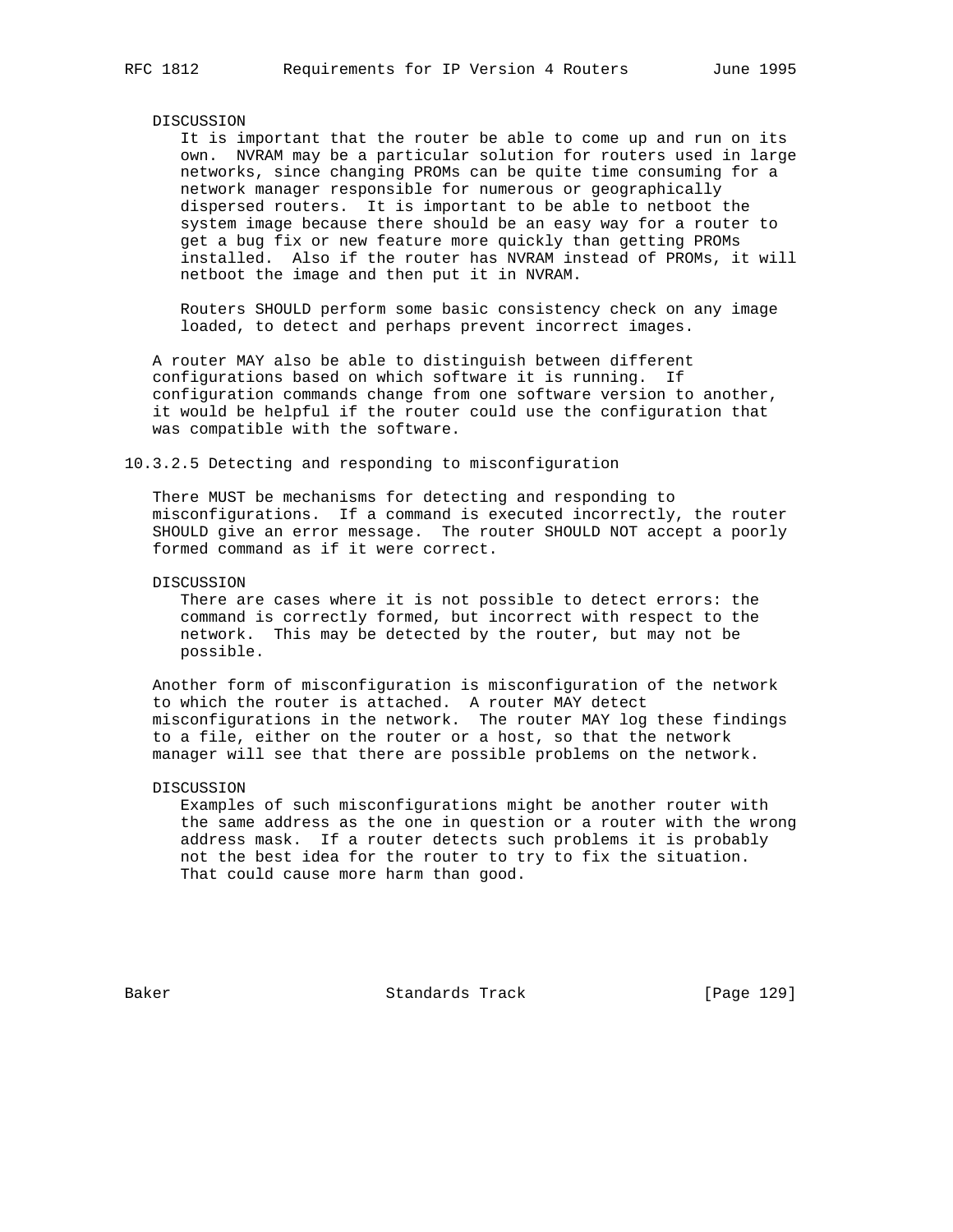DISCUSSION

It is important that the router be able to come up and run on its own. NVRAM may be a particular solution for routers used in large networks, since changing PROMs can be quite time consuming for a network manager responsible for numerous or geographically dispersed routers. It is important to be able to netboot the system image because there should be an easy way for a router to get a bug fix or new feature more quickly than getting PROMs installed. Also if the router has NVRAM instead of PROMs, it will netboot the image and then put it in NVRAM.

Routers SHOULD perform some basic consistency check on any image loaded, to detect and perhaps prevent incorrect images.

A router MAY also be able to distinguish between different configurations based on which software it is running. If configuration commands change from one software version to another, it would be helpful if the router could use the configuration that was compatible with the software.

#### 10.3.2.5 Detecting and responding to misconfiguration

There MUST be mechanisms for detecting and responding to misconfigurations. If a command is executed incorrectly, the router SHOULD give an error message. The router SHOULD NOT accept a poorly formed command as if it were correct.

DISCUSSION

There are cases where it is not possible to detect errors: the command is correctly formed, but incorrect with respect to the network. This may be detected by the router, but may not be possible.

Another form of misconfiguration is misconfiguration of the network to which the router is attached. A router MAY detect misconfigurations in the network. The router MAY log these findings to a file, either on the router or a host, so that the network manager will see that there are possible problems on the network.

DISCUSSION

Examples of such misconfigurations might be another router with the same address as the one in question or a router with the wrong address mask. If a router detects such problems it is probably not the best idea for the router to try to fix the situation. That could cause more harm than good.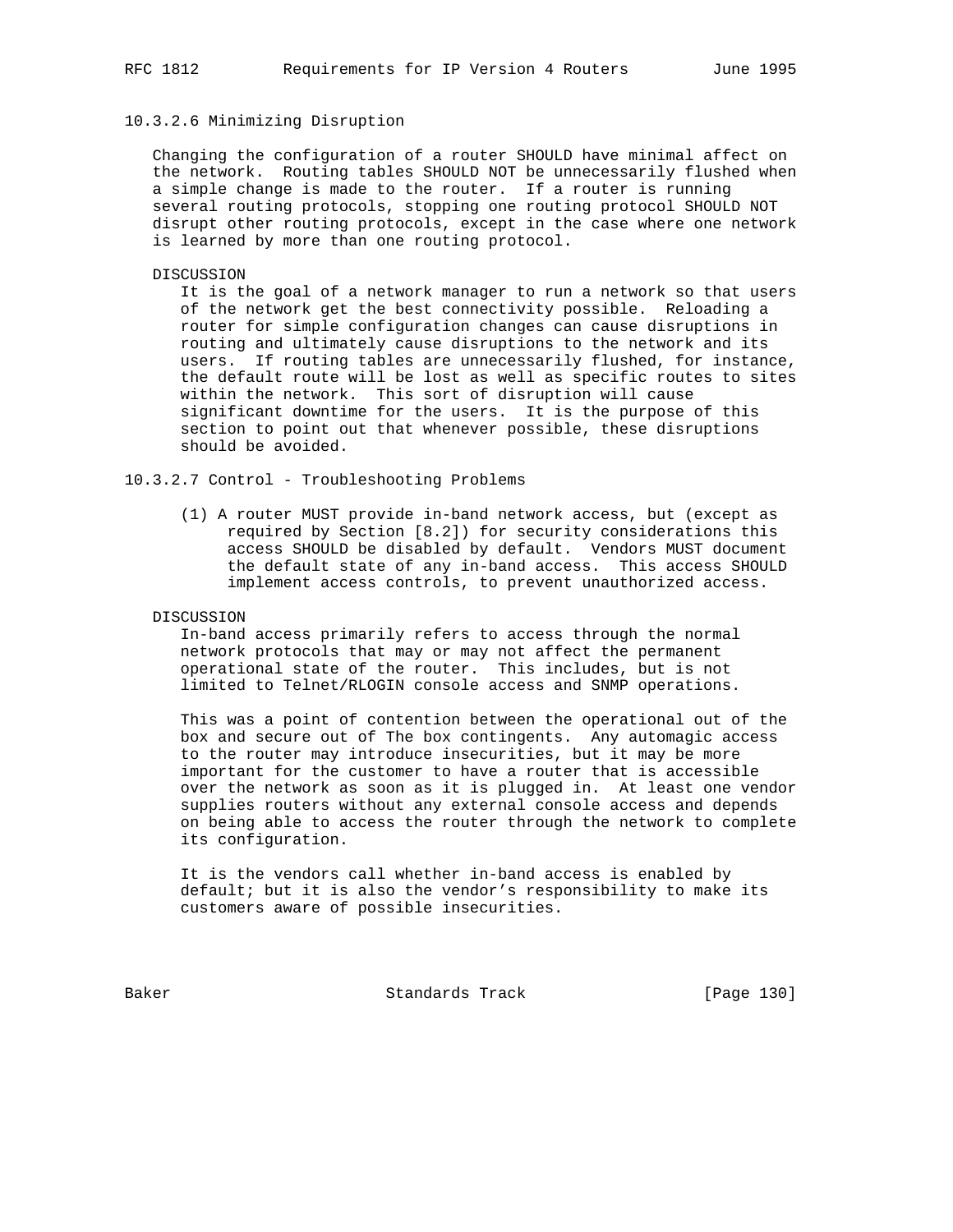#### 10.3.2.6 Minimizing Disruption

Changing the configuration of a router SHOULD have minimal affect on the network. Routing tables SHOULD NOT be unnecessarily flushed when a simple change is made to the router. If a router is running several routing protocols, stopping one routing protocol SHOULD NOT disrupt other routing protocols, except in the case where one network is learned by more than one routing protocol.

DISCUSSION
It is the goal of a network manager to run a network so that users of the network get the best connectivity possible. Reloading a router for simple configuration changes can cause disruptions in routing and ultimately cause disruptions to the network and its users. If routing tables are unnecessarily flushed, for instance, the default route will be lost as well as specific routes to sites within the network. This sort of disruption will cause significant downtime for the users. It is the purpose of this section to point out that whenever possible, these disruptions should be avoided.

#### 10.3.2.7 Control - Troubleshooting Problems

(1) A router MUST provide in-band network access, but (except as required by Section [8.2]) for security considerations this access SHOULD be disabled by default. Vendors MUST document the default state of any in-band access. This access SHOULD implement access controls, to prevent unauthorized access.

DISCUSSION
In-band access primarily refers to access through the normal network protocols that may or may not affect the permanent operational state of the router. This includes, but is not limited to Telnet/RLOGIN console access and SNMP operations.

This was a point of contention between the operational out of the box and secure out of The box contingents. Any automagic access to the router may introduce insecurities, but it may be more important for the customer to have a router that is accessible over the network as soon as it is plugged in. At least one vendor supplies routers without any external console access and depends on being able to access the router through the network to complete its configuration.

It is the vendors call whether in-band access is enabled by default; but it is also the vendor’s responsibility to make its customers aware of possible insecurities.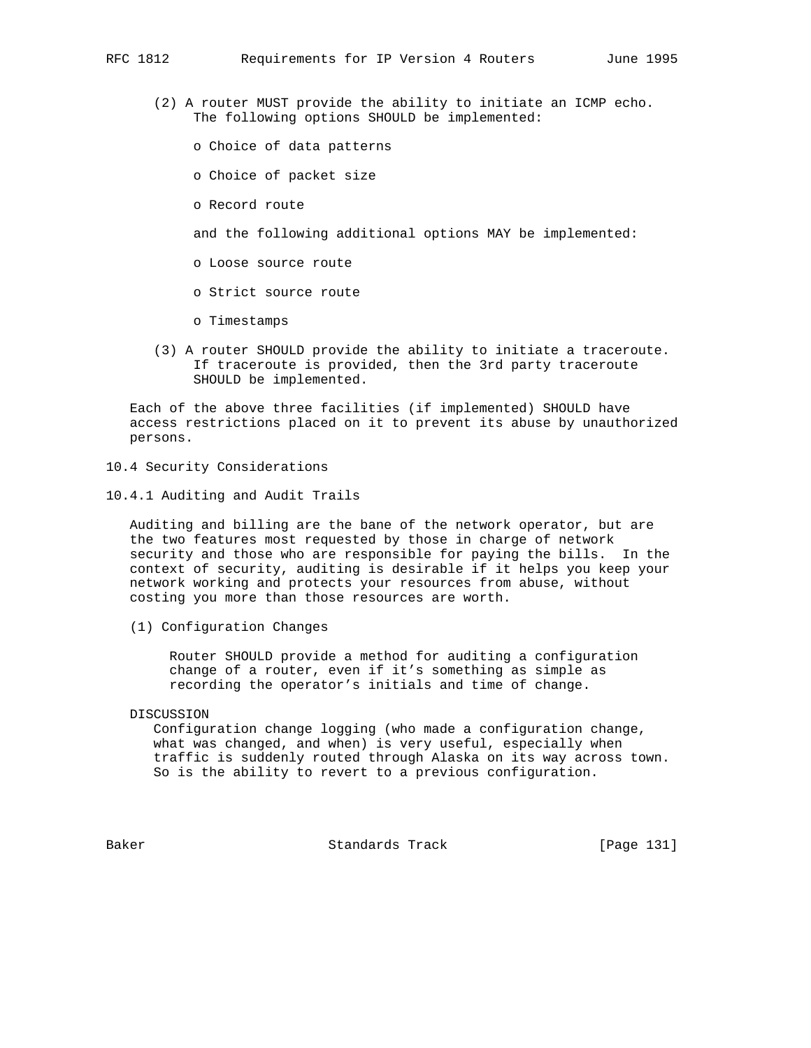(2) A router MUST provide the ability to initiate an ICMP echo. The following options SHOULD be implemented:

- Choice of data patterns
- Choice of packet size
- Record route

and the following additional options MAY be implemented:

- Loose source route
- Strict source route
- Timestamps

(3) A router SHOULD provide the ability to initiate a traceroute. If traceroute is provided, then the 3rd party traceroute SHOULD be implemented.

Each of the above three facilities (if implemented) SHOULD have access restrictions placed on it to prevent its abuse by unauthorized persons.

## 10.4 Security Considerations

### 10.4.1 Auditing and Audit Trails

Auditing and billing are the bane of the network operator, but are the two features most requested by those in charge of network security and those who are responsible for paying the bills. In the context of security, auditing is desirable if it helps you keep your network working and protects your resources from abuse, without costing you more than those resources are worth.

(1) Configuration Changes

Router SHOULD provide a method for auditing a configuration change of a router, even if it's something as simple as recording the operator's initials and time of change.

DISCUSSION
Configuration change logging (who made a configuration change, what was changed, and when) is very useful, especially when traffic is suddenly routed through Alaska on its way across town. So is the ability to revert to a previous configuration.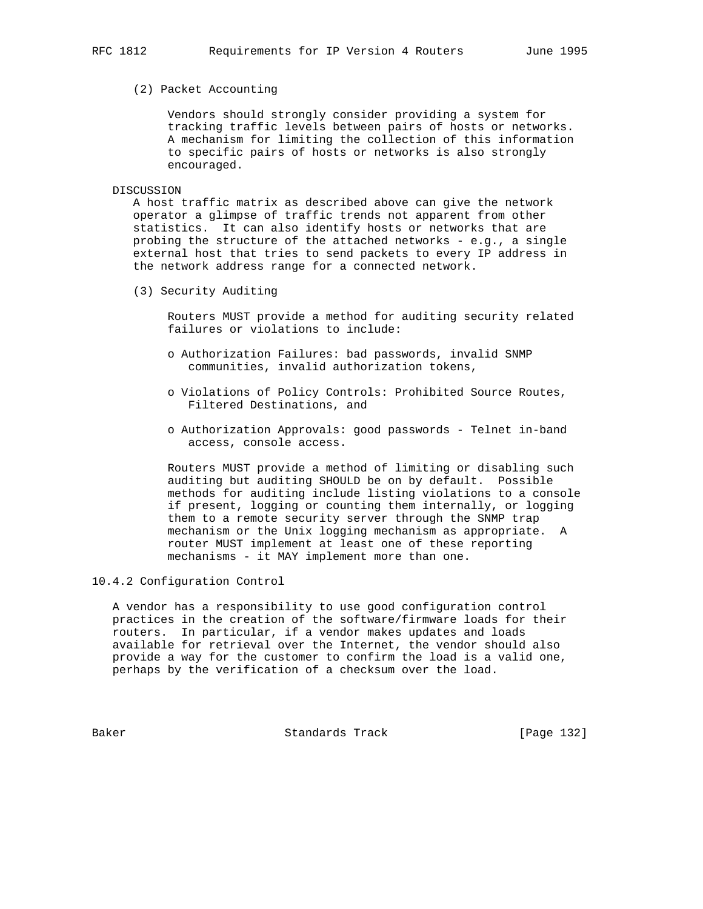(2) Packet Accounting

Vendors should strongly consider providing a system for tracking traffic levels between pairs of hosts or networks. A mechanism for limiting the collection of this information to specific pairs of hosts or networks is also strongly encouraged.

DISCUSSION
A host traffic matrix as described above can give the network operator a glimpse of traffic trends not apparent from other statistics. It can also identify hosts or networks that are probing the structure of the attached networks - e.g., a single external host that tries to send packets to every IP address in the network address range for a connected network.

(3) Security Auditing

Routers MUST provide a method for auditing security related failures or violations to include:

- Authorization Failures: bad passwords, invalid SNMP communities, invalid authorization tokens,
- Violations of Policy Controls: Prohibited Source Routes, Filtered Destinations, and
- Authorization Approvals: good passwords - Telnet in-band access, console access.

Routers MUST provide a method of limiting or disabling such auditing but auditing SHOULD be on by default. Possible methods for auditing include listing violations to a console if present, logging or counting them internally, or logging them to a remote security server through the SNMP trap mechanism or the Unix logging mechanism as appropriate. A router MUST implement at least one of these reporting mechanisms - it MAY implement more than one.

### 10.4.2 Configuration Control

A vendor has a responsibility to use good configuration control practices in the creation of the software/firmware loads for their routers. In particular, if a vendor makes updates and loads available for retrieval over the Internet, the vendor should also provide a way for the customer to confirm the load is a valid one, perhaps by the verification of a checksum over the load.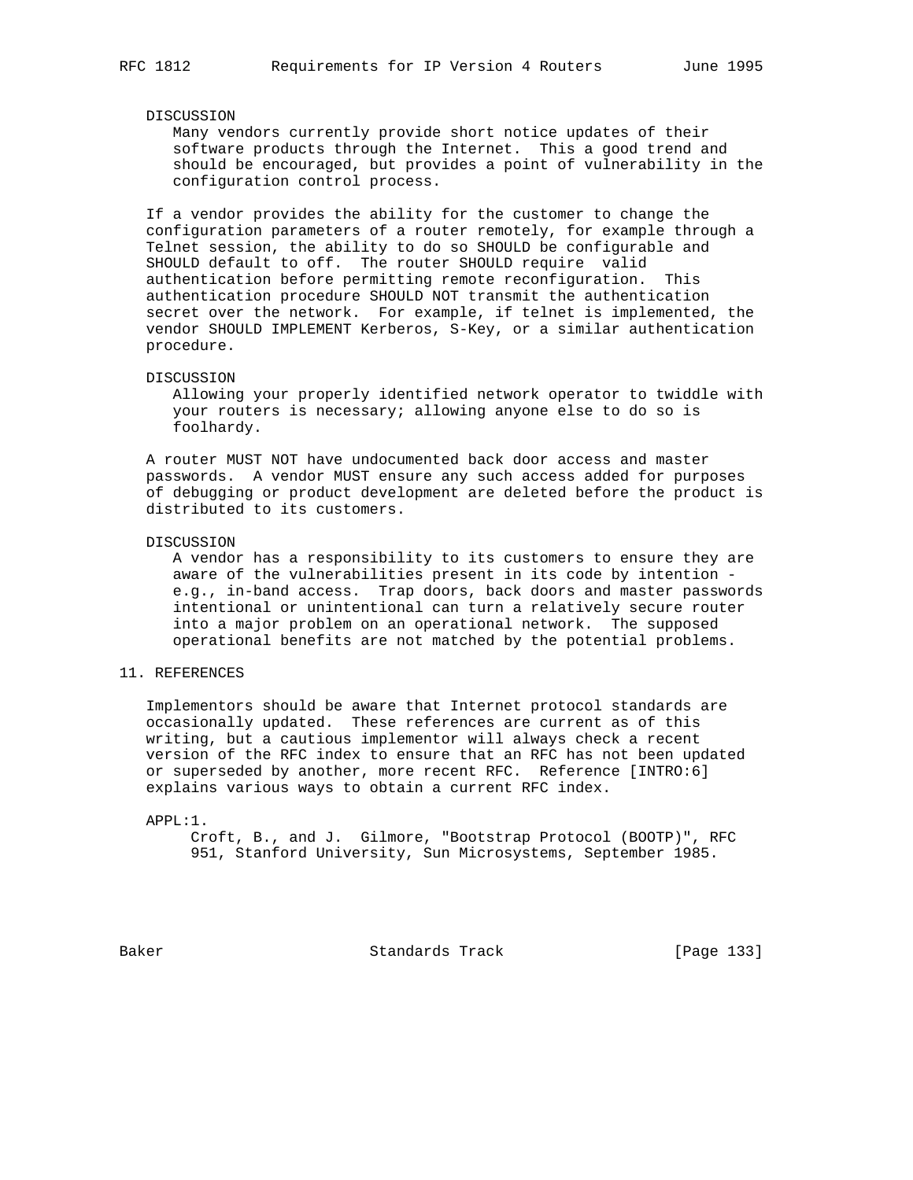DISCUSSION

Many vendors currently provide short notice updates of their software products through the Internet. This a good trend and should be encouraged, but provides a point of vulnerability in the configuration control process.

If a vendor provides the ability for the customer to change the configuration parameters of a router remotely, for example through a Telnet session, the ability to do so SHOULD be configurable and SHOULD default to off. The router SHOULD require valid authentication before permitting remote reconfiguration. This authentication procedure SHOULD NOT transmit the authentication secret over the network. For example, if telnet is implemented, the vendor SHOULD IMPLEMENT Kerberos, S-Key, or a similar authentication procedure.

DISCUSSION

Allowing your properly identified network operator to twiddle with your routers is necessary; allowing anyone else to do so is foolhardy.

A router MUST NOT have undocumented back door access and master passwords. A vendor MUST ensure any such access added for purposes of debugging or product development are deleted before the product is distributed to its customers.

DISCUSSION

A vendor has a responsibility to its customers to ensure they are aware of the vulnerabilities present in its code by intention - e.g., in-band access. Trap doors, back doors and master passwords intentional or unintentional can turn a relatively secure router into a major problem on an operational network. The supposed operational benefits are not matched by the potential problems.

## 11. REFERENCES

Implementors should be aware that Internet protocol standards are occasionally updated. These references are current as of this writing, but a cautious implementor will always check a recent version of the RFC index to ensure that an RFC has not been updated or superseded by another, more recent RFC. Reference [INTRO:6] explains various ways to obtain a current RFC index.

APPL:1.
Croft, B., and J. Gilmore, "Bootstrap Protocol (BOOTP)", RFC 951, Stanford University, Sun Microsystems, September 1985.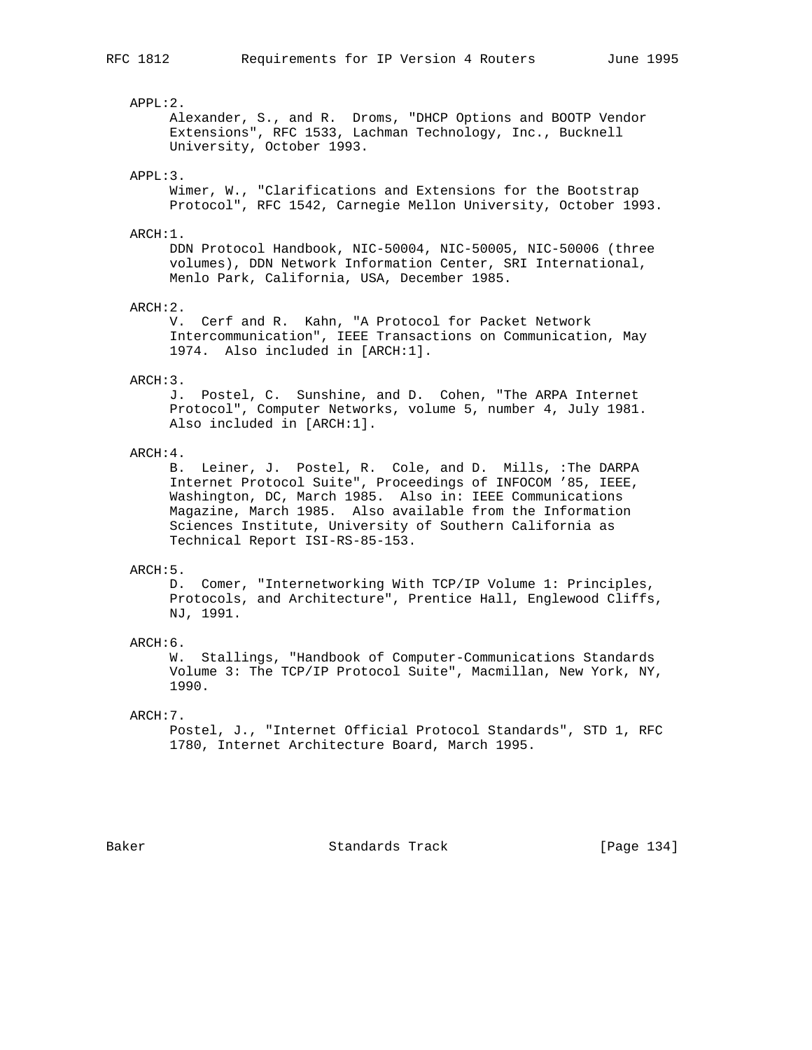APPL:2.
Alexander, S., and R. Droms, "DHCP Options and BOOTP Vendor Extensions", RFC 1533, Lachman Technology, Inc., Bucknell University, October 1993.

APPL:3.
Wimer, W., "Clarifications and Extensions for the Bootstrap Protocol", RFC 1542, Carnegie Mellon University, October 1993.

ARCH:1.
DDN Protocol Handbook, NIC-50004, NIC-50005, NIC-50006 (three volumes), DDN Network Information Center, SRI International, Menlo Park, California, USA, December 1985.

ARCH:2.
V. Cerf and R. Kahn, "A Protocol for Packet Network Intercommunication", IEEE Transactions on Communication, May 1974. Also included in [ARCH:1].

ARCH:3.
J. Postel, C. Sunshine, and D. Cohen, "The ARPA Internet Protocol", Computer Networks, volume 5, number 4, July 1981. Also included in [ARCH:1].

ARCH:4.
B. Leiner, J. Postel, R. Cole, and D. Mills, :The DARPA Internet Protocol Suite", Proceedings of INFOCOM '85, IEEE, Washington, DC, March 1985. Also in: IEEE Communications Magazine, March 1985. Also available from the Information Sciences Institute, University of Southern California as Technical Report ISI-RS-85-153.

ARCH:5.
D. Comer, "Internetworking With TCP/IP Volume 1: Principles, Protocols, and Architecture", Prentice Hall, Englewood Cliffs, NJ, 1991.

ARCH:6.
W. Stallings, "Handbook of Computer-Communications Standards Volume 3: The TCP/IP Protocol Suite", Macmillan, New York, NY, 1990.

ARCH:7.
Postel, J., "Internet Official Protocol Standards", STD 1, RFC 1780, Internet Architecture Board, March 1995.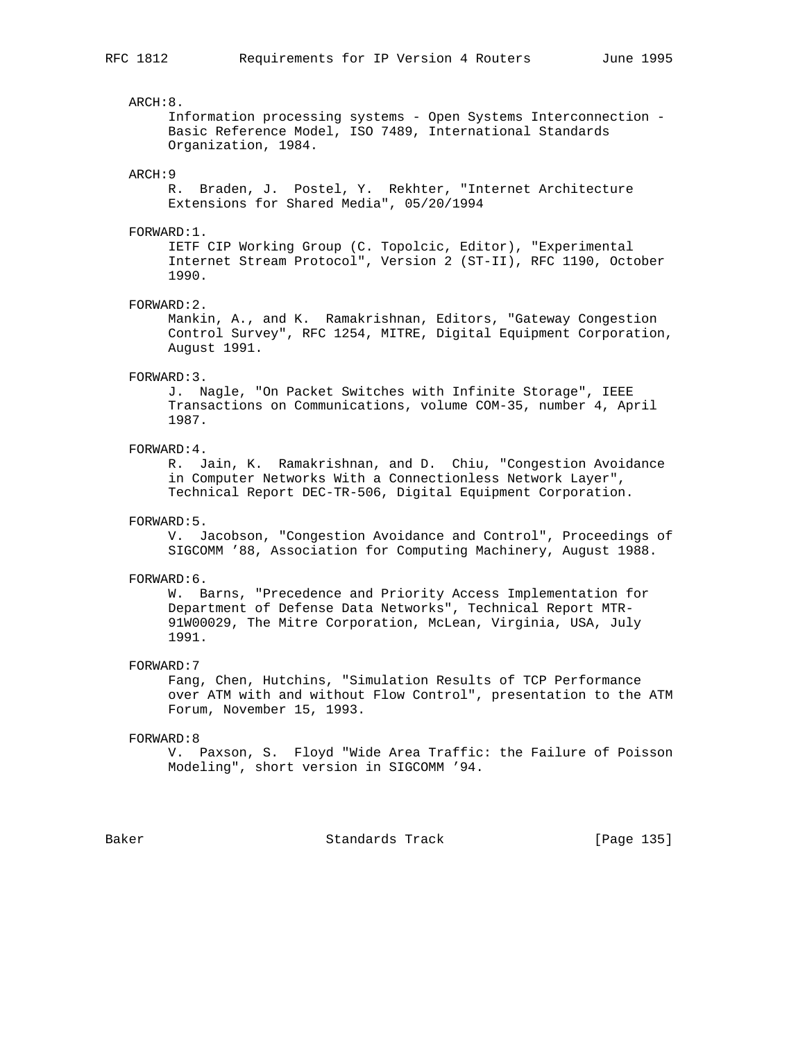ARCH:8.

Information processing systems - Open Systems Interconnection - Basic Reference Model, ISO 7489, International Standards Organization, 1984.

ARCH:9

R. Braden, J. Postel, Y. Rekhter, "Internet Architecture Extensions for Shared Media", 05/20/1994

FORWARD:1.

IETF CIP Working Group (C. Topolcic, Editor), "Experimental Internet Stream Protocol", Version 2 (ST-II), RFC 1190, October 1990.

FORWARD:2.

Mankin, A., and K. Ramakrishnan, Editors, "Gateway Congestion Control Survey", RFC 1254, MITRE, Digital Equipment Corporation, August 1991.

FORWARD:3.

J. Nagle, "On Packet Switches with Infinite Storage", IEEE Transactions on Communications, volume COM-35, number 4, April 1987.

FORWARD:4.

R. Jain, K. Ramakrishnan, and D. Chiu, "Congestion Avoidance in Computer Networks With a Connectionless Network Layer", Technical Report DEC-TR-506, Digital Equipment Corporation.

FORWARD:5.

V. Jacobson, "Congestion Avoidance and Control", Proceedings of SIGCOMM '88, Association for Computing Machinery, August 1988.

FORWARD:6.

W. Barns, "Precedence and Priority Access Implementation for Department of Defense Data Networks", Technical Report MTR-91W00029, The Mitre Corporation, McLean, Virginia, USA, July 1991.

FORWARD:7

Fang, Chen, Hutchins, "Simulation Results of TCP Performance over ATM with and without Flow Control", presentation to the ATM Forum, November 15, 1993.

FORWARD:8

V. Paxson, S. Floyd "Wide Area Traffic: the Failure of Poisson Modeling", short version in SIGCOMM '94.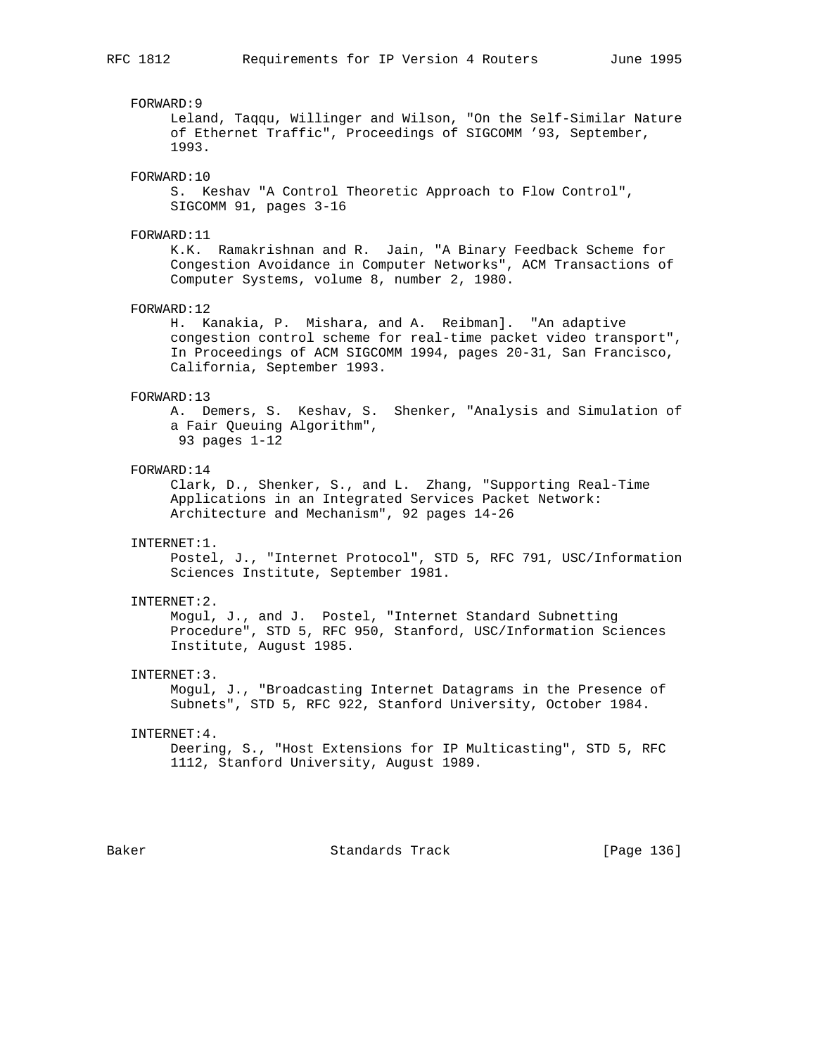FORWARD:9

Leland, Taqqu, Willinger and Wilson, "On the Self-Similar Nature of Ethernet Traffic", Proceedings of SIGCOMM '93, September, 1993.

FORWARD:10

S. Keshav "A Control Theoretic Approach to Flow Control", SIGCOMM 91, pages 3-16

FORWARD:11

K.K. Ramakrishnan and R. Jain, "A Binary Feedback Scheme for Congestion Avoidance in Computer Networks", ACM Transactions of Computer Systems, volume 8, number 2, 1980.

FORWARD:12

H. Kanakia, P. Mishara, and A. Reibman]. "An adaptive congestion control scheme for real-time packet video transport", In Proceedings of ACM SIGCOMM 1994, pages 20-31, San Francisco, California, September 1993.

FORWARD:13

A. Demers, S. Keshav, S. Shenker, "Analysis and Simulation of a Fair Queuing Algorithm", 93 pages 1-12

FORWARD:14

Clark, D., Shenker, S., and L. Zhang, "Supporting Real-Time Applications in an Integrated Services Packet Network: Architecture and Mechanism", 92 pages 14-26

INTERNET:1.

Postel, J., "Internet Protocol", STD 5, RFC 791, USC/Information Sciences Institute, September 1981.

INTERNET:2.

Mogul, J., and J. Postel, "Internet Standard Subnetting Procedure", STD 5, RFC 950, Stanford, USC/Information Sciences Institute, August 1985.

INTERNET:3.

Mogul, J., "Broadcasting Internet Datagrams in the Presence of Subnets", STD 5, RFC 922, Stanford University, October 1984.

INTERNET:4.

Deering, S., "Host Extensions for IP Multicasting", STD 5, RFC 1112, Stanford University, August 1989.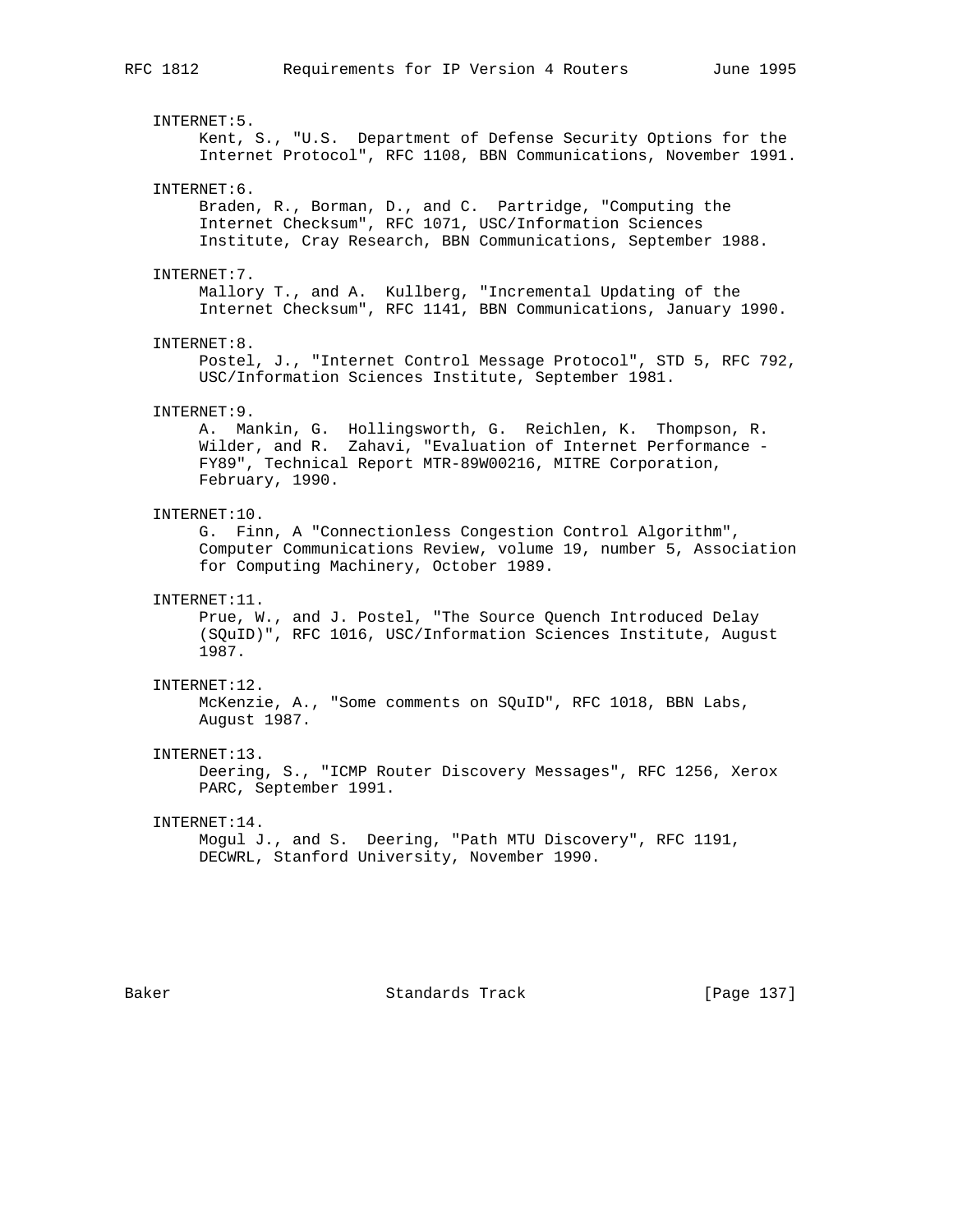INTERNET:5.
Kent, S., "U.S. Department of Defense Security Options for the Internet Protocol", RFC 1108, BBN Communications, November 1991.

INTERNET:6.
Braden, R., Borman, D., and C. Partridge, "Computing the Internet Checksum", RFC 1071, USC/Information Sciences Institute, Cray Research, BBN Communications, September 1988.

INTERNET:7.
Mallory T., and A. Kullberg, "Incremental Updating of the Internet Checksum", RFC 1141, BBN Communications, January 1990.

INTERNET:8.
Postel, J., "Internet Control Message Protocol", STD 5, RFC 792, USC/Information Sciences Institute, September 1981.

INTERNET:9.
A. Mankin, G. Hollingsworth, G. Reichlen, K. Thompson, R. Wilder, and R. Zahavi, "Evaluation of Internet Performance - FY89", Technical Report MTR-89W00216, MITRE Corporation, February, 1990.

INTERNET:10.
G. Finn, A "Connectionless Congestion Control Algorithm", Computer Communications Review, volume 19, number 5, Association for Computing Machinery, October 1989.

INTERNET:11.
Prue, W., and J. Postel, "The Source Quench Introduced Delay (SQuID)", RFC 1016, USC/Information Sciences Institute, August 1987.

INTERNET:12.
McKenzie, A., "Some comments on SQuID", RFC 1018, BBN Labs, August 1987.

INTERNET:13.
Deering, S., "ICMP Router Discovery Messages", RFC 1256, Xerox PARC, September 1991.

INTERNET:14.
Mogul J., and S. Deering, "Path MTU Discovery", RFC 1191, DECWRL, Stanford University, November 1990.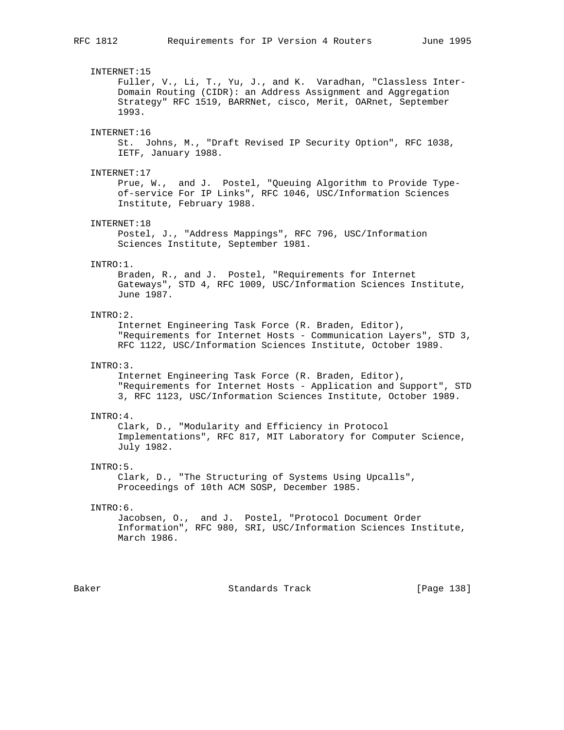INTERNET:15
Fuller, V., Li, T., Yu, J., and K. Varadhan, "Classless Inter-Domain Routing (CIDR): an Address Assignment and Aggregation Strategy" RFC 1519, BARRNet, cisco, Merit, OARnet, September 1993.

INTERNET:16
St. Johns, M., "Draft Revised IP Security Option", RFC 1038, IETF, January 1988.

INTERNET:17
Prue, W., and J. Postel, "Queuing Algorithm to Provide Type-of-service For IP Links", RFC 1046, USC/Information Sciences Institute, February 1988.

INTERNET:18
Postel, J., "Address Mappings", RFC 796, USC/Information Sciences Institute, September 1981.

INTRO:1.
Braden, R., and J. Postel, "Requirements for Internet Gateways", STD 4, RFC 1009, USC/Information Sciences Institute, June 1987.

INTRO:2.
Internet Engineering Task Force (R. Braden, Editor), "Requirements for Internet Hosts - Communication Layers", STD 3, RFC 1122, USC/Information Sciences Institute, October 1989.

INTRO:3.
Internet Engineering Task Force (R. Braden, Editor), "Requirements for Internet Hosts - Application and Support", STD 3, RFC 1123, USC/Information Sciences Institute, October 1989.

INTRO:4.
Clark, D., "Modularity and Efficiency in Protocol Implementations", RFC 817, MIT Laboratory for Computer Science, July 1982.

INTRO:5.
Clark, D., "The Structuring of Systems Using Upcalls", Proceedings of 10th ACM SOSP, December 1985.

INTRO:6.
Jacobsen, O., and J. Postel, "Protocol Document Order Information", RFC 980, SRI, USC/Information Sciences Institute, March 1986.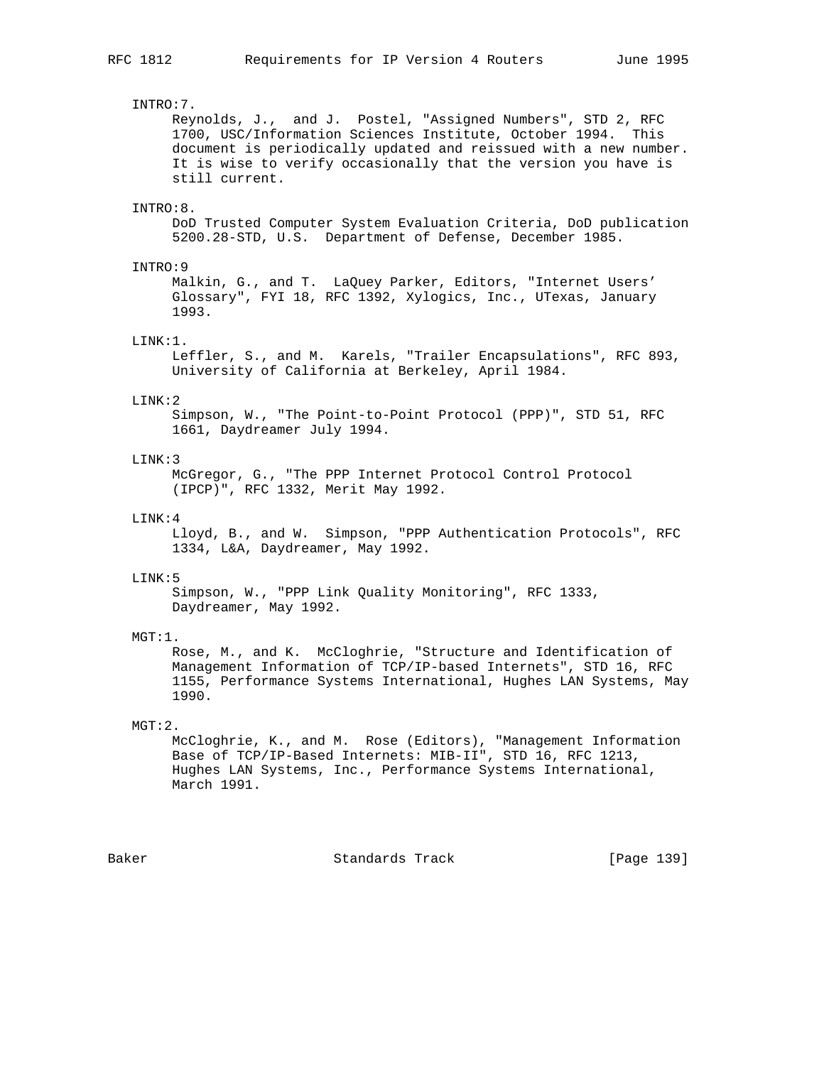INTRO:7.

Reynolds, J., and J. Postel, "Assigned Numbers", STD 2, RFC 1700, USC/Information Sciences Institute, October 1994. This document is periodically updated and reissued with a new number. It is wise to verify occasionally that the version you have is still current.

INTRO:8.

DoD Trusted Computer System Evaluation Criteria, DoD publication 5200.28-STD, U.S. Department of Defense, December 1985.

INTRO:9

Malkin, G., and T. LaQuey Parker, Editors, "Internet Users' Glossary", FYI 18, RFC 1392, Xylogics, Inc., UTexas, January 1993.

LINK:1.

Leffler, S., and M. Karels, "Trailer Encapsulations", RFC 893, University of California at Berkeley, April 1984.

LINK:2

Simpson, W., "The Point-to-Point Protocol (PPP)", STD 51, RFC 1661, Daydreamer July 1994.

LINK:3

McGregor, G., "The PPP Internet Protocol Control Protocol (IPCP)", RFC 1332, Merit May 1992.

LINK:4

Lloyd, B., and W. Simpson, "PPP Authentication Protocols", RFC 1334, L&A, Daydreamer, May 1992.

LINK:5

Simpson, W., "PPP Link Quality Monitoring", RFC 1333, Daydreamer, May 1992.

MGT:1.

Rose, M., and K. McCloghrie, "Structure and Identification of Management Information of TCP/IP-based Internets", STD 16, RFC 1155, Performance Systems International, Hughes LAN Systems, May 1990.

MGT:2.

McCloghrie, K., and M. Rose (Editors), "Management Information Base of TCP/IP-Based Internets: MIB-II", STD 16, RFC 1213, Hughes LAN Systems, Inc., Performance Systems International, March 1991.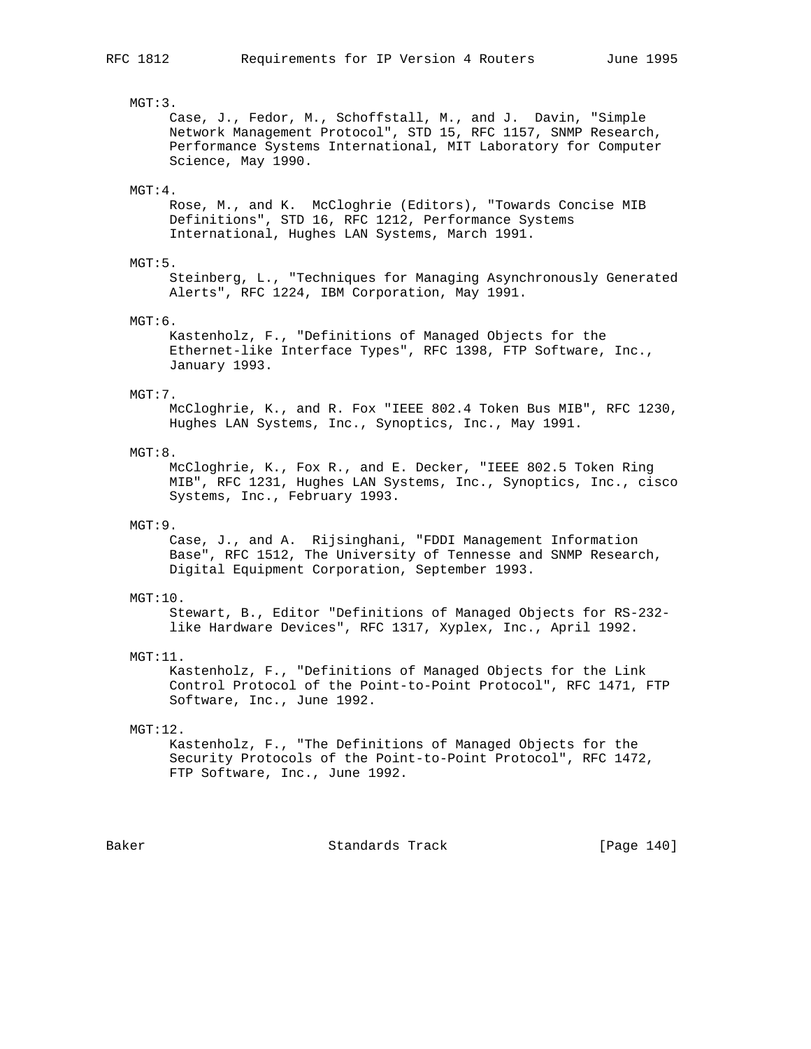MGT:3.
Case, J., Fedor, M., Schoffstall, M., and J. Davin, "Simple Network Management Protocol", STD 15, RFC 1157, SNMP Research, Performance Systems International, MIT Laboratory for Computer Science, May 1990.

MGT:4.
Rose, M., and K. McCloghrie (Editors), "Towards Concise MIB Definitions", STD 16, RFC 1212, Performance Systems International, Hughes LAN Systems, March 1991.

MGT:5.
Steinberg, L., "Techniques for Managing Asynchronously Generated Alerts", RFC 1224, IBM Corporation, May 1991.

MGT:6.
Kastenholz, F., "Definitions of Managed Objects for the Ethernet-like Interface Types", RFC 1398, FTP Software, Inc., January 1993.

MGT:7.
McCloghrie, K., and R. Fox "IEEE 802.4 Token Bus MIB", RFC 1230, Hughes LAN Systems, Inc., Synoptics, Inc., May 1991.

MGT:8.
McCloghrie, K., Fox R., and E. Decker, "IEEE 802.5 Token Ring MIB", RFC 1231, Hughes LAN Systems, Inc., Synoptics, Inc., cisco Systems, Inc., February 1993.

MGT:9.
Case, J., and A. Rijsinghani, "FDDI Management Information Base", RFC 1512, The University of Tennesse and SNMP Research, Digital Equipment Corporation, September 1993.

MGT:10.
Stewart, B., Editor "Definitions of Managed Objects for RS-232-like Hardware Devices", RFC 1317, Xyplex, Inc., April 1992.

MGT:11.
Kastenholz, F., "Definitions of Managed Objects for the Link Control Protocol of the Point-to-Point Protocol", RFC 1471, FTP Software, Inc., June 1992.

MGT:12.
Kastenholz, F., "The Definitions of Managed Objects for the Security Protocols of the Point-to-Point Protocol", RFC 1472, FTP Software, Inc., June 1992.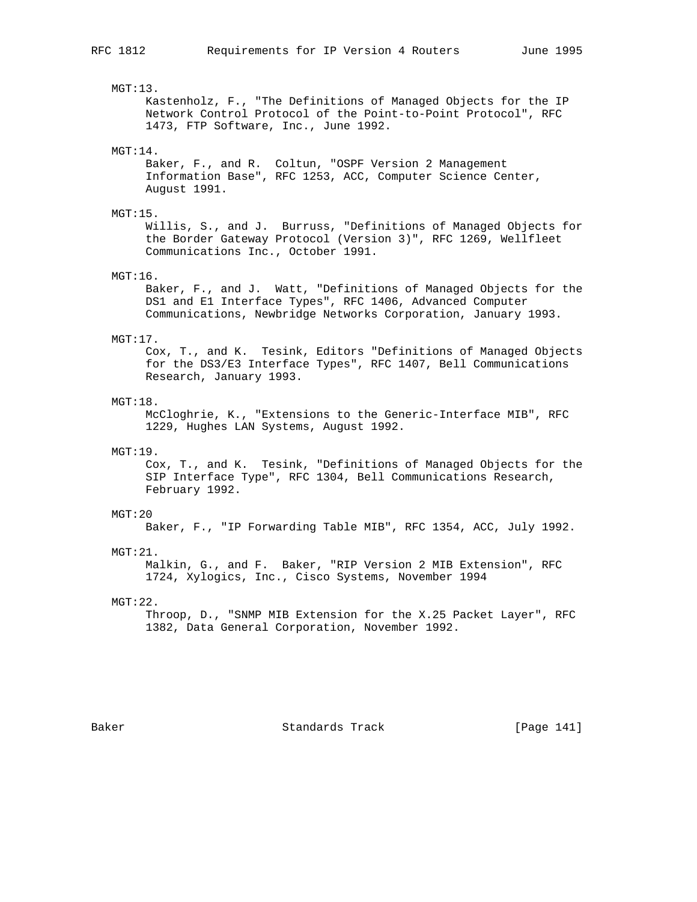MGT:13.
Kastenholz, F., "The Definitions of Managed Objects for the IP Network Control Protocol of the Point-to-Point Protocol", RFC 1473, FTP Software, Inc., June 1992.

MGT:14.
Baker, F., and R. Coltun, "OSPF Version 2 Management Information Base", RFC 1253, ACC, Computer Science Center, August 1991.

MGT:15.
Willis, S., and J. Burruss, "Definitions of Managed Objects for the Border Gateway Protocol (Version 3)", RFC 1269, Wellfleet Communications Inc., October 1991.

MGT:16.
Baker, F., and J. Watt, "Definitions of Managed Objects for the DS1 and E1 Interface Types", RFC 1406, Advanced Computer Communications, Newbridge Networks Corporation, January 1993.

MGT:17.
Cox, T., and K. Tesink, Editors "Definitions of Managed Objects for the DS3/E3 Interface Types", RFC 1407, Bell Communications Research, January 1993.

MGT:18.
McCloghrie, K., "Extensions to the Generic-Interface MIB", RFC 1229, Hughes LAN Systems, August 1992.

MGT:19.
Cox, T., and K. Tesink, "Definitions of Managed Objects for the SIP Interface Type", RFC 1304, Bell Communications Research, February 1992.

MGT:20
Baker, F., "IP Forwarding Table MIB", RFC 1354, ACC, July 1992.

MGT:21.
Malkin, G., and F. Baker, "RIP Version 2 MIB Extension", RFC 1724, Xylogics, Inc., Cisco Systems, November 1994

MGT:22.
Throop, D., "SNMP MIB Extension for the X.25 Packet Layer", RFC 1382, Data General Corporation, November 1992.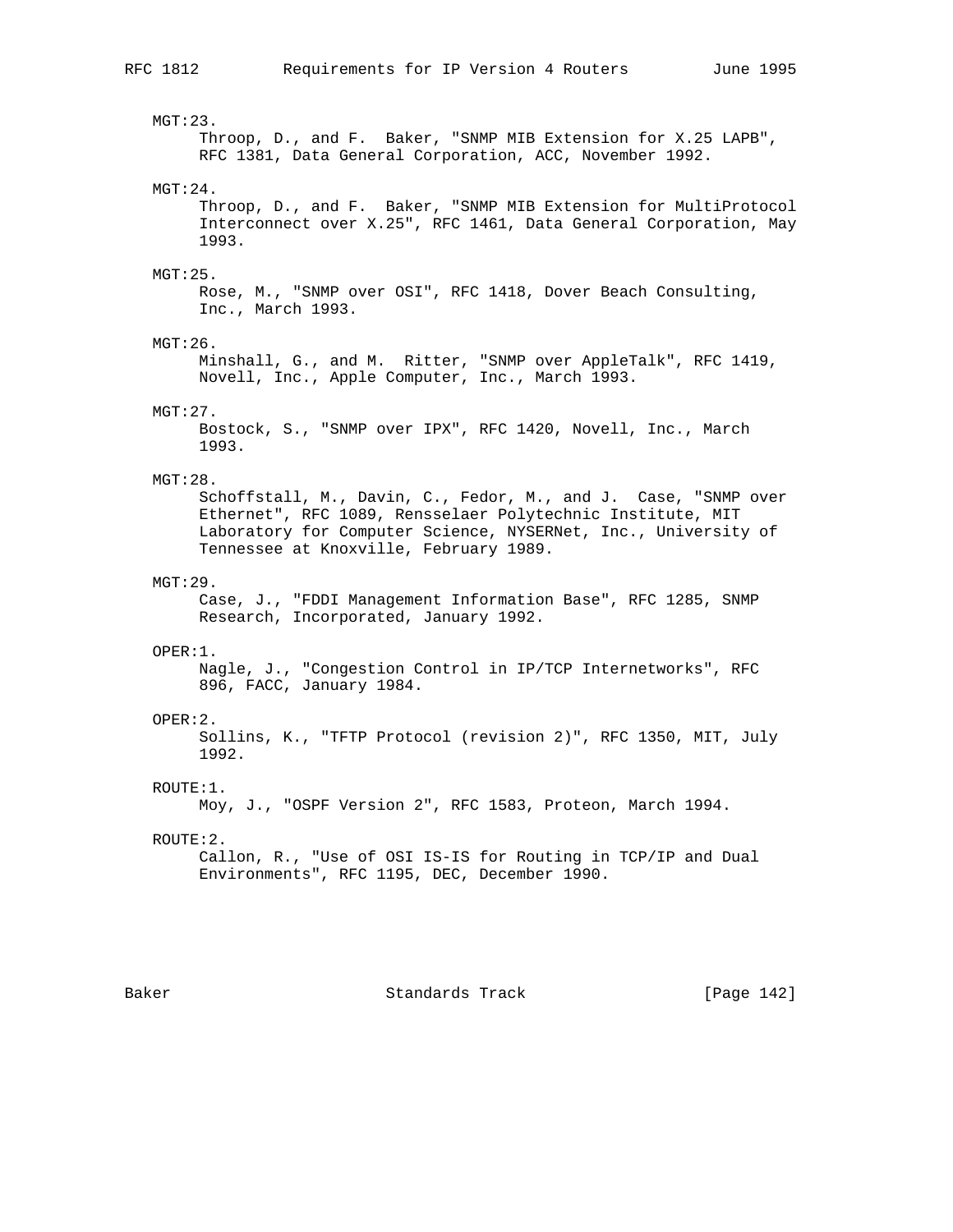MGT:23.
Throop, D., and F. Baker, "SNMP MIB Extension for X.25 LAPB", RFC 1381, Data General Corporation, ACC, November 1992.

MGT:24.
Throop, D., and F. Baker, "SNMP MIB Extension for MultiProtocol Interconnect over X.25", RFC 1461, Data General Corporation, May 1993.

MGT:25.
Rose, M., "SNMP over OSI", RFC 1418, Dover Beach Consulting, Inc., March 1993.

MGT:26.
Minshall, G., and M. Ritter, "SNMP over AppleTalk", RFC 1419, Novell, Inc., Apple Computer, Inc., March 1993.

MGT:27.
Bostock, S., "SNMP over IPX", RFC 1420, Novell, Inc., March 1993.

MGT:28.
Schoffstall, M., Davin, C., Fedor, M., and J. Case, "SNMP over Ethernet", RFC 1089, Rensselaer Polytechnic Institute, MIT Laboratory for Computer Science, NYSERNet, Inc., University of Tennessee at Knoxville, February 1989.

MGT:29.
Case, J., "FDDI Management Information Base", RFC 1285, SNMP Research, Incorporated, January 1992.

OPER:1.
Nagle, J., "Congestion Control in IP/TCP Internetworks", RFC 896, FACC, January 1984.

OPER:2.
Sollins, K., "TFTP Protocol (revision 2)", RFC 1350, MIT, July 1992.

ROUTE:1.
Moy, J., "OSPF Version 2", RFC 1583, Proteon, March 1994.

ROUTE:2.
Callon, R., "Use of OSI IS-IS for Routing in TCP/IP and Dual Environments", RFC 1195, DEC, December 1990.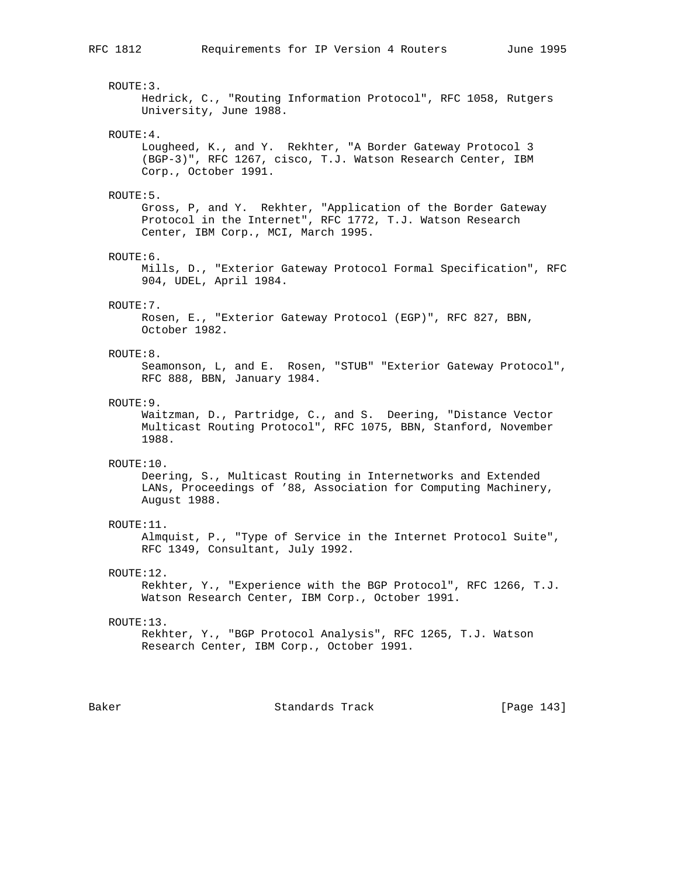ROUTE:3.
Hedrick, C., "Routing Information Protocol", RFC 1058, Rutgers University, June 1988.

ROUTE:4.
Lougheed, K., and Y. Rekhter, "A Border Gateway Protocol 3 (BGP-3)", RFC 1267, cisco, T.J. Watson Research Center, IBM Corp., October 1991.

ROUTE:5.
Gross, P, and Y. Rekhter, "Application of the Border Gateway Protocol in the Internet", RFC 1772, T.J. Watson Research Center, IBM Corp., MCI, March 1995.

ROUTE:6.
Mills, D., "Exterior Gateway Protocol Formal Specification", RFC 904, UDEL, April 1984.

ROUTE:7.
Rosen, E., "Exterior Gateway Protocol (EGP)", RFC 827, BBN, October 1982.

ROUTE:8.
Seamonson, L, and E. Rosen, "STUB" "Exterior Gateway Protocol", RFC 888, BBN, January 1984.

ROUTE:9.
Waitzman, D., Partridge, C., and S. Deering, "Distance Vector Multicast Routing Protocol", RFC 1075, BBN, Stanford, November 1988.

ROUTE:10.
Deering, S., Multicast Routing in Internetworks and Extended LANs, Proceedings of '88, Association for Computing Machinery, August 1988.

ROUTE:11.
Almquist, P., "Type of Service in the Internet Protocol Suite", RFC 1349, Consultant, July 1992.

ROUTE:12.
Rekhter, Y., "Experience with the BGP Protocol", RFC 1266, T.J. Watson Research Center, IBM Corp., October 1991.

ROUTE:13.
Rekhter, Y., "BGP Protocol Analysis", RFC 1265, T.J. Watson Research Center, IBM Corp., October 1991.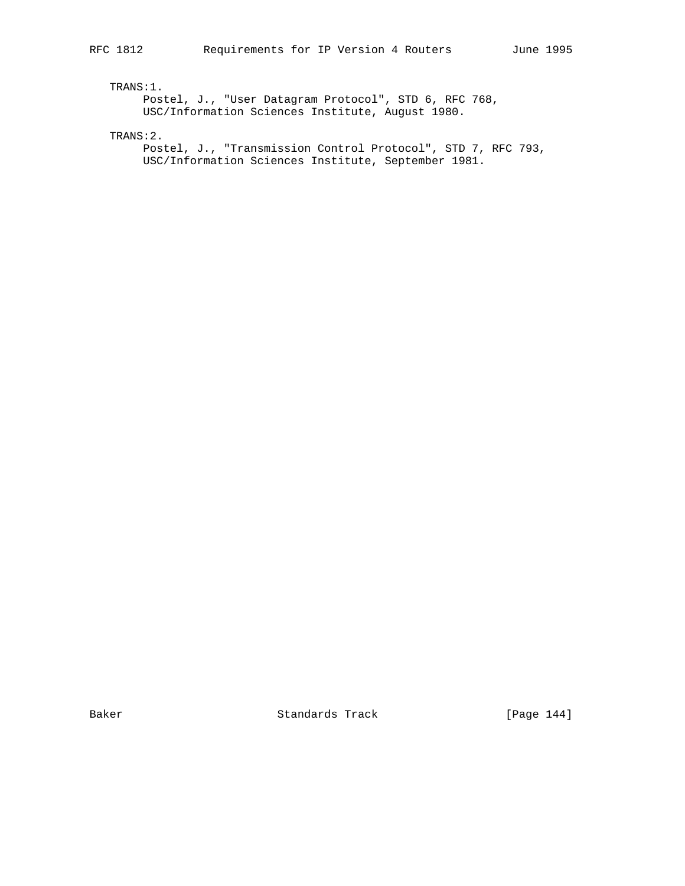TRANS:1.
Postel, J., "User Datagram Protocol", STD 6, RFC 768, USC/Information Sciences Institute, August 1980.

TRANS:2.
Postel, J., "Transmission Control Protocol", STD 7, RFC 793, USC/Information Sciences Institute, September 1981.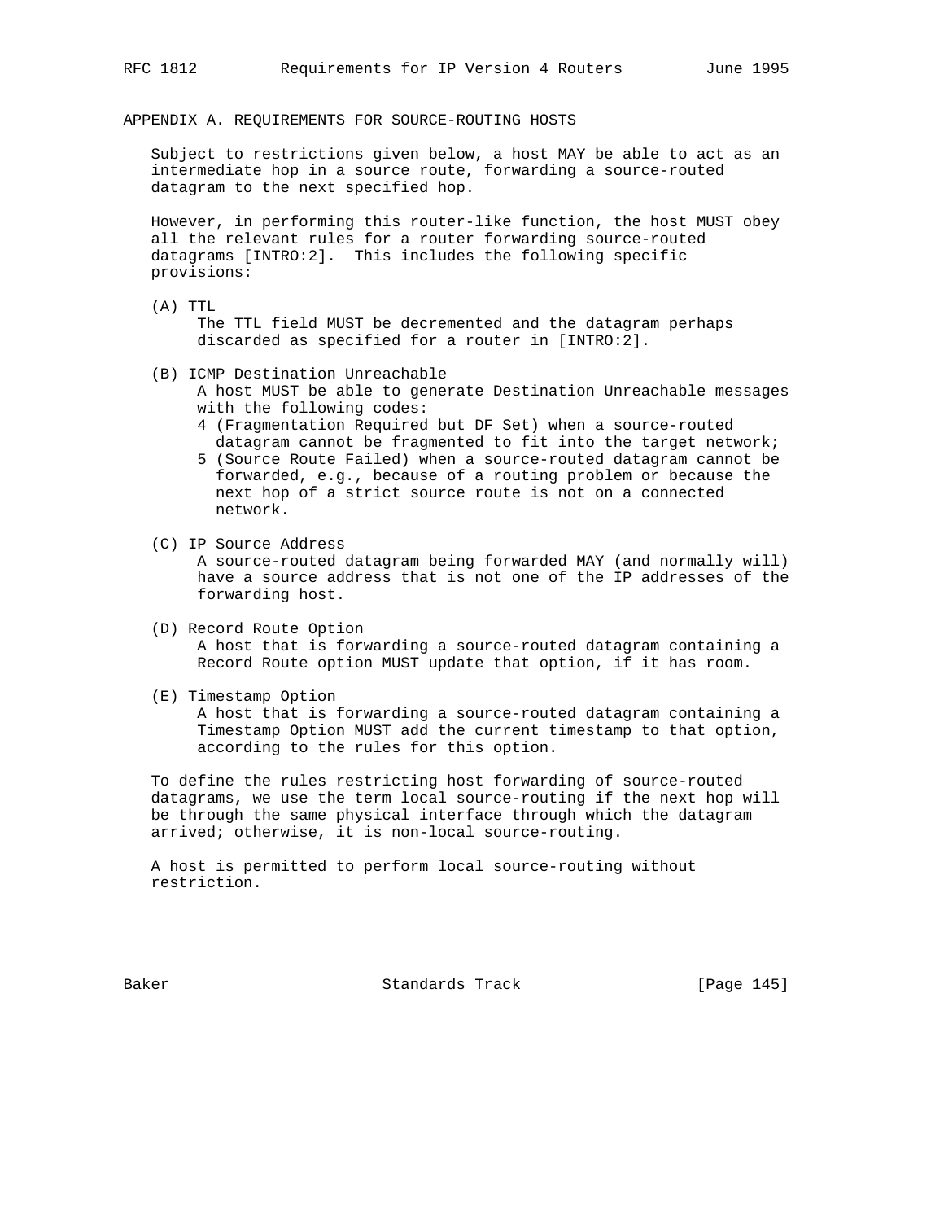## APPENDIX A. REQUIREMENTS FOR SOURCE-ROUTING HOSTS

Subject to restrictions given below, a host MAY be able to act as an intermediate hop in a source route, forwarding a source-routed datagram to the next specified hop.

However, in performing this router-like function, the host MUST obey all the relevant rules for a router forwarding source-routed datagrams [INTRO:2]. This includes the following specific provisions:

(A) TTL

The TTL field MUST be decremented and the datagram perhaps discarded as specified for a router in [INTRO:2].

(B) ICMP Destination Unreachable

A host MUST be able to generate Destination Unreachable messages with the following codes:

- 4 (Fragmentation Required but DF Set) when a source-routed datagram cannot be fragmented to fit into the target network;
- 5 (Source Route Failed) when a source-routed datagram cannot be forwarded, e.g., because of a routing problem or because the next hop of a strict source route is not on a connected network.

(C) IP Source Address

A source-routed datagram being forwarded MAY (and normally will) have a source address that is not one of the IP addresses of the forwarding host.

(D) Record Route Option

A host that is forwarding a source-routed datagram containing a Record Route option MUST update that option, if it has room.

(E) Timestamp Option

A host that is forwarding a source-routed datagram containing a Timestamp Option MUST add the current timestamp to that option, according to the rules for this option.

To define the rules restricting host forwarding of source-routed datagrams, we use the term local source-routing if the next hop will be through the same physical interface through which the datagram arrived; otherwise, it is non-local source-routing.

A host is permitted to perform local source-routing without restriction.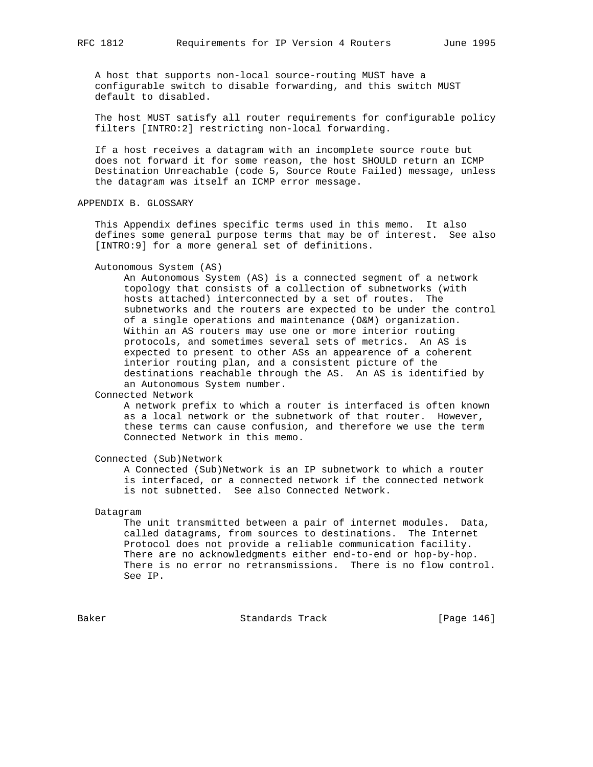A host that supports non-local source-routing MUST have a configurable switch to disable forwarding, and this switch MUST default to disabled.

The host MUST satisfy all router requirements for configurable policy filters [INTRO:2] restricting non-local forwarding.

If a host receives a datagram with an incomplete source route but does not forward it for some reason, the host SHOULD return an ICMP Destination Unreachable (code 5, Source Route Failed) message, unless the datagram was itself an ICMP error message.

## APPENDIX B. GLOSSARY

This Appendix defines specific terms used in this memo. It also defines some general purpose terms that may be of interest. See also [INTRO:9] for a more general set of definitions.

Autonomous System (AS)
: An Autonomous System (AS) is a connected segment of a network topology that consists of a collection of subnetworks (with hosts attached) interconnected by a set of routes. The subnetworks and the routers are expected to be under the control of a single operations and maintenance (O&M) organization. Within an AS routers may use one or more interior routing protocols, and sometimes several sets of metrics. An AS is expected to present to other ASs an appearence of a coherent interior routing plan, and a consistent picture of the destinations reachable through the AS. An AS is identified by an Autonomous System number.

Connected Network
: A network prefix to which a router is interfaced is often known as a local network or the subnetwork of that router. However, these terms can cause confusion, and therefore we use the term Connected Network in this memo.

Connected (Sub)Network
: A Connected (Sub)Network is an IP subnetwork to which a router is interfaced, or a connected network if the connected network is not subnetted. See also Connected Network.

Datagram
: The unit transmitted between a pair of internet modules. Data, called datagrams, from sources to destinations. The Internet Protocol does not provide a reliable communication facility. There are no acknowledgments either end-to-end or hop-by-hop. There is no error no retransmissions. There is no flow control. See IP.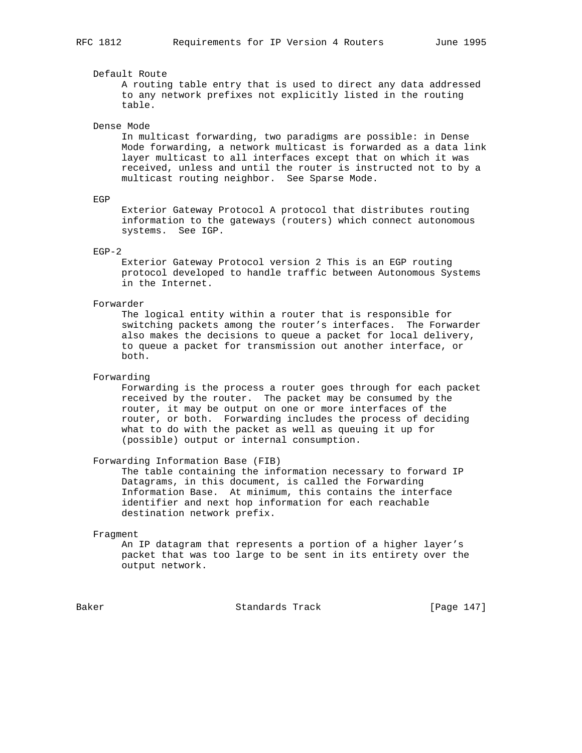Default Route
A routing table entry that is used to direct any data addressed to any network prefixes not explicitly listed in the routing table.

Dense Mode
In multicast forwarding, two paradigms are possible: in Dense Mode forwarding, a network multicast is forwarded as a data link layer multicast to all interfaces except that on which it was received, unless and until the router is instructed not to by a multicast routing neighbor. See Sparse Mode.

EGP
Exterior Gateway Protocol A protocol that distributes routing information to the gateways (routers) which connect autonomous systems. See IGP.

EGP-2
Exterior Gateway Protocol version 2 This is an EGP routing protocol developed to handle traffic between Autonomous Systems in the Internet.

Forwarder
The logical entity within a router that is responsible for switching packets among the router's interfaces. The Forwarder also makes the decisions to queue a packet for local delivery, to queue a packet for transmission out another interface, or both.

Forwarding
Forwarding is the process a router goes through for each packet received by the router. The packet may be consumed by the router, it may be output on one or more interfaces of the router, or both. Forwarding includes the process of deciding what to do with the packet as well as queuing it up for (possible) output or internal consumption.

Forwarding Information Base (FIB)
The table containing the information necessary to forward IP Datagrams, in this document, is called the Forwarding Information Base. At minimum, this contains the interface identifier and next hop information for each reachable destination network prefix.

Fragment
An IP datagram that represents a portion of a higher layer's packet that was too large to be sent in its entirety over the output network.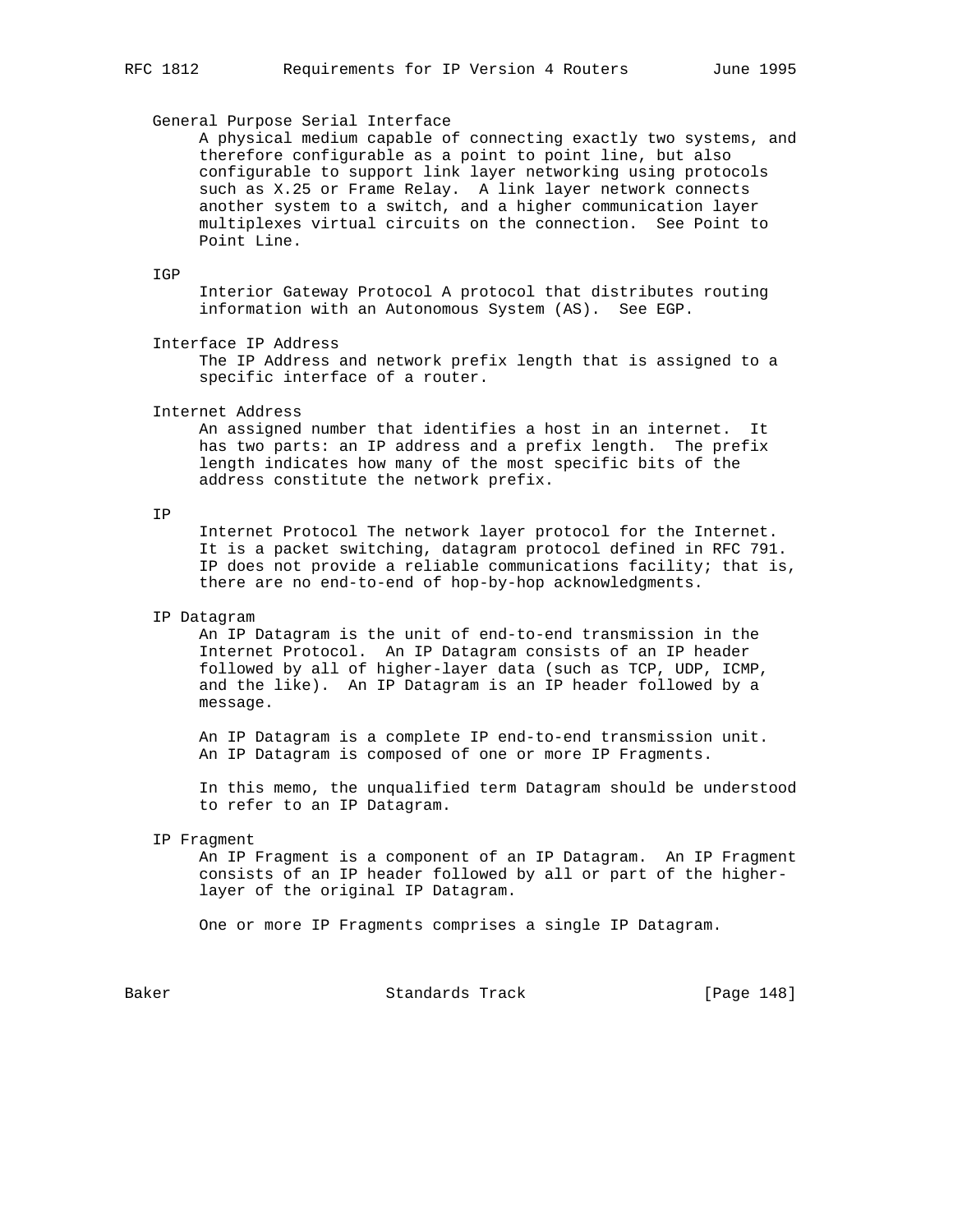General Purpose Serial Interface

A physical medium capable of connecting exactly two systems, and therefore configurable as a point to point line, but also configurable to support link layer networking using protocols such as X.25 or Frame Relay. A link layer network connects another system to a switch, and a higher communication layer multiplexes virtual circuits on the connection. See Point to Point Line.

IGP

Interior Gateway Protocol A protocol that distributes routing information with an Autonomous System (AS). See EGP.

Interface IP Address

The IP Address and network prefix length that is assigned to a specific interface of a router.

Internet Address

An assigned number that identifies a host in an internet. It has two parts: an IP address and a prefix length. The prefix length indicates how many of the most specific bits of the address constitute the network prefix.

IP

Internet Protocol The network layer protocol for the Internet. It is a packet switching, datagram protocol defined in RFC 791. IP does not provide a reliable communications facility; that is, there are no end-to-end of hop-by-hop acknowledgments.

IP Datagram

An IP Datagram is the unit of end-to-end transmission in the Internet Protocol. An IP Datagram consists of an IP header followed by all of higher-layer data (such as TCP, UDP, ICMP, and the like). An IP Datagram is an IP header followed by a message.

An IP Datagram is a complete IP end-to-end transmission unit. An IP Datagram is composed of one or more IP Fragments.

In this memo, the unqualified term Datagram should be understood to refer to an IP Datagram.

IP Fragment

An IP Fragment is a component of an IP Datagram. An IP Fragment consists of an IP header followed by all or part of the higher-layer of the original IP Datagram.

One or more IP Fragments comprises a single IP Datagram.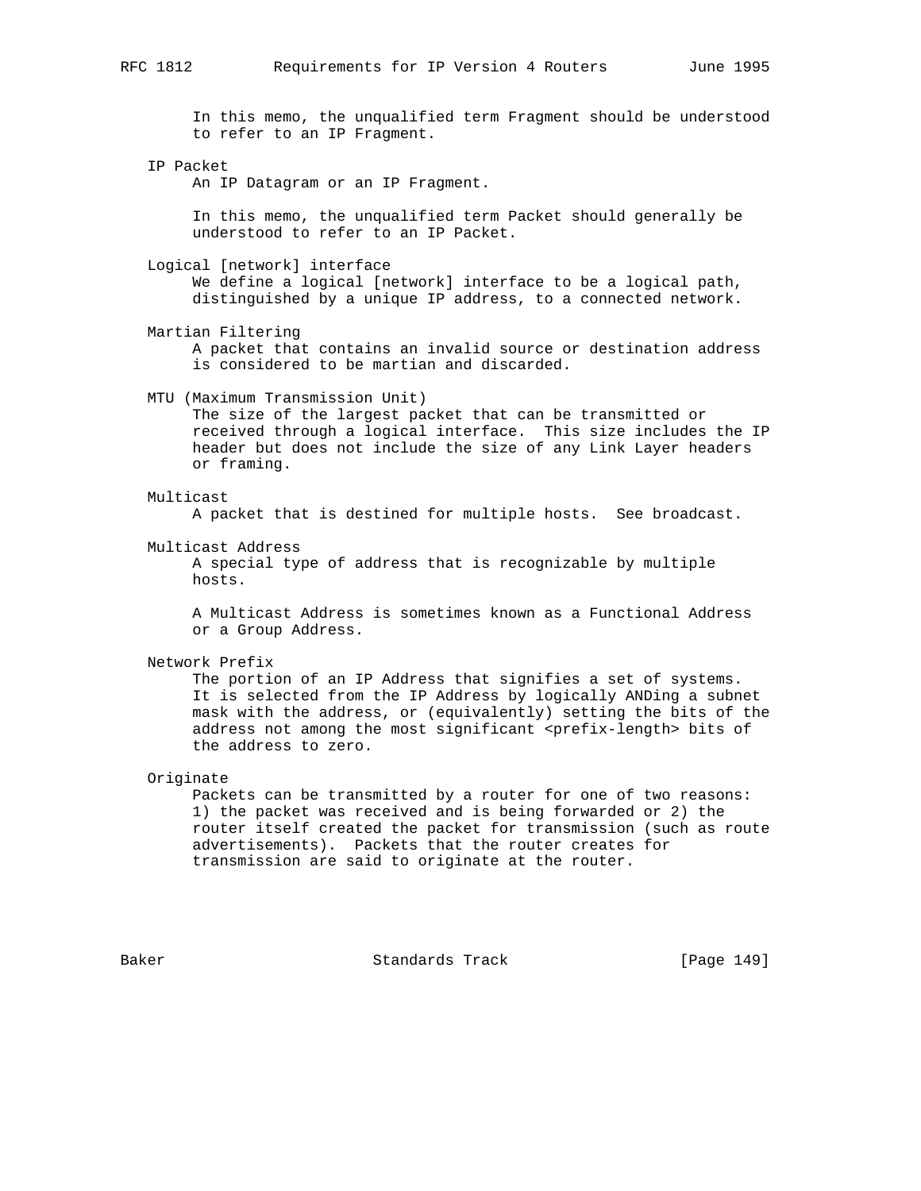In this memo, the unqualified term Fragment should be understood to refer to an IP Fragment.

IP Packet

An IP Datagram or an IP Fragment.

In this memo, the unqualified term Packet should generally be understood to refer to an IP Packet.

Logical [network] interface

We define a logical [network] interface to be a logical path, distinguished by a unique IP address, to a connected network.

Martian Filtering

A packet that contains an invalid source or destination address is considered to be martian and discarded.

MTU (Maximum Transmission Unit)

The size of the largest packet that can be transmitted or received through a logical interface. This size includes the IP header but does not include the size of any Link Layer headers or framing.

Multicast

A packet that is destined for multiple hosts. See broadcast.

Multicast Address

A special type of address that is recognizable by multiple hosts.

A Multicast Address is sometimes known as a Functional Address or a Group Address.

Network Prefix

The portion of an IP Address that signifies a set of systems. It is selected from the IP Address by logically ANDing a subnet mask with the address, or (equivalently) setting the bits of the address not among the most significant <prefix-length> bits of the address to zero.

Originate

Packets can be transmitted by a router for one of two reasons: 1) the packet was received and is being forwarded or 2) the router itself created the packet for transmission (such as route advertisements). Packets that the router creates for transmission are said to originate at the router.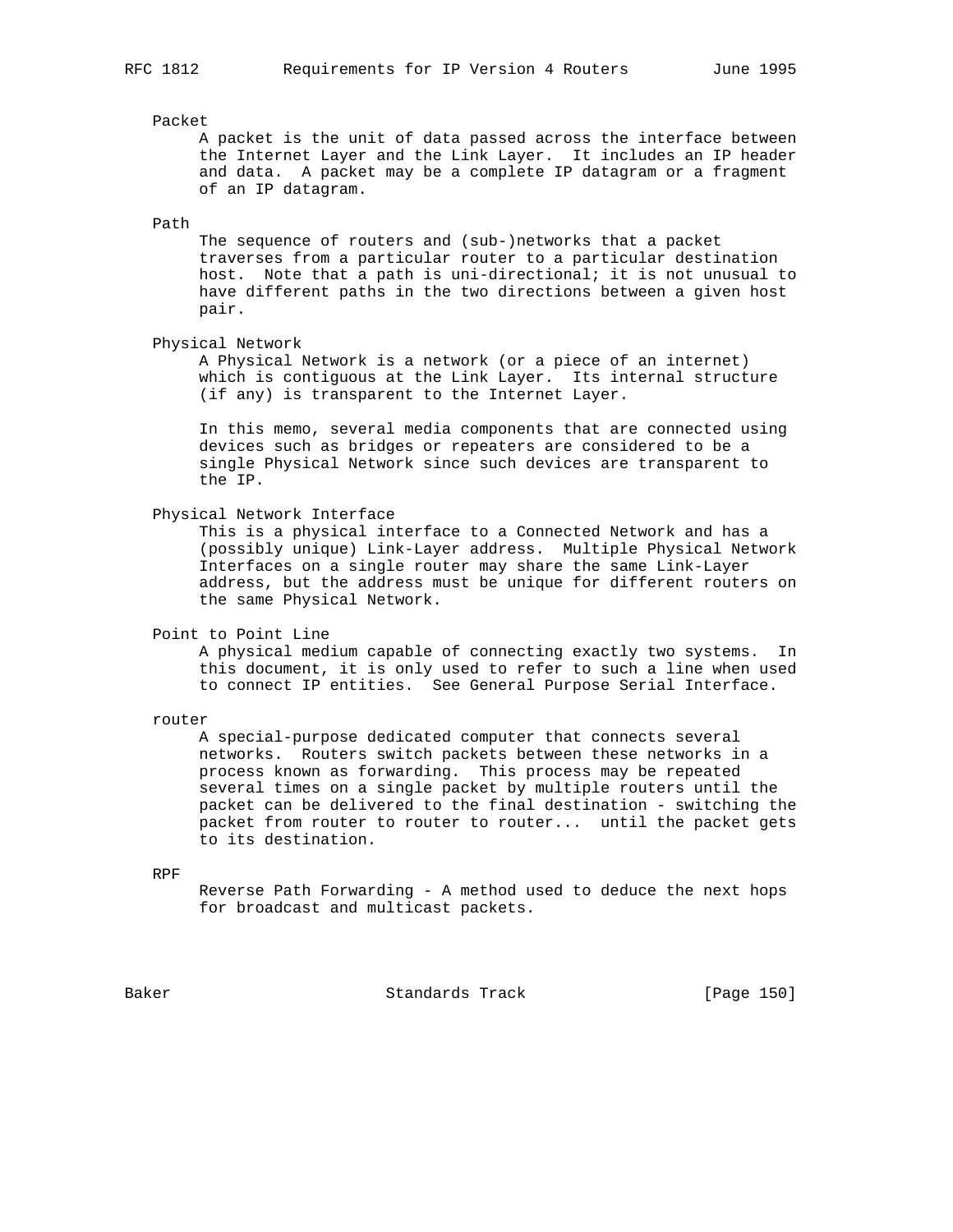Packet

A packet is the unit of data passed across the interface between the Internet Layer and the Link Layer. It includes an IP header and data. A packet may be a complete IP datagram or a fragment of an IP datagram.

Path

The sequence of routers and (sub-)networks that a packet traverses from a particular router to a particular destination host. Note that a path is uni-directional; it is not unusual to have different paths in the two directions between a given host pair.

Physical Network

A Physical Network is a network (or a piece of an internet) which is contiguous at the Link Layer. Its internal structure (if any) is transparent to the Internet Layer.

In this memo, several media components that are connected using devices such as bridges or repeaters are considered to be a single Physical Network since such devices are transparent to the IP.

Physical Network Interface

This is a physical interface to a Connected Network and has a (possibly unique) Link-Layer address. Multiple Physical Network Interfaces on a single router may share the same Link-Layer address, but the address must be unique for different routers on the same Physical Network.

Point to Point Line

A physical medium capable of connecting exactly two systems. In this document, it is only used to refer to such a line when used to connect IP entities. See General Purpose Serial Interface.

router

A special-purpose dedicated computer that connects several networks. Routers switch packets between these networks in a process known as forwarding. This process may be repeated several times on a single packet by multiple routers until the packet can be delivered to the final destination - switching the packet from router to router to router... until the packet gets to its destination.

RPF

Reverse Path Forwarding - A method used to deduce the next hops for broadcast and multicast packets.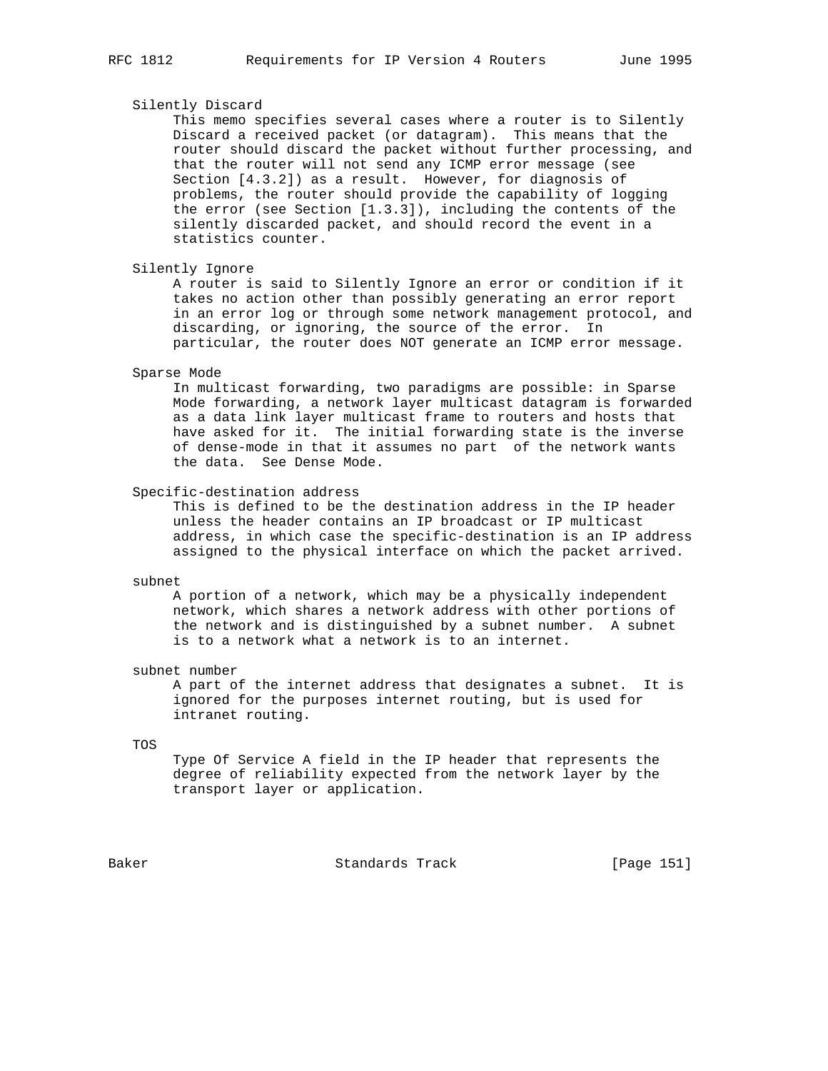Silently Discard

This memo specifies several cases where a router is to Silently Discard a received packet (or datagram). This means that the router should discard the packet without further processing, and that the router will not send any ICMP error message (see Section [4.3.2]) as a result. However, for diagnosis of problems, the router should provide the capability of logging the error (see Section [1.3.3]), including the contents of the silently discarded packet, and should record the event in a statistics counter.

Silently Ignore

A router is said to Silently Ignore an error or condition if it takes no action other than possibly generating an error report in an error log or through some network management protocol, and discarding, or ignoring, the source of the error. In particular, the router does NOT generate an ICMP error message.

Sparse Mode

In multicast forwarding, two paradigms are possible: in Sparse Mode forwarding, a network layer multicast datagram is forwarded as a data link layer multicast frame to routers and hosts that have asked for it. The initial forwarding state is the inverse of dense-mode in that it assumes no part of the network wants the data. See Dense Mode.

Specific-destination address

This is defined to be the destination address in the IP header unless the header contains an IP broadcast or IP multicast address, in which case the specific-destination is an IP address assigned to the physical interface on which the packet arrived.

subnet

A portion of a network, which may be a physically independent network, which shares a network address with other portions of the network and is distinguished by a subnet number. A subnet is to a network what a network is to an internet.

subnet number

A part of the internet address that designates a subnet. It is ignored for the purposes internet routing, but is used for intranet routing.

TOS

Type Of Service A field in the IP header that represents the degree of reliability expected from the network layer by the transport layer or application.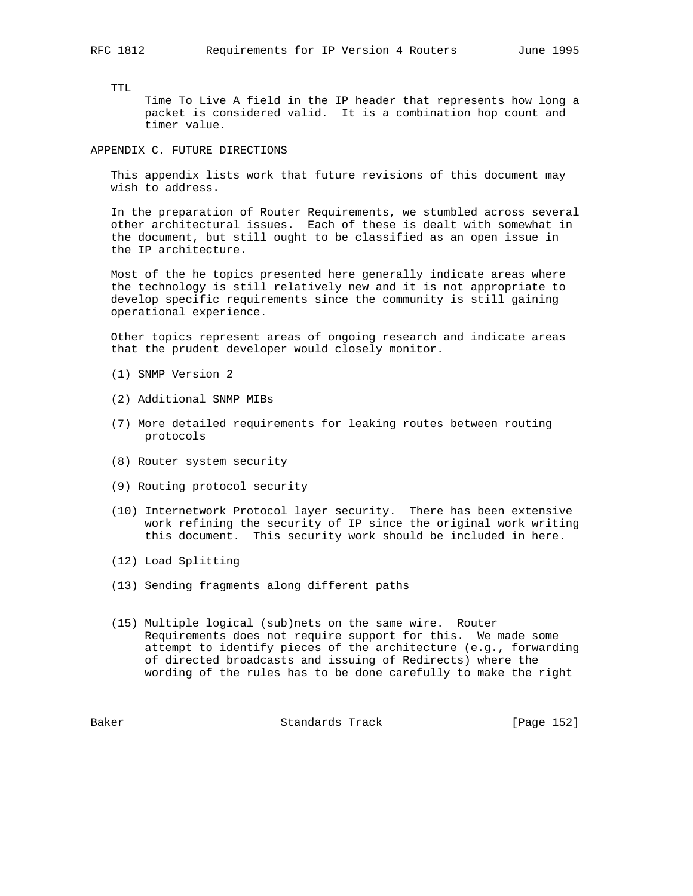TTL

Time To Live A field in the IP header that represents how long a packet is considered valid. It is a combination hop count and timer value.

## APPENDIX C. FUTURE DIRECTIONS

This appendix lists work that future revisions of this document may wish to address.

In the preparation of Router Requirements, we stumbled across several other architectural issues. Each of these is dealt with somewhat in the document, but still ought to be classified as an open issue in the IP architecture.

Most of the he topics presented here generally indicate areas where the technology is still relatively new and it is not appropriate to develop specific requirements since the community is still gaining operational experience.

Other topics represent areas of ongoing research and indicate areas that the prudent developer would closely monitor.

(1) SNMP Version 2

(2) Additional SNMP MIBs

(7) More detailed requirements for leaking routes between routing protocols

(8) Router system security

(9) Routing protocol security

(10) Internetwork Protocol layer security. There has been extensive work refining the security of IP since the original work writing this document. This security work should be included in here.

(12) Load Splitting

(13) Sending fragments along different paths

(15) Multiple logical (sub)nets on the same wire. Router Requirements does not require support for this. We made some attempt to identify pieces of the architecture (e.g., forwarding of directed broadcasts and issuing of Redirects) where the wording of the rules has to be done carefully to make the right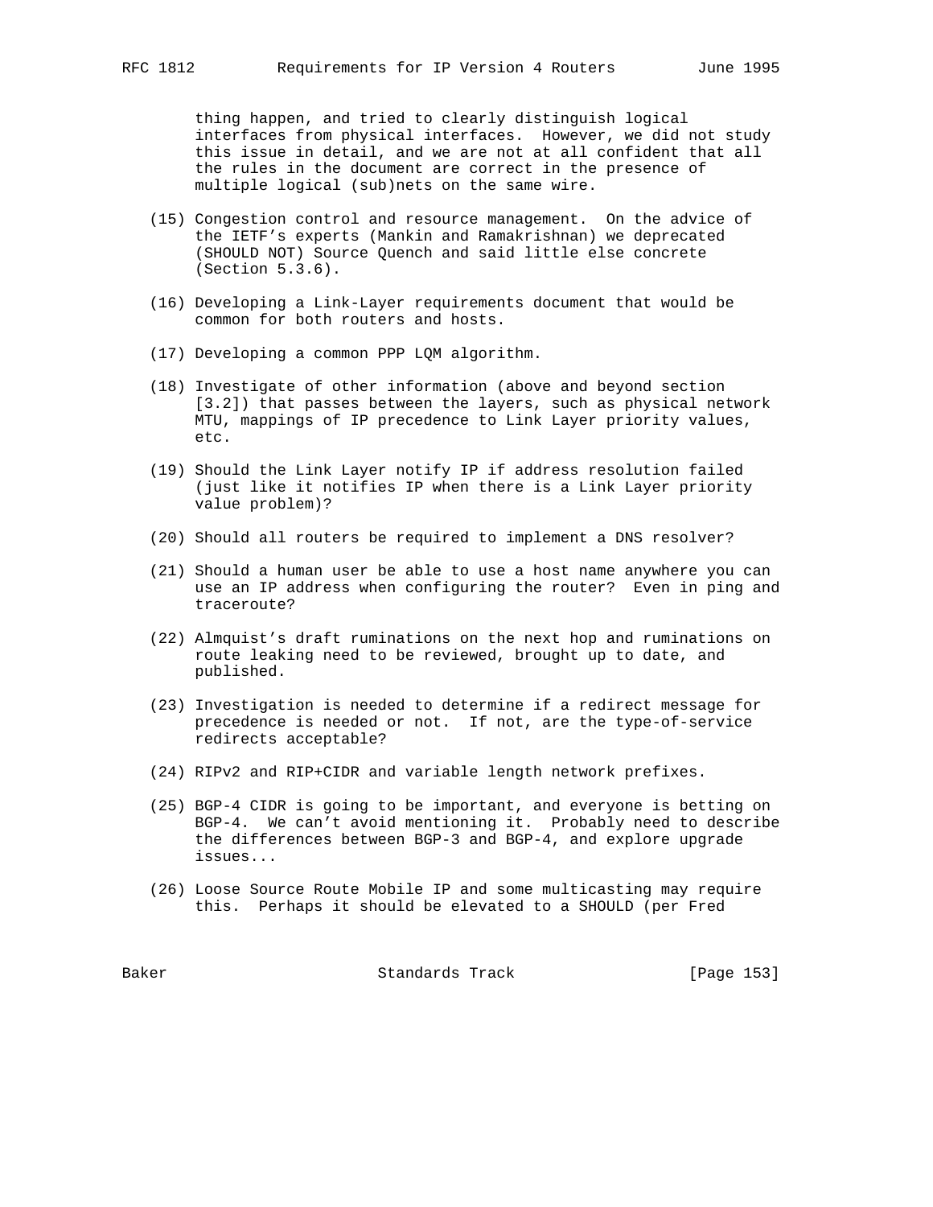thing happen, and tried to clearly distinguish logical interfaces from physical interfaces. However, we did not study this issue in detail, and we are not at all confident that all the rules in the document are correct in the presence of multiple logical (sub)nets on the same wire.

(15) Congestion control and resource management. On the advice of the IETF's experts (Mankin and Ramakrishnan) we deprecated (SHOULD NOT) Source Quench and said little else concrete (Section 5.3.6).

(16) Developing a Link-Layer requirements document that would be common for both routers and hosts.

(17) Developing a common PPP LQM algorithm.

(18) Investigate of other information (above and beyond section [3.2]) that passes between the layers, such as physical network MTU, mappings of IP precedence to Link Layer priority values, etc.

(19) Should the Link Layer notify IP if address resolution failed (just like it notifies IP when there is a Link Layer priority value problem)?

(20) Should all routers be required to implement a DNS resolver?

(21) Should a human user be able to use a host name anywhere you can use an IP address when configuring the router? Even in ping and traceroute?

(22) Almquist's draft ruminations on the next hop and ruminations on route leaking need to be reviewed, brought up to date, and published.

(23) Investigation is needed to determine if a redirect message for precedence is needed or not. If not, are the type-of-service redirects acceptable?

(24) RIPv2 and RIP+CIDR and variable length network prefixes.

(25) BGP-4 CIDR is going to be important, and everyone is betting on BGP-4. We can't avoid mentioning it. Probably need to describe the differences between BGP-3 and BGP-4, and explore upgrade issues...

(26) Loose Source Route Mobile IP and some multicasting may require this. Perhaps it should be elevated to a SHOULD (per Fred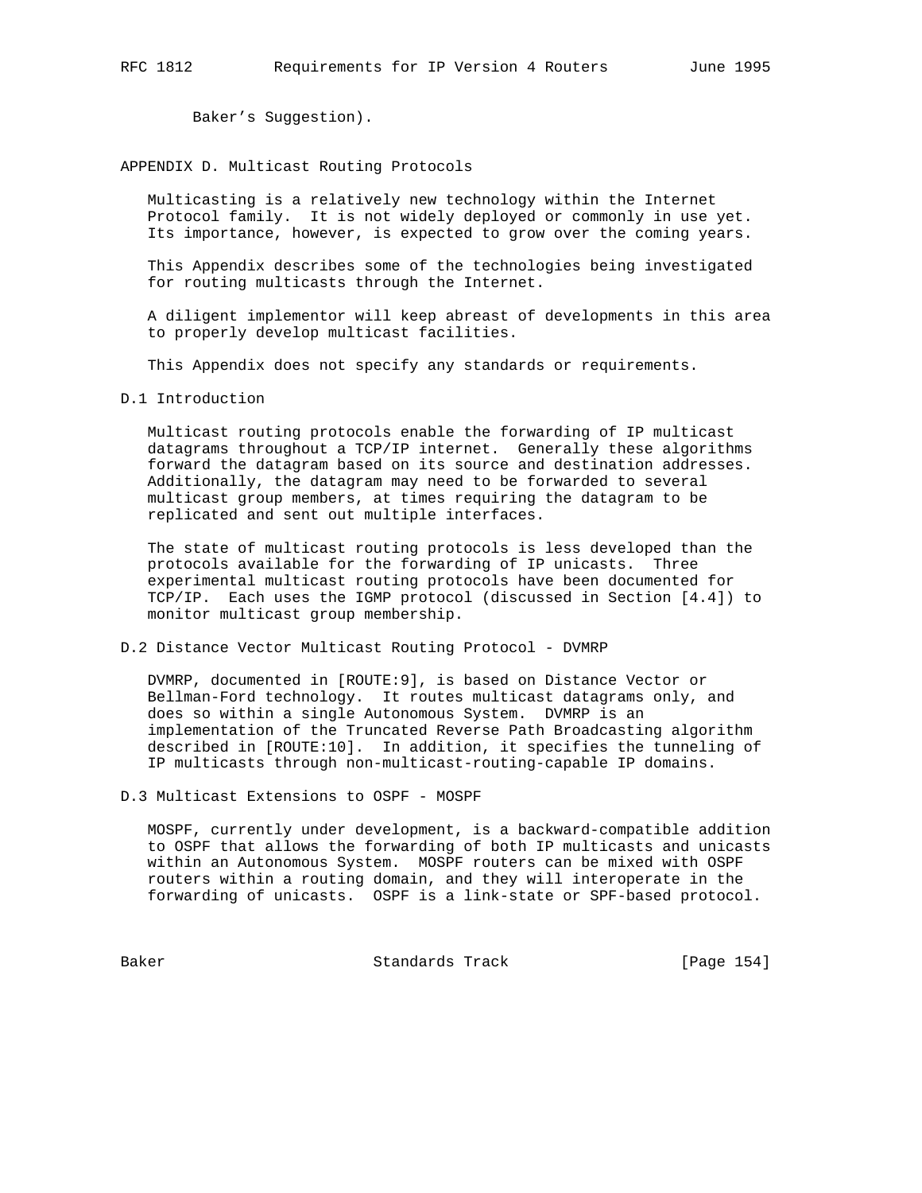Baker's Suggestion).

## APPENDIX D. Multicast Routing Protocols

Multicasting is a relatively new technology within the Internet Protocol family. It is not widely deployed or commonly in use yet. Its importance, however, is expected to grow over the coming years.

This Appendix describes some of the technologies being investigated for routing multicasts through the Internet.

A diligent implementor will keep abreast of developments in this area to properly develop multicast facilities.

This Appendix does not specify any standards or requirements.

### D.1 Introduction

Multicast routing protocols enable the forwarding of IP multicast datagrams throughout a TCP/IP internet. Generally these algorithms forward the datagram based on its source and destination addresses. Additionally, the datagram may need to be forwarded to several multicast group members, at times requiring the datagram to be replicated and sent out multiple interfaces.

The state of multicast routing protocols is less developed than the protocols available for the forwarding of IP unicasts. Three experimental multicast routing protocols have been documented for TCP/IP. Each uses the IGMP protocol (discussed in Section [4.4]) to monitor multicast group membership.

### D.2 Distance Vector Multicast Routing Protocol - DVMRP

DVMRP, documented in [ROUTE:9], is based on Distance Vector or Bellman-Ford technology. It routes multicast datagrams only, and does so within a single Autonomous System. DVMRP is an implementation of the Truncated Reverse Path Broadcasting algorithm described in [ROUTE:10]. In addition, it specifies the tunneling of IP multicasts through non-multicast-routing-capable IP domains.

### D.3 Multicast Extensions to OSPF - MOSPF

MOSPF, currently under development, is a backward-compatible addition to OSPF that allows the forwarding of both IP multicasts and unicasts within an Autonomous System. MOSPF routers can be mixed with OSPF routers within a routing domain, and they will interoperate in the forwarding of unicasts. OSPF is a link-state or SPF-based protocol.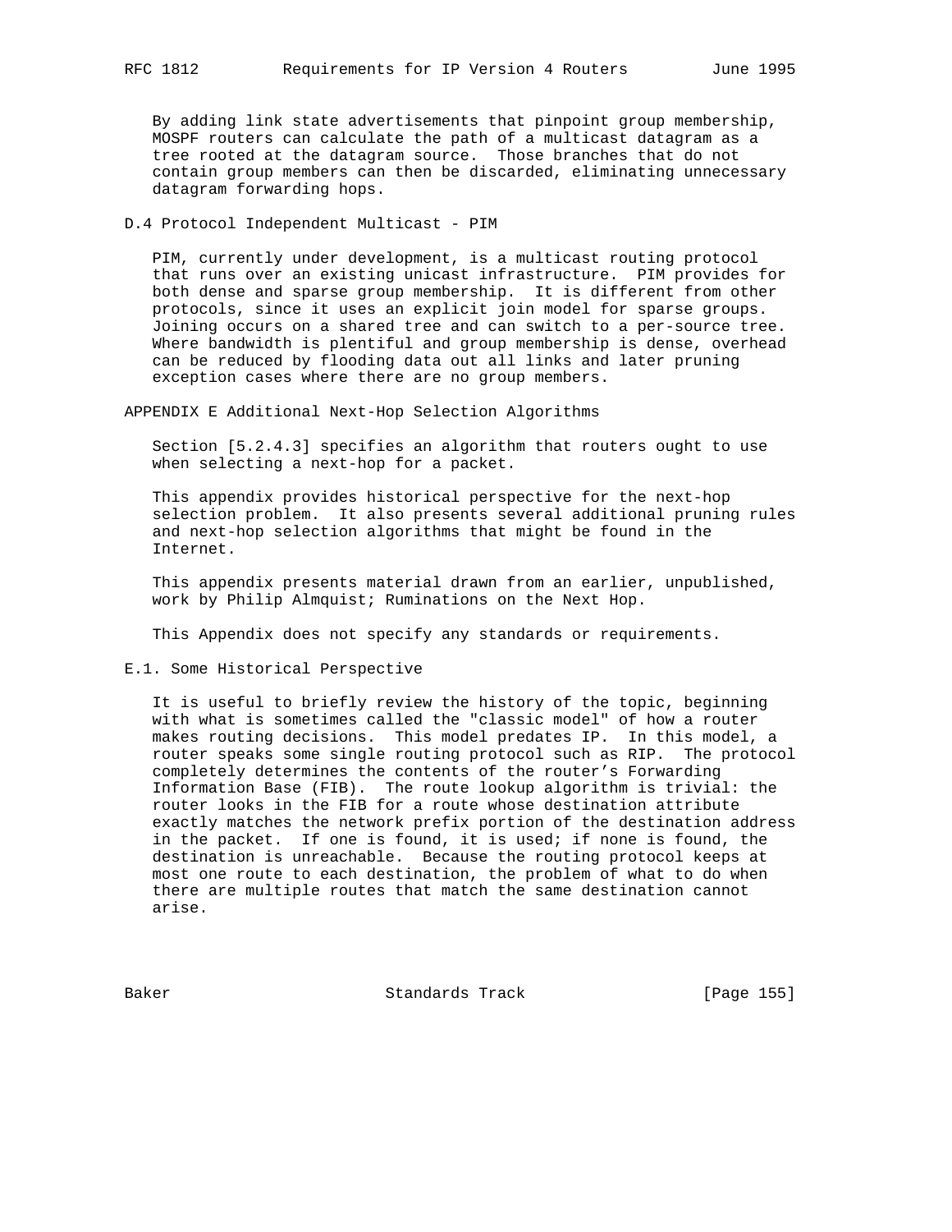By adding link state advertisements that pinpoint group membership, MOSPF routers can calculate the path of a multicast datagram as a tree rooted at the datagram source. Those branches that do not contain group members can then be discarded, eliminating unnecessary datagram forwarding hops.

### D.4 Protocol Independent Multicast - PIM

PIM, currently under development, is a multicast routing protocol that runs over an existing unicast infrastructure. PIM provides for both dense and sparse group membership. It is different from other protocols, since it uses an explicit join model for sparse groups. Joining occurs on a shared tree and can switch to a per-source tree. Where bandwidth is plentiful and group membership is dense, overhead can be reduced by flooding data out all links and later pruning exception cases where there are no group members.

## APPENDIX E Additional Next-Hop Selection Algorithms

Section [5.2.4.3] specifies an algorithm that routers ought to use when selecting a next-hop for a packet.

This appendix provides historical perspective for the next-hop selection problem. It also presents several additional pruning rules and next-hop selection algorithms that might be found in the Internet.

This appendix presents material drawn from an earlier, unpublished, work by Philip Almquist; Ruminations on the Next Hop.

This Appendix does not specify any standards or requirements.

### E.1. Some Historical Perspective

It is useful to briefly review the history of the topic, beginning with what is sometimes called the "classic model" of how a router makes routing decisions. This model predates IP. In this model, a router speaks some single routing protocol such as RIP. The protocol completely determines the contents of the router's Forwarding Information Base (FIB). The route lookup algorithm is trivial: the router looks in the FIB for a route whose destination attribute exactly matches the network prefix portion of the destination address in the packet. If one is found, it is used; if none is found, the destination is unreachable. Because the routing protocol keeps at most one route to each destination, the problem of what to do when there are multiple routes that match the same destination cannot arise.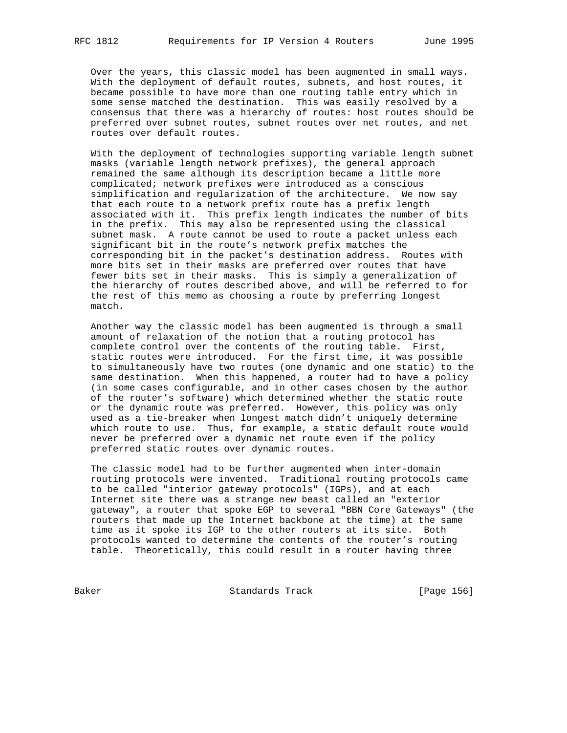Over the years, this classic model has been augmented in small ways. With the deployment of default routes, subnets, and host routes, it became possible to have more than one routing table entry which in some sense matched the destination. This was easily resolved by a consensus that there was a hierarchy of routes: host routes should be preferred over subnet routes, subnet routes over net routes, and net routes over default routes.

With the deployment of technologies supporting variable length subnet masks (variable length network prefixes), the general approach remained the same although its description became a little more complicated; network prefixes were introduced as a conscious simplification and regularization of the architecture. We now say that each route to a network prefix route has a prefix length associated with it. This prefix length indicates the number of bits in the prefix. This may also be represented using the classical subnet mask. A route cannot be used to route a packet unless each significant bit in the route's network prefix matches the corresponding bit in the packet's destination address. Routes with more bits set in their masks are preferred over routes that have fewer bits set in their masks. This is simply a generalization of the hierarchy of routes described above, and will be referred to for the rest of this memo as choosing a route by preferring longest match.

Another way the classic model has been augmented is through a small amount of relaxation of the notion that a routing protocol has complete control over the contents of the routing table. First, static routes were introduced. For the first time, it was possible to simultaneously have two routes (one dynamic and one static) to the same destination. When this happened, a router had to have a policy (in some cases configurable, and in other cases chosen by the author of the router's software) which determined whether the static route or the dynamic route was preferred. However, this policy was only used as a tie-breaker when longest match didn't uniquely determine which route to use. Thus, for example, a static default route would never be preferred over a dynamic net route even if the policy preferred static routes over dynamic routes.

The classic model had to be further augmented when inter-domain routing protocols were invented. Traditional routing protocols came to be called "interior gateway protocols" (IGPs), and at each Internet site there was a strange new beast called an "exterior gateway", a router that spoke EGP to several "BBN Core Gateways" (the routers that made up the Internet backbone at the time) at the same time as it spoke its IGP to the other routers at its site. Both protocols wanted to determine the contents of the router's routing table. Theoretically, this could result in a router having three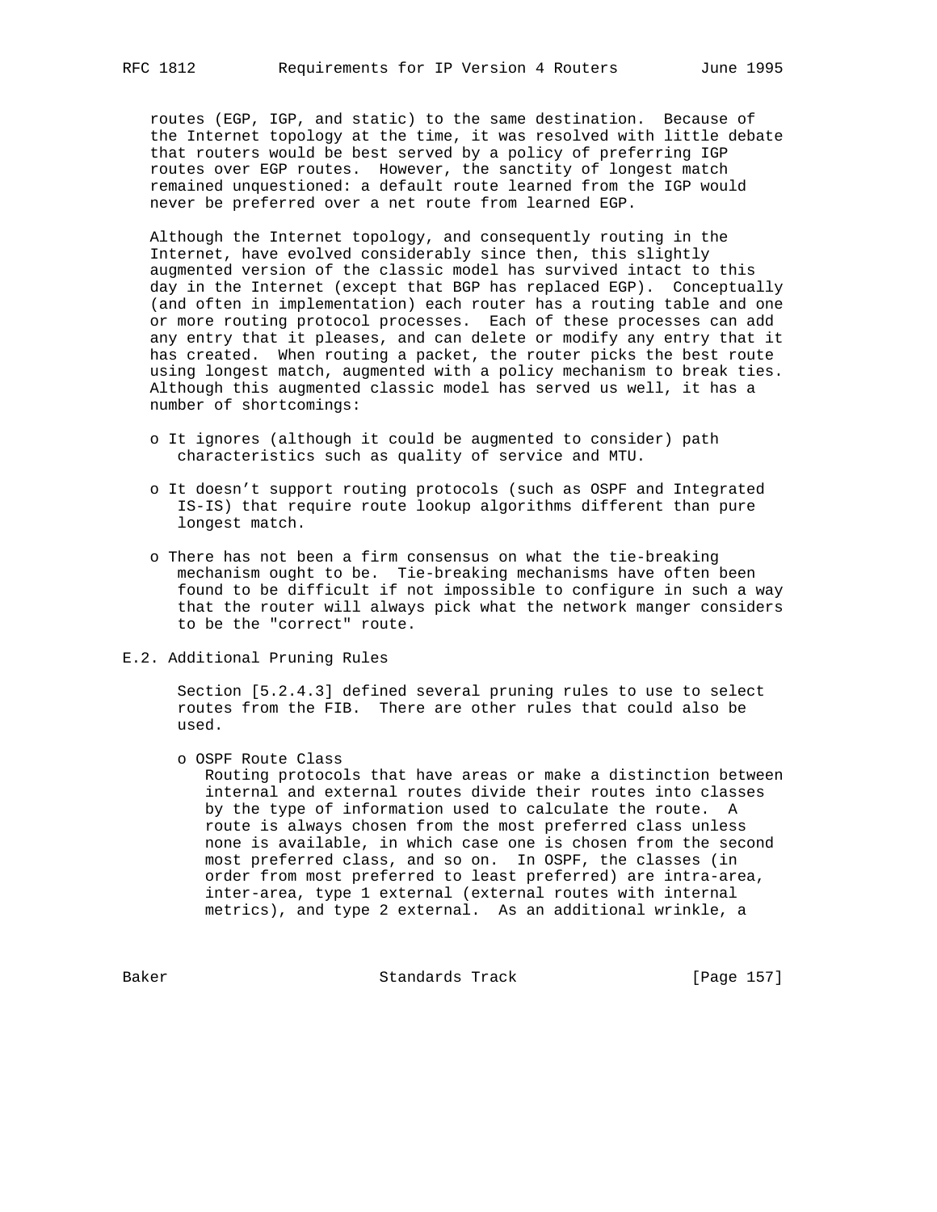routes (EGP, IGP, and static) to the same destination. Because of the Internet topology at the time, it was resolved with little debate that routers would be best served by a policy of preferring IGP routes over EGP routes. However, the sanctity of longest match remained unquestioned: a default route learned from the IGP would never be preferred over a net route from learned EGP.

Although the Internet topology, and consequently routing in the Internet, have evolved considerably since then, this slightly augmented version of the classic model has survived intact to this day in the Internet (except that BGP has replaced EGP). Conceptually (and often in implementation) each router has a routing table and one or more routing protocol processes. Each of these processes can add any entry that it pleases, and can delete or modify any entry that it has created. When routing a packet, the router picks the best route using longest match, augmented with a policy mechanism to break ties. Although this augmented classic model has served us well, it has a number of shortcomings:

- It ignores (although it could be augmented to consider) path characteristics such as quality of service and MTU.
- It doesn't support routing protocols (such as OSPF and Integrated IS-IS) that require route lookup algorithms different than pure longest match.
- There has not been a firm consensus on what the tie-breaking mechanism ought to be. Tie-breaking mechanisms have often been found to be difficult if not impossible to configure in such a way that the router will always pick what the network manger considers to be the "correct" route.

## E.2. Additional Pruning Rules

Section [5.2.4.3] defined several pruning rules to use to select routes from the FIB. There are other rules that could also be used.

- OSPF Route Class
  Routing protocols that have areas or make a distinction between internal and external routes divide their routes into classes by the type of information used to calculate the route. A route is always chosen from the most preferred class unless none is available, in which case one is chosen from the second most preferred class, and so on. In OSPF, the classes (in order from most preferred to least preferred) are intra-area, inter-area, type 1 external (external routes with internal metrics), and type 2 external. As an additional wrinkle, a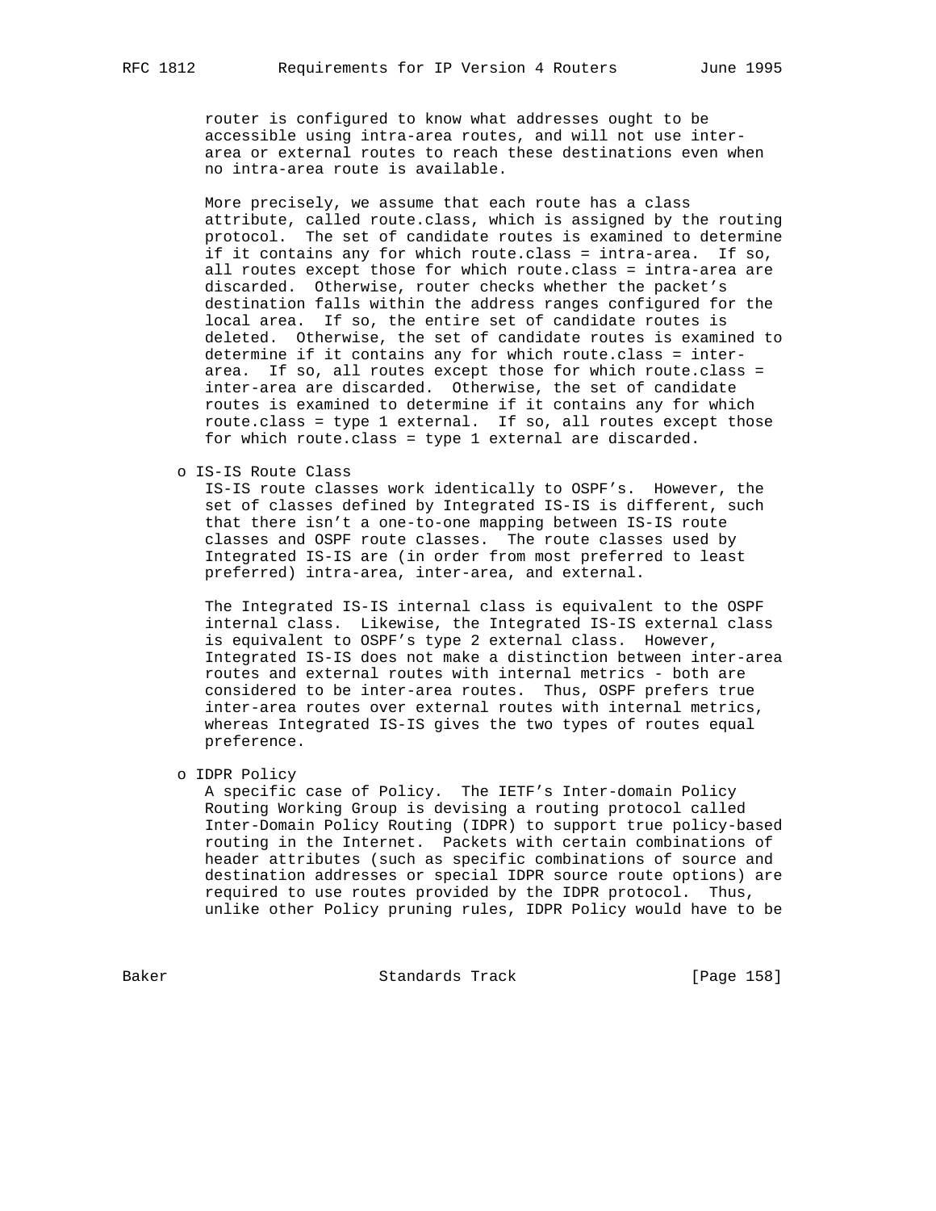router is configured to know what addresses ought to be accessible using intra-area routes, and will not use inter-area or external routes to reach these destinations even when no intra-area route is available.

More precisely, we assume that each route has a class attribute, called route.class, which is assigned by the routing protocol. The set of candidate routes is examined to determine if it contains any for which route.class = intra-area. If so, all routes except those for which route.class = intra-area are discarded. Otherwise, router checks whether the packet's destination falls within the address ranges configured for the local area. If so, the entire set of candidate routes is deleted. Otherwise, the set of candidate routes is examined to determine if it contains any for which route.class = inter-area. If so, all routes except those for which route.class = inter-area are discarded. Otherwise, the set of candidate routes is examined to determine if it contains any for which route.class = type 1 external. If so, all routes except those for which route.class = type 1 external are discarded.

- IS-IS Route Class
  IS-IS route classes work identically to OSPF's. However, the set of classes defined by Integrated IS-IS is different, such that there isn't a one-to-one mapping between IS-IS route classes and OSPF route classes. The route classes used by Integrated IS-IS are (in order from most preferred to least preferred) intra-area, inter-area, and external.

  The Integrated IS-IS internal class is equivalent to the OSPF internal class. Likewise, the Integrated IS-IS external class is equivalent to OSPF's type 2 external class. However, Integrated IS-IS does not make a distinction between inter-area routes and external routes with internal metrics - both are considered to be inter-area routes. Thus, OSPF prefers true inter-area routes over external routes with internal metrics, whereas Integrated IS-IS gives the two types of routes equal preference.

- IDPR Policy
  A specific case of Policy. The IETF's Inter-domain Policy Routing Working Group is devising a routing protocol called Inter-Domain Policy Routing (IDPR) to support true policy-based routing in the Internet. Packets with certain combinations of header attributes (such as specific combinations of source and destination addresses or special IDPR source route options) are required to use routes provided by the IDPR protocol. Thus, unlike other Policy pruning rules, IDPR Policy would have to be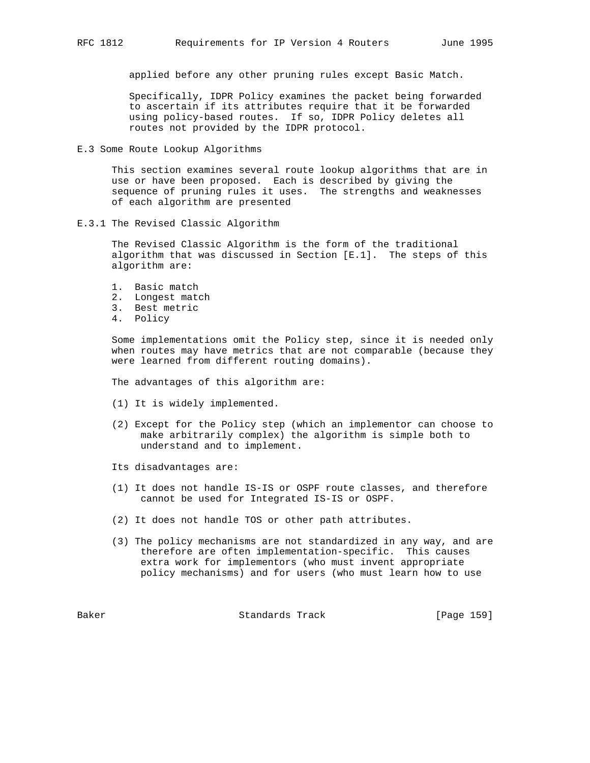applied before any other pruning rules except Basic Match.

Specifically, IDPR Policy examines the packet being forwarded to ascertain if its attributes require that it be forwarded using policy-based routes. If so, IDPR Policy deletes all routes not provided by the IDPR protocol.

### E.3 Some Route Lookup Algorithms

This section examines several route lookup algorithms that are in use or have been proposed. Each is described by giving the sequence of pruning rules it uses. The strengths and weaknesses of each algorithm are presented

#### E.3.1 The Revised Classic Algorithm

The Revised Classic Algorithm is the form of the traditional algorithm that was discussed in Section [E.1]. The steps of this algorithm are:

1. Basic match
2. Longest match
3. Best metric
4. Policy

Some implementations omit the Policy step, since it is needed only when routes may have metrics that are not comparable (because they were learned from different routing domains).

The advantages of this algorithm are:

(1) It is widely implemented.

(2) Except for the Policy step (which an implementor can choose to make arbitrarily complex) the algorithm is simple both to understand and to implement.

Its disadvantages are:

(1) It does not handle IS-IS or OSPF route classes, and therefore cannot be used for Integrated IS-IS or OSPF.

(2) It does not handle TOS or other path attributes.

(3) The policy mechanisms are not standardized in any way, and are therefore are often implementation-specific. This causes extra work for implementors (who must invent appropriate policy mechanisms) and for users (who must learn how to use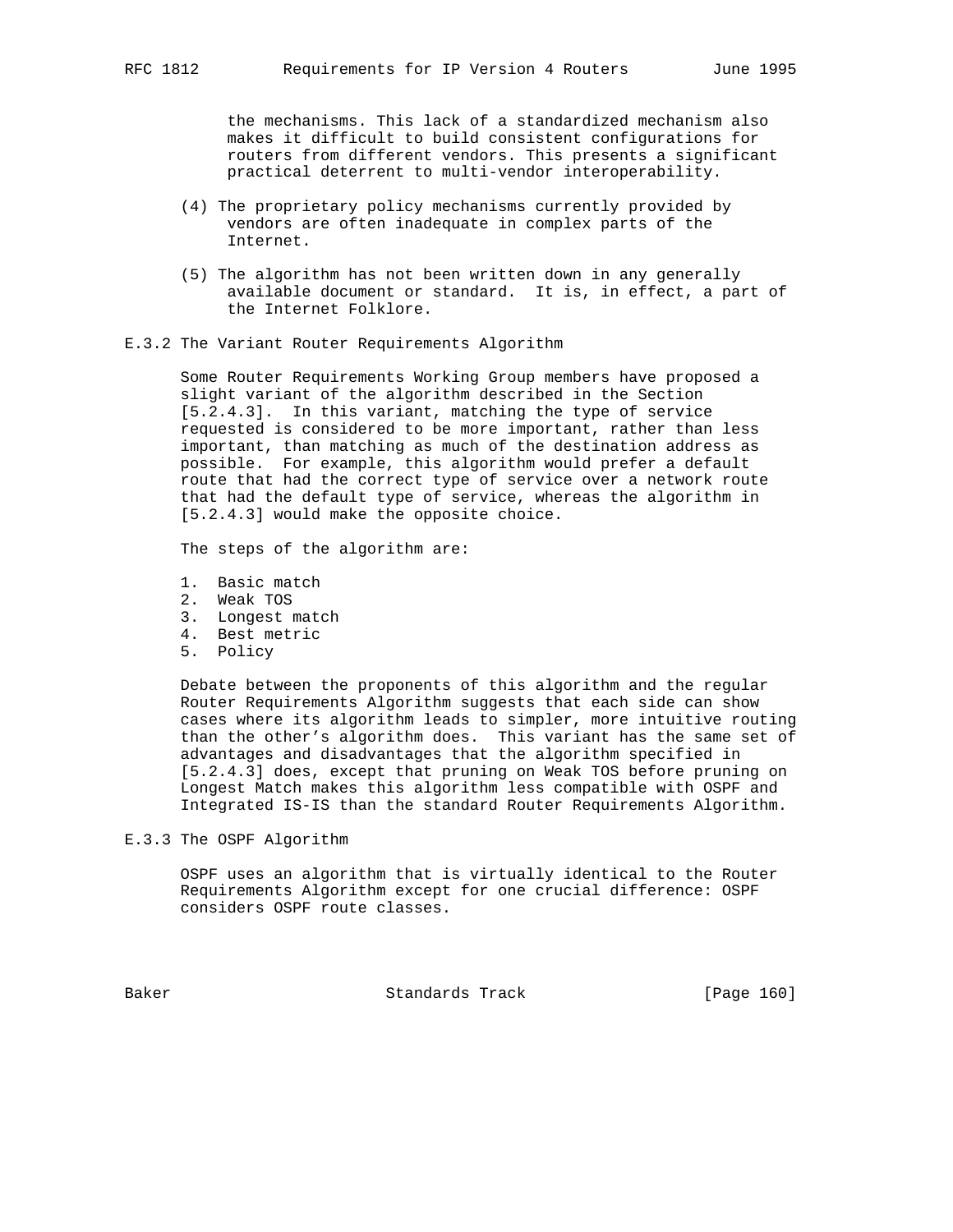the mechanisms. This lack of a standardized mechanism also makes it difficult to build consistent configurations for routers from different vendors. This presents a significant practical deterrent to multi-vendor interoperability.

(4) The proprietary policy mechanisms currently provided by vendors are often inadequate in complex parts of the Internet.

(5) The algorithm has not been written down in any generally available document or standard. It is, in effect, a part of the Internet Folklore.

### E.3.2 The Variant Router Requirements Algorithm

Some Router Requirements Working Group members have proposed a slight variant of the algorithm described in the Section [5.2.4.3]. In this variant, matching the type of service requested is considered to be more important, rather than less important, than matching as much of the destination address as possible. For example, this algorithm would prefer a default route that had the correct type of service over a network route that had the default type of service, whereas the algorithm in [5.2.4.3] would make the opposite choice.

The steps of the algorithm are:

1. Basic match
2. Weak TOS
3. Longest match
4. Best metric
5. Policy

Debate between the proponents of this algorithm and the regular Router Requirements Algorithm suggests that each side can show cases where its algorithm leads to simpler, more intuitive routing than the other's algorithm does. This variant has the same set of advantages and disadvantages that the algorithm specified in [5.2.4.3] does, except that pruning on Weak TOS before pruning on Longest Match makes this algorithm less compatible with OSPF and Integrated IS-IS than the standard Router Requirements Algorithm.

### E.3.3 The OSPF Algorithm

OSPF uses an algorithm that is virtually identical to the Router Requirements Algorithm except for one crucial difference: OSPF considers OSPF route classes.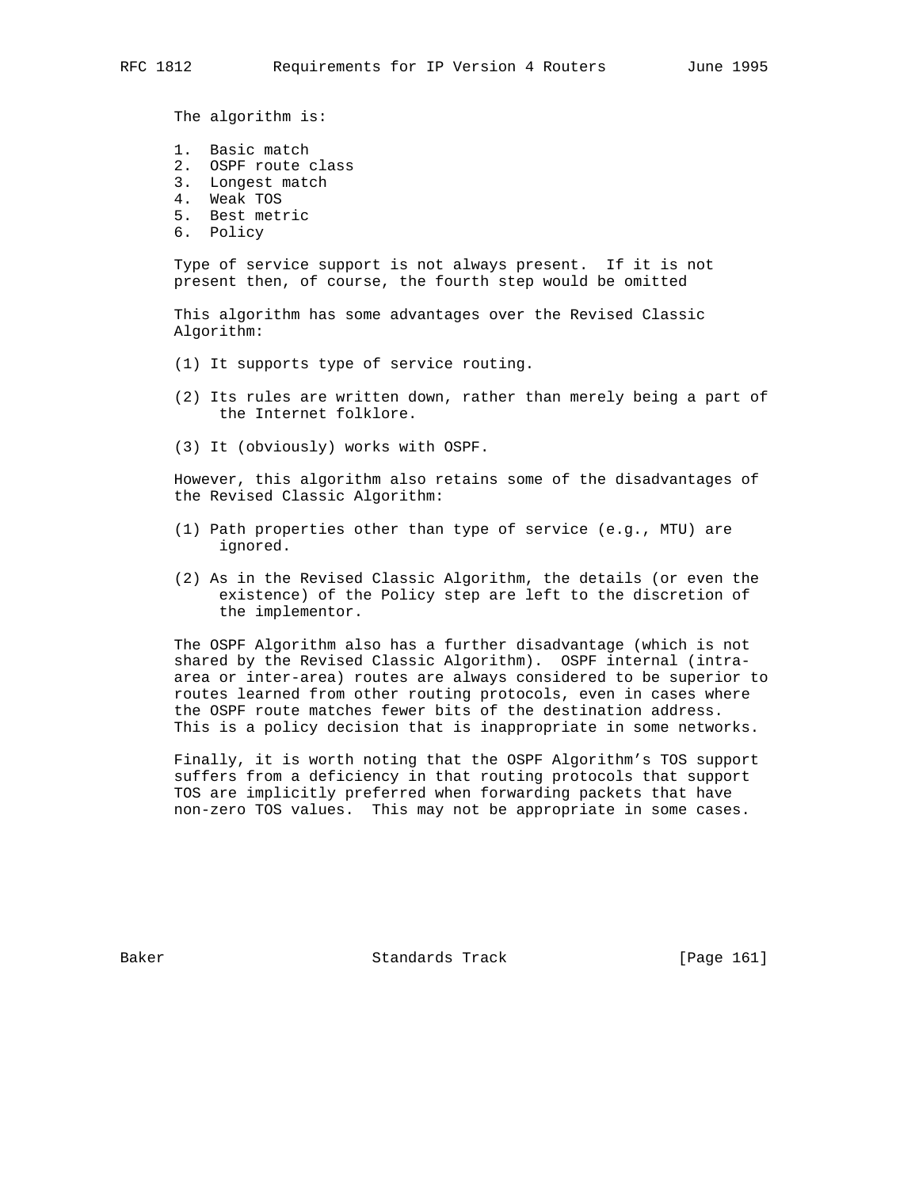The algorithm is:

1. Basic match
2. OSPF route class
3. Longest match
4. Weak TOS
5. Best metric
6. Policy

Type of service support is not always present. If it is not present then, of course, the fourth step would be omitted

This algorithm has some advantages over the Revised Classic Algorithm:

(1) It supports type of service routing.

(2) Its rules are written down, rather than merely being a part of the Internet folklore.

(3) It (obviously) works with OSPF.

However, this algorithm also retains some of the disadvantages of the Revised Classic Algorithm:

(1) Path properties other than type of service (e.g., MTU) are ignored.

(2) As in the Revised Classic Algorithm, the details (or even the existence) of the Policy step are left to the discretion of the implementor.

The OSPF Algorithm also has a further disadvantage (which is not shared by the Revised Classic Algorithm). OSPF internal (intra-area or inter-area) routes are always considered to be superior to routes learned from other routing protocols, even in cases where the OSPF route matches fewer bits of the destination address. This is a policy decision that is inappropriate in some networks.

Finally, it is worth noting that the OSPF Algorithm's TOS support suffers from a deficiency in that routing protocols that support TOS are implicitly preferred when forwarding packets that have non-zero TOS values. This may not be appropriate in some cases.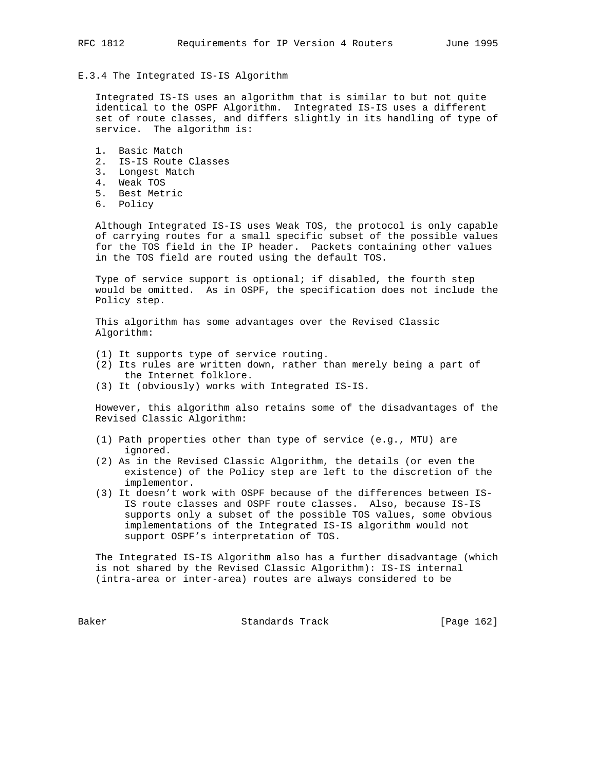### E.3.4 The Integrated IS-IS Algorithm

Integrated IS-IS uses an algorithm that is similar to but not quite identical to the OSPF Algorithm. Integrated IS-IS uses a different set of route classes, and differs slightly in its handling of type of service. The algorithm is:

1. Basic Match
2. IS-IS Route Classes
3. Longest Match
4. Weak TOS
5. Best Metric
6. Policy

Although Integrated IS-IS uses Weak TOS, the protocol is only capable of carrying routes for a small specific subset of the possible values for the TOS field in the IP header. Packets containing other values in the TOS field are routed using the default TOS.

Type of service support is optional; if disabled, the fourth step would be omitted. As in OSPF, the specification does not include the Policy step.

This algorithm has some advantages over the Revised Classic Algorithm:

(1) It supports type of service routing.
(2) Its rules are written down, rather than merely being a part of the Internet folklore.
(3) It (obviously) works with Integrated IS-IS.

However, this algorithm also retains some of the disadvantages of the Revised Classic Algorithm:

(1) Path properties other than type of service (e.g., MTU) are ignored.
(2) As in the Revised Classic Algorithm, the details (or even the existence) of the Policy step are left to the discretion of the implementor.
(3) It doesn't work with OSPF because of the differences between IS-IS route classes and OSPF route classes. Also, because IS-IS supports only a subset of the possible TOS values, some obvious implementations of the Integrated IS-IS algorithm would not support OSPF's interpretation of TOS.

The Integrated IS-IS Algorithm also has a further disadvantage (which is not shared by the Revised Classic Algorithm): IS-IS internal (intra-area or inter-area) routes are always considered to be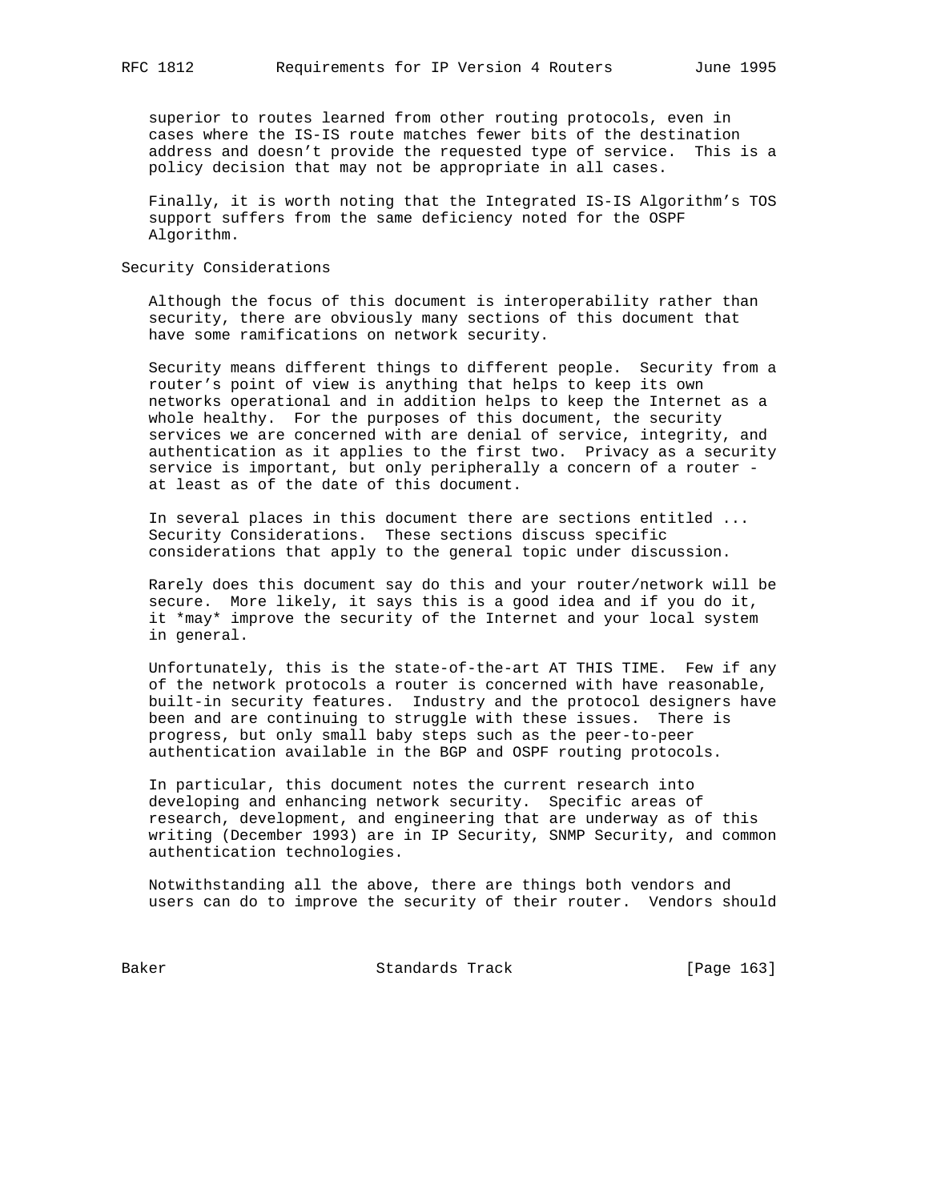superior to routes learned from other routing protocols, even in cases where the IS-IS route matches fewer bits of the destination address and doesn't provide the requested type of service. This is a policy decision that may not be appropriate in all cases.

Finally, it is worth noting that the Integrated IS-IS Algorithm's TOS support suffers from the same deficiency noted for the OSPF Algorithm.

## Security Considerations

Although the focus of this document is interoperability rather than security, there are obviously many sections of this document that have some ramifications on network security.

Security means different things to different people. Security from a router's point of view is anything that helps to keep its own networks operational and in addition helps to keep the Internet as a whole healthy. For the purposes of this document, the security services we are concerned with are denial of service, integrity, and authentication as it applies to the first two. Privacy as a security service is important, but only peripherally a concern of a router - at least as of the date of this document.

In several places in this document there are sections entitled ... Security Considerations. These sections discuss specific considerations that apply to the general topic under discussion.

Rarely does this document say do this and your router/network will be secure. More likely, it says this is a good idea and if you do it, it *may* improve the security of the Internet and your local system in general.

Unfortunately, this is the state-of-the-art AT THIS TIME. Few if any of the network protocols a router is concerned with have reasonable, built-in security features. Industry and the protocol designers have been and are continuing to struggle with these issues. There is progress, but only small baby steps such as the peer-to-peer authentication available in the BGP and OSPF routing protocols.

In particular, this document notes the current research into developing and enhancing network security. Specific areas of research, development, and engineering that are underway as of this writing (December 1993) are in IP Security, SNMP Security, and common authentication technologies.

Notwithstanding all the above, there are things both vendors and users can do to improve the security of their router. Vendors should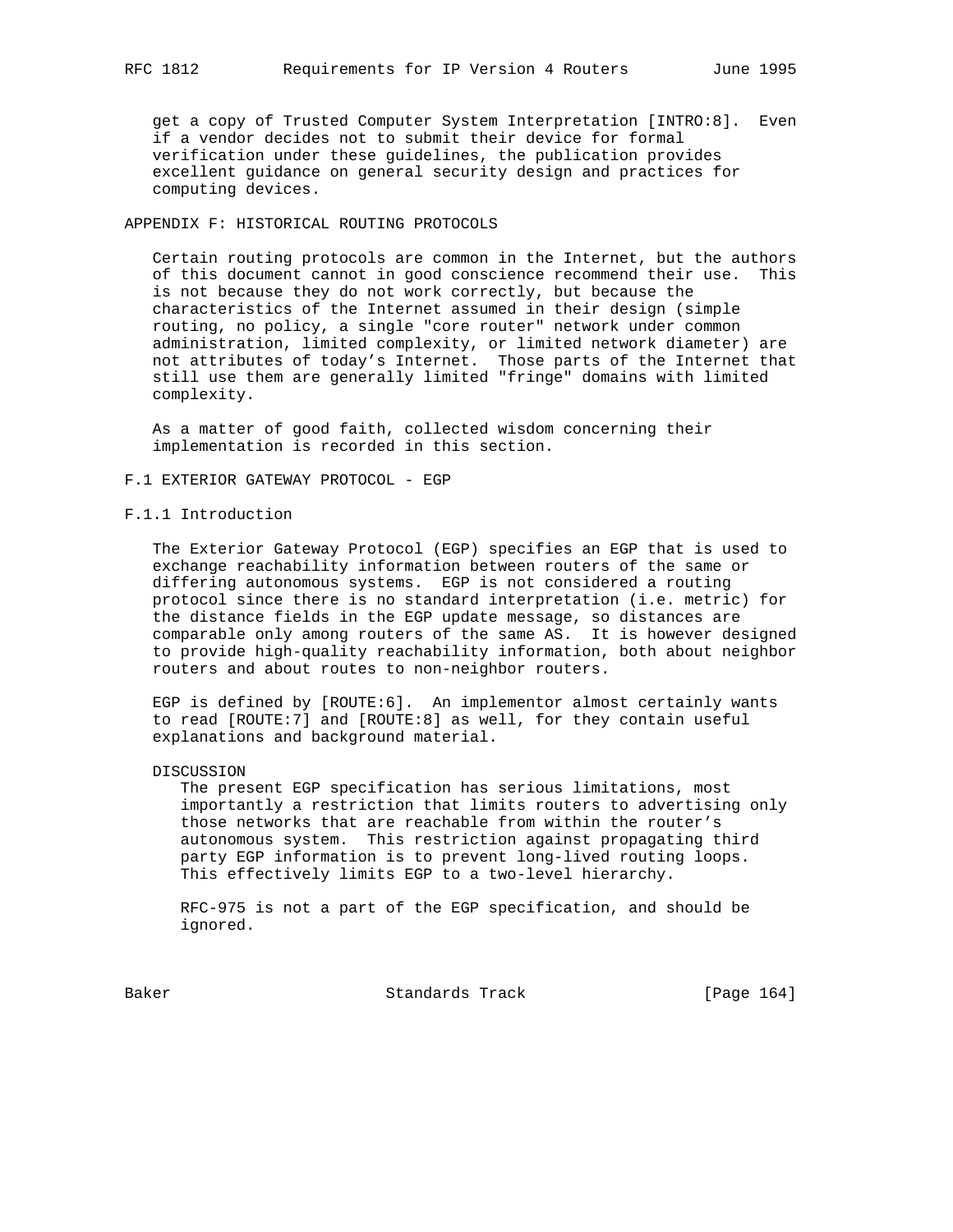get a copy of Trusted Computer System Interpretation [INTRO:8]. Even if a vendor decides not to submit their device for formal verification under these guidelines, the publication provides excellent guidance on general security design and practices for computing devices.

## APPENDIX F: HISTORICAL ROUTING PROTOCOLS

Certain routing protocols are common in the Internet, but the authors of this document cannot in good conscience recommend their use. This is not because they do not work correctly, but because the characteristics of the Internet assumed in their design (simple routing, no policy, a single "core router" network under common administration, limited complexity, or limited network diameter) are not attributes of today's Internet. Those parts of the Internet that still use them are generally limited "fringe" domains with limited complexity.

As a matter of good faith, collected wisdom concerning their implementation is recorded in this section.

### F.1 EXTERIOR GATEWAY PROTOCOL - EGP

#### F.1.1 Introduction

The Exterior Gateway Protocol (EGP) specifies an EGP that is used to exchange reachability information between routers of the same or differing autonomous systems. EGP is not considered a routing protocol since there is no standard interpretation (i.e. metric) for the distance fields in the EGP update message, so distances are comparable only among routers of the same AS. It is however designed to provide high-quality reachability information, both about neighbor routers and about routes to non-neighbor routers.

EGP is defined by [ROUTE:6]. An implementor almost certainly wants to read [ROUTE:7] and [ROUTE:8] as well, for they contain useful explanations and background material.

DISCUSSION

The present EGP specification has serious limitations, most importantly a restriction that limits routers to advertising only those networks that are reachable from within the router's autonomous system. This restriction against propagating third party EGP information is to prevent long-lived routing loops. This effectively limits EGP to a two-level hierarchy.

RFC-975 is not a part of the EGP specification, and should be ignored.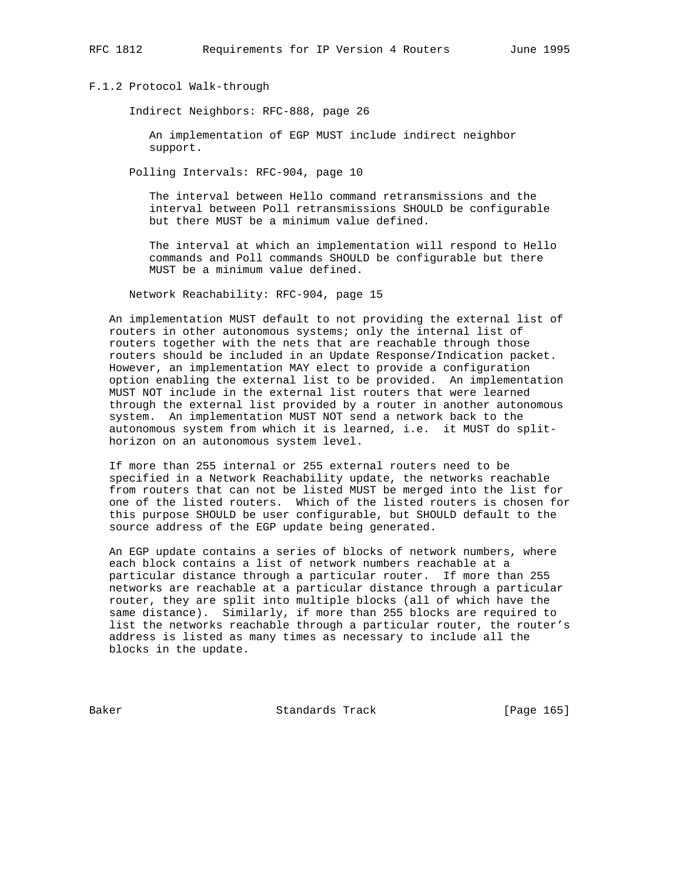### F.1.2 Protocol Walk-through

Indirect Neighbors: RFC-888, page 26

An implementation of EGP MUST include indirect neighbor support.

Polling Intervals: RFC-904, page 10

The interval between Hello command retransmissions and the interval between Poll retransmissions SHOULD be configurable but there MUST be a minimum value defined.

The interval at which an implementation will respond to Hello commands and Poll commands SHOULD be configurable but there MUST be a minimum value defined.

Network Reachability: RFC-904, page 15

An implementation MUST default to not providing the external list of routers in other autonomous systems; only the internal list of routers together with the nets that are reachable through those routers should be included in an Update Response/Indication packet. However, an implementation MAY elect to provide a configuration option enabling the external list to be provided. An implementation MUST NOT include in the external list routers that were learned through the external list provided by a router in another autonomous system. An implementation MUST NOT send a network back to the autonomous system from which it is learned, i.e. it MUST do split-horizon on an autonomous system level.

If more than 255 internal or 255 external routers need to be specified in a Network Reachability update, the networks reachable from routers that can not be listed MUST be merged into the list for one of the listed routers. Which of the listed routers is chosen for this purpose SHOULD be user configurable, but SHOULD default to the source address of the EGP update being generated.

An EGP update contains a series of blocks of network numbers, where each block contains a list of network numbers reachable at a particular distance through a particular router. If more than 255 networks are reachable at a particular distance through a particular router, they are split into multiple blocks (all of which have the same distance). Similarly, if more than 255 blocks are required to list the networks reachable through a particular router, the router's address is listed as many times as necessary to include all the blocks in the update.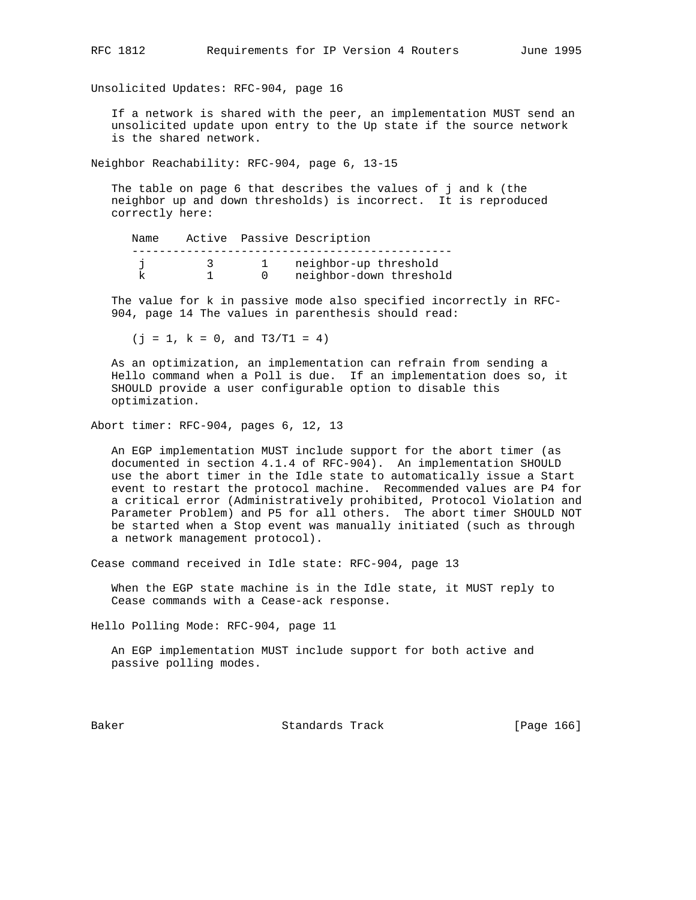Unsolicited Updates: RFC-904, page 16

If a network is shared with the peer, an implementation MUST send an unsolicited update upon entry to the Up state if the source network is the shared network.

Neighbor Reachability: RFC-904, page 6, 13-15

The table on page 6 that describes the values of j and k (the neighbor up and down thresholds) is incorrect. It is reproduced correctly here:

| Name | Active | Passive | Description |
|---|---|---|---|
| j | 3 | 1 | neighbor-up threshold |
| k | 1 | 0 | neighbor-down threshold |

The value for k in passive mode also specified incorrectly in RFC-904, page 14 The values in parenthesis should read:

(j = 1, k = 0, and T3/T1 = 4)

As an optimization, an implementation can refrain from sending a Hello command when a Poll is due. If an implementation does so, it SHOULD provide a user configurable option to disable this optimization.

Abort timer: RFC-904, pages 6, 12, 13

An EGP implementation MUST include support for the abort timer (as documented in section 4.1.4 of RFC-904). An implementation SHOULD use the abort timer in the Idle state to automatically issue a Start event to restart the protocol machine. Recommended values are P4 for a critical error (Administratively prohibited, Protocol Violation and Parameter Problem) and P5 for all others. The abort timer SHOULD NOT be started when a Stop event was manually initiated (such as through a network management protocol).

Cease command received in Idle state: RFC-904, page 13

When the EGP state machine is in the Idle state, it MUST reply to Cease commands with a Cease-ack response.

Hello Polling Mode: RFC-904, page 11

An EGP implementation MUST include support for both active and passive polling modes.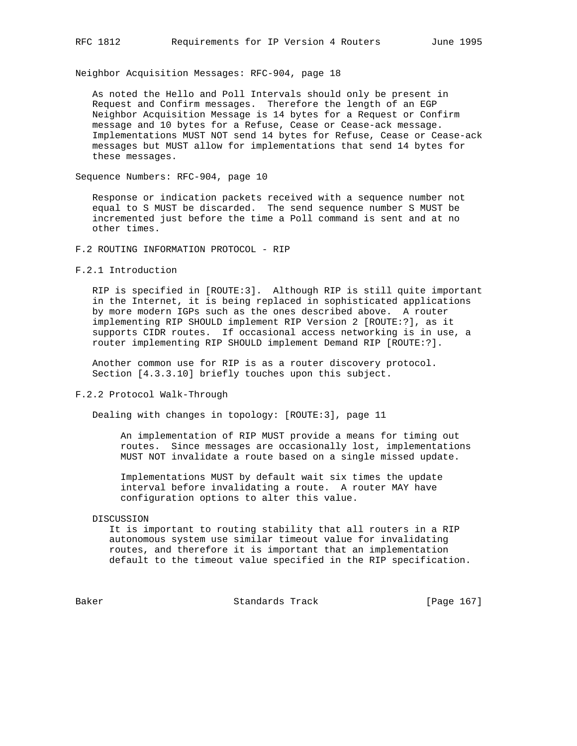Neighbor Acquisition Messages: RFC-904, page 18

As noted the Hello and Poll Intervals should only be present in Request and Confirm messages. Therefore the length of an EGP Neighbor Acquisition Message is 14 bytes for a Request or Confirm message and 10 bytes for a Refuse, Cease or Cease-ack message. Implementations MUST NOT send 14 bytes for Refuse, Cease or Cease-ack messages but MUST allow for implementations that send 14 bytes for these messages.

Sequence Numbers: RFC-904, page 10

Response or indication packets received with a sequence number not equal to S MUST be discarded. The send sequence number S MUST be incremented just before the time a Poll command is sent and at no other times.

### F.2 ROUTING INFORMATION PROTOCOL - RIP

#### F.2.1 Introduction

RIP is specified in [ROUTE:3]. Although RIP is still quite important in the Internet, it is being replaced in sophisticated applications by more modern IGPs such as the ones described above. A router implementing RIP SHOULD implement RIP Version 2 [ROUTE:?], as it supports CIDR routes. If occasional access networking is in use, a router implementing RIP SHOULD implement Demand RIP [ROUTE:?].

Another common use for RIP is as a router discovery protocol. Section [4.3.3.10] briefly touches upon this subject.

#### F.2.2 Protocol Walk-Through

Dealing with changes in topology: [ROUTE:3], page 11

An implementation of RIP MUST provide a means for timing out routes. Since messages are occasionally lost, implementations MUST NOT invalidate a route based on a single missed update.

Implementations MUST by default wait six times the update interval before invalidating a route. A router MAY have configuration options to alter this value.

DISCUSSION
It is important to routing stability that all routers in a RIP autonomous system use similar timeout value for invalidating routes, and therefore it is important that an implementation default to the timeout value specified in the RIP specification.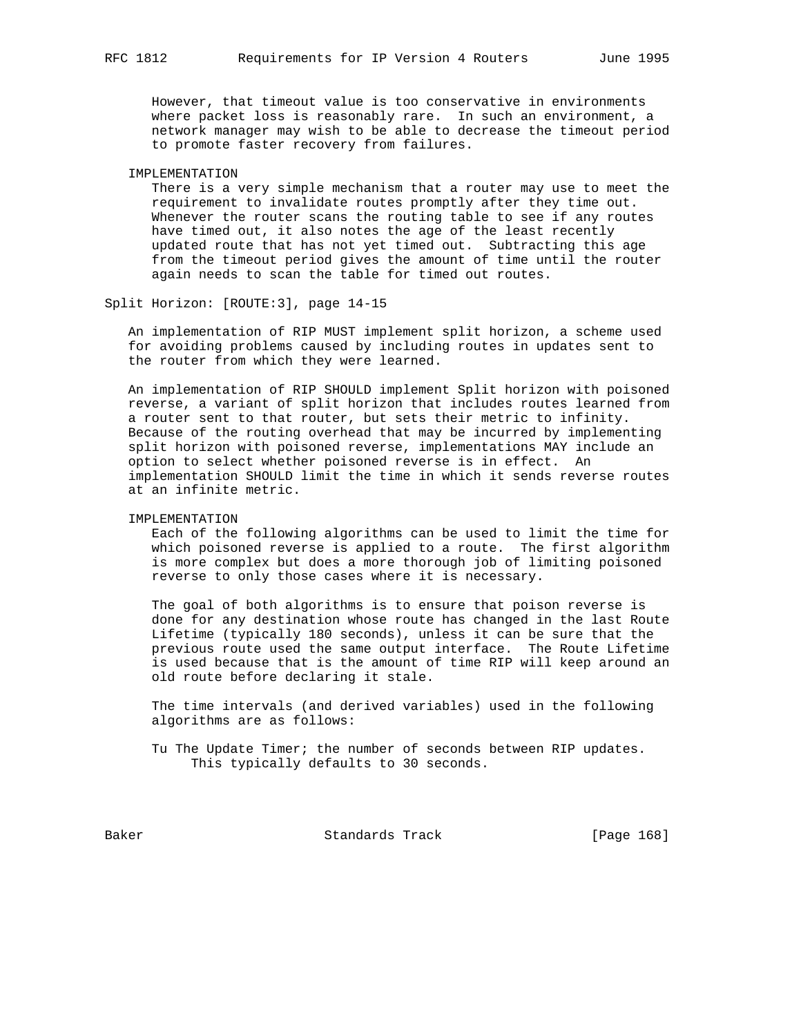However, that timeout value is too conservative in environments where packet loss is reasonably rare. In such an environment, a network manager may wish to be able to decrease the timeout period to promote faster recovery from failures.

IMPLEMENTATION

There is a very simple mechanism that a router may use to meet the requirement to invalidate routes promptly after they time out. Whenever the router scans the routing table to see if any routes have timed out, it also notes the age of the least recently updated route that has not yet timed out. Subtracting this age from the timeout period gives the amount of time until the router again needs to scan the table for timed out routes.

Split Horizon: [ROUTE:3], page 14-15

An implementation of RIP MUST implement split horizon, a scheme used for avoiding problems caused by including routes in updates sent to the router from which they were learned.

An implementation of RIP SHOULD implement Split horizon with poisoned reverse, a variant of split horizon that includes routes learned from a router sent to that router, but sets their metric to infinity. Because of the routing overhead that may be incurred by implementing split horizon with poisoned reverse, implementations MAY include an option to select whether poisoned reverse is in effect. An implementation SHOULD limit the time in which it sends reverse routes at an infinite metric.

IMPLEMENTATION

Each of the following algorithms can be used to limit the time for which poisoned reverse is applied to a route. The first algorithm is more complex but does a more thorough job of limiting poisoned reverse to only those cases where it is necessary.

The goal of both algorithms is to ensure that poison reverse is done for any destination whose route has changed in the last Route Lifetime (typically 180 seconds), unless it can be sure that the previous route used the same output interface. The Route Lifetime is used because that is the amount of time RIP will keep around an old route before declaring it stale.

The time intervals (and derived variables) used in the following algorithms are as follows:

Tu The Update Timer; the number of seconds between RIP updates. This typically defaults to 30 seconds.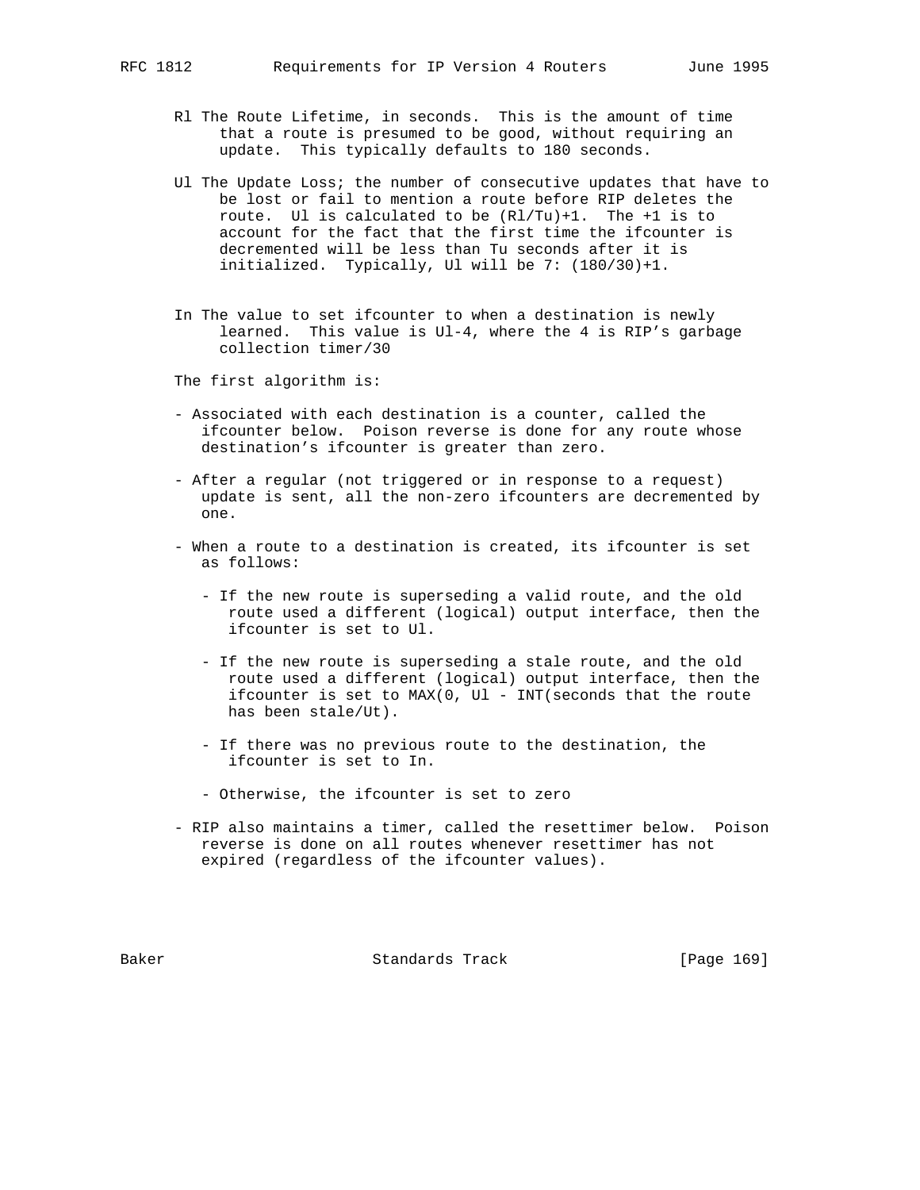Rl The Route Lifetime, in seconds. This is the amount of time that a route is presumed to be good, without requiring an update. This typically defaults to 180 seconds.

Ul The Update Loss; the number of consecutive updates that have to be lost or fail to mention a route before RIP deletes the route. Ul is calculated to be (Rl/Tu)+1. The +1 is to account for the fact that the first time the ifcounter is decremented will be less than Tu seconds after it is initialized. Typically, Ul will be 7: (180/30)+1.

In The value to set ifcounter to when a destination is newly learned. This value is Ul-4, where the 4 is RIP's garbage collection timer/30

The first algorithm is:

- Associated with each destination is a counter, called the ifcounter below. Poison reverse is done for any route whose destination's ifcounter is greater than zero.

- After a regular (not triggered or in response to a request) update is sent, all the non-zero ifcounters are decremented by one.

- When a route to a destination is created, its ifcounter is set as follows:

  - If the new route is superseding a valid route, and the old route used a different (logical) output interface, then the ifcounter is set to Ul.

  - If the new route is superseding a stale route, and the old route used a different (logical) output interface, then the ifcounter is set to MAX(0, Ul - INT(seconds that the route has been stale/Ut).

  - If there was no previous route to the destination, the ifcounter is set to In.

  - Otherwise, the ifcounter is set to zero

- RIP also maintains a timer, called the resettimer below. Poison reverse is done on all routes whenever resettimer has not expired (regardless of the ifcounter values).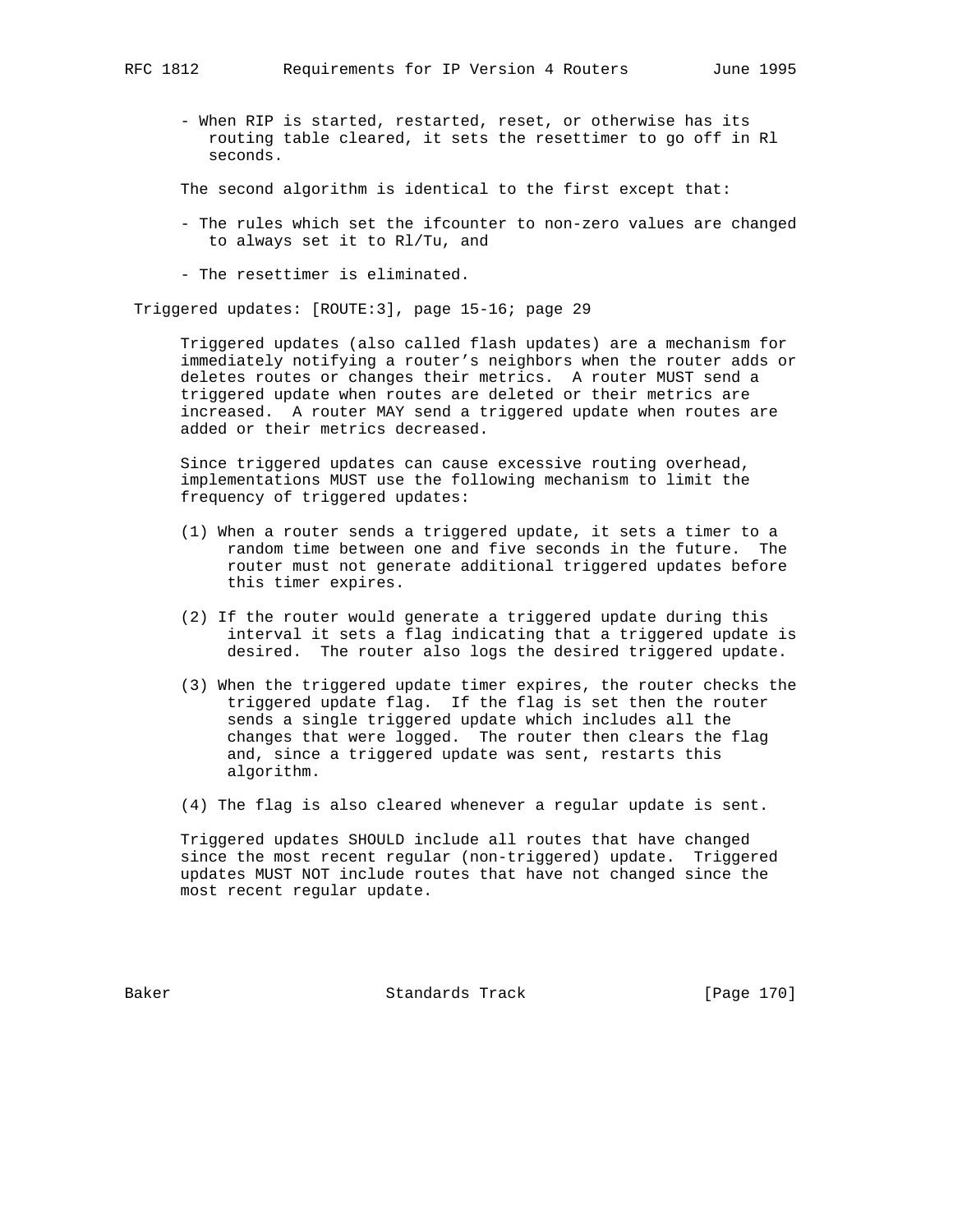- When RIP is started, restarted, reset, or otherwise has its routing table cleared, it sets the resettimer to go off in Rl seconds.

The second algorithm is identical to the first except that:

- The rules which set the ifcounter to non-zero values are changed to always set it to Rl/Tu, and
- The resettimer is eliminated.

Triggered updates: [ROUTE:3], page 15-16; page 29

Triggered updates (also called flash updates) are a mechanism for immediately notifying a router's neighbors when the router adds or deletes routes or changes their metrics. A router MUST send a triggered update when routes are deleted or their metrics are increased. A router MAY send a triggered update when routes are added or their metrics decreased.

Since triggered updates can cause excessive routing overhead, implementations MUST use the following mechanism to limit the frequency of triggered updates:

(1) When a router sends a triggered update, it sets a timer to a random time between one and five seconds in the future. The router must not generate additional triggered updates before this timer expires.

(2) If the router would generate a triggered update during this interval it sets a flag indicating that a triggered update is desired. The router also logs the desired triggered update.

(3) When the triggered update timer expires, the router checks the triggered update flag. If the flag is set then the router sends a single triggered update which includes all the changes that were logged. The router then clears the flag and, since a triggered update was sent, restarts this algorithm.

(4) The flag is also cleared whenever a regular update is sent.

Triggered updates SHOULD include all routes that have changed since the most recent regular (non-triggered) update. Triggered updates MUST NOT include routes that have not changed since the most recent regular update.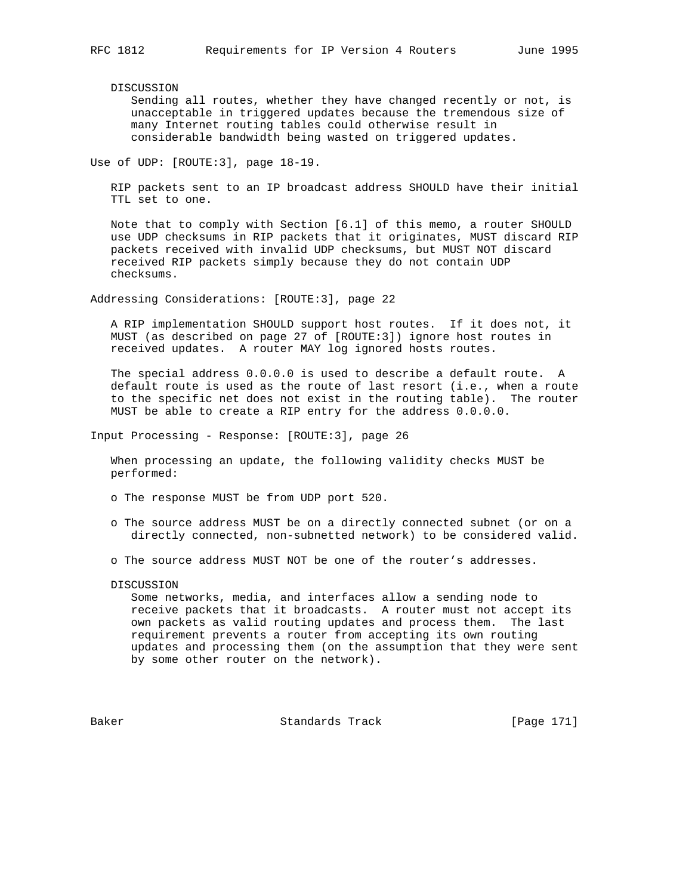DISCUSSION

Sending all routes, whether they have changed recently or not, is unacceptable in triggered updates because the tremendous size of many Internet routing tables could otherwise result in considerable bandwidth being wasted on triggered updates.

Use of UDP: [ROUTE:3], page 18-19.

RIP packets sent to an IP broadcast address SHOULD have their initial TTL set to one.

Note that to comply with Section [6.1] of this memo, a router SHOULD use UDP checksums in RIP packets that it originates, MUST discard RIP packets received with invalid UDP checksums, but MUST NOT discard received RIP packets simply because they do not contain UDP checksums.

Addressing Considerations: [ROUTE:3], page 22

A RIP implementation SHOULD support host routes. If it does not, it MUST (as described on page 27 of [ROUTE:3]) ignore host routes in received updates. A router MAY log ignored hosts routes.

The special address 0.0.0.0 is used to describe a default route. A default route is used as the route of last resort (i.e., when a route to the specific net does not exist in the routing table). The router MUST be able to create a RIP entry for the address 0.0.0.0.

Input Processing - Response: [ROUTE:3], page 26

When processing an update, the following validity checks MUST be performed:

- o The response MUST be from UDP port 520.
- o The source address MUST be on a directly connected subnet (or on a directly connected, non-subnetted network) to be considered valid.
- o The source address MUST NOT be one of the router's addresses.

DISCUSSION

Some networks, media, and interfaces allow a sending node to receive packets that it broadcasts. A router must not accept its own packets as valid routing updates and process them. The last requirement prevents a router from accepting its own routing updates and processing them (on the assumption that they were sent by some other router on the network).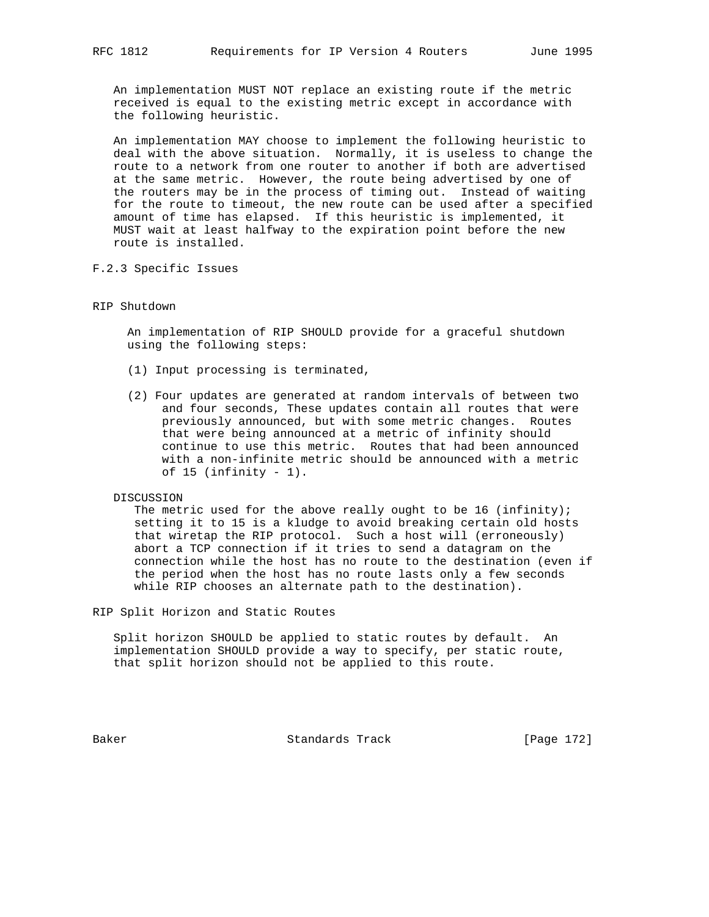An implementation MUST NOT replace an existing route if the metric received is equal to the existing metric except in accordance with the following heuristic.

An implementation MAY choose to implement the following heuristic to deal with the above situation. Normally, it is useless to change the route to a network from one router to another if both are advertised at the same metric. However, the route being advertised by one of the routers may be in the process of timing out. Instead of waiting for the route to timeout, the new route can be used after a specified amount of time has elapsed. If this heuristic is implemented, it MUST wait at least halfway to the expiration point before the new route is installed.

### F.2.3 Specific Issues

#### RIP Shutdown

An implementation of RIP SHOULD provide for a graceful shutdown using the following steps:

(1) Input processing is terminated,

(2) Four updates are generated at random intervals of between two and four seconds, These updates contain all routes that were previously announced, but with some metric changes. Routes that were being announced at a metric of infinity should continue to use this metric. Routes that had been announced with a non-infinite metric should be announced with a metric of 15 (infinity - 1).

DISCUSSION

The metric used for the above really ought to be 16 (infinity); setting it to 15 is a kludge to avoid breaking certain old hosts that wiretap the RIP protocol. Such a host will (erroneously) abort a TCP connection if it tries to send a datagram on the connection while the host has no route to the destination (even if the period when the host has no route lasts only a few seconds while RIP chooses an alternate path to the destination).

#### RIP Split Horizon and Static Routes

Split horizon SHOULD be applied to static routes by default. An implementation SHOULD provide a way to specify, per static route, that split horizon should not be applied to this route.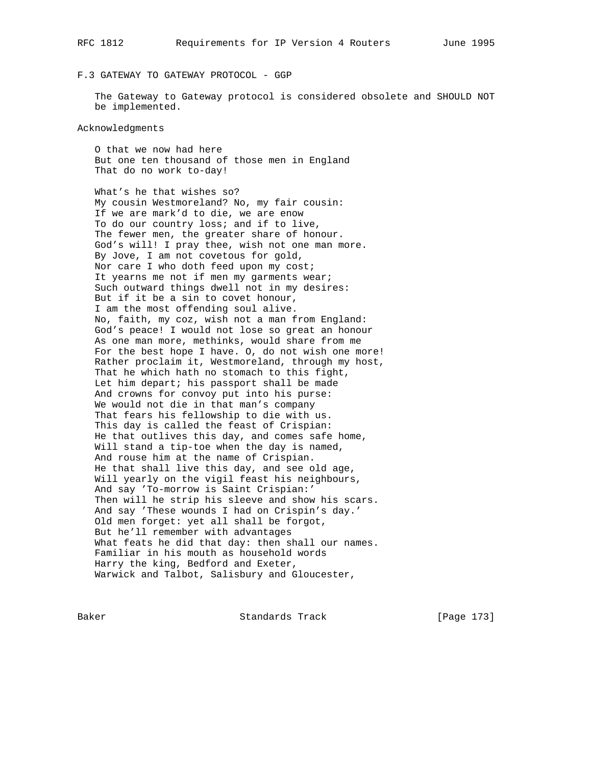### F.3 GATEWAY TO GATEWAY PROTOCOL - GGP

The Gateway to Gateway protocol is considered obsolete and SHOULD NOT be implemented.

## Acknowledgments

O that we now had here
But one ten thousand of those men in England
That do no work to-day!

What's he that wishes so?
My cousin Westmoreland? No, my fair cousin:
If we are mark'd to die, we are enow
To do our country loss; and if to live,
The fewer men, the greater share of honour.
God's will! I pray thee, wish not one man more.
By Jove, I am not covetous for gold,
Nor care I who doth feed upon my cost;
It yearns me not if men my garments wear;
Such outward things dwell not in my desires:
But if it be a sin to covet honour,
I am the most offending soul alive.
No, faith, my coz, wish not a man from England:
God's peace! I would not lose so great an honour
As one man more, methinks, would share from me
For the best hope I have. O, do not wish one more!
Rather proclaim it, Westmoreland, through my host,
That he which hath no stomach to this fight,
Let him depart; his passport shall be made
And crowns for convoy put into his purse:
We would not die in that man's company
That fears his fellowship to die with us.
This day is called the feast of Crispian:
He that outlives this day, and comes safe home,
Will stand a tip-toe when the day is named,
And rouse him at the name of Crispian.
He that shall live this day, and see old age,
Will yearly on the vigil feast his neighbours,
And say 'To-morrow is Saint Crispian:'
Then will he strip his sleeve and show his scars.
And say 'These wounds I had on Crispin's day.'
Old men forget: yet all shall be forgot,
But he'll remember with advantages
What feats he did that day: then shall our names.
Familiar in his mouth as household words
Harry the king, Bedford and Exeter,
Warwick and Talbot, Salisbury and Gloucester,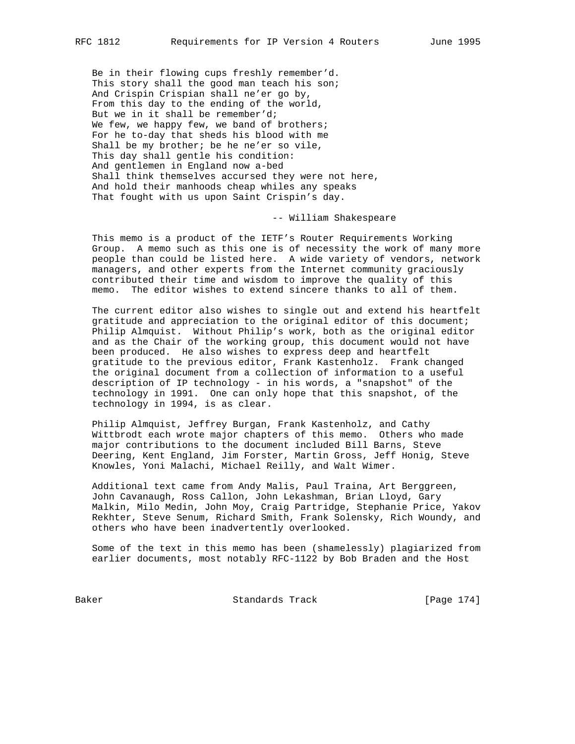Be in their flowing cups freshly remember'd.
This story shall the good man teach his son;
And Crispin Crispian shall ne'er go by,
From this day to the ending of the world,
But we in it shall be remember'd;
We few, we happy few, we band of brothers;
For he to-day that sheds his blood with me
Shall be my brother; be he ne'er so vile,
This day shall gentle his condition:
And gentlemen in England now a-bed
Shall think themselves accursed they were not here,
And hold their manhoods cheap whiles any speaks
That fought with us upon Saint Crispin's day.

-- William Shakespeare

This memo is a product of the IETF's Router Requirements Working Group. A memo such as this one is of necessity the work of many more people than could be listed here. A wide variety of vendors, network managers, and other experts from the Internet community graciously contributed their time and wisdom to improve the quality of this memo. The editor wishes to extend sincere thanks to all of them.

The current editor also wishes to single out and extend his heartfelt gratitude and appreciation to the original editor of this document; Philip Almquist. Without Philip's work, both as the original editor and as the Chair of the working group, this document would not have been produced. He also wishes to express deep and heartfelt gratitude to the previous editor, Frank Kastenholz. Frank changed the original document from a collection of information to a useful description of IP technology - in his words, a "snapshot" of the technology in 1991. One can only hope that this snapshot, of the technology in 1994, is as clear.

Philip Almquist, Jeffrey Burgan, Frank Kastenholz, and Cathy Wittbrodt each wrote major chapters of this memo. Others who made major contributions to the document included Bill Barns, Steve Deering, Kent England, Jim Forster, Martin Gross, Jeff Honig, Steve Knowles, Yoni Malachi, Michael Reilly, and Walt Wimer.

Additional text came from Andy Malis, Paul Traina, Art Berggreen, John Cavanaugh, Ross Callon, John Lekashman, Brian Lloyd, Gary Malkin, Milo Medin, John Moy, Craig Partridge, Stephanie Price, Yakov Rekhter, Steve Senum, Richard Smith, Frank Solensky, Rich Woundy, and others who have been inadvertently overlooked.

Some of the text in this memo has been (shamelessly) plagiarized from earlier documents, most notably RFC-1122 by Bob Braden and the Host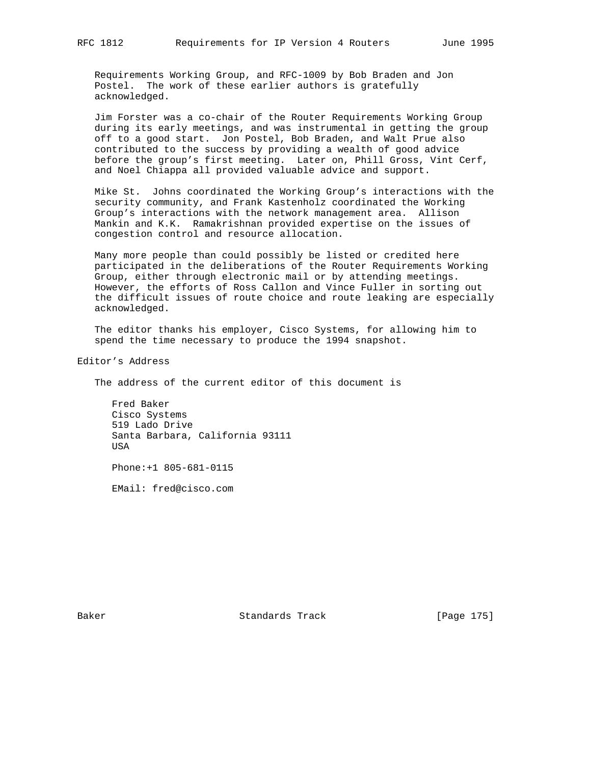Requirements Working Group, and RFC-1009 by Bob Braden and Jon Postel. The work of these earlier authors is gratefully acknowledged.

Jim Forster was a co-chair of the Router Requirements Working Group during its early meetings, and was instrumental in getting the group off to a good start. Jon Postel, Bob Braden, and Walt Prue also contributed to the success by providing a wealth of good advice before the group's first meeting. Later on, Phill Gross, Vint Cerf, and Noel Chiappa all provided valuable advice and support.

Mike St. Johns coordinated the Working Group's interactions with the security community, and Frank Kastenholz coordinated the Working Group's interactions with the network management area. Allison Mankin and K.K. Ramakrishnan provided expertise on the issues of congestion control and resource allocation.

Many more people than could possibly be listed or credited here participated in the deliberations of the Router Requirements Working Group, either through electronic mail or by attending meetings. However, the efforts of Ross Callon and Vince Fuller in sorting out the difficult issues of route choice and route leaking are especially acknowledged.

The editor thanks his employer, Cisco Systems, for allowing him to spend the time necessary to produce the 1994 snapshot.

## Editor's Address

The address of the current editor of this document is

Fred Baker
Cisco Systems
519 Lado Drive
Santa Barbara, California 93111
USA

Phone:+1 805-681-0115

EMail: fred@cisco.com